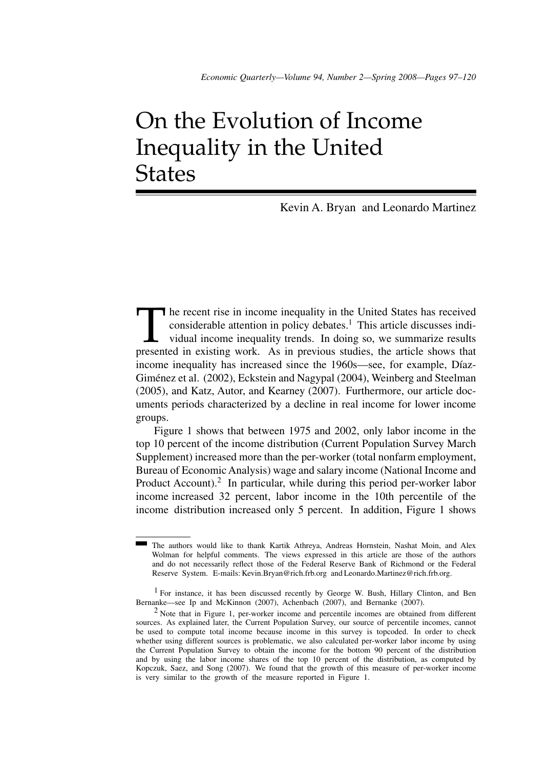# On the Evolution of Income Inequality in the United States

Kevin A. Bryan and Leonardo Martinez

The recent rise in income inequality in the United States has received considerable attention in policy debates.[1] This article discusses individual income inequality trends. In doing so, we summarize results presented in existing work. As in previous studies, the article shows that income inequality has increased since the 1960s—see, for example, Díaz-Giménez et al. (2002), Eckstein and Nagypal (2004), Weinberg and Steelman (2005), and Katz, Autor, and Kearney (2007). Furthermore, our article documents periods characterized by a decline in real income for lower income groups.

Figure 1 shows that between 1975 and 2002, only labor income in the top 10 percent of the income distribution (Current Population Survey March Supplement) increased more than the per-worker (total nonfarm employment, Bureau of Economic Analysis) wage and salary income (National Income and Product Account).[2] In particular, while during this period per-worker labor income increased 32 percent, labor income in the 10th percentile of the income distribution increased only 5 percent. In addition, Figure 1 shows

---

The authors would like to thank Kartik Athreya, Andreas Hornstein, Nashat Moin, and Alex Wolman for helpful comments. The views expressed in this article are those of the authors and do not necessarily reflect those of the Federal Reserve Bank of Richmond or the Federal Reserve System. E-mails: Kevin.Bryan@rich.frb.org and Leonardo.Martinez@rich.frb.org.

[1] For instance, it has been discussed recently by George W. Bush, Hillary Clinton, and Ben Bernanke—see Ip and McKinnon (2007), Achenbach (2007), and Bernanke (2007).

[2] Note that in Figure 1, per-worker income and percentile incomes are obtained from different sources. As explained later, the Current Population Survey, our source of percentile incomes, cannot be used to compute total income because income in this survey is topcoded. In order to check whether using different sources is problematic, we also calculated per-worker labor income by using the Current Population Survey to obtain the income for the bottom 90 percent of the distribution and by using the labor income shares of the top 10 percent of the distribution, as computed by Kopczuk, Saez, and Song (2007). We found that the growth of this measure of per-worker income is very similar to the growth of the measure reported in Figure 1.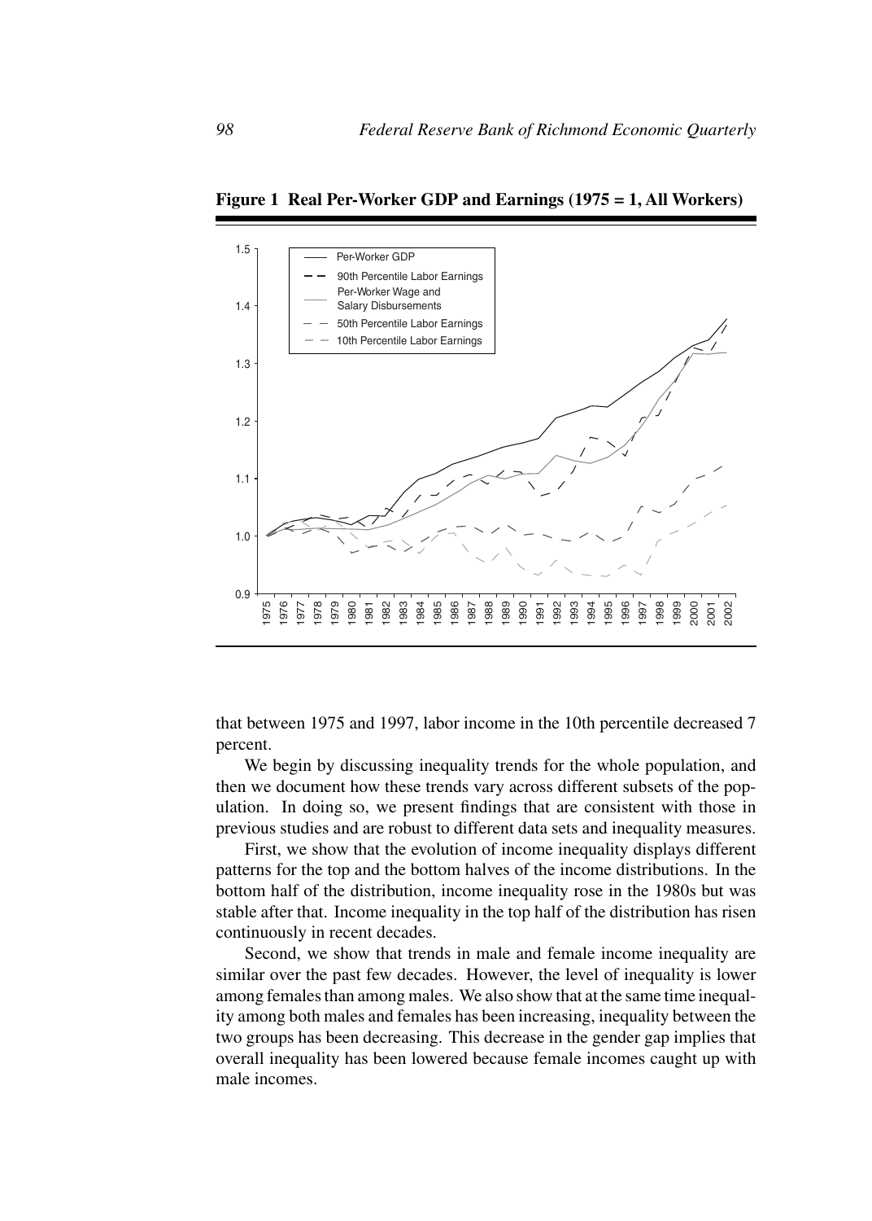**Figure 1 Real Per-Worker GDP and Earnings (1975 = 1, All Workers)**

that between 1975 and 1997, labor income in the 10th percentile decreased 7 percent.

We begin by discussing inequality trends for the whole population, and then we document how these trends vary across different subsets of the population. In doing so, we present findings that are consistent with those in previous studies and are robust to different data sets and inequality measures.

First, we show that the evolution of income inequality displays different patterns for the top and the bottom halves of the income distributions. In the bottom half of the distribution, income inequality rose in the 1980s but was stable after that. Income inequality in the top half of the distribution has risen continuously in recent decades.

Second, we show that trends in male and female income inequality are similar over the past few decades. However, the level of inequality is lower among females than among males. We also show that at the same time inequality among both males and females has been increasing, inequality between the two groups has been decreasing. This decrease in the gender gap implies that overall inequality has been lowered because female incomes caught up with male incomes.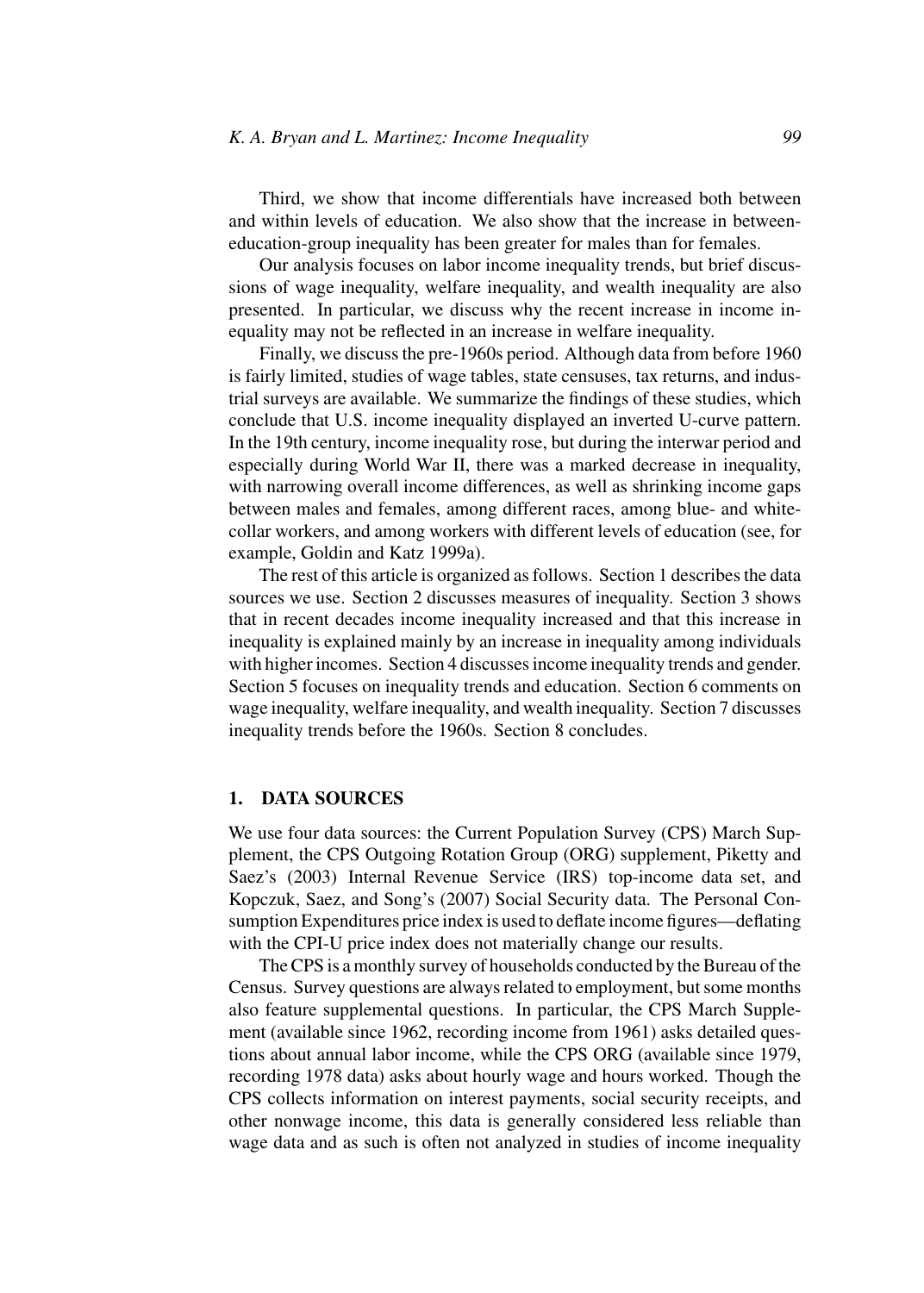Third, we show that income differentials have increased both between and within levels of education. We also show that the increase in between-education-group inequality has been greater for males than for females.

Our analysis focuses on labor income inequality trends, but brief discussions of wage inequality, welfare inequality, and wealth inequality are also presented. In particular, we discuss why the recent increase in income inequality may not be reflected in an increase in welfare inequality.

Finally, we discuss the pre-1960s period. Although data from before 1960 is fairly limited, studies of wage tables, state censuses, tax returns, and industrial surveys are available. We summarize the findings of these studies, which conclude that U.S. income inequality displayed an inverted U-curve pattern. In the 19th century, income inequality rose, but during the interwar period and especially during World War II, there was a marked decrease in inequality, with narrowing overall income differences, as well as shrinking income gaps between males and females, among different races, among blue- and white-collar workers, and among workers with different levels of education (see, for example, Goldin and Katz 1999a).

The rest of this article is organized as follows. Section 1 describes the data sources we use. Section 2 discusses measures of inequality. Section 3 shows that in recent decades income inequality increased and that this increase in inequality is explained mainly by an increase in inequality among individuals with higher incomes. Section 4 discusses income inequality trends and gender. Section 5 focuses on inequality trends and education. Section 6 comments on wage inequality, welfare inequality, and wealth inequality. Section 7 discusses inequality trends before the 1960s. Section 8 concludes.

## 1. DATA SOURCES

We use four data sources: the Current Population Survey (CPS) March Supplement, the CPS Outgoing Rotation Group (ORG) supplement, Piketty and Saez's (2003) Internal Revenue Service (IRS) top-income data set, and Kopczuk, Saez, and Song's (2007) Social Security data. The Personal Consumption Expenditures price index is used to deflate income figures—deflating with the CPI-U price index does not materially change our results.

The CPS is a monthly survey of households conducted by the Bureau of the Census. Survey questions are always related to employment, but some months also feature supplemental questions. In particular, the CPS March Supplement (available since 1962, recording income from 1961) asks detailed questions about annual labor income, while the CPS ORG (available since 1979, recording 1978 data) asks about hourly wage and hours worked. Though the CPS collects information on interest payments, social security receipts, and other nonwage income, this data is generally considered less reliable than wage data and as such is often not analyzed in studies of income inequality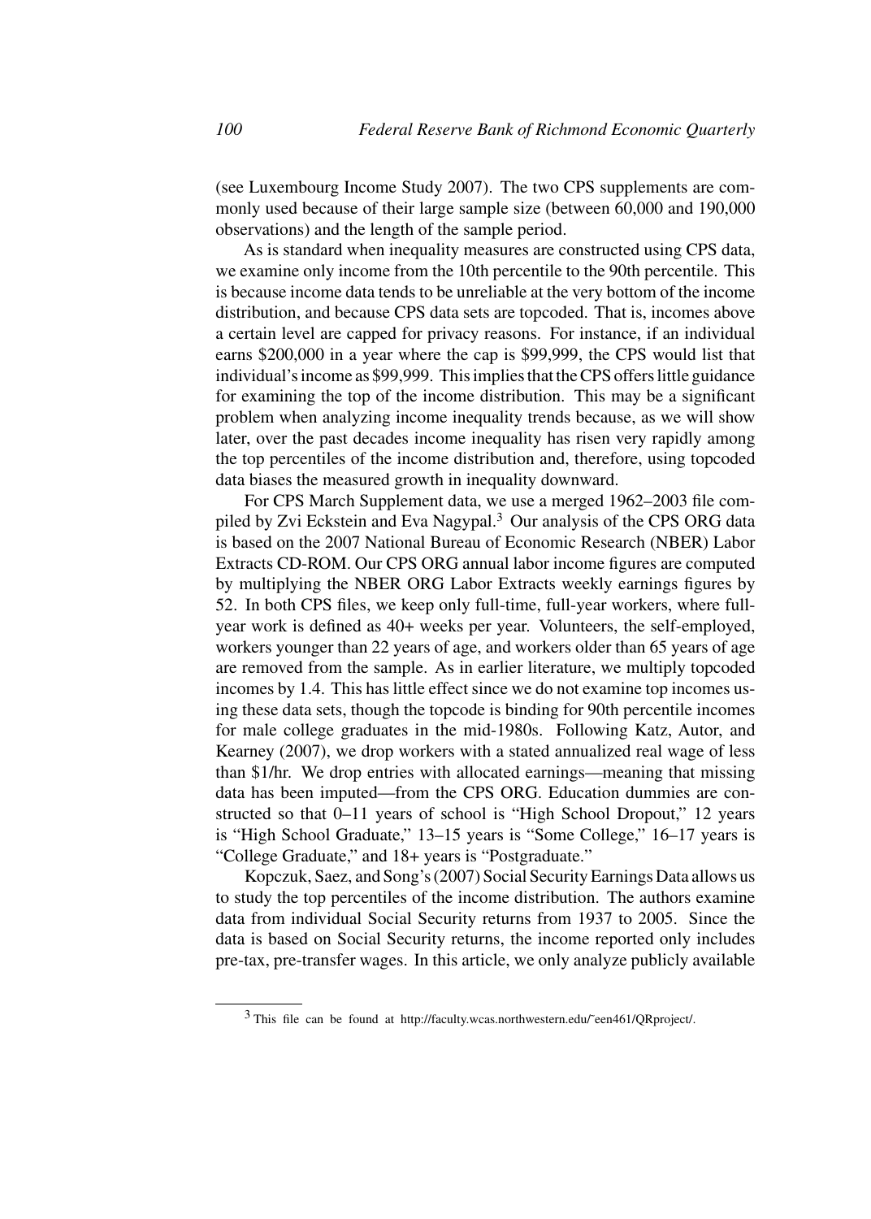(see Luxembourg Income Study 2007). The two CPS supplements are commonly used because of their large sample size (between 60,000 and 190,000 observations) and the length of the sample period.

As is standard when inequality measures are constructed using CPS data, we examine only income from the 10th percentile to the 90th percentile. This is because income data tends to be unreliable at the very bottom of the income distribution, and because CPS data sets are topcoded. That is, incomes above a certain level are capped for privacy reasons. For instance, if an individual earns \$200,000 in a year where the cap is \$99,999, the CPS would list that individual's income as \$99,999. This implies that the CPS offers little guidance for examining the top of the income distribution. This may be a significant problem when analyzing income inequality trends because, as we will show later, over the past decades income inequality has risen very rapidly among the top percentiles of the income distribution and, therefore, using topcoded data biases the measured growth in inequality downward.

For CPS March Supplement data, we use a merged 1962–2003 file compiled by Zvi Eckstein and Eva Nagypal.[3] Our analysis of the CPS ORG data is based on the 2007 National Bureau of Economic Research (NBER) Labor Extracts CD-ROM. Our CPS ORG annual labor income figures are computed by multiplying the NBER ORG Labor Extracts weekly earnings figures by 52. In both CPS files, we keep only full-time, full-year workers, where full-year work is defined as 40+ weeks per year. Volunteers, the self-employed, workers younger than 22 years of age, and workers older than 65 years of age are removed from the sample. As in earlier literature, we multiply topcoded incomes by 1.4. This has little effect since we do not examine top incomes using these data sets, though the topcode is binding for 90th percentile incomes for male college graduates in the mid-1980s. Following Katz, Autor, and Kearney (2007), we drop workers with a stated annualized real wage of less than \$1/hr. We drop entries with allocated earnings—meaning that missing data has been imputed—from the CPS ORG. Education dummies are constructed so that 0–11 years of school is "High School Dropout," 12 years is "High School Graduate," 13–15 years is "Some College," 16–17 years is "College Graduate," and 18+ years is "Postgraduate."

Kopczuk, Saez, and Song's (2007) Social Security Earnings Data allows us to study the top percentiles of the income distribution. The authors examine data from individual Social Security returns from 1937 to 2005. Since the data is based on Social Security returns, the income reported only includes pre-tax, pre-transfer wages. In this article, we only analyze publicly available

[3] This file can be found at http://faculty.wcas.northwestern.edu/~een461/QRproject/.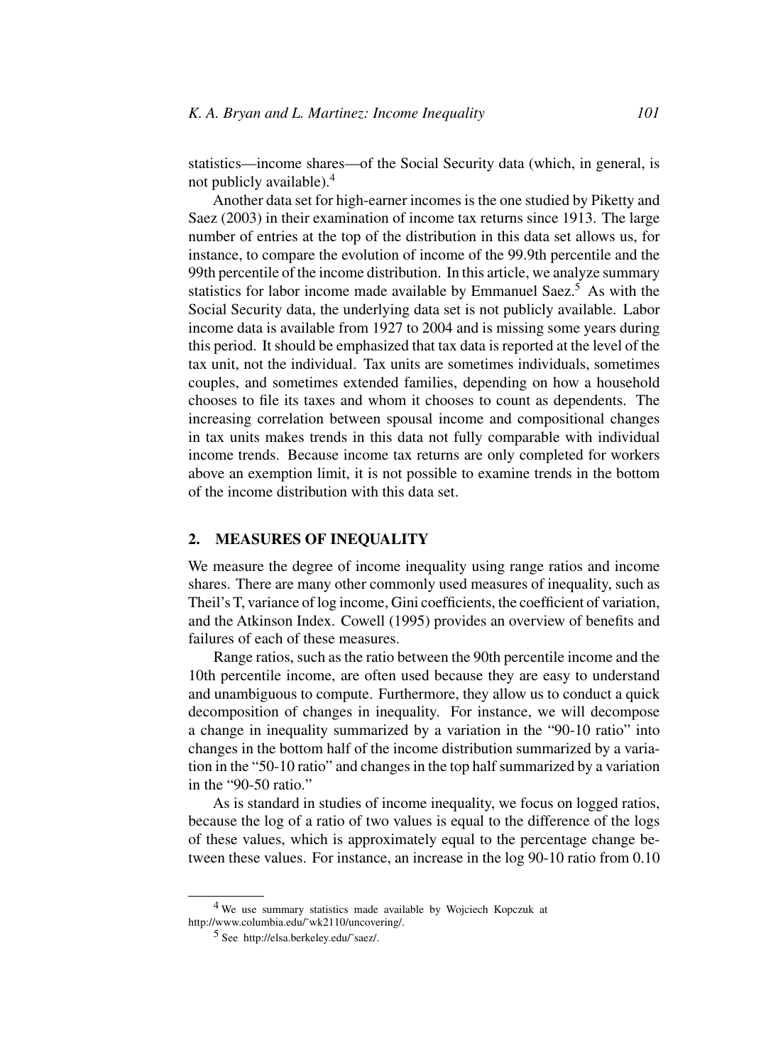statistics—income shares—of the Social Security data (which, in general, is not publicly available).[4]

Another data set for high-earner incomes is the one studied by Piketty and Saez (2003) in their examination of income tax returns since 1913. The large number of entries at the top of the distribution in this data set allows us, for instance, to compare the evolution of income of the 99.9th percentile and the 99th percentile of the income distribution. In this article, we analyze summary statistics for labor income made available by Emmanuel Saez.[5] As with the Social Security data, the underlying data set is not publicly available. Labor income data is available from 1927 to 2004 and is missing some years during this period. It should be emphasized that tax data is reported at the level of the tax unit, not the individual. Tax units are sometimes individuals, sometimes couples, and sometimes extended families, depending on how a household chooses to file its taxes and whom it chooses to count as dependents. The increasing correlation between spousal income and compositional changes in tax units makes trends in this data not fully comparable with individual income trends. Because income tax returns are only completed for workers above an exemption limit, it is not possible to examine trends in the bottom of the income distribution with this data set.

## 2. MEASURES OF INEQUALITY

We measure the degree of income inequality using range ratios and income shares. There are many other commonly used measures of inequality, such as Theil's T, variance of log income, Gini coefficients, the coefficient of variation, and the Atkinson Index. Cowell (1995) provides an overview of benefits and failures of each of these measures.

Range ratios, such as the ratio between the 90th percentile income and the 10th percentile income, are often used because they are easy to understand and unambiguous to compute. Furthermore, they allow us to conduct a quick decomposition of changes in inequality. For instance, we will decompose a change in inequality summarized by a variation in the "90-10 ratio" into changes in the bottom half of the income distribution summarized by a variation in the "50-10 ratio" and changes in the top half summarized by a variation in the "90-50 ratio."

As is standard in studies of income inequality, we focus on logged ratios, because the log of a ratio of two values is equal to the difference of the logs of these values, which is approximately equal to the percentage change between these values. For instance, an increase in the log 90-10 ratio from 0.10

[4] We use summary statistics made available by Wojciech Kopczuk at http://www.columbia.edu/˜wk2110/uncovering/.

[5] See http://elsa.berkeley.edu/˜saez/.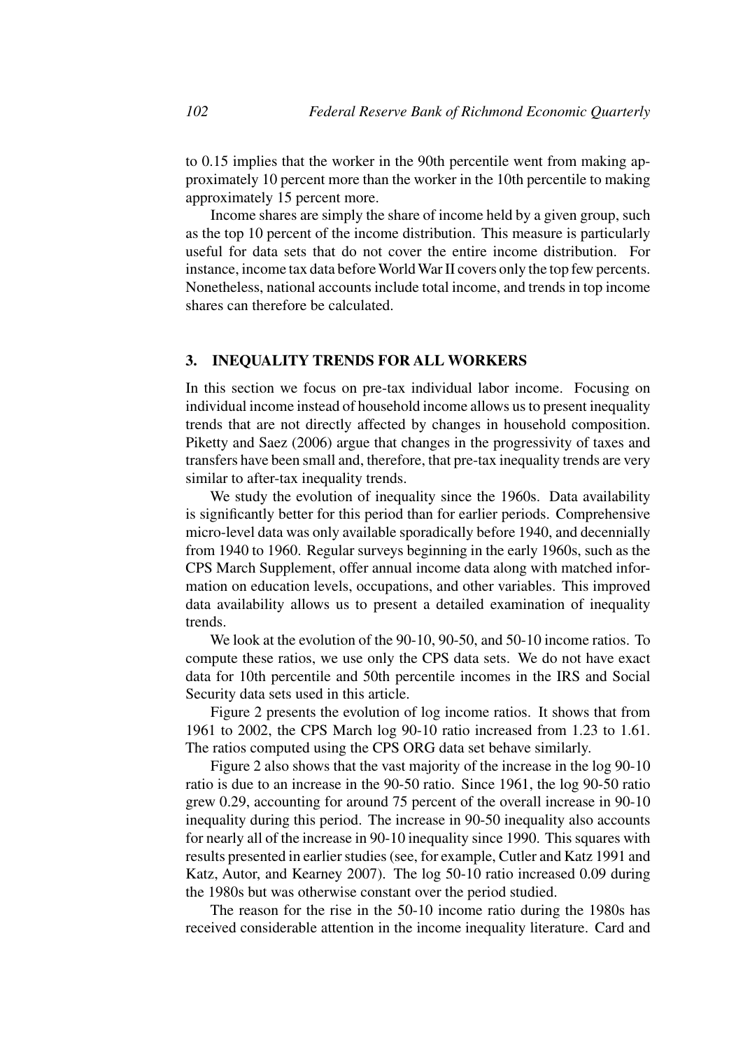to 0.15 implies that the worker in the 90th percentile went from making approximately 10 percent more than the worker in the 10th percentile to making approximately 15 percent more.

Income shares are simply the share of income held by a given group, such as the top 10 percent of the income distribution. This measure is particularly useful for data sets that do not cover the entire income distribution. For instance, income tax data before World War II covers only the top few percents. Nonetheless, national accounts include total income, and trends in top income shares can therefore be calculated.

## 3. INEQUALITY TRENDS FOR ALL WORKERS

In this section we focus on pre-tax individual labor income. Focusing on individual income instead of household income allows us to present inequality trends that are not directly affected by changes in household composition. Piketty and Saez (2006) argue that changes in the progressivity of taxes and transfers have been small and, therefore, that pre-tax inequality trends are very similar to after-tax inequality trends.

We study the evolution of inequality since the 1960s. Data availability is significantly better for this period than for earlier periods. Comprehensive micro-level data was only available sporadically before 1940, and decennially from 1940 to 1960. Regular surveys beginning in the early 1960s, such as the CPS March Supplement, offer annual income data along with matched information on education levels, occupations, and other variables. This improved data availability allows us to present a detailed examination of inequality trends.

We look at the evolution of the 90-10, 90-50, and 50-10 income ratios. To compute these ratios, we use only the CPS data sets. We do not have exact data for 10th percentile and 50th percentile incomes in the IRS and Social Security data sets used in this article.

Figure 2 presents the evolution of log income ratios. It shows that from 1961 to 2002, the CPS March log 90-10 ratio increased from 1.23 to 1.61. The ratios computed using the CPS ORG data set behave similarly.

Figure 2 also shows that the vast majority of the increase in the log 90-10 ratio is due to an increase in the 90-50 ratio. Since 1961, the log 90-50 ratio grew 0.29, accounting for around 75 percent of the overall increase in 90-10 inequality during this period. The increase in 90-50 inequality also accounts for nearly all of the increase in 90-10 inequality since 1990. This squares with results presented in earlier studies (see, for example, Cutler and Katz 1991 and Katz, Autor, and Kearney 2007). The log 50-10 ratio increased 0.09 during the 1980s but was otherwise constant over the period studied.

The reason for the rise in the 50-10 income ratio during the 1980s has received considerable attention in the income inequality literature. Card and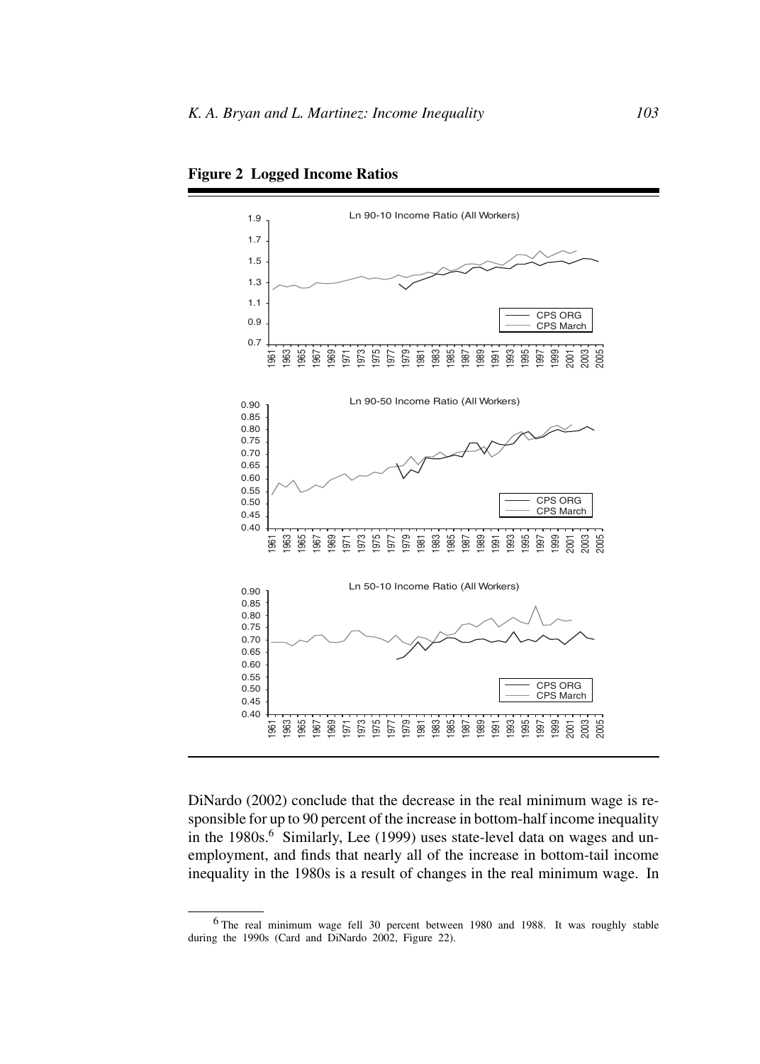**Figure 2 Logged Income Ratios**

DiNardo (2002) conclude that the decrease in the real minimum wage is responsible for up to 90 percent of the increase in bottom-half income inequality in the 1980s.[6] Similarly, Lee (1999) uses state-level data on wages and unemployment, and finds that nearly all of the increase in bottom-tail income inequality in the 1980s is a result of changes in the real minimum wage. In

[6] The real minimum wage fell 30 percent between 1980 and 1988. It was roughly stable during the 1990s (Card and DiNardo 2002, Figure 22).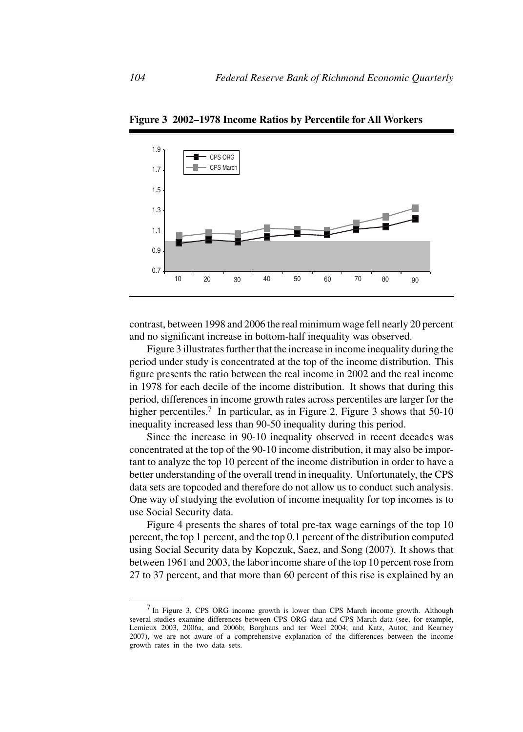**Figure 3 2002–1978 Income Ratios by Percentile for All Workers**

contrast, between 1998 and 2006 the real minimum wage fell nearly 20 percent and no significant increase in bottom-half inequality was observed.

Figure 3 illustrates further that the increase in income inequality during the period under study is concentrated at the top of the income distribution. This figure presents the ratio between the real income in 2002 and the real income in 1978 for each decile of the income distribution. It shows that during this period, differences in income growth rates across percentiles are larger for the higher percentiles.[7] In particular, as in Figure 2, Figure 3 shows that 50-10 inequality increased less than 90-50 inequality during this period.

Since the increase in 90-10 inequality observed in recent decades was concentrated at the top of the 90-10 income distribution, it may also be important to analyze the top 10 percent of the income distribution in order to have a better understanding of the overall trend in inequality. Unfortunately, the CPS data sets are topcoded and therefore do not allow us to conduct such analysis. One way of studying the evolution of income inequality for top incomes is to use Social Security data.

Figure 4 presents the shares of total pre-tax wage earnings of the top 10 percent, the top 1 percent, and the top 0.1 percent of the distribution computed using Social Security data by Kopczuk, Saez, and Song (2007). It shows that between 1961 and 2003, the labor income share of the top 10 percent rose from 27 to 37 percent, and that more than 60 percent of this rise is explained by an

---

[7] In Figure 3, CPS ORG income growth is lower than CPS March income growth. Although several studies examine differences between CPS ORG data and CPS March data (see, for example, Lemieux 2003, 2006a, and 2006b; Borghans and ter Weel 2004; and Katz, Autor, and Kearney 2007), we are not aware of a comprehensive explanation of the differences between the income growth rates in the two data sets.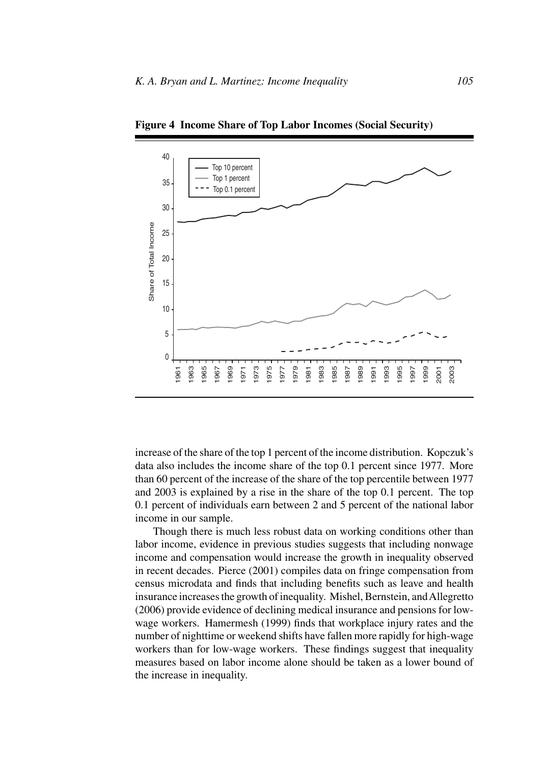**Figure 4 Income Share of Top Labor Incomes (Social Security)**

increase of the share of the top 1 percent of the income distribution. Kopczuk's data also includes the income share of the top 0.1 percent since 1977. More than 60 percent of the increase of the share of the top percentile between 1977 and 2003 is explained by a rise in the share of the top 0.1 percent. The top 0.1 percent of individuals earn between 2 and 5 percent of the national labor income in our sample.

Though there is much less robust data on working conditions other than labor income, evidence in previous studies suggests that including nonwage income and compensation would increase the growth in inequality observed in recent decades. Pierce (2001) compiles data on fringe compensation from census microdata and finds that including benefits such as leave and health insurance increases the growth of inequality. Mishel, Bernstein, and Allegretto (2006) provide evidence of declining medical insurance and pensions for low-wage workers. Hamermesh (1999) finds that workplace injury rates and the number of nighttime or weekend shifts have fallen more rapidly for high-wage workers than for low-wage workers. These findings suggest that inequality measures based on labor income alone should be taken as a lower bound of the increase in inequality.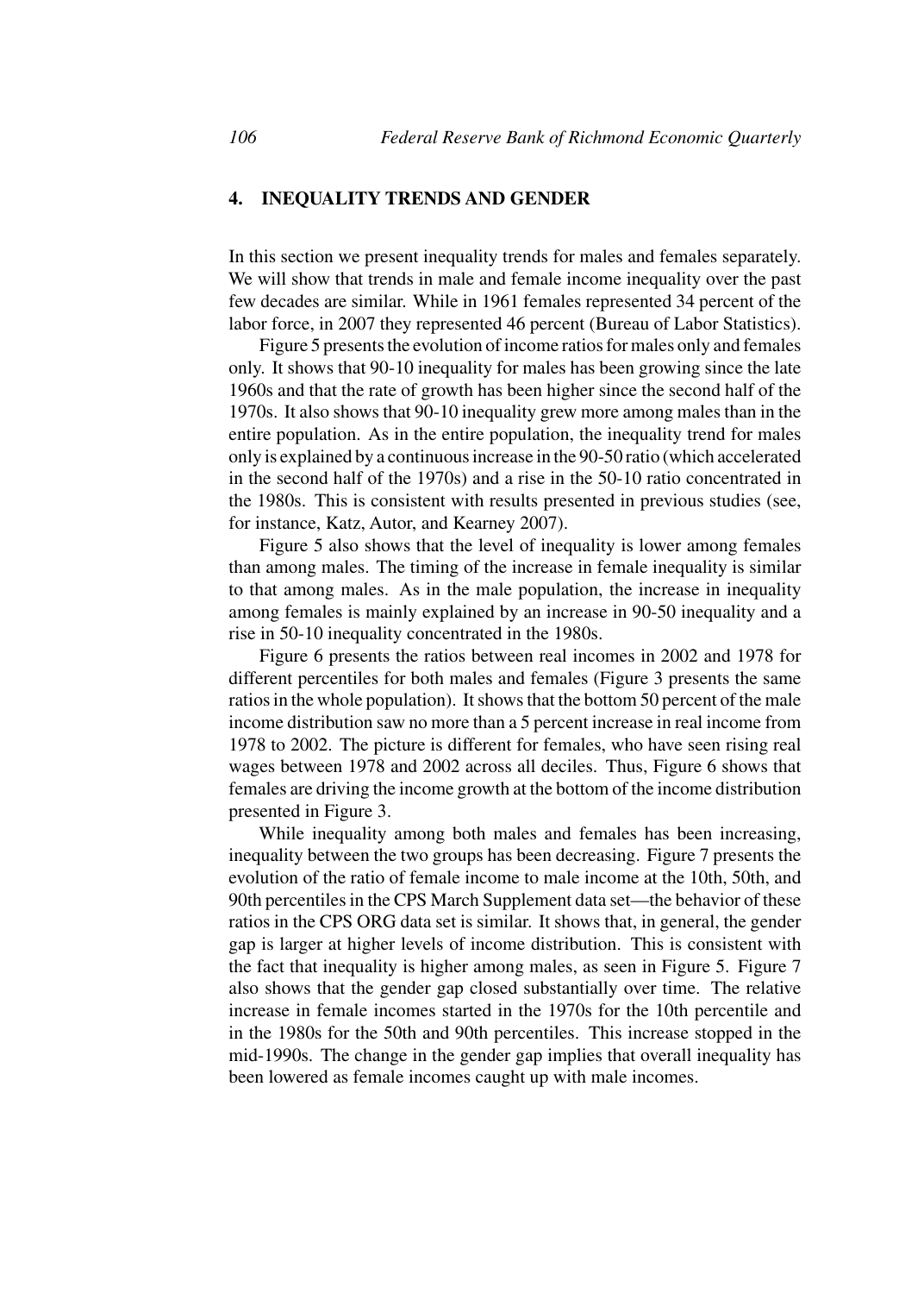## 4. INEQUALITY TRENDS AND GENDER

In this section we present inequality trends for males and females separately. We will show that trends in male and female income inequality over the past few decades are similar. While in 1961 females represented 34 percent of the labor force, in 2007 they represented 46 percent (Bureau of Labor Statistics).

Figure 5 presents the evolution of income ratios for males only and females only. It shows that 90-10 inequality for males has been growing since the late 1960s and that the rate of growth has been higher since the second half of the 1970s. It also shows that 90-10 inequality grew more among males than in the entire population. As in the entire population, the inequality trend for males only is explained by a continuous increase in the 90-50 ratio (which accelerated in the second half of the 1970s) and a rise in the 50-10 ratio concentrated in the 1980s. This is consistent with results presented in previous studies (see, for instance, Katz, Autor, and Kearney 2007).

Figure 5 also shows that the level of inequality is lower among females than among males. The timing of the increase in female inequality is similar to that among males. As in the male population, the increase in inequality among females is mainly explained by an increase in 90-50 inequality and a rise in 50-10 inequality concentrated in the 1980s.

Figure 6 presents the ratios between real incomes in 2002 and 1978 for different percentiles for both males and females (Figure 3 presents the same ratios in the whole population). It shows that the bottom 50 percent of the male income distribution saw no more than a 5 percent increase in real income from 1978 to 2002. The picture is different for females, who have seen rising real wages between 1978 and 2002 across all deciles. Thus, Figure 6 shows that females are driving the income growth at the bottom of the income distribution presented in Figure 3.

While inequality among both males and females has been increasing, inequality between the two groups has been decreasing. Figure 7 presents the evolution of the ratio of female income to male income at the 10th, 50th, and 90th percentiles in the CPS March Supplement data set—the behavior of these ratios in the CPS ORG data set is similar. It shows that, in general, the gender gap is larger at higher levels of income distribution. This is consistent with the fact that inequality is higher among males, as seen in Figure 5. Figure 7 also shows that the gender gap closed substantially over time. The relative increase in female incomes started in the 1970s for the 10th percentile and in the 1980s for the 50th and 90th percentiles. This increase stopped in the mid-1990s. The change in the gender gap implies that overall inequality has been lowered as female incomes caught up with male incomes.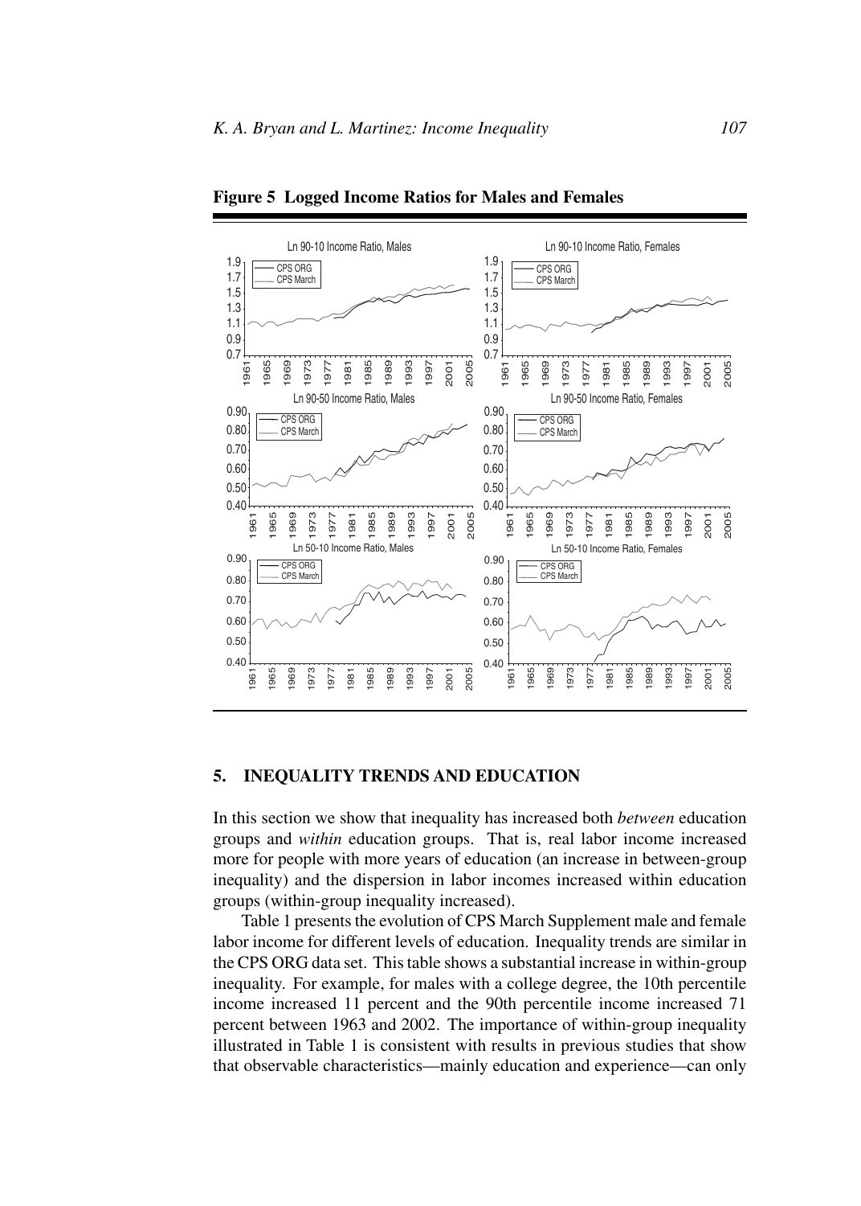**Figure 5 Logged Income Ratios for Males and Females**

## 5. INEQUALITY TRENDS AND EDUCATION

In this section we show that inequality has increased both *between* education groups and *within* education groups. That is, real labor income increased more for people with more years of education (an increase in between-group inequality) and the dispersion in labor incomes increased within education groups (within-group inequality increased).

Table 1 presents the evolution of CPS March Supplement male and female labor income for different levels of education. Inequality trends are similar in the CPS ORG data set. This table shows a substantial increase in within-group inequality. For example, for males with a college degree, the 10th percentile income increased 11 percent and the 90th percentile income increased 71 percent between 1963 and 2002. The importance of within-group inequality illustrated in Table 1 is consistent with results in previous studies that show that observable characteristics—mainly education and experience—can only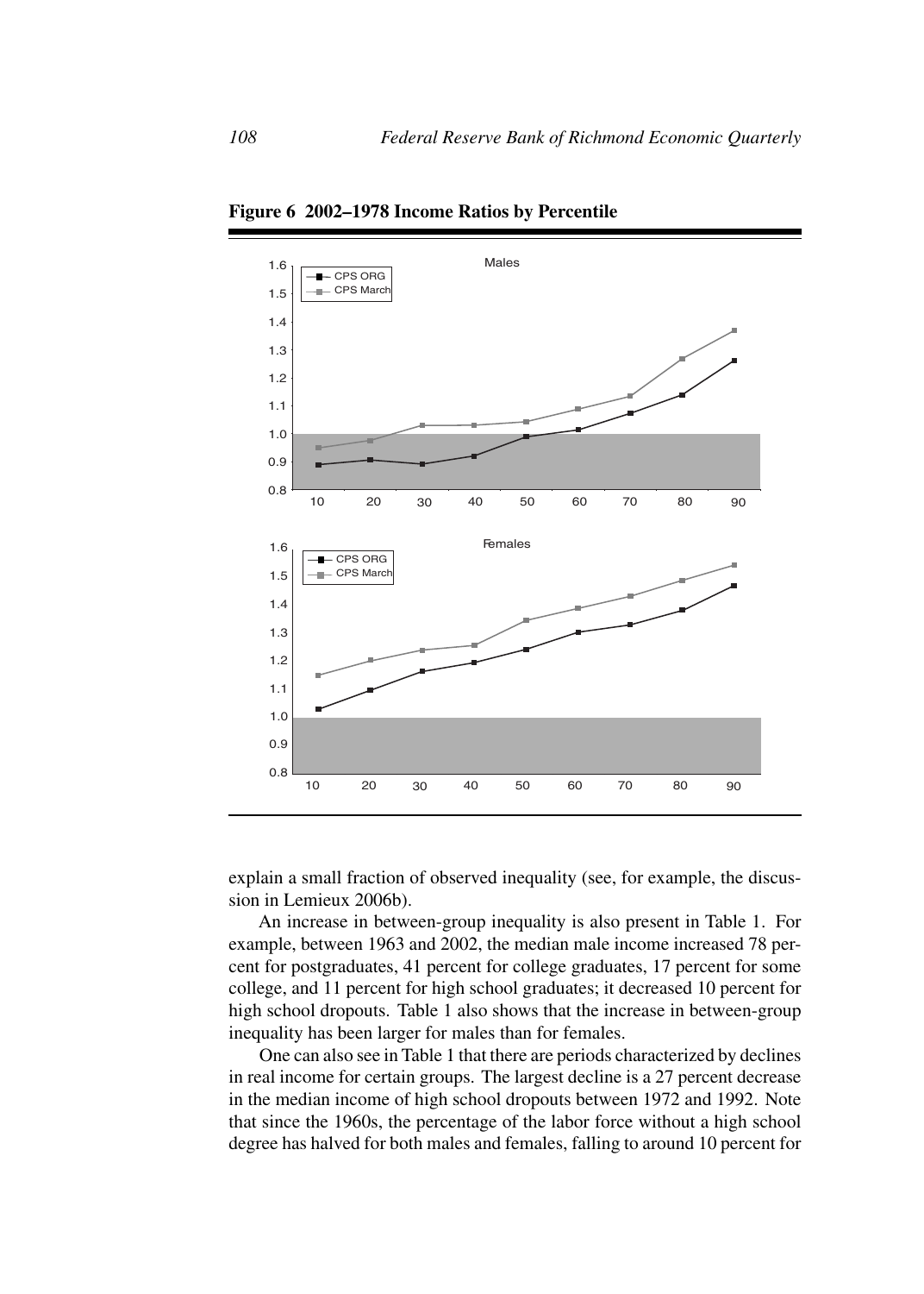**Figure 6 2002–1978 Income Ratios by Percentile**

explain a small fraction of observed inequality (see, for example, the discussion in Lemieux 2006b).

An increase in between-group inequality is also present in Table 1. For example, between 1963 and 2002, the median male income increased 78 percent for postgraduates, 41 percent for college graduates, 17 percent for some college, and 11 percent for high school graduates; it decreased 10 percent for high school dropouts. Table 1 also shows that the increase in between-group inequality has been larger for males than for females.

One can also see in Table 1 that there are periods characterized by declines in real income for certain groups. The largest decline is a 27 percent decrease in the median income of high school dropouts between 1972 and 1992. Note that since the 1960s, the percentage of the labor force without a high school degree has halved for both males and females, falling to around 10 percent for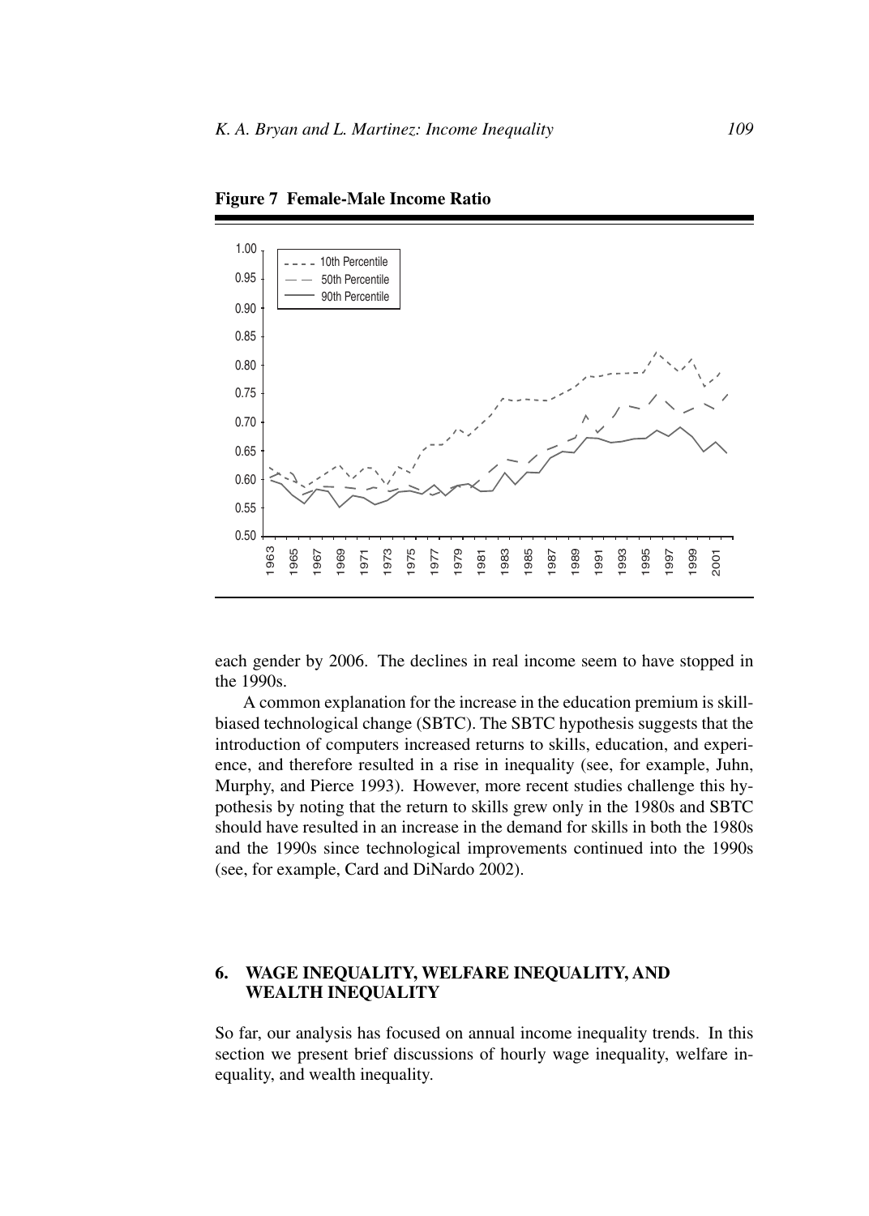**Figure 7 Female-Male Income Ratio**

each gender by 2006. The declines in real income seem to have stopped in the 1990s.

A common explanation for the increase in the education premium is skill-biased technological change (SBTC). The SBTC hypothesis suggests that the introduction of computers increased returns to skills, education, and experience, and therefore resulted in a rise in inequality (see, for example, Juhn, Murphy, and Pierce 1993). However, more recent studies challenge this hypothesis by noting that the return to skills grew only in the 1980s and SBTC should have resulted in an increase in the demand for skills in both the 1980s and the 1990s since technological improvements continued into the 1990s (see, for example, Card and DiNardo 2002).

## 6. WAGE INEQUALITY, WELFARE INEQUALITY, AND WEALTH INEQUALITY

So far, our analysis has focused on annual income inequality trends. In this section we present brief discussions of hourly wage inequality, welfare inequality, and wealth inequality.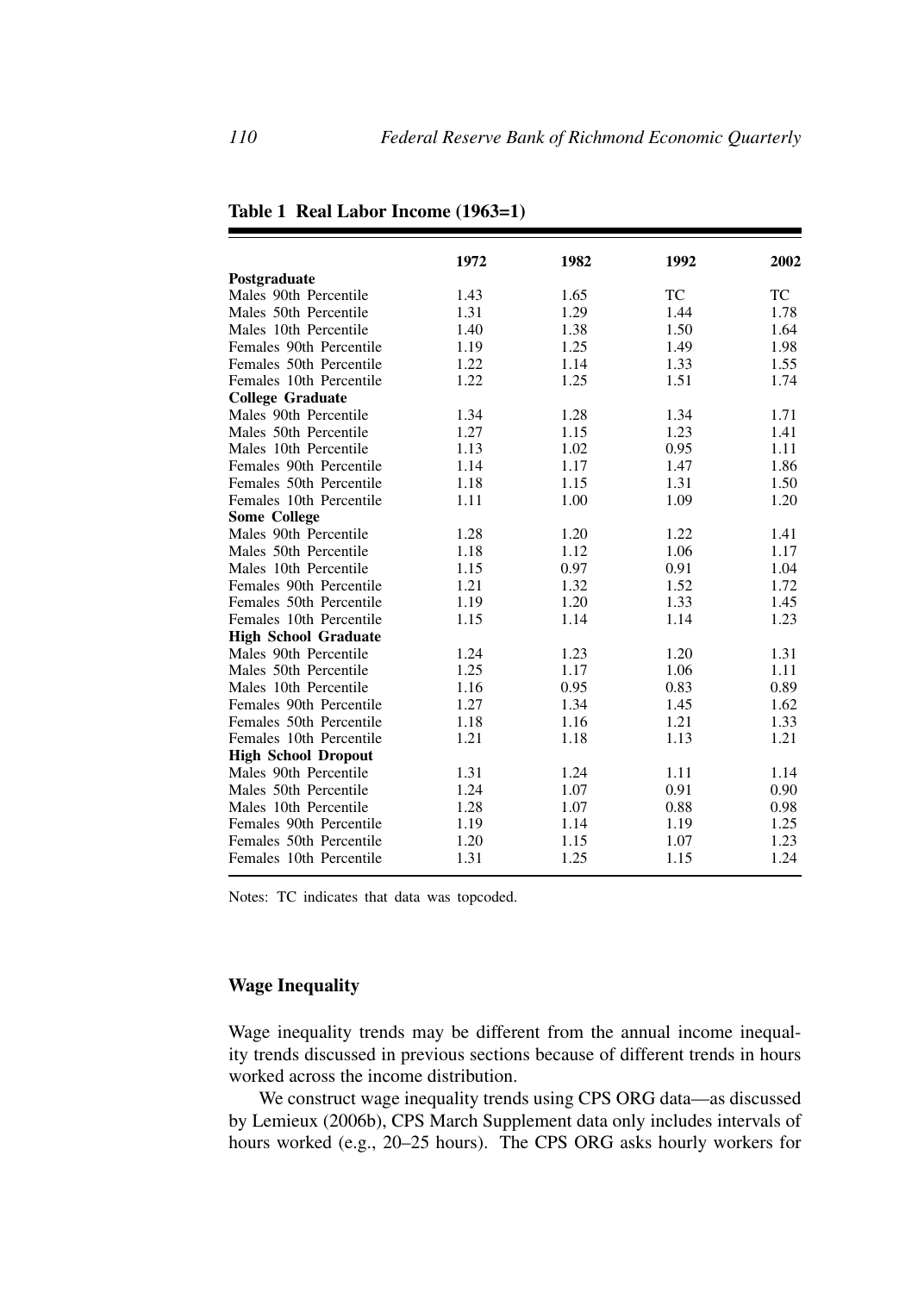**Table 1 Real Labor Income (1963=1)**

| | 1972 | 1982 | 1992 | 2002 |
|---|---|---|---|---|
| **Postgraduate** | | | | |
| Males 90th Percentile | 1.43 | 1.65 | TC | TC |
| Males 50th Percentile | 1.31 | 1.29 | 1.44 | 1.78 |
| Males 10th Percentile | 1.40 | 1.38 | 1.50 | 1.64 |
| Females 90th Percentile | 1.19 | 1.25 | 1.49 | 1.98 |
| Females 50th Percentile | 1.22 | 1.14 | 1.33 | 1.55 |
| Females 10th Percentile | 1.22 | 1.25 | 1.51 | 1.74 |
| **College Graduate** | | | | |
| Males 90th Percentile | 1.34 | 1.28 | 1.34 | 1.71 |
| Males 50th Percentile | 1.27 | 1.15 | 1.23 | 1.41 |
| Males 10th Percentile | 1.13 | 1.02 | 0.95 | 1.11 |
| Females 90th Percentile | 1.14 | 1.17 | 1.47 | 1.86 |
| Females 50th Percentile | 1.18 | 1.15 | 1.31 | 1.50 |
| Females 10th Percentile | 1.11 | 1.00 | 1.09 | 1.20 |
| **Some College** | | | | |
| Males 90th Percentile | 1.28 | 1.20 | 1.22 | 1.41 |
| Males 50th Percentile | 1.18 | 1.12 | 1.06 | 1.17 |
| Males 10th Percentile | 1.15 | 0.97 | 0.91 | 1.04 |
| Females 90th Percentile | 1.21 | 1.32 | 1.52 | 1.72 |
| Females 50th Percentile | 1.19 | 1.20 | 1.33 | 1.45 |
| Females 10th Percentile | 1.15 | 1.14 | 1.14 | 1.23 |
| **High School Graduate** | | | | |
| Males 90th Percentile | 1.24 | 1.23 | 1.20 | 1.31 |
| Males 50th Percentile | 1.25 | 1.17 | 1.06 | 1.11 |
| Males 10th Percentile | 1.16 | 0.95 | 0.83 | 0.89 |
| Females 90th Percentile | 1.27 | 1.34 | 1.45 | 1.62 |
| Females 50th Percentile | 1.18 | 1.16 | 1.21 | 1.33 |
| Females 10th Percentile | 1.21 | 1.18 | 1.13 | 1.21 |
| **High School Dropout** | | | | |
| Males 90th Percentile | 1.31 | 1.24 | 1.11 | 1.14 |
| Males 50th Percentile | 1.24 | 1.07 | 0.91 | 0.90 |
| Males 10th Percentile | 1.28 | 1.07 | 0.88 | 0.98 |
| Females 90th Percentile | 1.19 | 1.14 | 1.19 | 1.25 |
| Females 50th Percentile | 1.20 | 1.15 | 1.07 | 1.23 |
| Females 10th Percentile | 1.31 | 1.25 | 1.15 | 1.24 |

Notes: TC indicates that data was topcoded.

### Wage Inequality

Wage inequality trends may be different from the annual income inequality trends discussed in previous sections because of different trends in hours worked across the income distribution.

We construct wage inequality trends using CPS ORG data—as discussed by Lemieux (2006b), CPS March Supplement data only includes intervals of hours worked (e.g., 20–25 hours). The CPS ORG asks hourly workers for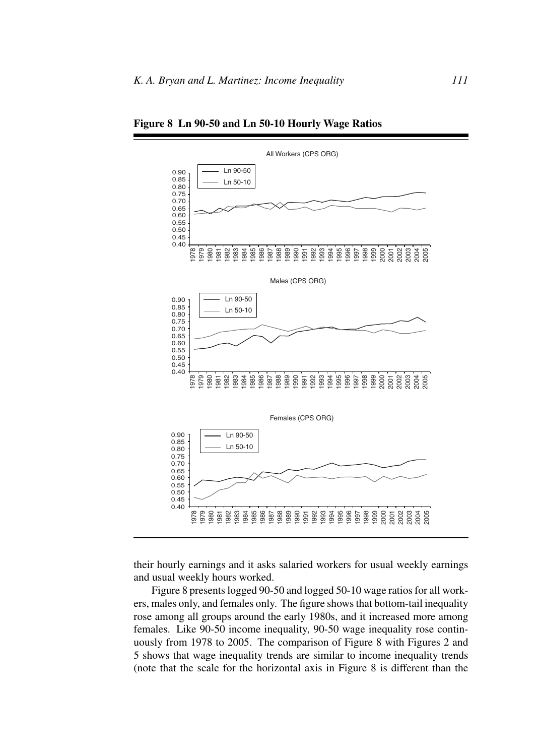**Figure 8 Ln 90-50 and Ln 50-10 Hourly Wage Ratios**

their hourly earnings and it asks salaried workers for usual weekly earnings and usual weekly hours worked.

Figure 8 presents logged 90-50 and logged 50-10 wage ratios for all workers, males only, and females only. The figure shows that bottom-tail inequality rose among all groups around the early 1980s, and it increased more among females. Like 90-50 income inequality, 90-50 wage inequality rose continuously from 1978 to 2005. The comparison of Figure 8 with Figures 2 and 5 shows that wage inequality trends are similar to income inequality trends (note that the scale for the horizontal axis in Figure 8 is different than the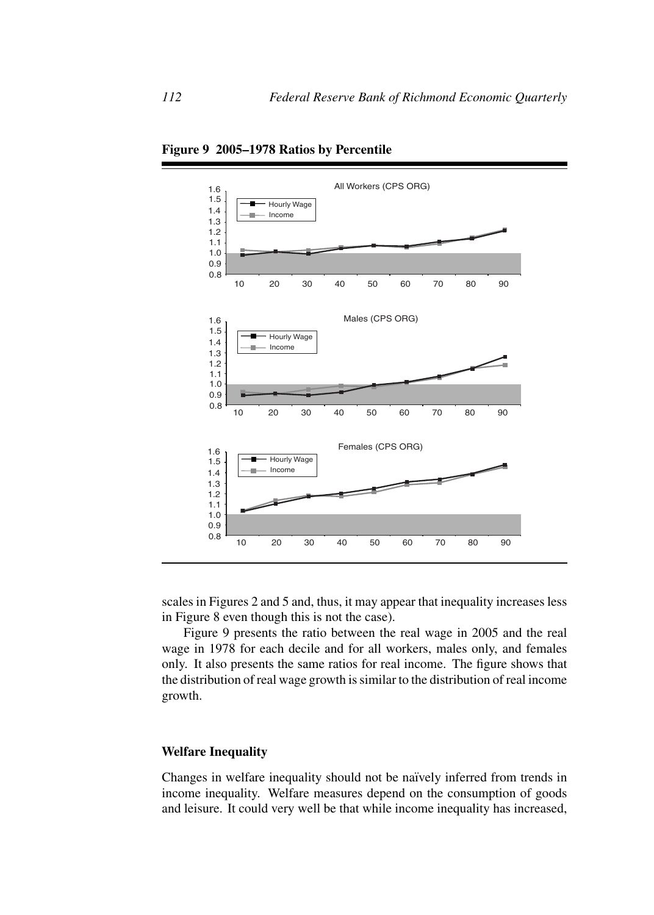**Figure 9 2005–1978 Ratios by Percentile**

scales in Figures 2 and 5 and, thus, it may appear that inequality increases less in Figure 8 even though this is not the case).

Figure 9 presents the ratio between the real wage in 2005 and the real wage in 1978 for each decile and for all workers, males only, and females only. It also presents the same ratios for real income. The figure shows that the distribution of real wage growth is similar to the distribution of real income growth.

### Welfare Inequality

Changes in welfare inequality should not be naïvely inferred from trends in income inequality. Welfare measures depend on the consumption of goods and leisure. It could very well be that while income inequality has increased,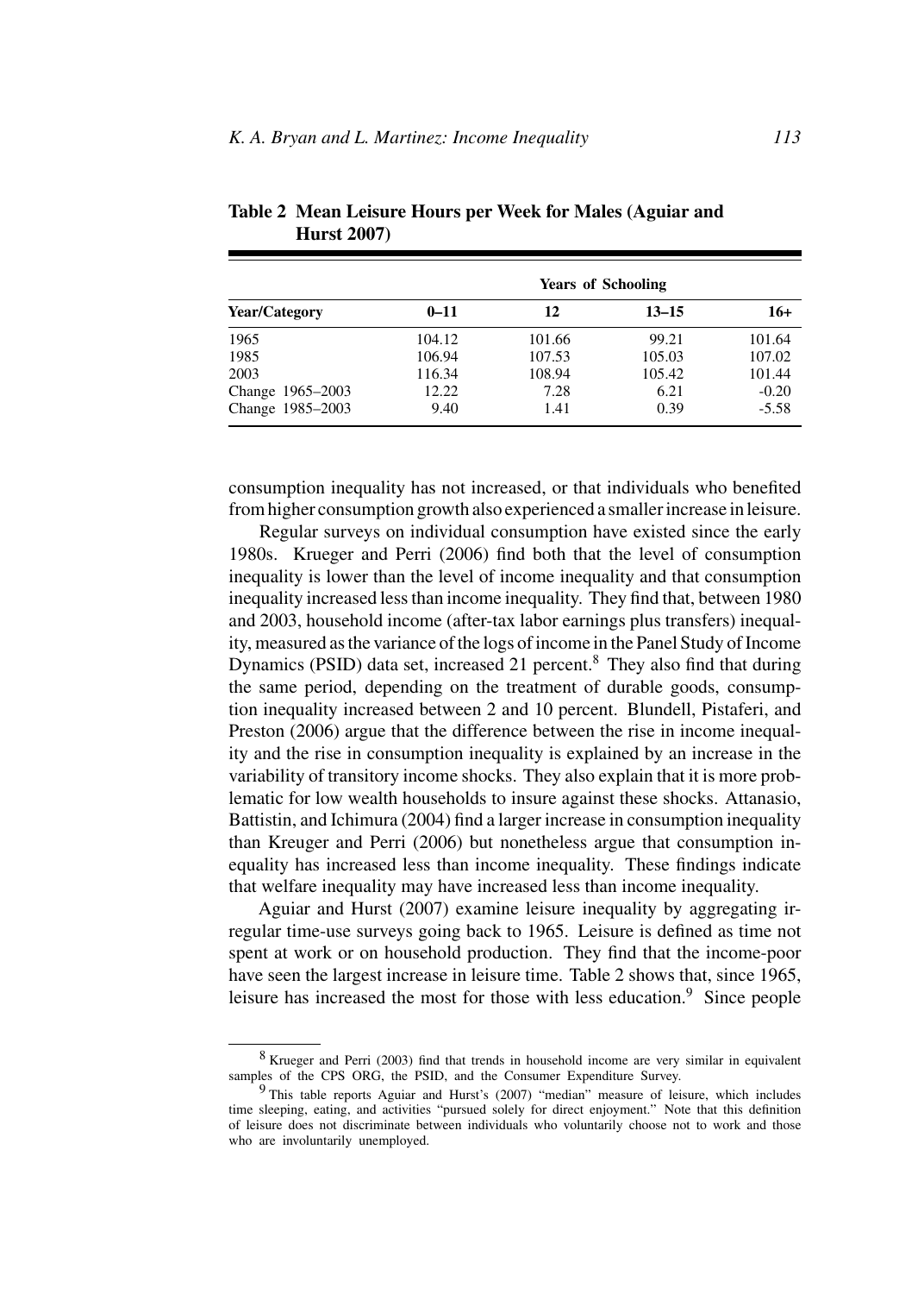**Table 2 Mean Leisure Hours per Week for Males (Aguiar and Hurst 2007)**

| | Years of Schooling | | | |
|---|---|---|---|---|
| **Year/Category** | **0–11** | **12** | **13–15** | **16+** |
| 1965 | 104.12 | 101.66 | 99.21 | 101.64 |
| 1985 | 106.94 | 107.53 | 105.03 | 107.02 |
| 2003 | 116.34 | 108.94 | 105.42 | 101.44 |
| Change 1965–2003 | 12.22 | 7.28 | 6.21 | -0.20 |
| Change 1985–2003 | 9.40 | 1.41 | 0.39 | -5.58 |

consumption inequality has not increased, or that individuals who benefited from higher consumption growth also experienced a smaller increase in leisure.

Regular surveys on individual consumption have existed since the early 1980s. Krueger and Perri (2006) find both that the level of consumption inequality is lower than the level of income inequality and that consumption inequality increased less than income inequality. They find that, between 1980 and 2003, household income (after-tax labor earnings plus transfers) inequality, measured as the variance of the logs of income in the Panel Study of Income Dynamics (PSID) data set, increased 21 percent.[8] They also find that during the same period, depending on the treatment of durable goods, consumption inequality increased between 2 and 10 percent. Blundell, Pistaferi, and Preston (2006) argue that the difference between the rise in income inequality and the rise in consumption inequality is explained by an increase in the variability of transitory income shocks. They also explain that it is more problematic for low wealth households to insure against these shocks. Attanasio, Battistin, and Ichimura (2004) find a larger increase in consumption inequality than Kreuger and Perri (2006) but nonetheless argue that consumption inequality has increased less than income inequality. These findings indicate that welfare inequality may have increased less than income inequality.

Aguiar and Hurst (2007) examine leisure inequality by aggregating irregular time-use surveys going back to 1965. Leisure is defined as time not spent at work or on household production. They find that the income-poor have seen the largest increase in leisure time. Table 2 shows that, since 1965, leisure has increased the most for those with less education.[9] Since people

[8] Krueger and Perri (2003) find that trends in household income are very similar in equivalent samples of the CPS ORG, the PSID, and the Consumer Expenditure Survey.

[9] This table reports Aguiar and Hurst's (2007) "median" measure of leisure, which includes time sleeping, eating, and activities "pursued solely for direct enjoyment." Note that this definition of leisure does not discriminate between individuals who voluntarily choose not to work and those who are involuntarily unemployed.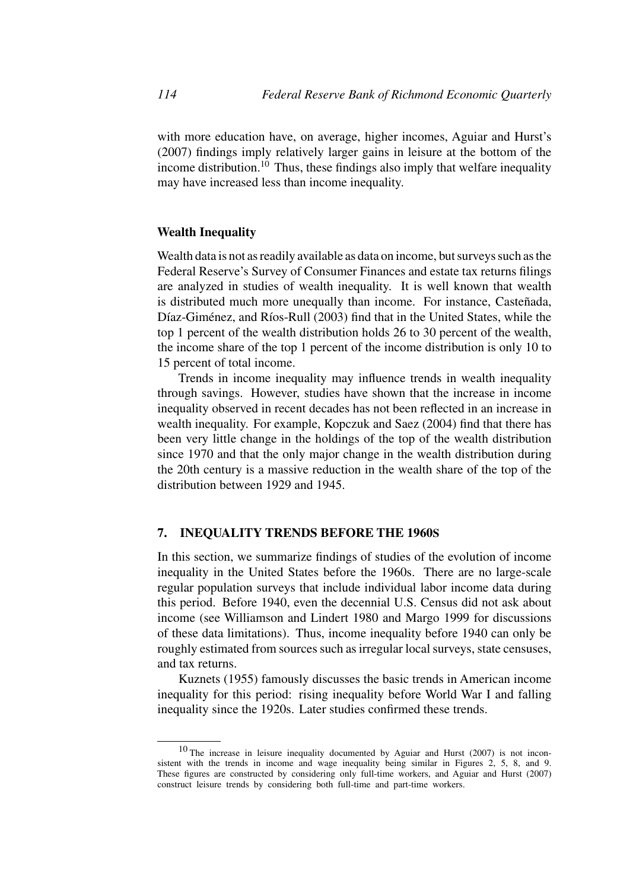with more education have, on average, higher incomes, Aguiar and Hurst's (2007) findings imply relatively larger gains in leisure at the bottom of the income distribution.[10] Thus, these findings also imply that welfare inequality may have increased less than income inequality.

### Wealth Inequality

Wealth data is not as readily available as data on income, but surveys such as the Federal Reserve's Survey of Consumer Finances and estate tax returns filings are analyzed in studies of wealth inequality. It is well known that wealth is distributed much more unequally than income. For instance, Casteñada, Díaz-Giménez, and Ríos-Rull (2003) find that in the United States, while the top 1 percent of the wealth distribution holds 26 to 30 percent of the wealth, the income share of the top 1 percent of the income distribution is only 10 to 15 percent of total income.

Trends in income inequality may influence trends in wealth inequality through savings. However, studies have shown that the increase in income inequality observed in recent decades has not been reflected in an increase in wealth inequality. For example, Kopczuk and Saez (2004) find that there has been very little change in the holdings of the top of the wealth distribution since 1970 and that the only major change in the wealth distribution during the 20th century is a massive reduction in the wealth share of the top of the distribution between 1929 and 1945.

## 7. INEQUALITY TRENDS BEFORE THE 1960S

In this section, we summarize findings of studies of the evolution of income inequality in the United States before the 1960s. There are no large-scale regular population surveys that include individual labor income data during this period. Before 1940, even the decennial U.S. Census did not ask about income (see Williamson and Lindert 1980 and Margo 1999 for discussions of these data limitations). Thus, income inequality before 1940 can only be roughly estimated from sources such as irregular local surveys, state censuses, and tax returns.

Kuznets (1955) famously discusses the basic trends in American income inequality for this period: rising inequality before World War I and falling inequality since the 1920s. Later studies confirmed these trends.

---

[10] The increase in leisure inequality documented by Aguiar and Hurst (2007) is not inconsistent with the trends in income and wage inequality being similar in Figures 2, 5, 8, and 9. These figures are constructed by considering only full-time workers, and Aguiar and Hurst (2007) construct leisure trends by considering both full-time and part-time workers.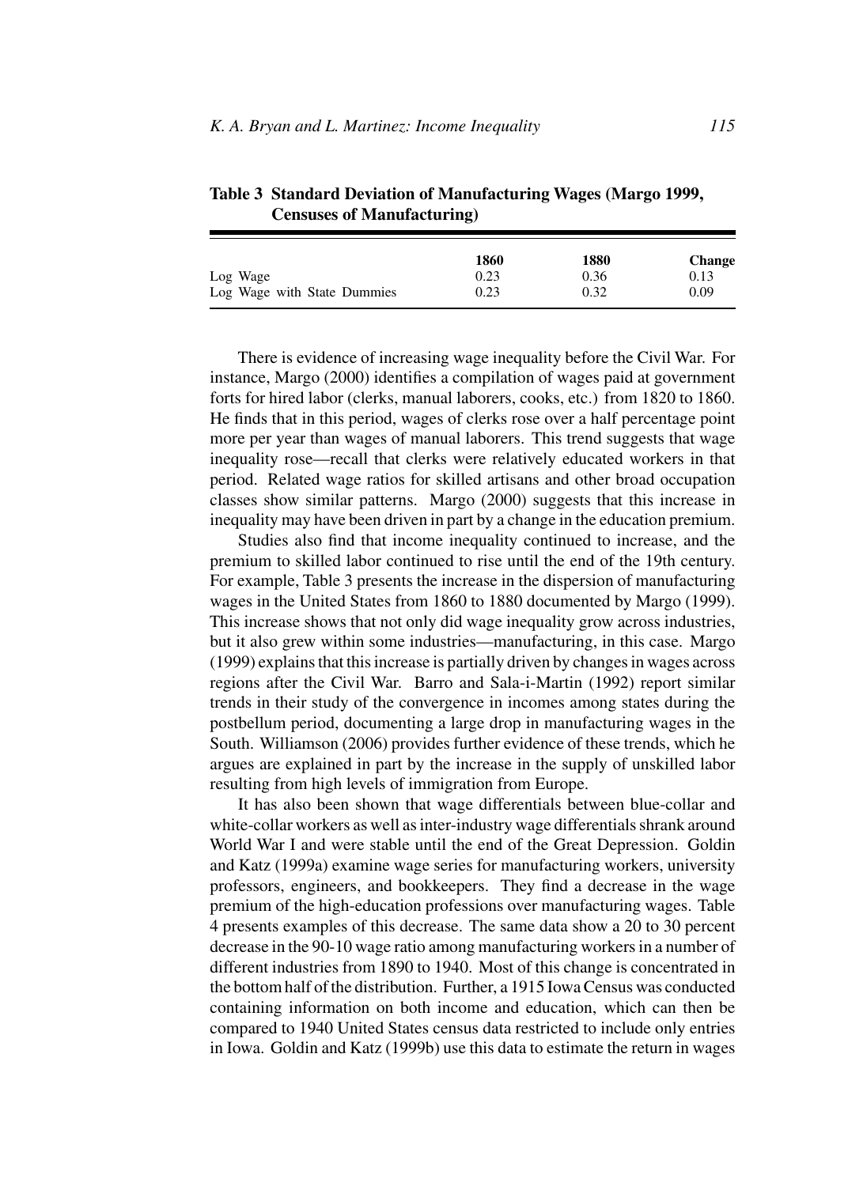**Table 3 Standard Deviation of Manufacturing Wages (Margo 1999, Censuses of Manufacturing)**

| | 1860 | 1880 | Change |
|---|---|---|---|
| Log Wage | 0.23 | 0.36 | 0.13 |
| Log Wage with State Dummies | 0.23 | 0.32 | 0.09 |

There is evidence of increasing wage inequality before the Civil War. For instance, Margo (2000) identifies a compilation of wages paid at government forts for hired labor (clerks, manual laborers, cooks, etc.) from 1820 to 1860. He finds that in this period, wages of clerks rose over a half percentage point more per year than wages of manual laborers. This trend suggests that wage inequality rose—recall that clerks were relatively educated workers in that period. Related wage ratios for skilled artisans and other broad occupation classes show similar patterns. Margo (2000) suggests that this increase in inequality may have been driven in part by a change in the education premium.

Studies also find that income inequality continued to increase, and the premium to skilled labor continued to rise until the end of the 19th century. For example, Table 3 presents the increase in the dispersion of manufacturing wages in the United States from 1860 to 1880 documented by Margo (1999). This increase shows that not only did wage inequality grow across industries, but it also grew within some industries—manufacturing, in this case. Margo (1999) explains that this increase is partially driven by changes in wages across regions after the Civil War. Barro and Sala-i-Martin (1992) report similar trends in their study of the convergence in incomes among states during the postbellum period, documenting a large drop in manufacturing wages in the South. Williamson (2006) provides further evidence of these trends, which he argues are explained in part by the increase in the supply of unskilled labor resulting from high levels of immigration from Europe.

It has also been shown that wage differentials between blue-collar and white-collar workers as well as inter-industry wage differentials shrank around World War I and were stable until the end of the Great Depression. Goldin and Katz (1999a) examine wage series for manufacturing workers, university professors, engineers, and bookkeepers. They find a decrease in the wage premium of the high-education professions over manufacturing wages. Table 4 presents examples of this decrease. The same data show a 20 to 30 percent decrease in the 90-10 wage ratio among manufacturing workers in a number of different industries from 1890 to 1940. Most of this change is concentrated in the bottom half of the distribution. Further, a 1915 Iowa Census was conducted containing information on both income and education, which can then be compared to 1940 United States census data restricted to include only entries in Iowa. Goldin and Katz (1999b) use this data to estimate the return in wages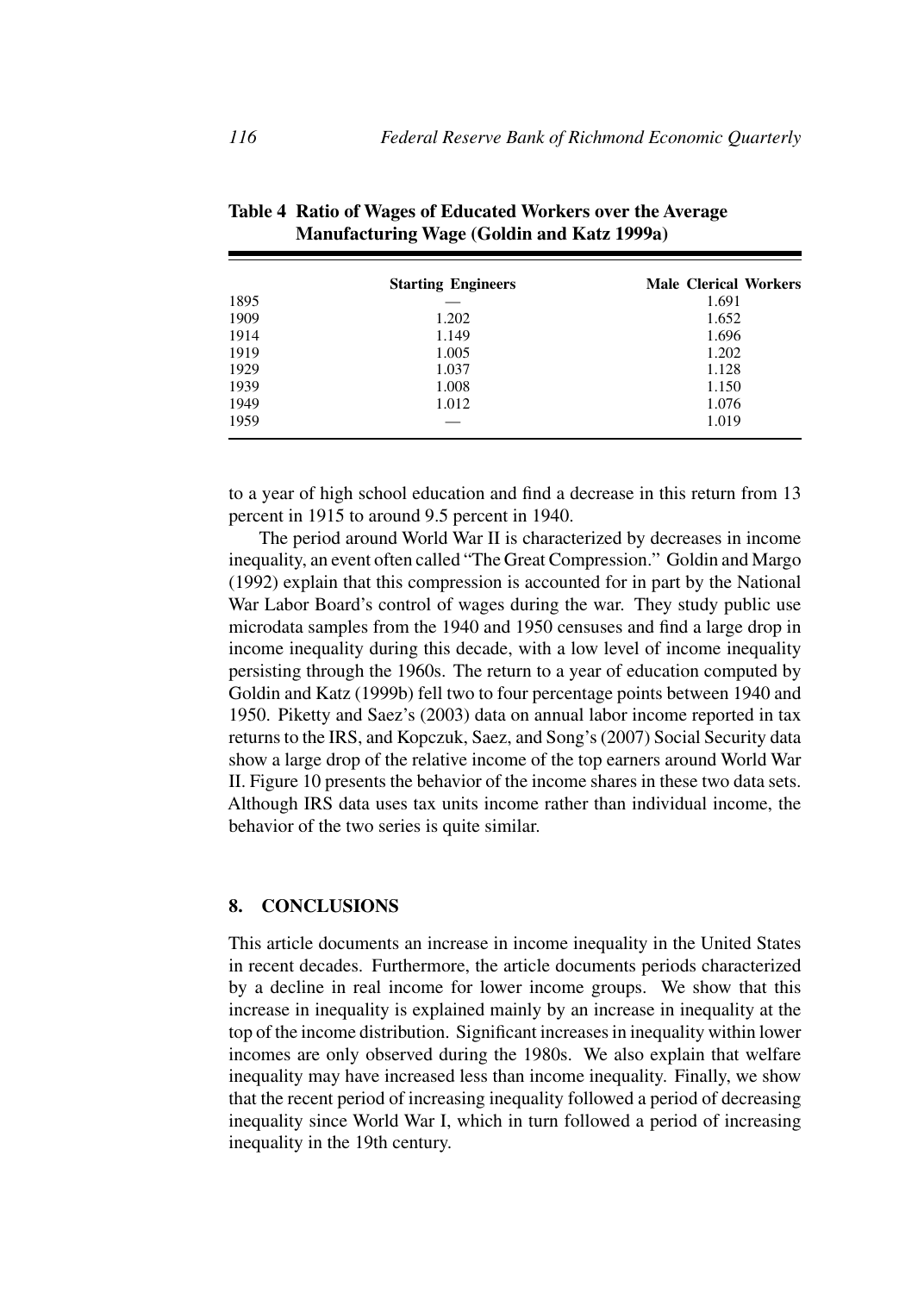**Table 4 Ratio of Wages of Educated Workers over the Average Manufacturing Wage (Goldin and Katz 1999a)**

| | Starting Engineers | Male Clerical Workers |
|---|---|---|
| 1895 | — | 1.691 |
| 1909 | 1.202 | 1.652 |
| 1914 | 1.149 | 1.696 |
| 1919 | 1.005 | 1.202 |
| 1929 | 1.037 | 1.128 |
| 1939 | 1.008 | 1.150 |
| 1949 | 1.012 | 1.076 |
| 1959 | — | 1.019 |

to a year of high school education and find a decrease in this return from 13 percent in 1915 to around 9.5 percent in 1940.

The period around World War II is characterized by decreases in income inequality, an event often called "The Great Compression." Goldin and Margo (1992) explain that this compression is accounted for in part by the National War Labor Board's control of wages during the war. They study public use microdata samples from the 1940 and 1950 censuses and find a large drop in income inequality during this decade, with a low level of income inequality persisting through the 1960s. The return to a year of education computed by Goldin and Katz (1999b) fell two to four percentage points between 1940 and 1950. Piketty and Saez's (2003) data on annual labor income reported in tax returns to the IRS, and Kopczuk, Saez, and Song's (2007) Social Security data show a large drop of the relative income of the top earners around World War II. Figure 10 presents the behavior of the income shares in these two data sets. Although IRS data uses tax units income rather than individual income, the behavior of the two series is quite similar.

## 8. CONCLUSIONS

This article documents an increase in income inequality in the United States in recent decades. Furthermore, the article documents periods characterized by a decline in real income for lower income groups. We show that this increase in inequality is explained mainly by an increase in inequality at the top of the income distribution. Significant increases in inequality within lower incomes are only observed during the 1980s. We also explain that welfare inequality may have increased less than income inequality. Finally, we show that the recent period of increasing inequality followed a period of decreasing inequality since World War I, which in turn followed a period of increasing inequality in the 19th century.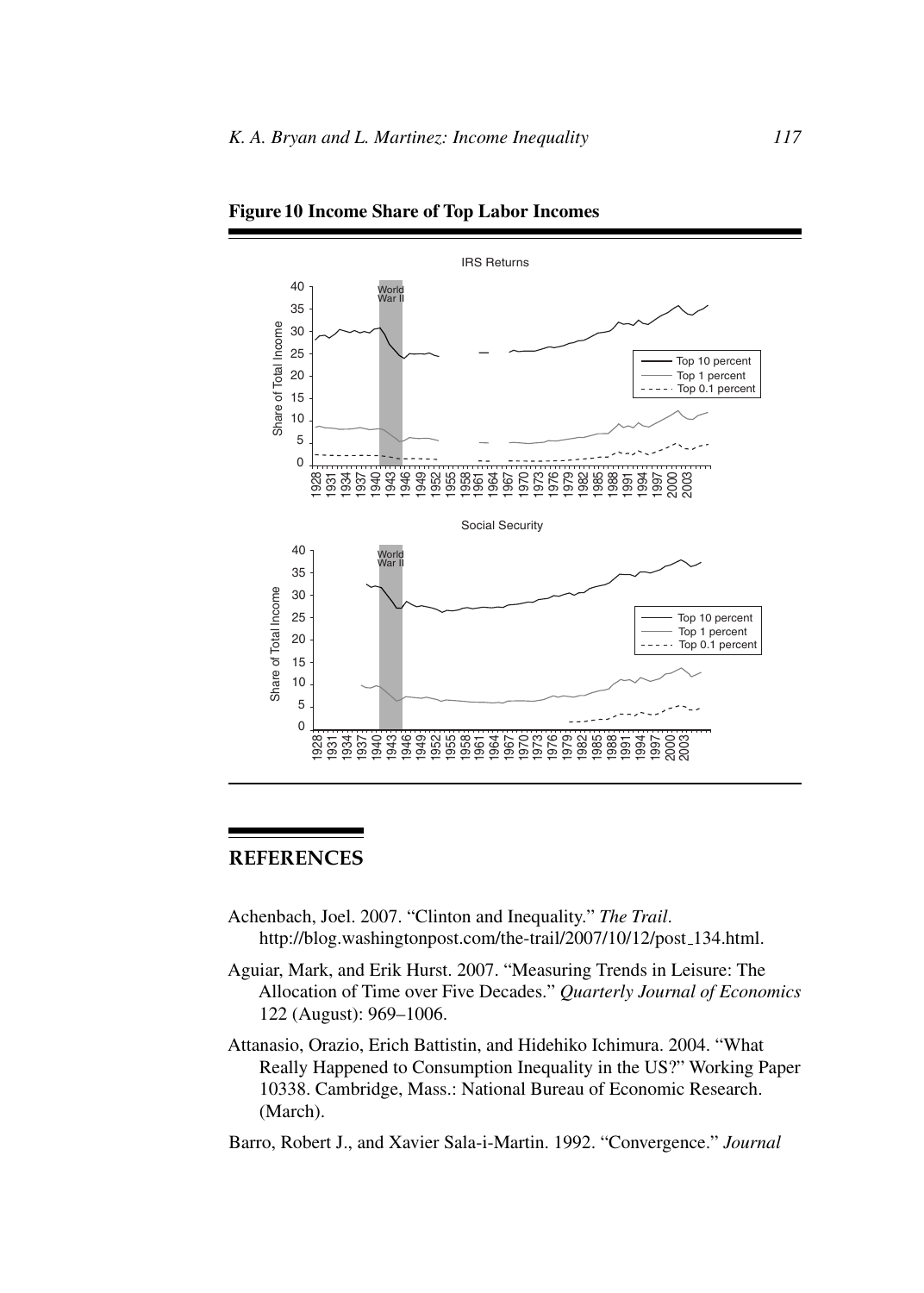**Figure 10 Income Share of Top Labor Incomes**

## REFERENCES

Achenbach, Joel. 2007. "Clinton and Inequality." *The Trail*. http://blog.washingtonpost.com/the-trail/2007/10/12/post_134.html.

Aguiar, Mark, and Erik Hurst. 2007. "Measuring Trends in Leisure: The Allocation of Time over Five Decades." *Quarterly Journal of Economics* 122 (August): 969–1006.

Attanasio, Orazio, Erich Battistin, and Hidehiko Ichimura. 2004. "What Really Happened to Consumption Inequality in the US?" Working Paper 10338. Cambridge, Mass.: National Bureau of Economic Research. (March).

Barro, Robert J., and Xavier Sala-i-Martin. 1992. "Convergence." *Journal*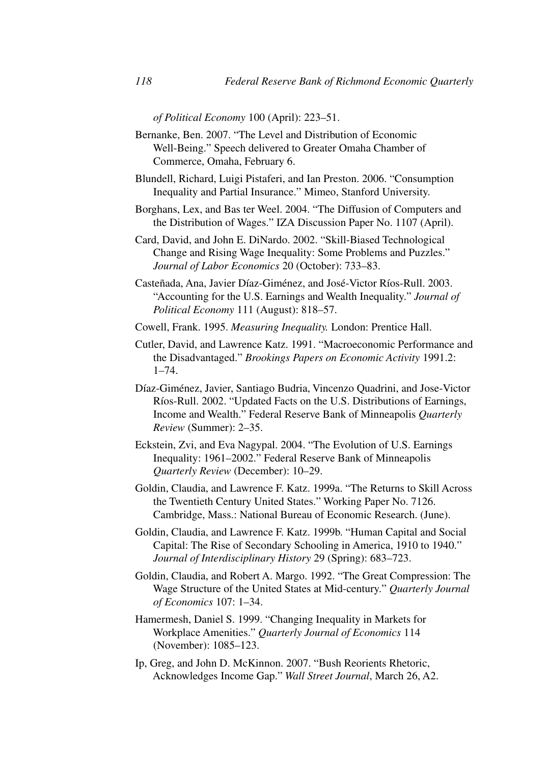*of Political Economy* 100 (April): 223–51.

Bernanke, Ben. 2007. "The Level and Distribution of Economic Well-Being." Speech delivered to Greater Omaha Chamber of Commerce, Omaha, February 6.

Blundell, Richard, Luigi Pistaferi, and Ian Preston. 2006. "Consumption Inequality and Partial Insurance." Mimeo, Stanford University.

Borghans, Lex, and Bas ter Weel. 2004. "The Diffusion of Computers and the Distribution of Wages." IZA Discussion Paper No. 1107 (April).

Card, David, and John E. DiNardo. 2002. "Skill-Biased Technological Change and Rising Wage Inequality: Some Problems and Puzzles." *Journal of Labor Economics* 20 (October): 733–83.

Casteñada, Ana, Javier Díaz-Giménez, and José-Victor Ríos-Rull. 2003. "Accounting for the U.S. Earnings and Wealth Inequality." *Journal of Political Economy* 111 (August): 818–57.

Cowell, Frank. 1995. *Measuring Inequality.* London: Prentice Hall.

Cutler, David, and Lawrence Katz. 1991. "Macroeconomic Performance and the Disadvantaged." *Brookings Papers on Economic Activity* 1991.2: 1–74.

Díaz-Giménez, Javier, Santiago Budria, Vincenzo Quadrini, and Jose-Victor Ríos-Rull. 2002. "Updated Facts on the U.S. Distributions of Earnings, Income and Wealth." Federal Reserve Bank of Minneapolis *Quarterly Review* (Summer): 2–35.

Eckstein, Zvi, and Eva Nagypal. 2004. "The Evolution of U.S. Earnings Inequality: 1961–2002." Federal Reserve Bank of Minneapolis *Quarterly Review* (December): 10–29.

Goldin, Claudia, and Lawrence F. Katz. 1999a. "The Returns to Skill Across the Twentieth Century United States." Working Paper No. 7126. Cambridge, Mass.: National Bureau of Economic Research. (June).

Goldin, Claudia, and Lawrence F. Katz. 1999b. "Human Capital and Social Capital: The Rise of Secondary Schooling in America, 1910 to 1940." *Journal of Interdisciplinary History* 29 (Spring): 683–723.

Goldin, Claudia, and Robert A. Margo. 1992. "The Great Compression: The Wage Structure of the United States at Mid-century." *Quarterly Journal of Economics* 107: 1–34.

Hamermesh, Daniel S. 1999. "Changing Inequality in Markets for Workplace Amenities." *Quarterly Journal of Economics* 114 (November): 1085–123.

Ip, Greg, and John D. McKinnon. 2007. "Bush Reorients Rhetoric, Acknowledges Income Gap." *Wall Street Journal*, March 26, A2.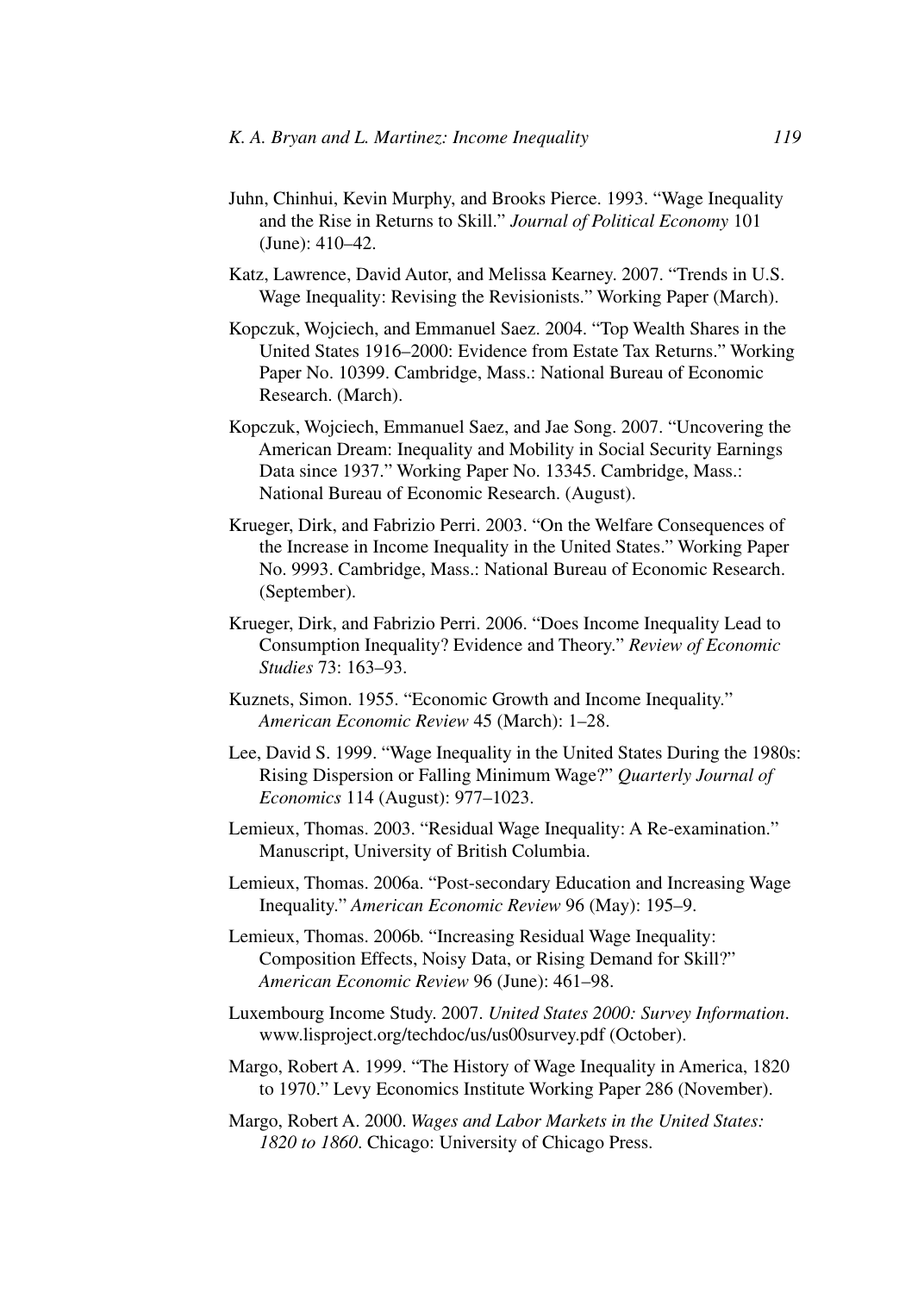Juhn, Chinhui, Kevin Murphy, and Brooks Pierce. 1993. "Wage Inequality and the Rise in Returns to Skill." *Journal of Political Economy* 101 (June): 410–42.

Katz, Lawrence, David Autor, and Melissa Kearney. 2007. "Trends in U.S. Wage Inequality: Revising the Revisionists." Working Paper (March).

Kopczuk, Wojciech, and Emmanuel Saez. 2004. "Top Wealth Shares in the United States 1916–2000: Evidence from Estate Tax Returns." Working Paper No. 10399. Cambridge, Mass.: National Bureau of Economic Research. (March).

Kopczuk, Wojciech, Emmanuel Saez, and Jae Song. 2007. "Uncovering the American Dream: Inequality and Mobility in Social Security Earnings Data since 1937." Working Paper No. 13345. Cambridge, Mass.: National Bureau of Economic Research. (August).

Krueger, Dirk, and Fabrizio Perri. 2003. "On the Welfare Consequences of the Increase in Income Inequality in the United States." Working Paper No. 9993. Cambridge, Mass.: National Bureau of Economic Research. (September).

Krueger, Dirk, and Fabrizio Perri. 2006. "Does Income Inequality Lead to Consumption Inequality? Evidence and Theory." *Review of Economic Studies* 73: 163–93.

Kuznets, Simon. 1955. "Economic Growth and Income Inequality." *American Economic Review* 45 (March): 1–28.

Lee, David S. 1999. "Wage Inequality in the United States During the 1980s: Rising Dispersion or Falling Minimum Wage?" *Quarterly Journal of Economics* 114 (August): 977–1023.

Lemieux, Thomas. 2003. "Residual Wage Inequality: A Re-examination." Manuscript, University of British Columbia.

Lemieux, Thomas. 2006a. "Post-secondary Education and Increasing Wage Inequality." *American Economic Review* 96 (May): 195–9.

Lemieux, Thomas. 2006b. "Increasing Residual Wage Inequality: Composition Effects, Noisy Data, or Rising Demand for Skill?" *American Economic Review* 96 (June): 461–98.

Luxembourg Income Study. 2007. *United States 2000: Survey Information*. www.lisproject.org/techdoc/us/us00survey.pdf (October).

Margo, Robert A. 1999. "The History of Wage Inequality in America, 1820 to 1970." Levy Economics Institute Working Paper 286 (November).

Margo, Robert A. 2000. *Wages and Labor Markets in the United States: 1820 to 1860*. Chicago: University of Chicago Press.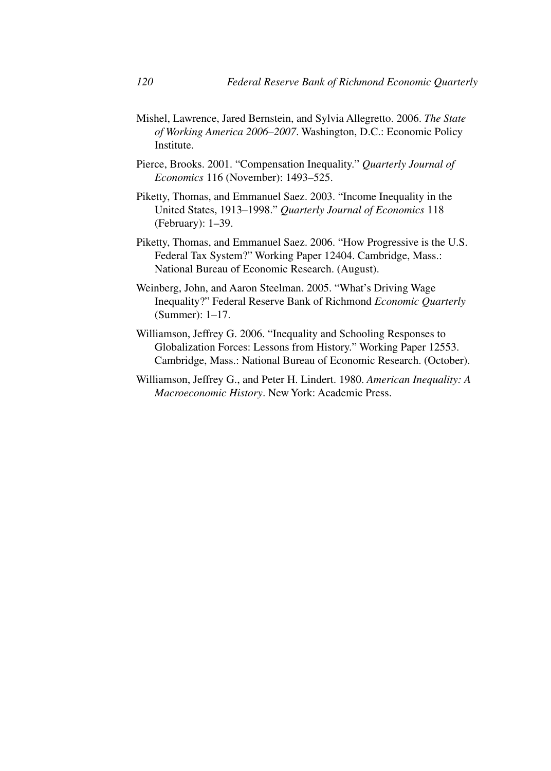Mishel, Lawrence, Jared Bernstein, and Sylvia Allegretto. 2006. *The State of Working America 2006–2007*. Washington, D.C.: Economic Policy Institute.

Pierce, Brooks. 2001. "Compensation Inequality." *Quarterly Journal of Economics* 116 (November): 1493–525.

Piketty, Thomas, and Emmanuel Saez. 2003. "Income Inequality in the United States, 1913–1998." *Quarterly Journal of Economics* 118 (February): 1–39.

Piketty, Thomas, and Emmanuel Saez. 2006. "How Progressive is the U.S. Federal Tax System?" Working Paper 12404. Cambridge, Mass.: National Bureau of Economic Research. (August).

Weinberg, John, and Aaron Steelman. 2005. "What's Driving Wage Inequality?" Federal Reserve Bank of Richmond *Economic Quarterly* (Summer): 1–17.

Williamson, Jeffrey G. 2006. "Inequality and Schooling Responses to Globalization Forces: Lessons from History." Working Paper 12553. Cambridge, Mass.: National Bureau of Economic Research. (October).

Williamson, Jeffrey G., and Peter H. Lindert. 1980. *American Inequality: A Macroeconomic History*. New York: Academic Press.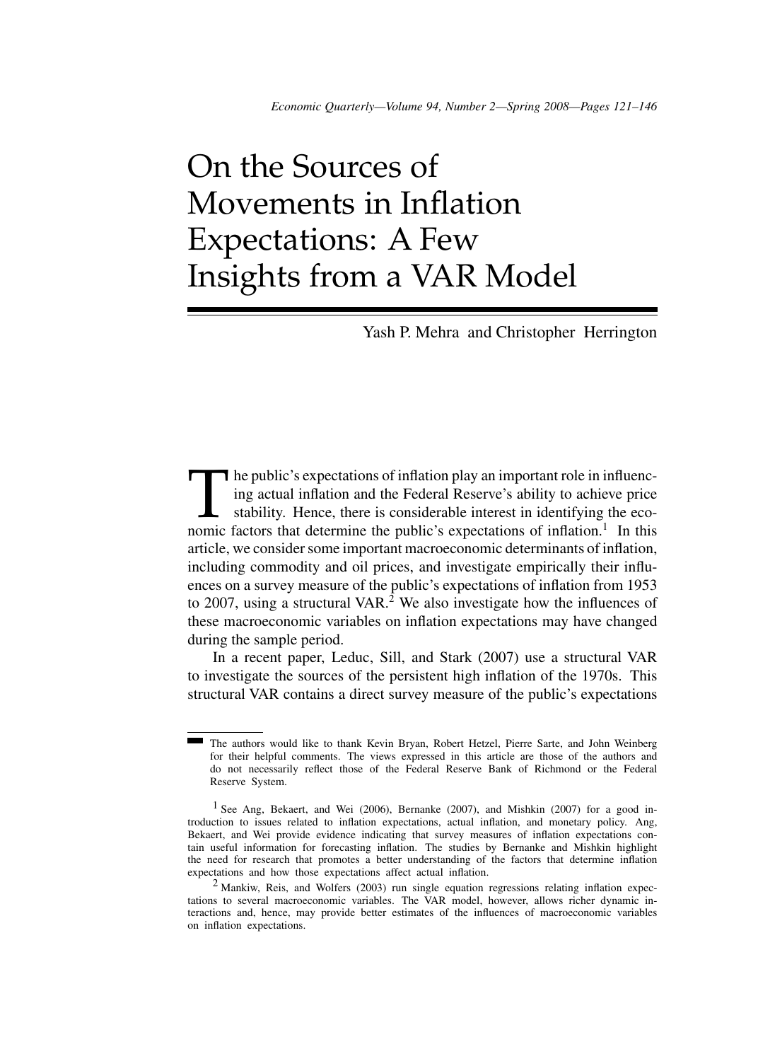# On the Sources of Movements in Inflation Expectations: A Few Insights from a VAR Model

Yash P. Mehra and Christopher Herrington

The public's expectations of inflation play an important role in influencing actual inflation and the Federal Reserve's ability to achieve price stability. Hence, there is considerable interest in identifying the economic factors that determine the public's expectations of inflation.[1] In this article, we consider some important macroeconomic determinants of inflation, including commodity and oil prices, and investigate empirically their influences on a survey measure of the public's expectations of inflation from 1953 to 2007, using a structural VAR.[2] We also investigate how the influences of these macroeconomic variables on inflation expectations may have changed during the sample period.

In a recent paper, Leduc, Sill, and Stark (2007) use a structural VAR to investigate the sources of the persistent high inflation of the 1970s. This structural VAR contains a direct survey measure of the public's expectations

The authors would like to thank Kevin Bryan, Robert Hetzel, Pierre Sarte, and John Weinberg for their helpful comments. The views expressed in this article are those of the authors and do not necessarily reflect those of the Federal Reserve Bank of Richmond or the Federal Reserve System.

[1] See Ang, Bekaert, and Wei (2006), Bernanke (2007), and Mishkin (2007) for a good introduction to issues related to inflation expectations, actual inflation, and monetary policy. Ang, Bekaert, and Wei provide evidence indicating that survey measures of inflation expectations contain useful information for forecasting inflation. The studies by Bernanke and Mishkin highlight the need for research that promotes a better understanding of the factors that determine inflation expectations and how those expectations affect actual inflation.

[2] Mankiw, Reis, and Wolfers (2003) run single equation regressions relating inflation expectations to several macroeconomic variables. The VAR model, however, allows richer dynamic interactions and, hence, may provide better estimates of the influences of macroeconomic variables on inflation expectations.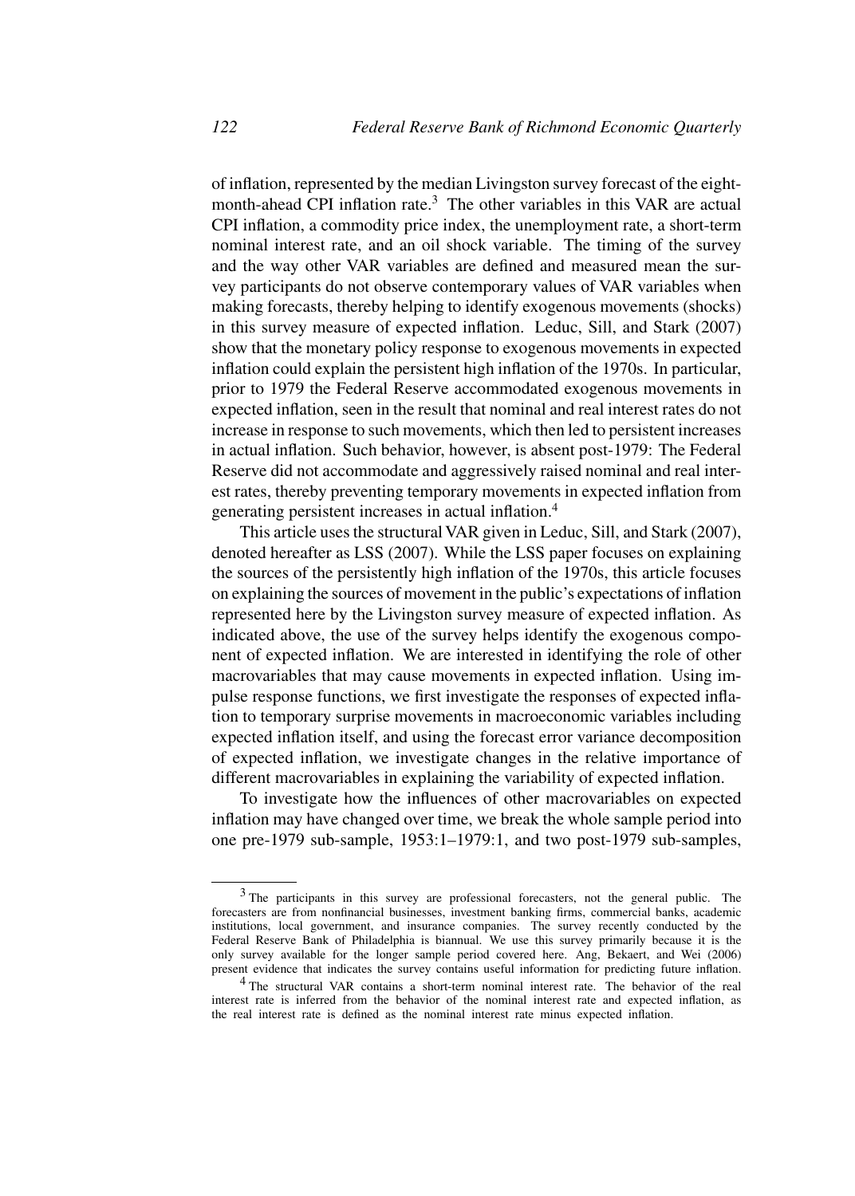of inflation, represented by the median Livingston survey forecast of the eight-month-ahead CPI inflation rate.[3] The other variables in this VAR are actual CPI inflation, a commodity price index, the unemployment rate, a short-term nominal interest rate, and an oil shock variable. The timing of the survey and the way other VAR variables are defined and measured mean the survey participants do not observe contemporary values of VAR variables when making forecasts, thereby helping to identify exogenous movements (shocks) in this survey measure of expected inflation. Leduc, Sill, and Stark (2007) show that the monetary policy response to exogenous movements in expected inflation could explain the persistent high inflation of the 1970s. In particular, prior to 1979 the Federal Reserve accommodated exogenous movements in expected inflation, seen in the result that nominal and real interest rates do not increase in response to such movements, which then led to persistent increases in actual inflation. Such behavior, however, is absent post-1979: The Federal Reserve did not accommodate and aggressively raised nominal and real interest rates, thereby preventing temporary movements in expected inflation from generating persistent increases in actual inflation.[4]

This article uses the structural VAR given in Leduc, Sill, and Stark (2007), denoted hereafter as LSS (2007). While the LSS paper focuses on explaining the sources of the persistently high inflation of the 1970s, this article focuses on explaining the sources of movement in the public's expectations of inflation represented here by the Livingston survey measure of expected inflation. As indicated above, the use of the survey helps identify the exogenous component of expected inflation. We are interested in identifying the role of other macrovariables that may cause movements in expected inflation. Using impulse response functions, we first investigate the responses of expected inflation to temporary surprise movements in macroeconomic variables including expected inflation itself, and using the forecast error variance decomposition of expected inflation, we investigate changes in the relative importance of different macrovariables in explaining the variability of expected inflation.

To investigate how the influences of other macrovariables on expected inflation may have changed over time, we break the whole sample period into one pre-1979 sub-sample, 1953:1–1979:1, and two post-1979 sub-samples,

---

[3] The participants in this survey are professional forecasters, not the general public. The forecasters are from nonfinancial businesses, investment banking firms, commercial banks, academic institutions, local government, and insurance companies. The survey recently conducted by the Federal Reserve Bank of Philadelphia is biannual. We use this survey primarily because it is the only survey available for the longer sample period covered here. Ang, Bekaert, and Wei (2006) present evidence that indicates the survey contains useful information for predicting future inflation.

[4] The structural VAR contains a short-term nominal interest rate. The behavior of the real interest rate is inferred from the behavior of the nominal interest rate and expected inflation, as the real interest rate is defined as the nominal interest rate minus expected inflation.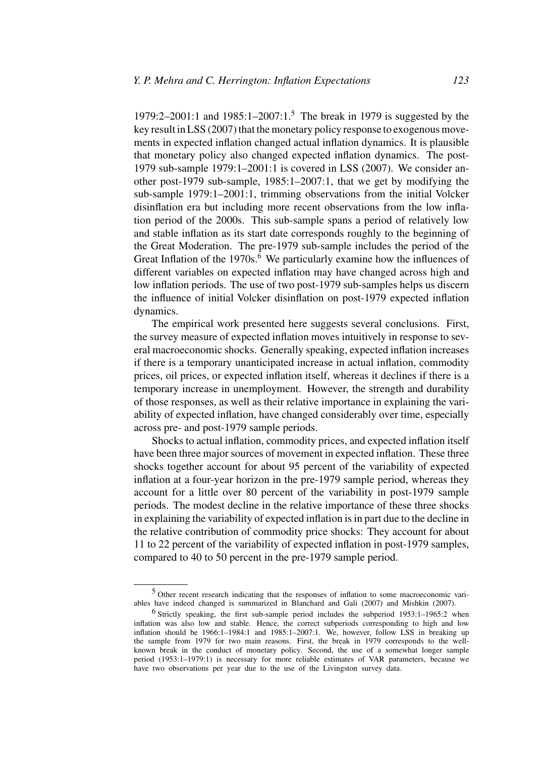1979:2–2001:1 and 1985:1–2007:1.[5] The break in 1979 is suggested by the key result in LSS (2007) that the monetary policy response to exogenous movements in expected inflation changed actual inflation dynamics. It is plausible that monetary policy also changed expected inflation dynamics. The post-1979 sub-sample 1979:1–2001:1 is covered in LSS (2007). We consider another post-1979 sub-sample, 1985:1–2007:1, that we get by modifying the sub-sample 1979:1–2001:1, trimming observations from the initial Volcker disinflation era but including more recent observations from the low inflation period of the 2000s. This sub-sample spans a period of relatively low and stable inflation as its start date corresponds roughly to the beginning of the Great Moderation. The pre-1979 sub-sample includes the period of the Great Inflation of the 1970s.[6] We particularly examine how the influences of different variables on expected inflation may have changed across high and low inflation periods. The use of two post-1979 sub-samples helps us discern the influence of initial Volcker disinflation on post-1979 expected inflation dynamics.

The empirical work presented here suggests several conclusions. First, the survey measure of expected inflation moves intuitively in response to several macroeconomic shocks. Generally speaking, expected inflation increases if there is a temporary unanticipated increase in actual inflation, commodity prices, oil prices, or expected inflation itself, whereas it declines if there is a temporary increase in unemployment. However, the strength and durability of those responses, as well as their relative importance in explaining the variability of expected inflation, have changed considerably over time, especially across pre- and post-1979 sample periods.

Shocks to actual inflation, commodity prices, and expected inflation itself have been three major sources of movement in expected inflation. These three shocks together account for about 95 percent of the variability of expected inflation at a four-year horizon in the pre-1979 sample period, whereas they account for a little over 80 percent of the variability in post-1979 sample periods. The modest decline in the relative importance of these three shocks in explaining the variability of expected inflation is in part due to the decline in the relative contribution of commodity price shocks: They account for about 11 to 22 percent of the variability of expected inflation in post-1979 samples, compared to 40 to 50 percent in the pre-1979 sample period.

---

[5] Other recent research indicating that the responses of inflation to some macroeconomic variables have indeed changed is summarized in Blanchard and Gali (2007) and Mishkin (2007).

[6] Strictly speaking, the first sub-sample period includes the subperiod 1953:1–1965:2 when inflation was also low and stable. Hence, the correct subperiods corresponding to high and low inflation should be 1966:1–1984:1 and 1985:1–2007:1. We, however, follow LSS in breaking up the sample from 1979 for two main reasons. First, the break in 1979 corresponds to the well-known break in the conduct of monetary policy. Second, the use of a somewhat longer sample period (1953:1–1979:1) is necessary for more reliable estimates of VAR parameters, because we have two observations per year due to the use of the Livingston survey data.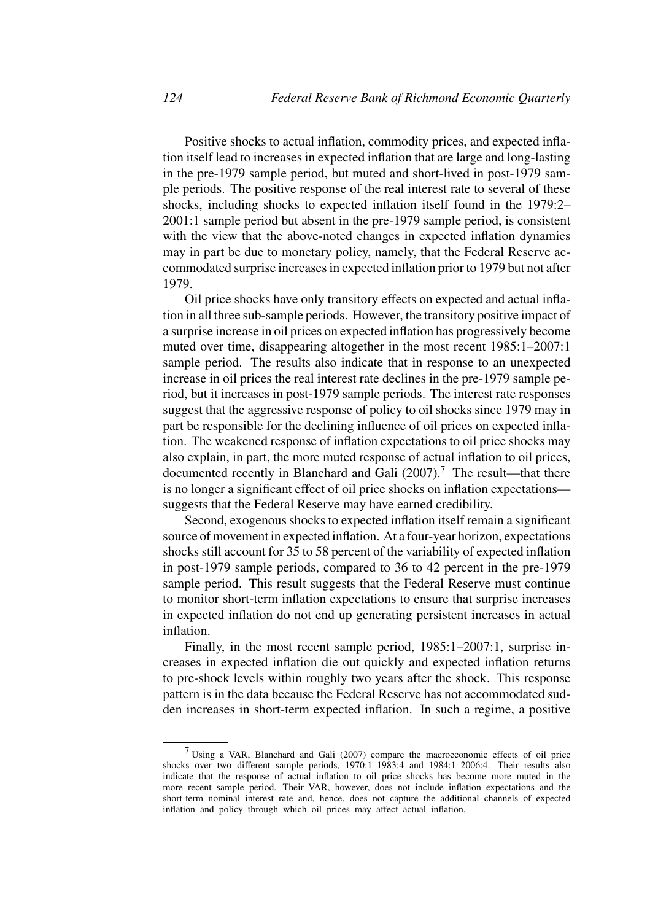Positive shocks to actual inflation, commodity prices, and expected inflation itself lead to increases in expected inflation that are large and long-lasting in the pre-1979 sample period, but muted and short-lived in post-1979 sample periods. The positive response of the real interest rate to several of these shocks, including shocks to expected inflation itself found in the 1979:2–2001:1 sample period but absent in the pre-1979 sample period, is consistent with the view that the above-noted changes in expected inflation dynamics may in part be due to monetary policy, namely, that the Federal Reserve accommodated surprise increases in expected inflation prior to 1979 but not after 1979.

Oil price shocks have only transitory effects on expected and actual inflation in all three sub-sample periods. However, the transitory positive impact of a surprise increase in oil prices on expected inflation has progressively become muted over time, disappearing altogether in the most recent 1985:1–2007:1 sample period. The results also indicate that in response to an unexpected increase in oil prices the real interest rate declines in the pre-1979 sample period, but it increases in post-1979 sample periods. The interest rate responses suggest that the aggressive response of policy to oil shocks since 1979 may in part be responsible for the declining influence of oil prices on expected inflation. The weakened response of inflation expectations to oil price shocks may also explain, in part, the more muted response of actual inflation to oil prices, documented recently in Blanchard and Gali (2007).[7] The result—that there is no longer a significant effect of oil price shocks on inflation expectations—suggests that the Federal Reserve may have earned credibility.

Second, exogenous shocks to expected inflation itself remain a significant source of movement in expected inflation. At a four-year horizon, expectations shocks still account for 35 to 58 percent of the variability of expected inflation in post-1979 sample periods, compared to 36 to 42 percent in the pre-1979 sample period. This result suggests that the Federal Reserve must continue to monitor short-term inflation expectations to ensure that surprise increases in expected inflation do not end up generating persistent increases in actual inflation.

Finally, in the most recent sample period, 1985:1–2007:1, surprise increases in expected inflation die out quickly and expected inflation returns to pre-shock levels within roughly two years after the shock. This response pattern is in the data because the Federal Reserve has not accommodated sudden increases in short-term expected inflation. In such a regime, a positive

[7] Using a VAR, Blanchard and Gali (2007) compare the macroeconomic effects of oil price shocks over two different sample periods, 1970:1–1983:4 and 1984:1–2006:4. Their results also indicate that the response of actual inflation to oil price shocks has become more muted in the more recent sample period. Their VAR, however, does not include inflation expectations and the short-term nominal interest rate and, hence, does not capture the additional channels of expected inflation and policy through which oil prices may affect actual inflation.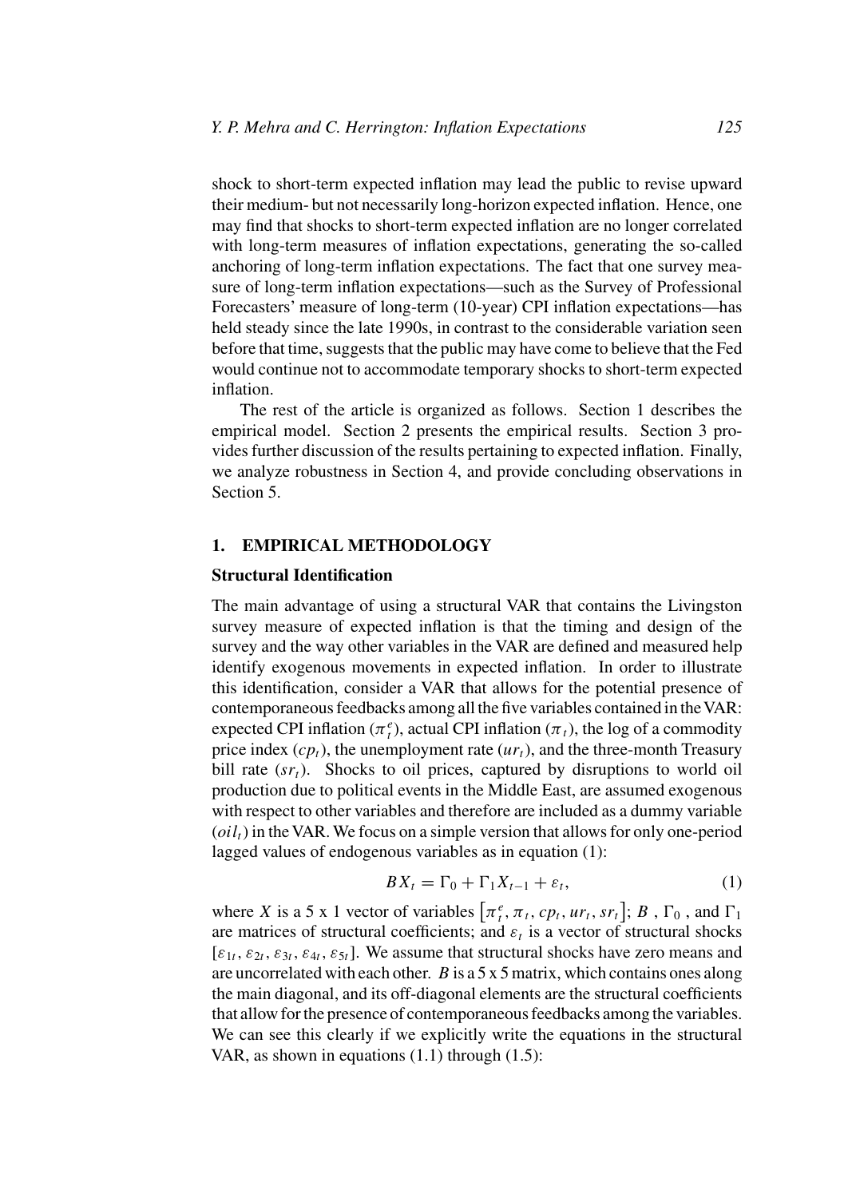shock to short-term expected inflation may lead the public to revise upward their medium- but not necessarily long-horizon expected inflation. Hence, one may find that shocks to short-term expected inflation are no longer correlated with long-term measures of inflation expectations, generating the so-called anchoring of long-term inflation expectations. The fact that one survey measure of long-term inflation expectations—such as the Survey of Professional Forecasters' measure of long-term (10-year) CPI inflation expectations—has held steady since the late 1990s, in contrast to the considerable variation seen before that time, suggests that the public may have come to believe that the Fed would continue not to accommodate temporary shocks to short-term expected inflation.

The rest of the article is organized as follows. Section 1 describes the empirical model. Section 2 presents the empirical results. Section 3 provides further discussion of the results pertaining to expected inflation. Finally, we analyze robustness in Section 4, and provide concluding observations in Section 5.

## 1. EMPIRICAL METHODOLOGY

### Structural Identification

The main advantage of using a structural VAR that contains the Livingston survey measure of expected inflation is that the timing and design of the survey and the way other variables in the VAR are defined and measured help identify exogenous movements in expected inflation. In order to illustrate this identification, consider a VAR that allows for the potential presence of contemporaneous feedbacks among all the five variables contained in the VAR: expected CPI inflation ($\pi_t^e$), actual CPI inflation ($\pi_t$), the log of a commodity price index ($cp_t$), the unemployment rate ($ur_t$), and the three-month Treasury bill rate ($sr_t$). Shocks to oil prices, captured by disruptions to world oil production due to political events in the Middle East, are assumed exogenous with respect to other variables and therefore are included as a dummy variable ($oil_t$) in the VAR. We focus on a simple version that allows for only one-period lagged values of endogenous variables as in equation (1):

$$BX_t = \Gamma_0 + \Gamma_1 X_{t-1} + \varepsilon_t, \tag{1}$$

where $X$ is a 5 x 1 vector of variables $\left[\pi_t^e, \pi_t, cp_t, ur_t, sr_t\right]$; $B$ , $\Gamma_0$ , and $\Gamma_1$ are matrices of structural coefficients; and $\varepsilon_t$ is a vector of structural shocks $[\varepsilon_{1t}, \varepsilon_{2t}, \varepsilon_{3t}, \varepsilon_{4t}, \varepsilon_{5t}]$. We assume that structural shocks have zero means and are uncorrelated with each other. $B$ is a 5 x 5 matrix, which contains ones along the main diagonal, and its off-diagonal elements are the structural coefficients that allow for the presence of contemporaneous feedbacks among the variables. We can see this clearly if we explicitly write the equations in the structural VAR, as shown in equations (1.1) through (1.5):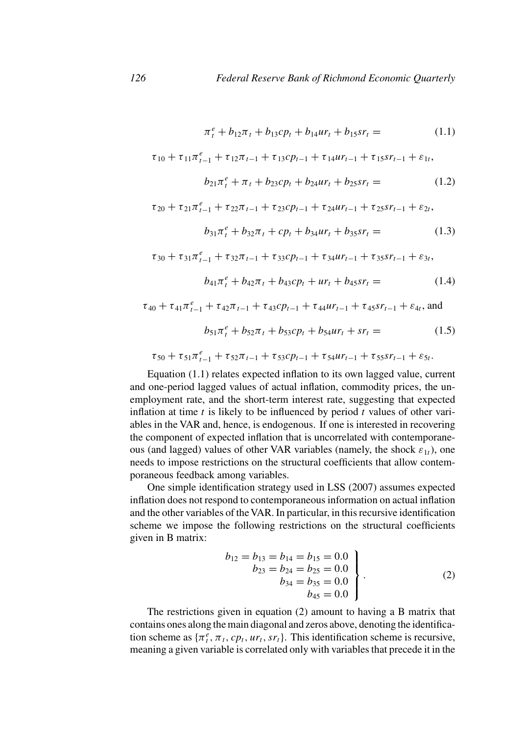$$\pi_t^e + b_{12}\pi_t + b_{13}cp_t + b_{14}ur_t + b_{15}sr_t = \tag{1.1}$$

$$\tau_{10} + \tau_{11}\pi_{t-1}^e + \tau_{12}\pi_{t-1} + \tau_{13}cp_{t-1} + \tau_{14}ur_{t-1} + \tau_{15}sr_{t-1} + \varepsilon_{1t},$$

$$b_{21}\pi_t^e + \pi_t + b_{23}cp_t + b_{24}ur_t + b_{25}sr_t = \tag{1.2}$$

$$\tau_{20} + \tau_{21}\pi_{t-1}^e + \tau_{22}\pi_{t-1} + \tau_{23}cp_{t-1} + \tau_{24}ur_{t-1} + \tau_{25}sr_{t-1} + \varepsilon_{2t},$$

$$b_{31}\pi_t^e + b_{32}\pi_t + cp_t + b_{34}ur_t + b_{35}sr_t = \tag{1.3}$$

$$\tau_{30} + \tau_{31}\pi_{t-1}^e + \tau_{32}\pi_{t-1} + \tau_{33}cp_{t-1} + \tau_{34}ur_{t-1} + \tau_{35}sr_{t-1} + \varepsilon_{3t},$$

$$b_{41}\pi_t^e + b_{42}\pi_t + b_{43}cp_t + ur_t + b_{45}sr_t = \tag{1.4}$$

$$\tau_{40} + \tau_{41}\pi_{t-1}^e + \tau_{42}\pi_{t-1} + \tau_{43}cp_{t-1} + \tau_{44}ur_{t-1} + \tau_{45}sr_{t-1} + \varepsilon_{4t}, \text{ and}$$

$$b_{51}\pi_t^e + b_{52}\pi_t + b_{53}cp_t + b_{54}ur_t + sr_t = \tag{1.5}$$

$$\tau_{50} + \tau_{51}\pi_{t-1}^e + \tau_{52}\pi_{t-1} + \tau_{53}cp_{t-1} + \tau_{54}ur_{t-1} + \tau_{55}sr_{t-1} + \varepsilon_{5t}.$$

Equation (1.1) relates expected inflation to its own lagged value, current and one-period lagged values of actual inflation, commodity prices, the unemployment rate, and the short-term interest rate, suggesting that expected inflation at time $t$ is likely to be influenced by period $t$ values of other variables in the VAR and, hence, is endogenous. If one is interested in recovering the component of expected inflation that is uncorrelated with contemporaneous (and lagged) values of other VAR variables (namely, the shock $\varepsilon_{1t}$), one needs to impose restrictions on the structural coefficients that allow contemporaneous feedback among variables.

One simple identification strategy used in LSS (2007) assumes expected inflation does not respond to contemporaneous information on actual inflation and the other variables of the VAR. In particular, in this recursive identification scheme we impose the following restrictions on the structural coefficients given in B matrix:

$$\left.\begin{aligned} b_{12} = b_{13} = b_{14} = b_{15} = 0.0 \\ b_{23} = b_{24} = b_{25} = 0.0 \\ b_{34} = b_{35} = 0.0 \\ b_{45} = 0.0 \end{aligned}\right\}. \tag{2}$$

The restrictions given in equation (2) amount to having a B matrix that contains ones along the main diagonal and zeros above, denoting the identification scheme as $\{\pi_t^e, \pi_t, cp_t, ur_t, sr_t\}$. This identification scheme is recursive, meaning a given variable is correlated only with variables that precede it in the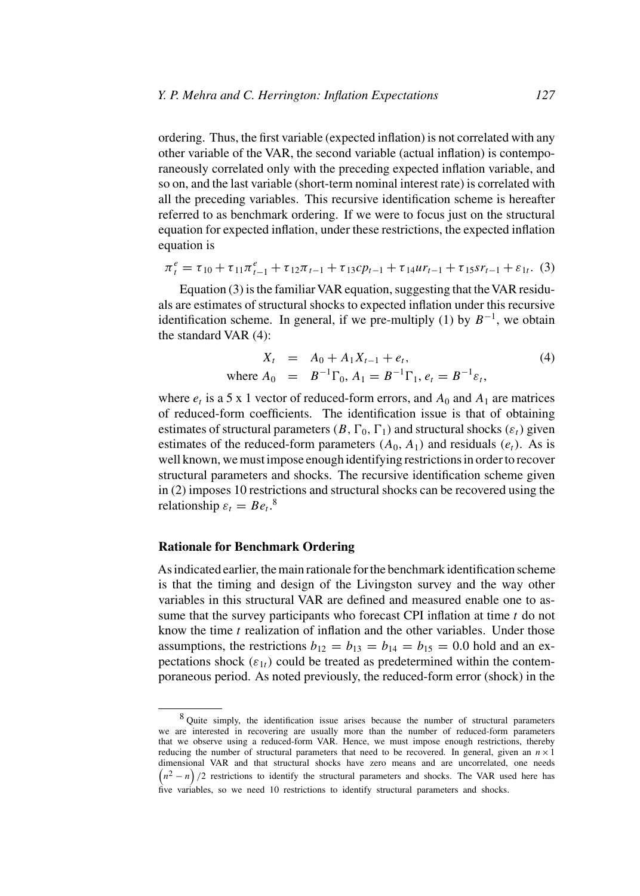ordering. Thus, the first variable (expected inflation) is not correlated with any other variable of the VAR, the second variable (actual inflation) is contemporaneously correlated only with the preceding expected inflation variable, and so on, and the last variable (short-term nominal interest rate) is correlated with all the preceding variables. This recursive identification scheme is hereafter referred to as benchmark ordering. If we were to focus just on the structural equation for expected inflation, under these restrictions, the expected inflation equation is

$$\pi_t^e = \tau_{10} + \tau_{11}\pi_{t-1}^e + \tau_{12}\pi_{t-1} + \tau_{13}cp_{t-1} + \tau_{14}ur_{t-1} + \tau_{15}sr_{t-1} + \varepsilon_{1t}. \quad (3)$$

Equation (3) is the familiar VAR equation, suggesting that the VAR residuals are estimates of structural shocks to expected inflation under this recursive identification scheme. In general, if we pre-multiply (1) by $B^{-1}$, we obtain the standard VAR (4):

$$\begin{aligned} X_t &= A_0 + A_1 X_{t-1} + e_t, \quad (4) \\ \text{where } A_0 &= B^{-1}\Gamma_0,\ A_1 = B^{-1}\Gamma_1,\ e_t = B^{-1}\varepsilon_t, \end{aligned}$$

where $e_t$ is a 5 x 1 vector of reduced-form errors, and $A_0$ and $A_1$ are matrices of reduced-form coefficients. The identification issue is that of obtaining estimates of structural parameters ($B$, $\Gamma_0$, $\Gamma_1$) and structural shocks ($\varepsilon_t$) given estimates of the reduced-form parameters ($A_0$, $A_1$) and residuals ($e_t$). As is well known, we must impose enough identifying restrictions in order to recover structural parameters and shocks. The recursive identification scheme given in (2) imposes 10 restrictions and structural shocks can be recovered using the relationship $\varepsilon_t = Be_t$.[8]

### Rationale for Benchmark Ordering

As indicated earlier, the main rationale for the benchmark identification scheme is that the timing and design of the Livingston survey and the way other variables in this structural VAR are defined and measured enable one to assume that the survey participants who forecast CPI inflation at time $t$ do not know the time $t$ realization of inflation and the other variables. Under those assumptions, the restrictions $b_{12} = b_{13} = b_{14} = b_{15} = 0.0$ hold and an expectations shock ($\varepsilon_{1t}$) could be treated as predetermined within the contemporaneous period. As noted previously, the reduced-form error (shock) in the

[8] Quite simply, the identification issue arises because the number of structural parameters we are interested in recovering are usually more than the number of reduced-form parameters that we observe using a reduced-form VAR. Hence, we must impose enough restrictions, thereby reducing the number of structural parameters that need to be recovered. In general, given an $n \times 1$ dimensional VAR and that structural shocks have zero means and are uncorrelated, one needs $\left(n^2 - n\right)/2$ restrictions to identify the structural parameters and shocks. The VAR used here has five variables, so we need 10 restrictions to identify structural parameters and shocks.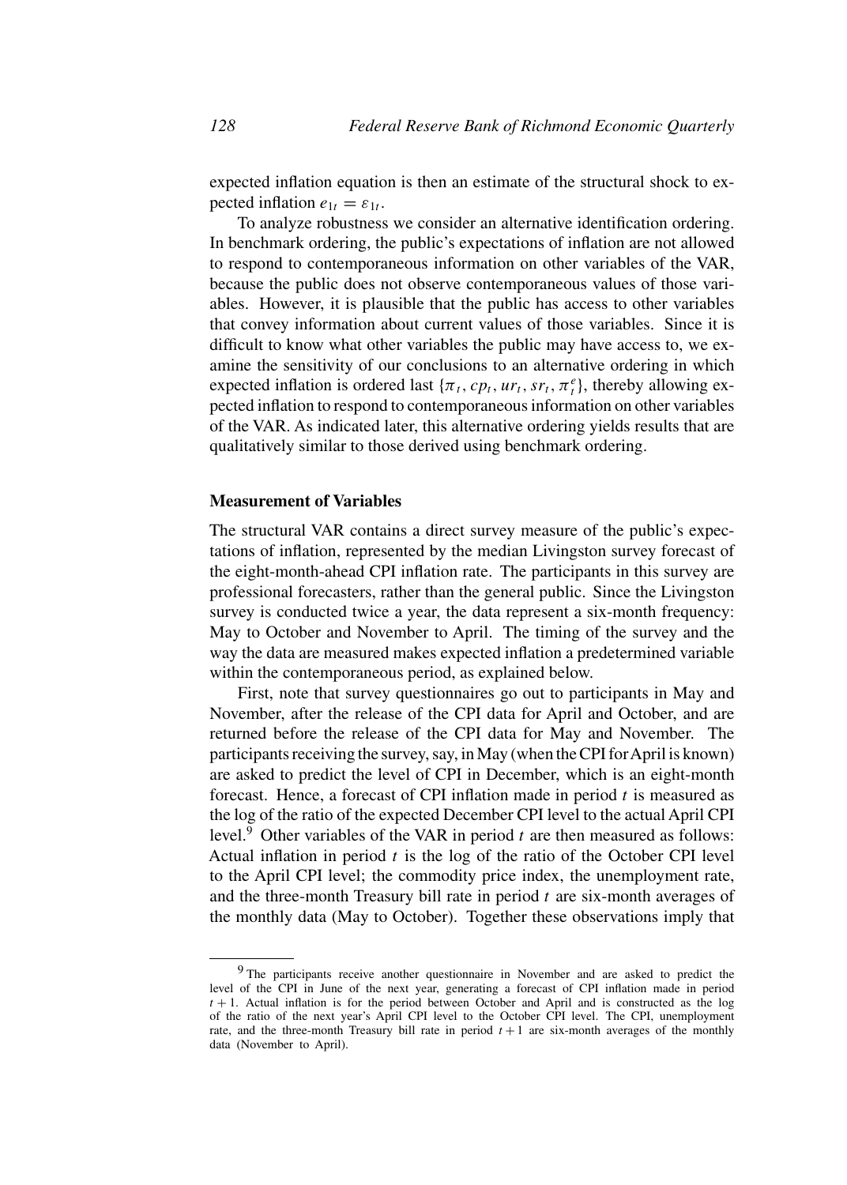expected inflation equation is then an estimate of the structural shock to expected inflation $e_{1t} = \varepsilon_{1t}$.

To analyze robustness we consider an alternative identification ordering. In benchmark ordering, the public's expectations of inflation are not allowed to respond to contemporaneous information on other variables of the VAR, because the public does not observe contemporaneous values of those variables. However, it is plausible that the public has access to other variables that convey information about current values of those variables. Since it is difficult to know what other variables the public may have access to, we examine the sensitivity of our conclusions to an alternative ordering in which expected inflation is ordered last $\{\pi_t, cp_t, ur_t, sr_t, \pi_t^e\}$, thereby allowing expected inflation to respond to contemporaneous information on other variables of the VAR. As indicated later, this alternative ordering yields results that are qualitatively similar to those derived using benchmark ordering.

### Measurement of Variables

The structural VAR contains a direct survey measure of the public's expectations of inflation, represented by the median Livingston survey forecast of the eight-month-ahead CPI inflation rate. The participants in this survey are professional forecasters, rather than the general public. Since the Livingston survey is conducted twice a year, the data represent a six-month frequency: May to October and November to April. The timing of the survey and the way the data are measured makes expected inflation a predetermined variable within the contemporaneous period, as explained below.

First, note that survey questionnaires go out to participants in May and November, after the release of the CPI data for April and October, and are returned before the release of the CPI data for May and November. The participants receiving the survey, say, in May (when the CPI for April is known) are asked to predict the level of CPI in December, which is an eight-month forecast. Hence, a forecast of CPI inflation made in period $t$ is measured as the log of the ratio of the expected December CPI level to the actual April CPI level.[9] Other variables of the VAR in period $t$ are then measured as follows: Actual inflation in period $t$ is the log of the ratio of the October CPI level to the April CPI level; the commodity price index, the unemployment rate, and the three-month Treasury bill rate in period $t$ are six-month averages of the monthly data (May to October). Together these observations imply that

---

[9] The participants receive another questionnaire in November and are asked to predict the level of the CPI in June of the next year, generating a forecast of CPI inflation made in period $t + 1$. Actual inflation is for the period between October and April and is constructed as the log of the ratio of the next year's April CPI level to the October CPI level. The CPI, unemployment rate, and the three-month Treasury bill rate in period $t + 1$ are six-month averages of the monthly data (November to April).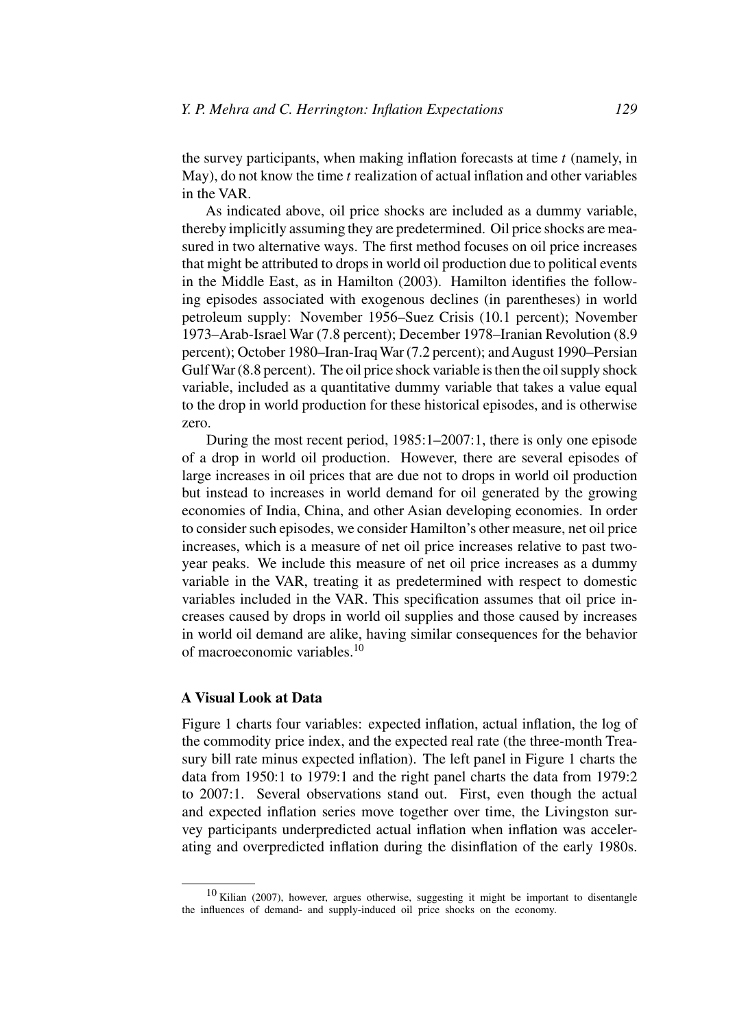the survey participants, when making inflation forecasts at time *t* (namely, in May), do not know the time *t* realization of actual inflation and other variables in the VAR.

As indicated above, oil price shocks are included as a dummy variable, thereby implicitly assuming they are predetermined. Oil price shocks are measured in two alternative ways. The first method focuses on oil price increases that might be attributed to drops in world oil production due to political events in the Middle East, as in Hamilton (2003). Hamilton identifies the following episodes associated with exogenous declines (in parentheses) in world petroleum supply: November 1956–Suez Crisis (10.1 percent); November 1973–Arab-Israel War (7.8 percent); December 1978–Iranian Revolution (8.9 percent); October 1980–Iran-Iraq War (7.2 percent); and August 1990–Persian Gulf War (8.8 percent). The oil price shock variable is then the oil supply shock variable, included as a quantitative dummy variable that takes a value equal to the drop in world production for these historical episodes, and is otherwise zero.

During the most recent period, 1985:1–2007:1, there is only one episode of a drop in world oil production. However, there are several episodes of large increases in oil prices that are due not to drops in world oil production but instead to increases in world demand for oil generated by the growing economies of India, China, and other Asian developing economies. In order to consider such episodes, we consider Hamilton's other measure, net oil price increases, which is a measure of net oil price increases relative to past two-year peaks. We include this measure of net oil price increases as a dummy variable in the VAR, treating it as predetermined with respect to domestic variables included in the VAR. This specification assumes that oil price increases caused by drops in world oil supplies and those caused by increases in world oil demand are alike, having similar consequences for the behavior of macroeconomic variables.[10]

### A Visual Look at Data

Figure 1 charts four variables: expected inflation, actual inflation, the log of the commodity price index, and the expected real rate (the three-month Treasury bill rate minus expected inflation). The left panel in Figure 1 charts the data from 1950:1 to 1979:1 and the right panel charts the data from 1979:2 to 2007:1. Several observations stand out. First, even though the actual and expected inflation series move together over time, the Livingston survey participants underpredicted actual inflation when inflation was accelerating and overpredicted inflation during the disinflation of the early 1980s.

---

[10] Kilian (2007), however, argues otherwise, suggesting it might be important to disentangle the influences of demand- and supply-induced oil price shocks on the economy.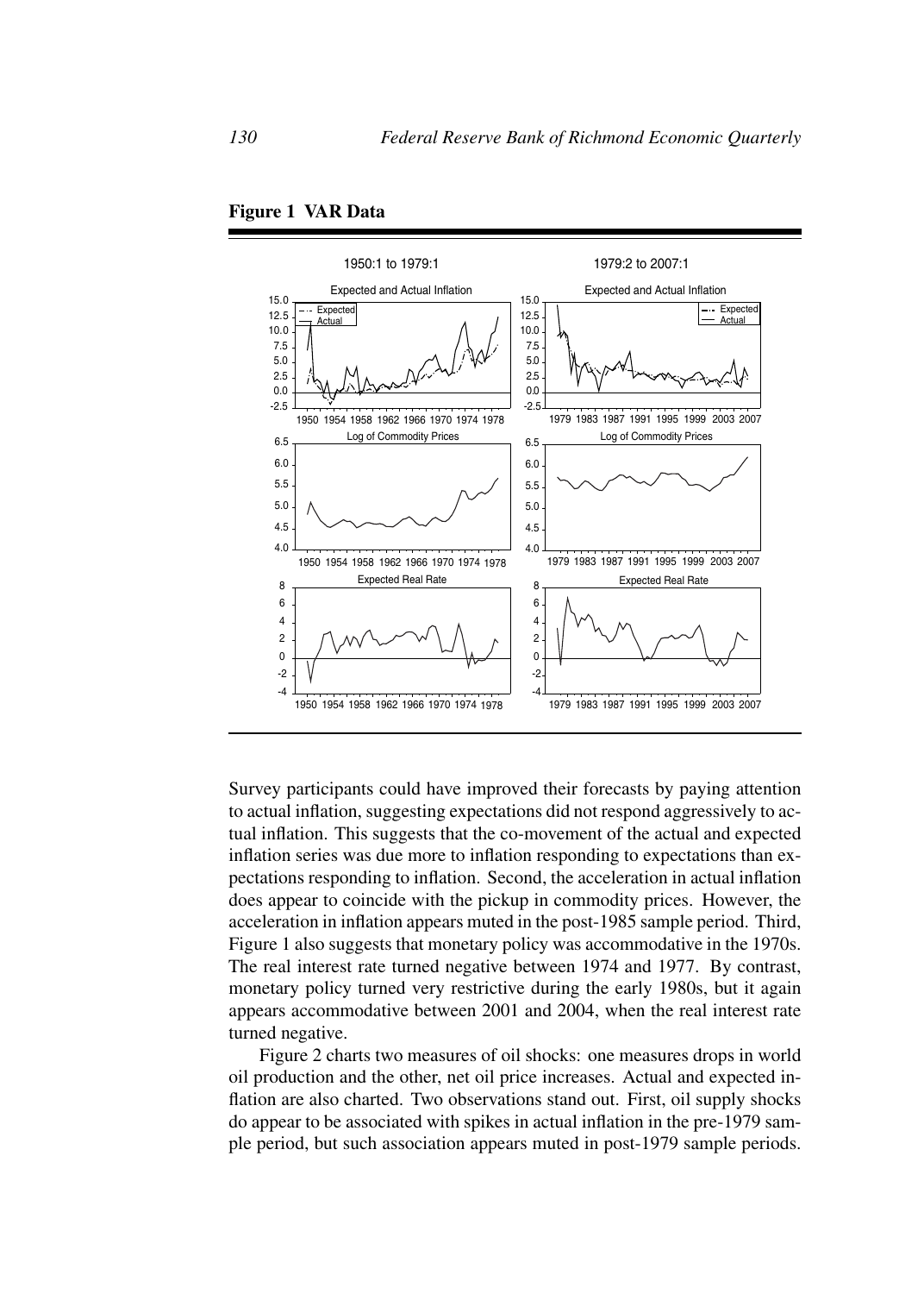**Figure 1 VAR Data**

Survey participants could have improved their forecasts by paying attention to actual inflation, suggesting expectations did not respond aggressively to actual inflation. This suggests that the co-movement of the actual and expected inflation series was due more to inflation responding to expectations than expectations responding to inflation. Second, the acceleration in actual inflation does appear to coincide with the pickup in commodity prices. However, the acceleration in inflation appears muted in the post-1985 sample period. Third, Figure 1 also suggests that monetary policy was accommodative in the 1970s. The real interest rate turned negative between 1974 and 1977. By contrast, monetary policy turned very restrictive during the early 1980s, but it again appears accommodative between 2001 and 2004, when the real interest rate turned negative.

Figure 2 charts two measures of oil shocks: one measures drops in world oil production and the other, net oil price increases. Actual and expected inflation are also charted. Two observations stand out. First, oil supply shocks do appear to be associated with spikes in actual inflation in the pre-1979 sample period, but such association appears muted in post-1979 sample periods.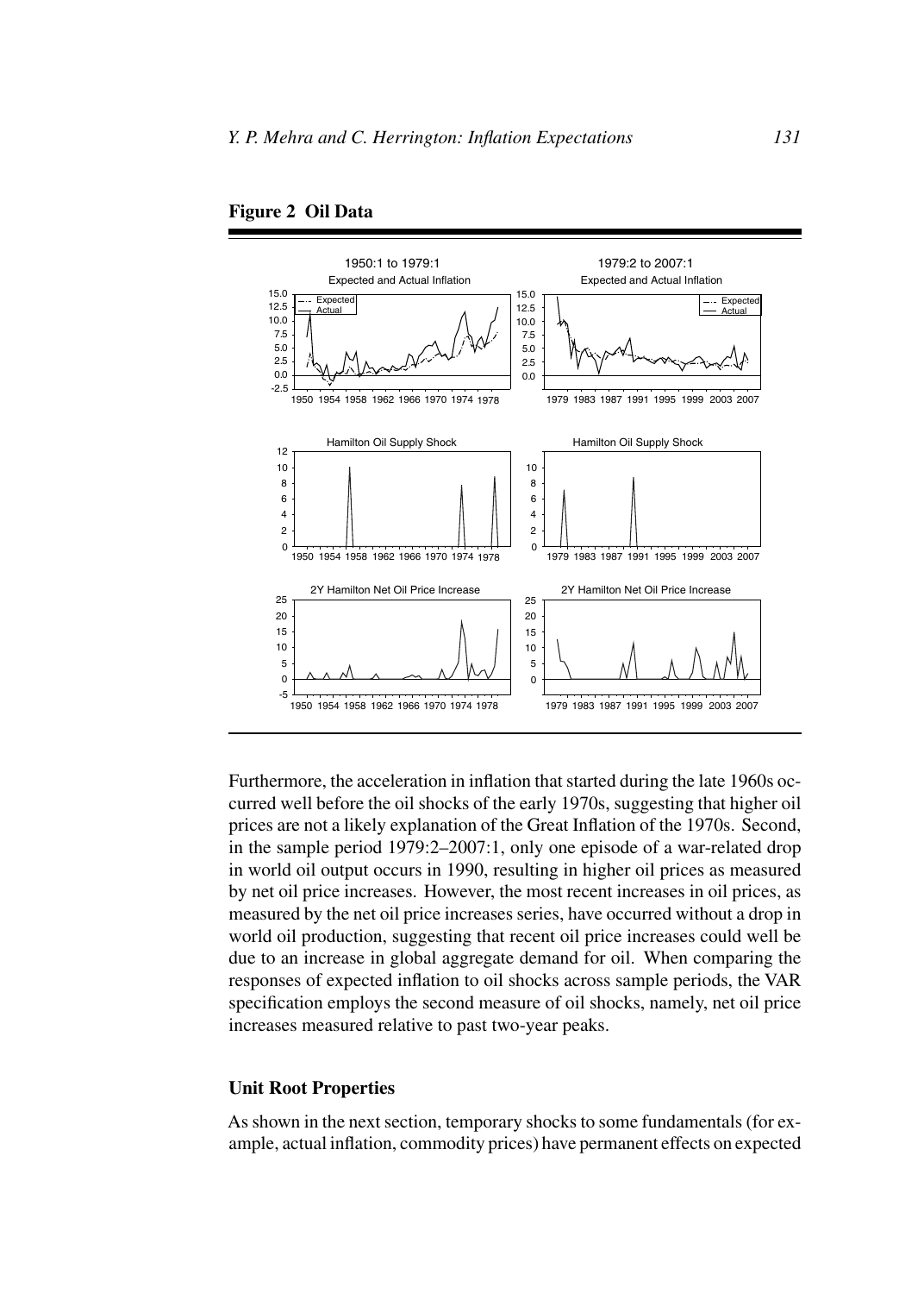**Figure 2 Oil Data**

Furthermore, the acceleration in inflation that started during the late 1960s occurred well before the oil shocks of the early 1970s, suggesting that higher oil prices are not a likely explanation of the Great Inflation of the 1970s. Second, in the sample period 1979:2–2007:1, only one episode of a war-related drop in world oil output occurs in 1990, resulting in higher oil prices as measured by net oil price increases. However, the most recent increases in oil prices, as measured by the net oil price increases series, have occurred without a drop in world oil production, suggesting that recent oil price increases could well be due to an increase in global aggregate demand for oil. When comparing the responses of expected inflation to oil shocks across sample periods, the VAR specification employs the second measure of oil shocks, namely, net oil price increases measured relative to past two-year peaks.

### Unit Root Properties

As shown in the next section, temporary shocks to some fundamentals (for example, actual inflation, commodity prices) have permanent effects on expected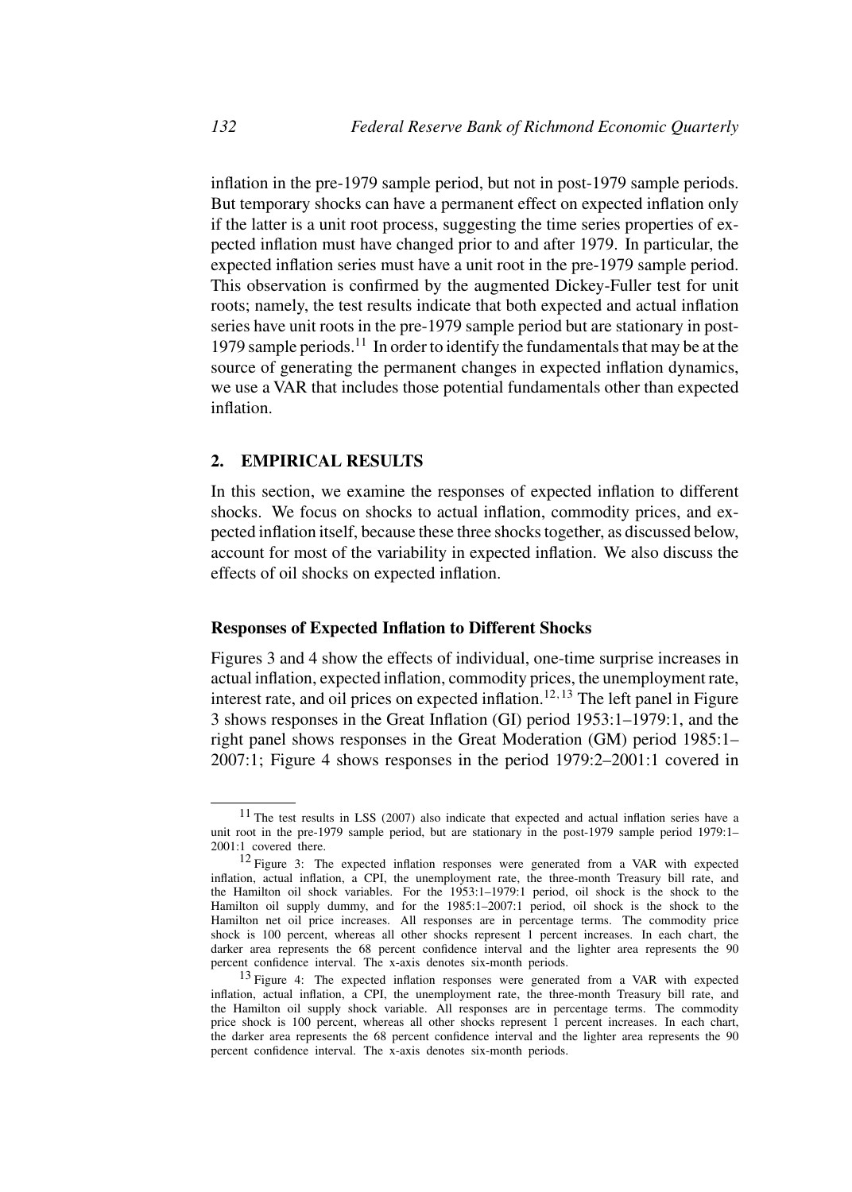inflation in the pre-1979 sample period, but not in post-1979 sample periods. But temporary shocks can have a permanent effect on expected inflation only if the latter is a unit root process, suggesting the time series properties of expected inflation must have changed prior to and after 1979. In particular, the expected inflation series must have a unit root in the pre-1979 sample period. This observation is confirmed by the augmented Dickey-Fuller test for unit roots; namely, the test results indicate that both expected and actual inflation series have unit roots in the pre-1979 sample period but are stationary in post-1979 sample periods.[11] In order to identify the fundamentals that may be at the source of generating the permanent changes in expected inflation dynamics, we use a VAR that includes those potential fundamentals other than expected inflation.

## 2. EMPIRICAL RESULTS

In this section, we examine the responses of expected inflation to different shocks. We focus on shocks to actual inflation, commodity prices, and expected inflation itself, because these three shocks together, as discussed below, account for most of the variability in expected inflation. We also discuss the effects of oil shocks on expected inflation.

### Responses of Expected Inflation to Different Shocks

Figures 3 and 4 show the effects of individual, one-time surprise increases in actual inflation, expected inflation, commodity prices, the unemployment rate, interest rate, and oil prices on expected inflation.[12,13] The left panel in Figure 3 shows responses in the Great Inflation (GI) period 1953:1–1979:1, and the right panel shows responses in the Great Moderation (GM) period 1985:1–2007:1; Figure 4 shows responses in the period 1979:2–2001:1 covered in

[11] The test results in LSS (2007) also indicate that expected and actual inflation series have a unit root in the pre-1979 sample period, but are stationary in the post-1979 sample period 1979:1–2001:1 covered there.

[12] Figure 3: The expected inflation responses were generated from a VAR with expected inflation, actual inflation, a CPI, the unemployment rate, the three-month Treasury bill rate, and the Hamilton oil shock variables. For the 1953:1–1979:1 period, oil shock is the shock to the Hamilton oil supply dummy, and for the 1985:1–2007:1 period, oil shock is the shock to the Hamilton net oil price increases. All responses are in percentage terms. The commodity price shock is 100 percent, whereas all other shocks represent 1 percent increases. In each chart, the darker area represents the 68 percent confidence interval and the lighter area represents the 90 percent confidence interval. The x-axis denotes six-month periods.

[13] Figure 4: The expected inflation responses were generated from a VAR with expected inflation, actual inflation, a CPI, the unemployment rate, the three-month Treasury bill rate, and the Hamilton oil supply shock variable. All responses are in percentage terms. The commodity price shock is 100 percent, whereas all other shocks represent 1 percent increases. In each chart, the darker area represents the 68 percent confidence interval and the lighter area represents the 90 percent confidence interval. The x-axis denotes six-month periods.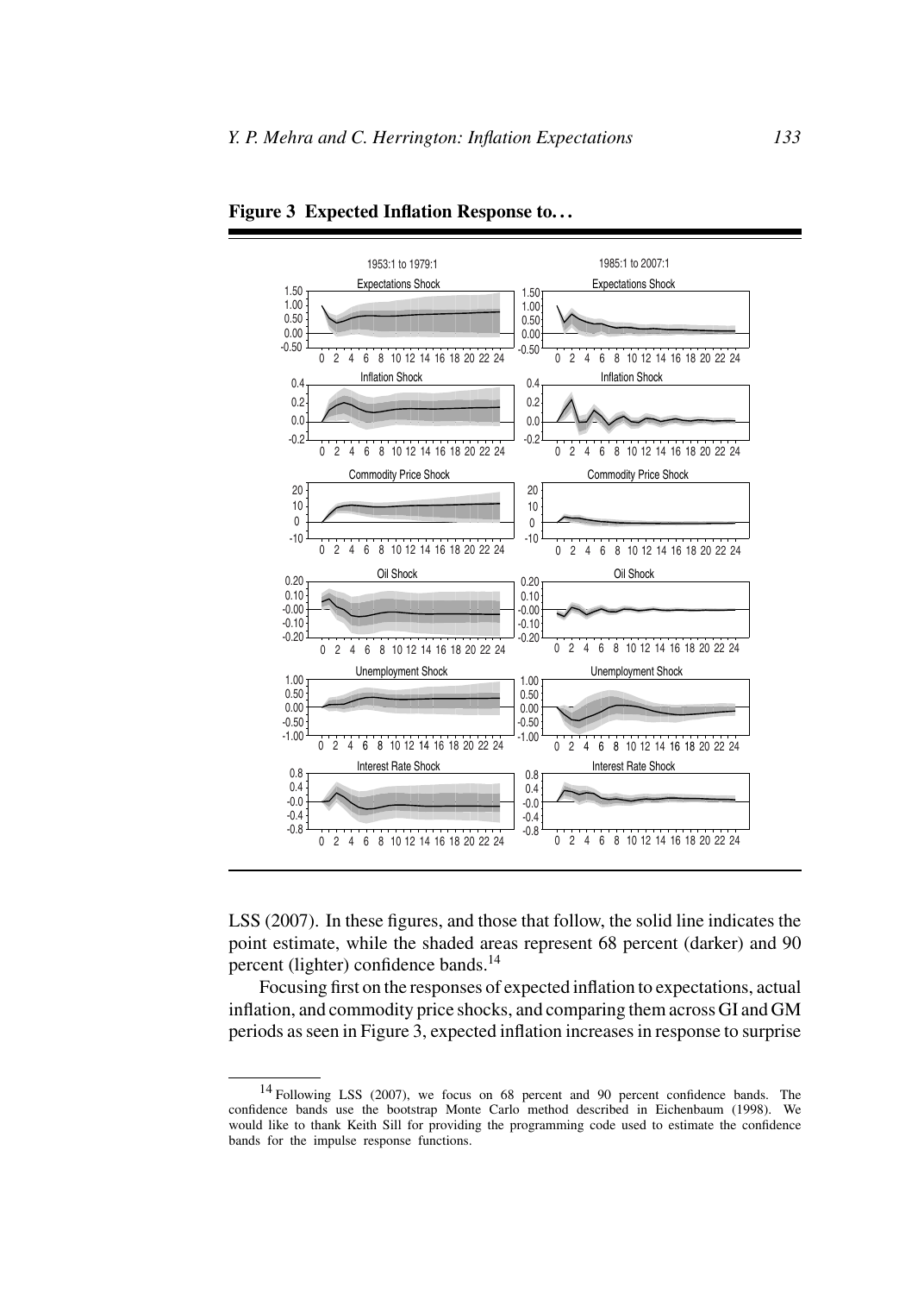**Figure 3 Expected Inflation Response to...**

LSS (2007). In these figures, and those that follow, the solid line indicates the point estimate, while the shaded areas represent 68 percent (darker) and 90 percent (lighter) confidence bands.[14]

Focusing first on the responses of expected inflation to expectations, actual inflation, and commodity price shocks, and comparing them across GI and GM periods as seen in Figure 3, expected inflation increases in response to surprise

---

[14] Following LSS (2007), we focus on 68 percent and 90 percent confidence bands. The confidence bands use the bootstrap Monte Carlo method described in Eichenbaum (1998). We would like to thank Keith Sill for providing the programming code used to estimate the confidence bands for the impulse response functions.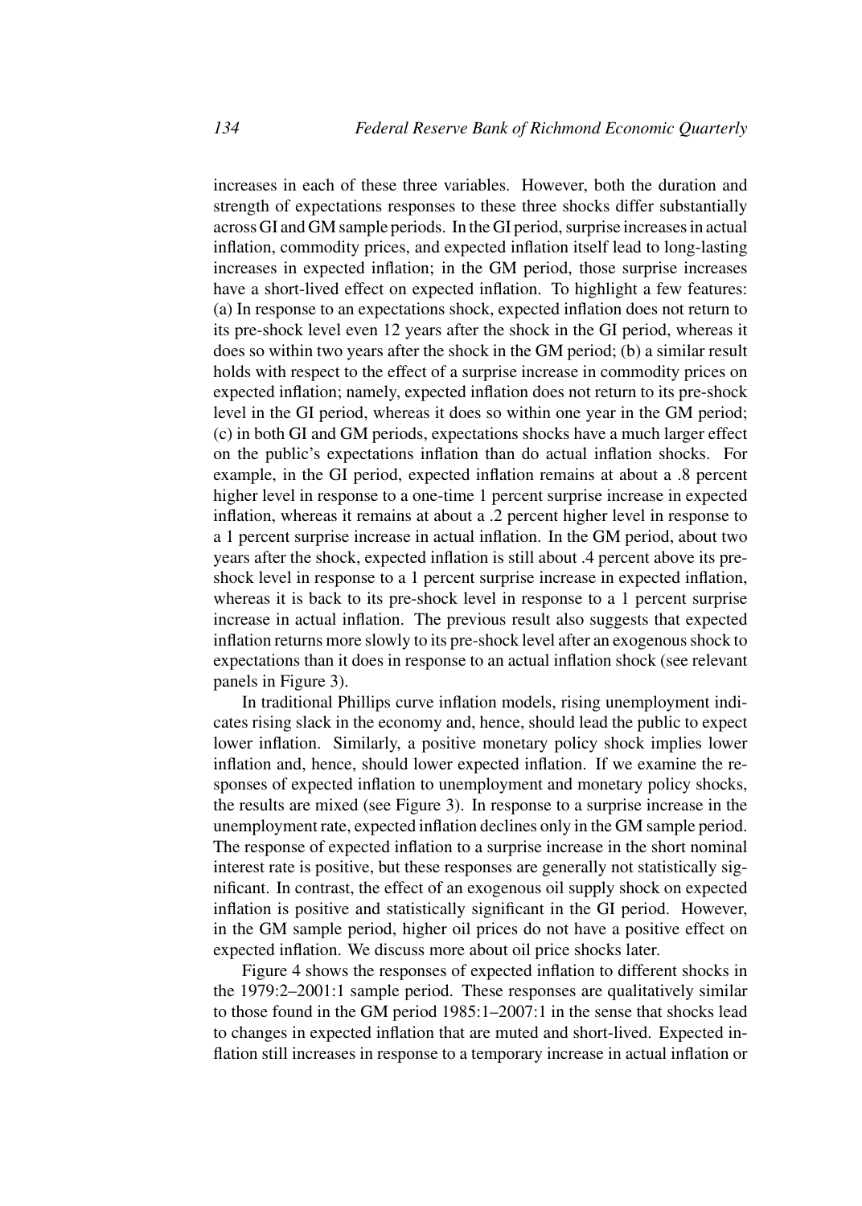increases in each of these three variables. However, both the duration and strength of expectations responses to these three shocks differ substantially across GI and GM sample periods. In the GI period, surprise increases in actual inflation, commodity prices, and expected inflation itself lead to long-lasting increases in expected inflation; in the GM period, those surprise increases have a short-lived effect on expected inflation. To highlight a few features: (a) In response to an expectations shock, expected inflation does not return to its pre-shock level even 12 years after the shock in the GI period, whereas it does so within two years after the shock in the GM period; (b) a similar result holds with respect to the effect of a surprise increase in commodity prices on expected inflation; namely, expected inflation does not return to its pre-shock level in the GI period, whereas it does so within one year in the GM period; (c) in both GI and GM periods, expectations shocks have a much larger effect on the public's expectations inflation than do actual inflation shocks. For example, in the GI period, expected inflation remains at about a .8 percent higher level in response to a one-time 1 percent surprise increase in expected inflation, whereas it remains at about a .2 percent higher level in response to a 1 percent surprise increase in actual inflation. In the GM period, about two years after the shock, expected inflation is still about .4 percent above its pre-shock level in response to a 1 percent surprise increase in expected inflation, whereas it is back to its pre-shock level in response to a 1 percent surprise increase in actual inflation. The previous result also suggests that expected inflation returns more slowly to its pre-shock level after an exogenous shock to expectations than it does in response to an actual inflation shock (see relevant panels in Figure 3).

In traditional Phillips curve inflation models, rising unemployment indicates rising slack in the economy and, hence, should lead the public to expect lower inflation. Similarly, a positive monetary policy shock implies lower inflation and, hence, should lower expected inflation. If we examine the responses of expected inflation to unemployment and monetary policy shocks, the results are mixed (see Figure 3). In response to a surprise increase in the unemployment rate, expected inflation declines only in the GM sample period. The response of expected inflation to a surprise increase in the short nominal interest rate is positive, but these responses are generally not statistically significant. In contrast, the effect of an exogenous oil supply shock on expected inflation is positive and statistically significant in the GI period. However, in the GM sample period, higher oil prices do not have a positive effect on expected inflation. We discuss more about oil price shocks later.

Figure 4 shows the responses of expected inflation to different shocks in the 1979:2–2001:1 sample period. These responses are qualitatively similar to those found in the GM period 1985:1–2007:1 in the sense that shocks lead to changes in expected inflation that are muted and short-lived. Expected inflation still increases in response to a temporary increase in actual inflation or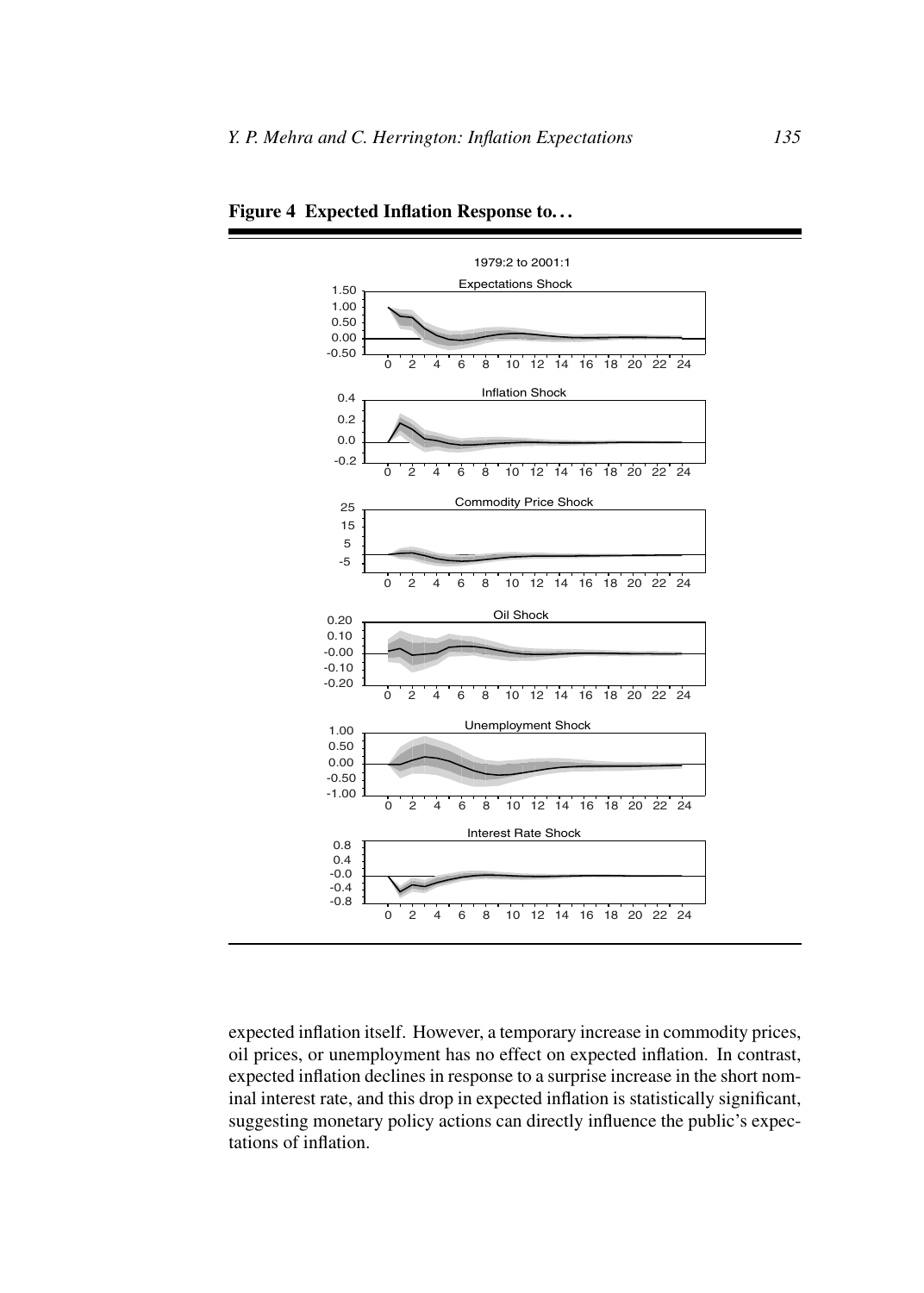**Figure 4 Expected Inflation Response to...**

expected inflation itself. However, a temporary increase in commodity prices, oil prices, or unemployment has no effect on expected inflation. In contrast, expected inflation declines in response to a surprise increase in the short nominal interest rate, and this drop in expected inflation is statistically significant, suggesting monetary policy actions can directly influence the public's expectations of inflation.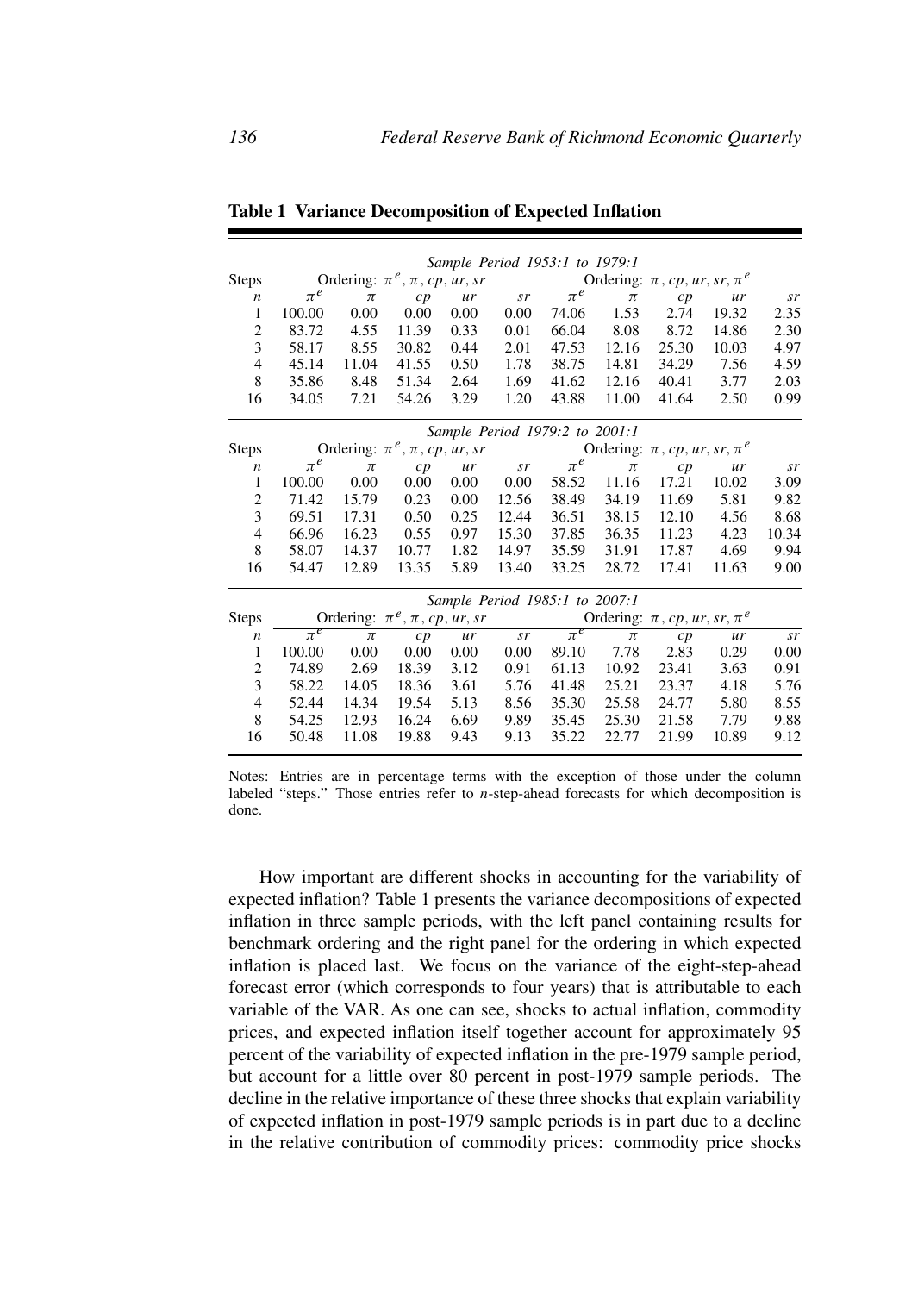**Table 1 Variance Decomposition of Expected Inflation**

| | *Sample Period 1953:1 to 1979:1* | | | | | | | | | |
|---|---|---|---|---|---|---|---|---|---|---|
| Steps | Ordering: $\pi^e, \pi, cp, ur, sr$ | | | | | Ordering: $\pi, cp, ur, sr, \pi^e$ | | | | |
| $n$ | $\pi^e$ | $\pi$ | $cp$ | $ur$ | $sr$ | $\pi^e$ | $\pi$ | $cp$ | $ur$ | $sr$ |
| 1 | 100.00 | 0.00 | 0.00 | 0.00 | 0.00 | 74.06 | 1.53 | 2.74 | 19.32 | 2.35 |
| 2 | 83.72 | 4.55 | 11.39 | 0.33 | 0.01 | 66.04 | 8.08 | 8.72 | 14.86 | 2.30 |
| 3 | 58.17 | 8.55 | 30.82 | 0.44 | 2.01 | 47.53 | 12.16 | 25.30 | 10.03 | 4.97 |
| 4 | 45.14 | 11.04 | 41.55 | 0.50 | 1.78 | 38.75 | 14.81 | 34.29 | 7.56 | 4.59 |
| 8 | 35.86 | 8.48 | 51.34 | 2.64 | 1.69 | 41.62 | 12.16 | 40.41 | 3.77 | 2.03 |
| 16 | 34.05 | 7.21 | 54.26 | 3.29 | 1.20 | 43.88 | 11.00 | 41.64 | 2.50 | 0.99 |
| | *Sample Period 1979:2 to 2001:1* | | | | | | | | | |
| Steps | Ordering: $\pi^e, \pi, cp, ur, sr$ | | | | | Ordering: $\pi, cp, ur, sr, \pi^e$ | | | | |
| $n$ | $\pi^e$ | $\pi$ | $cp$ | $ur$ | $sr$ | $\pi^e$ | $\pi$ | $cp$ | $ur$ | $sr$ |
| 1 | 100.00 | 0.00 | 0.00 | 0.00 | 0.00 | 58.52 | 11.16 | 17.21 | 10.02 | 3.09 |
| 2 | 71.42 | 15.79 | 0.23 | 0.00 | 12.56 | 38.49 | 34.19 | 11.69 | 5.81 | 9.82 |
| 3 | 69.51 | 17.31 | 0.50 | 0.25 | 12.44 | 36.51 | 38.15 | 12.10 | 4.56 | 8.68 |
| 4 | 66.96 | 16.23 | 0.55 | 0.97 | 15.30 | 37.85 | 36.35 | 11.23 | 4.23 | 10.34 |
| 8 | 58.07 | 14.37 | 10.77 | 1.82 | 14.97 | 35.59 | 31.91 | 17.87 | 4.69 | 9.94 |
| 16 | 54.47 | 12.89 | 13.35 | 5.89 | 13.40 | 33.25 | 28.72 | 17.41 | 11.63 | 9.00 |
| | *Sample Period 1985:1 to 2007:1* | | | | | | | | | |
| Steps | Ordering: $\pi^e, \pi, cp, ur, sr$ | | | | | Ordering: $\pi, cp, ur, sr, \pi^e$ | | | | |
| $n$ | $\pi^e$ | $\pi$ | $cp$ | $ur$ | $sr$ | $\pi^e$ | $\pi$ | $cp$ | $ur$ | $sr$ |
| 1 | 100.00 | 0.00 | 0.00 | 0.00 | 0.00 | 89.10 | 7.78 | 2.83 | 0.29 | 0.00 |
| 2 | 74.89 | 2.69 | 18.39 | 3.12 | 0.91 | 61.13 | 10.92 | 23.41 | 3.63 | 0.91 |
| 3 | 58.22 | 14.05 | 18.36 | 3.61 | 5.76 | 41.48 | 25.21 | 23.37 | 4.18 | 5.76 |
| 4 | 52.44 | 14.34 | 19.54 | 5.13 | 8.56 | 35.30 | 25.58 | 24.77 | 5.80 | 8.55 |
| 8 | 54.25 | 12.93 | 16.24 | 6.69 | 9.89 | 35.45 | 25.30 | 21.58 | 7.79 | 9.88 |
| 16 | 50.48 | 11.08 | 19.88 | 9.43 | 9.13 | 35.22 | 22.77 | 21.99 | 10.89 | 9.12 |

Notes: Entries are in percentage terms with the exception of those under the column labeled "steps." Those entries refer to $n$-step-ahead forecasts for which decomposition is done.

How important are different shocks in accounting for the variability of expected inflation? Table 1 presents the variance decompositions of expected inflation in three sample periods, with the left panel containing results for benchmark ordering and the right panel for the ordering in which expected inflation is placed last. We focus on the variance of the eight-step-ahead forecast error (which corresponds to four years) that is attributable to each variable of the VAR. As one can see, shocks to actual inflation, commodity prices, and expected inflation itself together account for approximately 95 percent of the variability of expected inflation in the pre-1979 sample period, but account for a little over 80 percent in post-1979 sample periods. The decline in the relative importance of these three shocks that explain variability of expected inflation in post-1979 sample periods is in part due to a decline in the relative contribution of commodity prices: commodity price shocks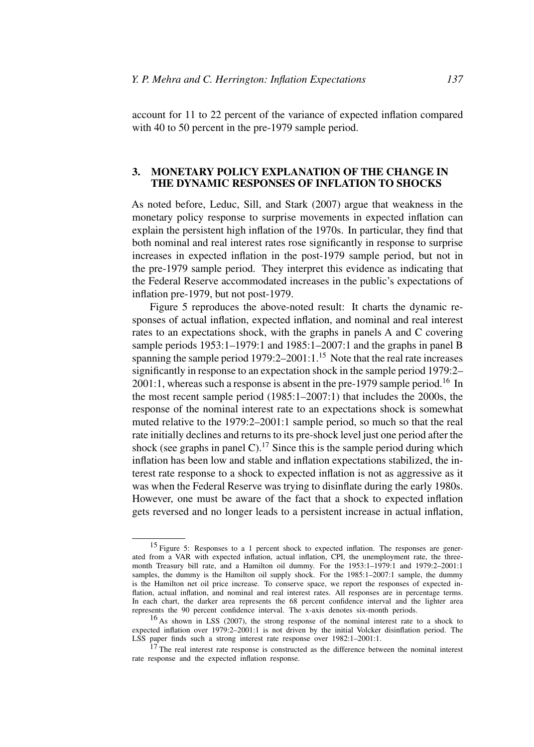account for 11 to 22 percent of the variance of expected inflation compared with 40 to 50 percent in the pre-1979 sample period.

## 3. MONETARY POLICY EXPLANATION OF THE CHANGE IN THE DYNAMIC RESPONSES OF INFLATION TO SHOCKS

As noted before, Leduc, Sill, and Stark (2007) argue that weakness in the monetary policy response to surprise movements in expected inflation can explain the persistent high inflation of the 1970s. In particular, they find that both nominal and real interest rates rose significantly in response to surprise increases in expected inflation in the post-1979 sample period, but not in the pre-1979 sample period. They interpret this evidence as indicating that the Federal Reserve accommodated increases in the public's expectations of inflation pre-1979, but not post-1979.

Figure 5 reproduces the above-noted result: It charts the dynamic responses of actual inflation, expected inflation, and nominal and real interest rates to an expectations shock, with the graphs in panels A and C covering sample periods 1953:1–1979:1 and 1985:1–2007:1 and the graphs in panel B spanning the sample period 1979:2–2001:1.[15] Note that the real rate increases significantly in response to an expectation shock in the sample period 1979:2–2001:1, whereas such a response is absent in the pre-1979 sample period.[16] In the most recent sample period (1985:1–2007:1) that includes the 2000s, the response of the nominal interest rate to an expectations shock is somewhat muted relative to the 1979:2–2001:1 sample period, so much so that the real rate initially declines and returns to its pre-shock level just one period after the shock (see graphs in panel C).[17] Since this is the sample period during which inflation has been low and stable and inflation expectations stabilized, the interest rate response to a shock to expected inflation is not as aggressive as it was when the Federal Reserve was trying to disinflate during the early 1980s. However, one must be aware of the fact that a shock to expected inflation gets reversed and no longer leads to a persistent increase in actual inflation,

---

[15] Figure 5: Responses to a 1 percent shock to expected inflation. The responses are generated from a VAR with expected inflation, actual inflation, CPI, the unemployment rate, the three-month Treasury bill rate, and a Hamilton oil dummy. For the 1953:1–1979:1 and 1979:2–2001:1 samples, the dummy is the Hamilton oil supply shock. For the 1985:1–2007:1 sample, the dummy is the Hamilton net oil price increase. To conserve space, we report the responses of expected inflation, actual inflation, and nominal and real interest rates. All responses are in percentage terms. In each chart, the darker area represents the 68 percent confidence interval and the lighter area represents the 90 percent confidence interval. The x-axis denotes six-month periods.

[16] As shown in LSS (2007), the strong response of the nominal interest rate to a shock to expected inflation over 1979:2–2001:1 is not driven by the initial Volcker disinflation period. The LSS paper finds such a strong interest rate response over 1982:1–2001:1.

[17] The real interest rate response is constructed as the difference between the nominal interest rate response and the expected inflation response.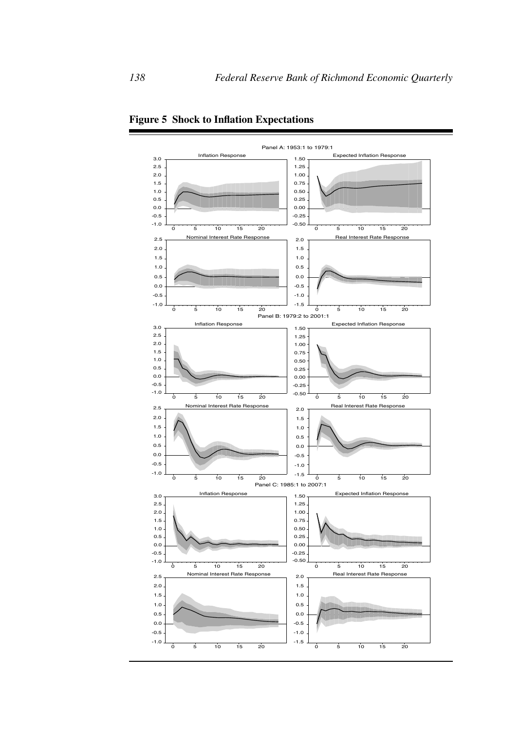**Figure 5 Shock to Inflation Expectations**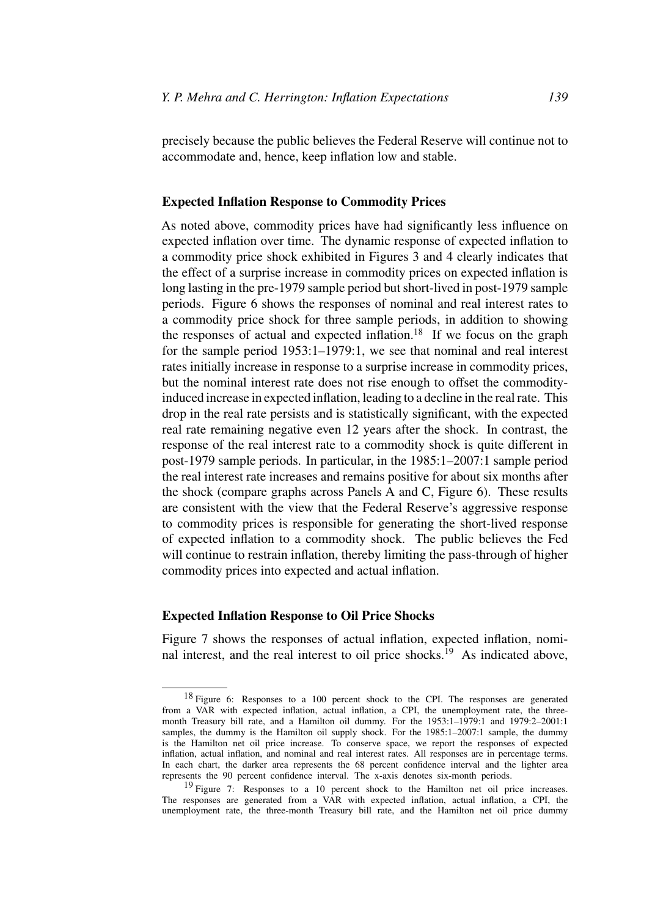precisely because the public believes the Federal Reserve will continue not to accommodate and, hence, keep inflation low and stable.

### Expected Inflation Response to Commodity Prices

As noted above, commodity prices have had significantly less influence on expected inflation over time. The dynamic response of expected inflation to a commodity price shock exhibited in Figures 3 and 4 clearly indicates that the effect of a surprise increase in commodity prices on expected inflation is long lasting in the pre-1979 sample period but short-lived in post-1979 sample periods. Figure 6 shows the responses of nominal and real interest rates to a commodity price shock for three sample periods, in addition to showing the responses of actual and expected inflation.[18] If we focus on the graph for the sample period 1953:1–1979:1, we see that nominal and real interest rates initially increase in response to a surprise increase in commodity prices, but the nominal interest rate does not rise enough to offset the commodity-induced increase in expected inflation, leading to a decline in the real rate. This drop in the real rate persists and is statistically significant, with the expected real rate remaining negative even 12 years after the shock. In contrast, the response of the real interest rate to a commodity shock is quite different in post-1979 sample periods. In particular, in the 1985:1–2007:1 sample period the real interest rate increases and remains positive for about six months after the shock (compare graphs across Panels A and C, Figure 6). These results are consistent with the view that the Federal Reserve's aggressive response to commodity prices is responsible for generating the short-lived response of expected inflation to a commodity shock. The public believes the Fed will continue to restrain inflation, thereby limiting the pass-through of higher commodity prices into expected and actual inflation.

### Expected Inflation Response to Oil Price Shocks

Figure 7 shows the responses of actual inflation, expected inflation, nominal interest, and the real interest to oil price shocks.[19] As indicated above,

[18] Figure 6: Responses to a 100 percent shock to the CPI. The responses are generated from a VAR with expected inflation, actual inflation, a CPI, the unemployment rate, the three-month Treasury bill rate, and a Hamilton oil dummy. For the 1953:1–1979:1 and 1979:2–2001:1 samples, the dummy is the Hamilton oil supply shock. For the 1985:1–2007:1 sample, the dummy is the Hamilton net oil price increase. To conserve space, we report the responses of expected inflation, actual inflation, and nominal and real interest rates. All responses are in percentage terms. In each chart, the darker area represents the 68 percent confidence interval and the lighter area represents the 90 percent confidence interval. The x-axis denotes six-month periods.

[19] Figure 7: Responses to a 10 percent shock to the Hamilton net oil price increases. The responses are generated from a VAR with expected inflation, actual inflation, a CPI, the unemployment rate, the three-month Treasury bill rate, and the Hamilton net oil price dummy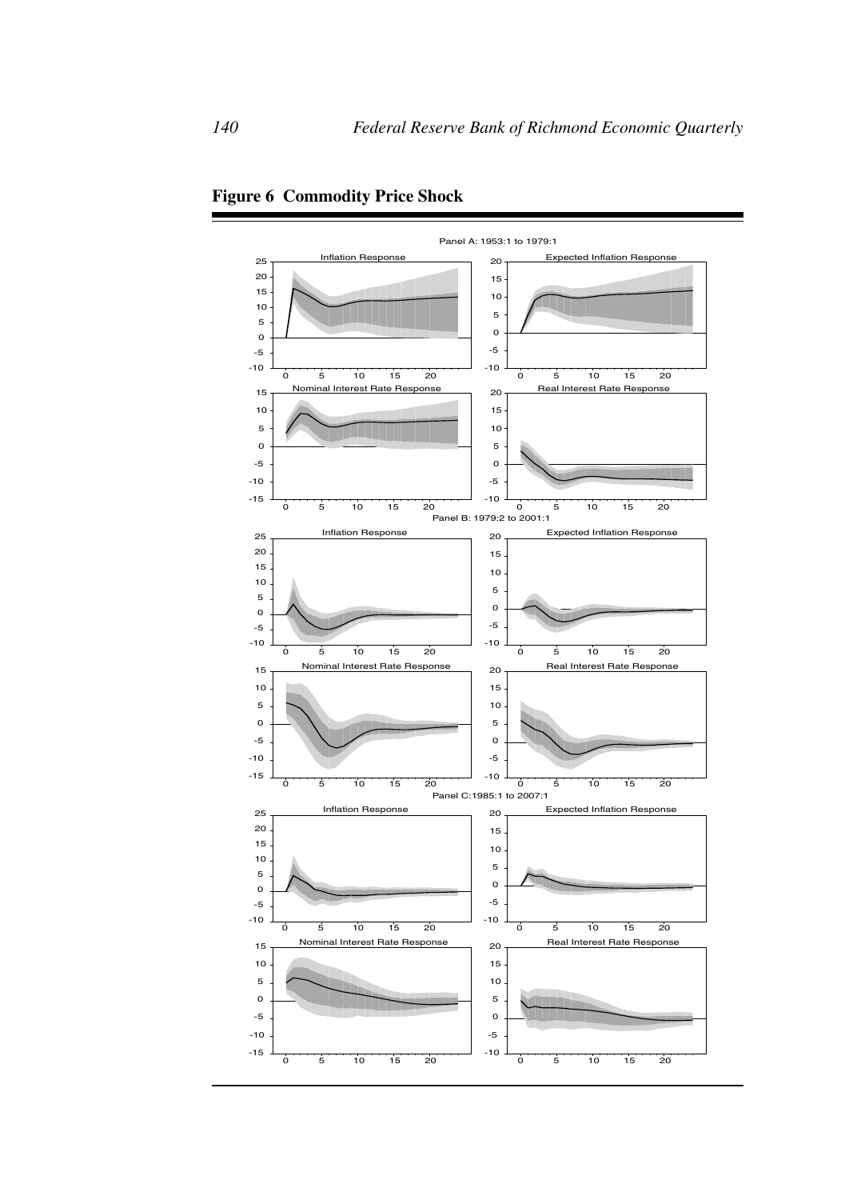**Figure 6 Commodity Price Shock**

Panel A: 1953:1 to 1979:1

Panel B: 1979:2 to 2001:1

Panel C:1985:1 to 2007:1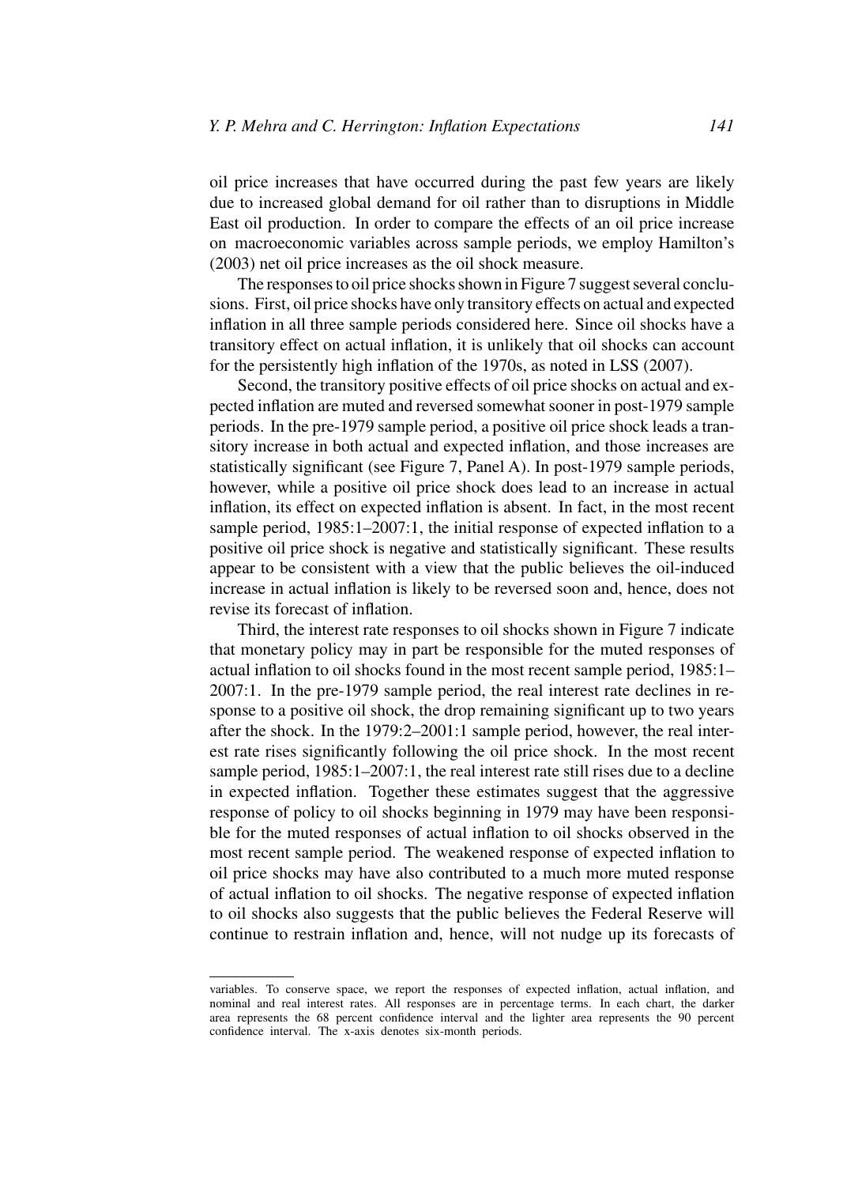oil price increases that have occurred during the past few years are likely due to increased global demand for oil rather than to disruptions in Middle East oil production. In order to compare the effects of an oil price increase on macroeconomic variables across sample periods, we employ Hamilton's (2003) net oil price increases as the oil shock measure.

The responses to oil price shocks shown in Figure 7 suggest several conclusions. First, oil price shocks have only transitory effects on actual and expected inflation in all three sample periods considered here. Since oil shocks have a transitory effect on actual inflation, it is unlikely that oil shocks can account for the persistently high inflation of the 1970s, as noted in LSS (2007).

Second, the transitory positive effects of oil price shocks on actual and expected inflation are muted and reversed somewhat sooner in post-1979 sample periods. In the pre-1979 sample period, a positive oil price shock leads a transitory increase in both actual and expected inflation, and those increases are statistically significant (see Figure 7, Panel A). In post-1979 sample periods, however, while a positive oil price shock does lead to an increase in actual inflation, its effect on expected inflation is absent. In fact, in the most recent sample period, 1985:1–2007:1, the initial response of expected inflation to a positive oil price shock is negative and statistically significant. These results appear to be consistent with a view that the public believes the oil-induced increase in actual inflation is likely to be reversed soon and, hence, does not revise its forecast of inflation.

Third, the interest rate responses to oil shocks shown in Figure 7 indicate that monetary policy may in part be responsible for the muted responses of actual inflation to oil shocks found in the most recent sample period, 1985:1–2007:1. In the pre-1979 sample period, the real interest rate declines in response to a positive oil shock, the drop remaining significant up to two years after the shock. In the 1979:2–2001:1 sample period, however, the real interest rate rises significantly following the oil price shock. In the most recent sample period, 1985:1–2007:1, the real interest rate still rises due to a decline in expected inflation. Together these estimates suggest that the aggressive response of policy to oil shocks beginning in 1979 may have been responsible for the muted responses of actual inflation to oil shocks observed in the most recent sample period. The weakened response of expected inflation to oil price shocks may have also contributed to a much more muted response of actual inflation to oil shocks. The negative response of expected inflation to oil shocks also suggests that the public believes the Federal Reserve will continue to restrain inflation and, hence, will not nudge up its forecasts of

variables. To conserve space, we report the responses of expected inflation, actual inflation, and nominal and real interest rates. All responses are in percentage terms. In each chart, the darker area represents the 68 percent confidence interval and the lighter area represents the 90 percent confidence interval. The x-axis denotes six-month periods.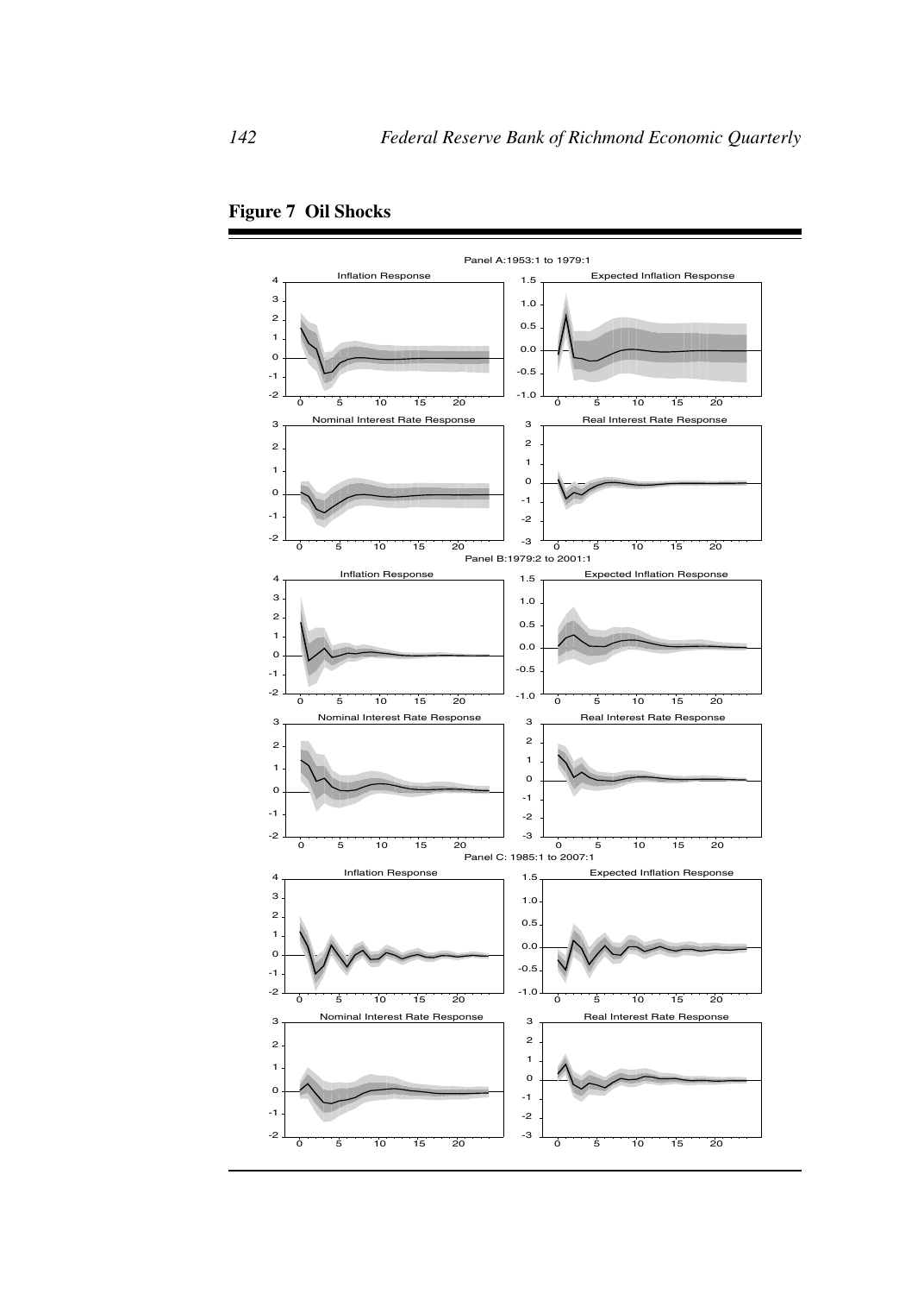**Figure 7 Oil Shocks**

Panel A:1953:1 to 1979:1

Inflation Response

Expected Inflation Response

Nominal Interest Rate Response

Real Interest Rate Response

Panel B:1979:2 to 2001:1

Inflation Response

Expected Inflation Response

Nominal Interest Rate Response

Real Interest Rate Response

Panel C: 1985:1 to 2007:1

Inflation Response

Expected Inflation Response

Nominal Interest Rate Response

Real Interest Rate Response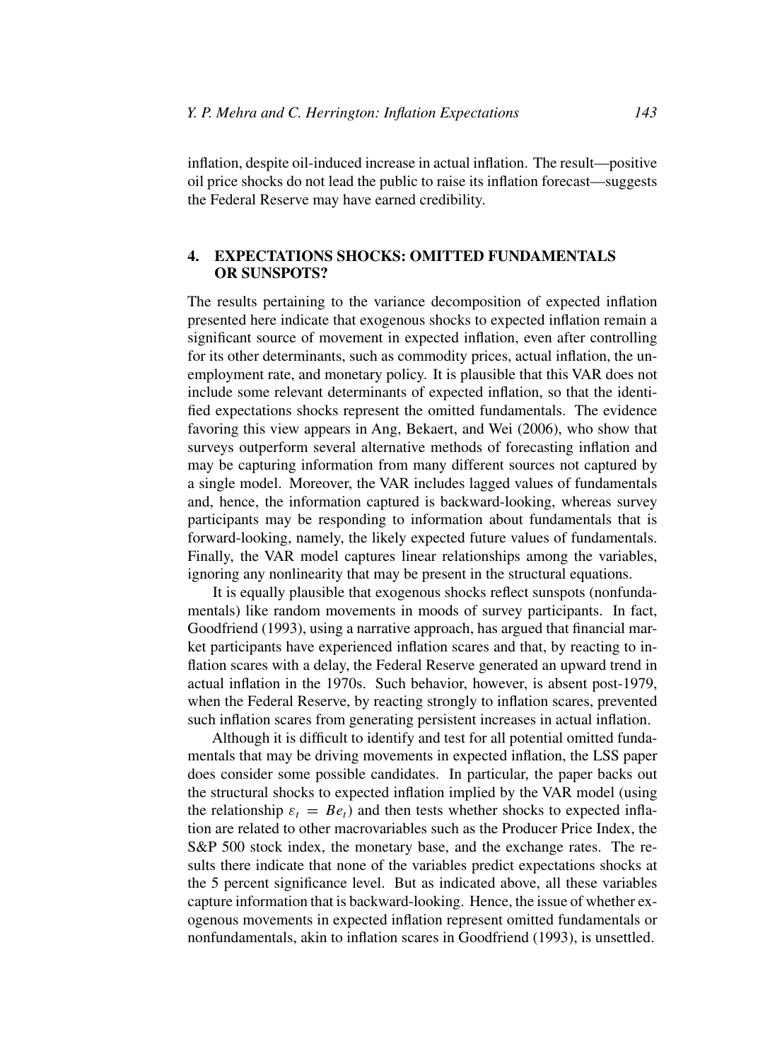inflation, despite oil-induced increase in actual inflation. The result—positive oil price shocks do not lead the public to raise its inflation forecast—suggests the Federal Reserve may have earned credibility.

## 4. EXPECTATIONS SHOCKS: OMITTED FUNDAMENTALS OR SUNSPOTS?

The results pertaining to the variance decomposition of expected inflation presented here indicate that exogenous shocks to expected inflation remain a significant source of movement in expected inflation, even after controlling for its other determinants, such as commodity prices, actual inflation, the unemployment rate, and monetary policy. It is plausible that this VAR does not include some relevant determinants of expected inflation, so that the identified expectations shocks represent the omitted fundamentals. The evidence favoring this view appears in Ang, Bekaert, and Wei (2006), who show that surveys outperform several alternative methods of forecasting inflation and may be capturing information from many different sources not captured by a single model. Moreover, the VAR includes lagged values of fundamentals and, hence, the information captured is backward-looking, whereas survey participants may be responding to information about fundamentals that is forward-looking, namely, the likely expected future values of fundamentals. Finally, the VAR model captures linear relationships among the variables, ignoring any nonlinearity that may be present in the structural equations.

It is equally plausible that exogenous shocks reflect sunspots (nonfundamentals) like random movements in moods of survey participants. In fact, Goodfriend (1993), using a narrative approach, has argued that financial market participants have experienced inflation scares and that, by reacting to inflation scares with a delay, the Federal Reserve generated an upward trend in actual inflation in the 1970s. Such behavior, however, is absent post-1979, when the Federal Reserve, by reacting strongly to inflation scares, prevented such inflation scares from generating persistent increases in actual inflation.

Although it is difficult to identify and test for all potential omitted fundamentals that may be driving movements in expected inflation, the LSS paper does consider some possible candidates. In particular, the paper backs out the structural shocks to expected inflation implied by the VAR model (using the relationship $\varepsilon_t = Be_t$) and then tests whether shocks to expected inflation are related to other macrovariables such as the Producer Price Index, the S&P 500 stock index, the monetary base, and the exchange rates. The results there indicate that none of the variables predict expectations shocks at the 5 percent significance level. But as indicated above, all these variables capture information that is backward-looking. Hence, the issue of whether exogenous movements in expected inflation represent omitted fundamentals or nonfundamentals, akin to inflation scares in Goodfriend (1993), is unsettled.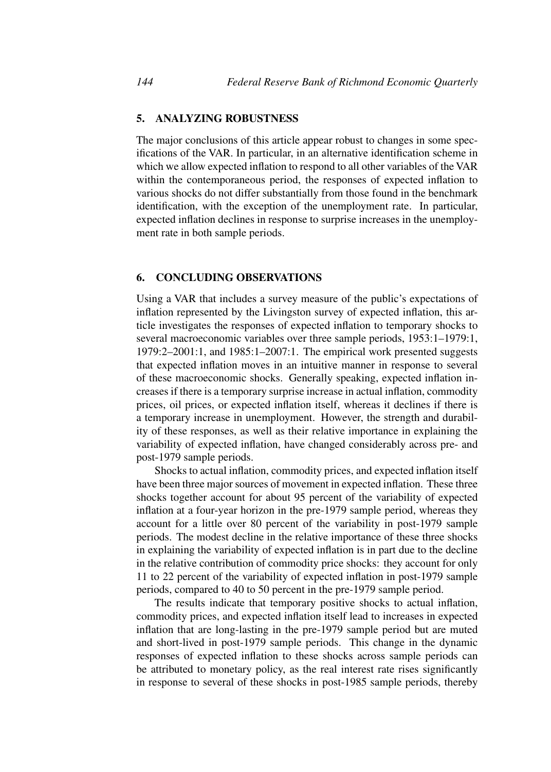## 5. ANALYZING ROBUSTNESS

The major conclusions of this article appear robust to changes in some specifications of the VAR. In particular, in an alternative identification scheme in which we allow expected inflation to respond to all other variables of the VAR within the contemporaneous period, the responses of expected inflation to various shocks do not differ substantially from those found in the benchmark identification, with the exception of the unemployment rate. In particular, expected inflation declines in response to surprise increases in the unemployment rate in both sample periods.

## 6. CONCLUDING OBSERVATIONS

Using a VAR that includes a survey measure of the public's expectations of inflation represented by the Livingston survey of expected inflation, this article investigates the responses of expected inflation to temporary shocks to several macroeconomic variables over three sample periods, 1953:1–1979:1, 1979:2–2001:1, and 1985:1–2007:1. The empirical work presented suggests that expected inflation moves in an intuitive manner in response to several of these macroeconomic shocks. Generally speaking, expected inflation increases if there is a temporary surprise increase in actual inflation, commodity prices, oil prices, or expected inflation itself, whereas it declines if there is a temporary increase in unemployment. However, the strength and durability of these responses, as well as their relative importance in explaining the variability of expected inflation, have changed considerably across pre- and post-1979 sample periods.

Shocks to actual inflation, commodity prices, and expected inflation itself have been three major sources of movement in expected inflation. These three shocks together account for about 95 percent of the variability of expected inflation at a four-year horizon in the pre-1979 sample period, whereas they account for a little over 80 percent of the variability in post-1979 sample periods. The modest decline in the relative importance of these three shocks in explaining the variability of expected inflation is in part due to the decline in the relative contribution of commodity price shocks: they account for only 11 to 22 percent of the variability of expected inflation in post-1979 sample periods, compared to 40 to 50 percent in the pre-1979 sample period.

The results indicate that temporary positive shocks to actual inflation, commodity prices, and expected inflation itself lead to increases in expected inflation that are long-lasting in the pre-1979 sample period but are muted and short-lived in post-1979 sample periods. This change in the dynamic responses of expected inflation to these shocks across sample periods can be attributed to monetary policy, as the real interest rate rises significantly in response to several of these shocks in post-1985 sample periods, thereby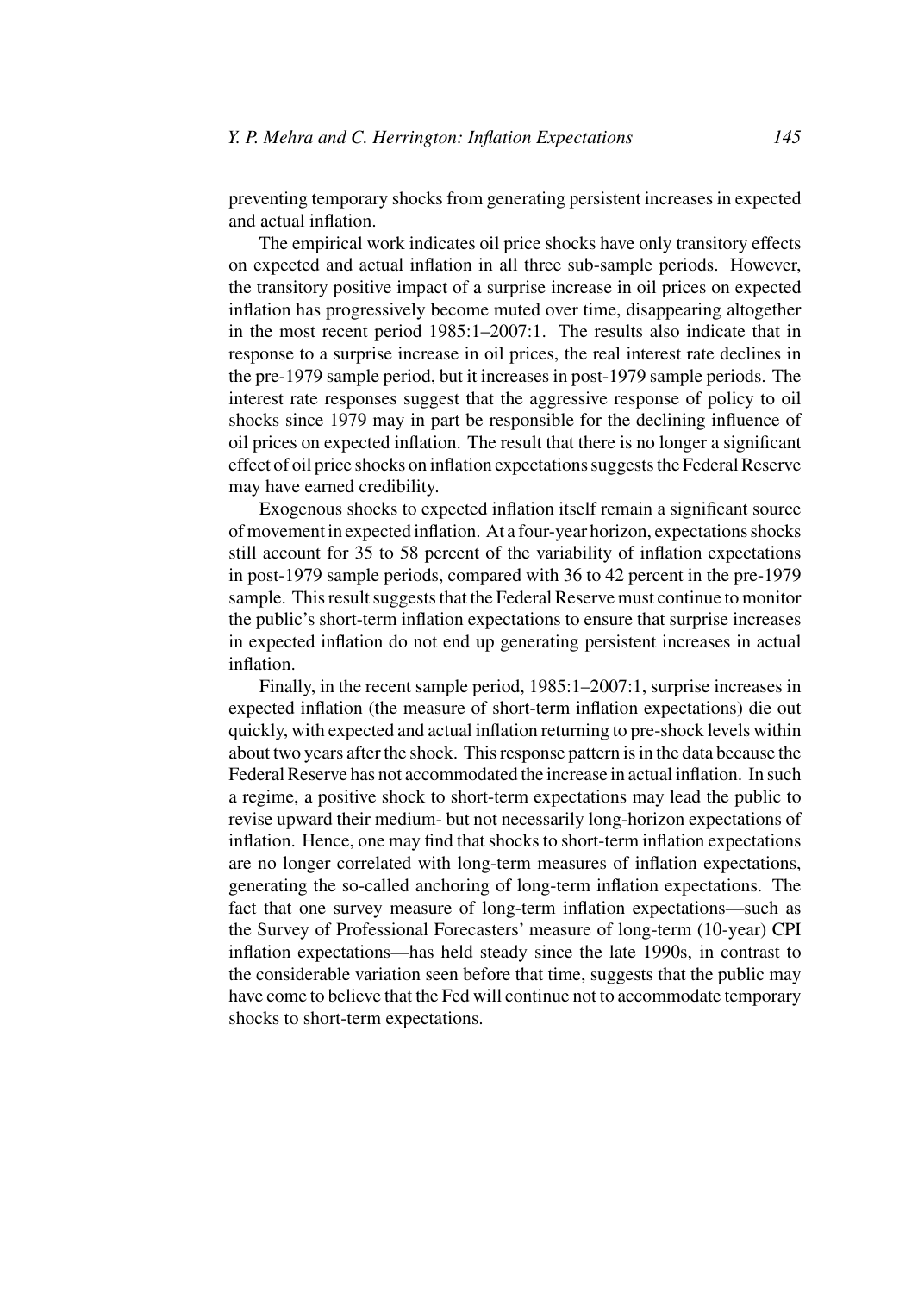preventing temporary shocks from generating persistent increases in expected and actual inflation.

The empirical work indicates oil price shocks have only transitory effects on expected and actual inflation in all three sub-sample periods. However, the transitory positive impact of a surprise increase in oil prices on expected inflation has progressively become muted over time, disappearing altogether in the most recent period 1985:1–2007:1. The results also indicate that in response to a surprise increase in oil prices, the real interest rate declines in the pre-1979 sample period, but it increases in post-1979 sample periods. The interest rate responses suggest that the aggressive response of policy to oil shocks since 1979 may in part be responsible for the declining influence of oil prices on expected inflation. The result that there is no longer a significant effect of oil price shocks on inflation expectations suggests the Federal Reserve may have earned credibility.

Exogenous shocks to expected inflation itself remain a significant source of movement in expected inflation. At a four-year horizon, expectations shocks still account for 35 to 58 percent of the variability of inflation expectations in post-1979 sample periods, compared with 36 to 42 percent in the pre-1979 sample. This result suggests that the Federal Reserve must continue to monitor the public's short-term inflation expectations to ensure that surprise increases in expected inflation do not end up generating persistent increases in actual inflation.

Finally, in the recent sample period, 1985:1–2007:1, surprise increases in expected inflation (the measure of short-term inflation expectations) die out quickly, with expected and actual inflation returning to pre-shock levels within about two years after the shock. This response pattern is in the data because the Federal Reserve has not accommodated the increase in actual inflation. In such a regime, a positive shock to short-term expectations may lead the public to revise upward their medium- but not necessarily long-horizon expectations of inflation. Hence, one may find that shocks to short-term inflation expectations are no longer correlated with long-term measures of inflation expectations, generating the so-called anchoring of long-term inflation expectations. The fact that one survey measure of long-term inflation expectations—such as the Survey of Professional Forecasters' measure of long-term (10-year) CPI inflation expectations—has held steady since the late 1990s, in contrast to the considerable variation seen before that time, suggests that the public may have come to believe that the Fed will continue not to accommodate temporary shocks to short-term expectations.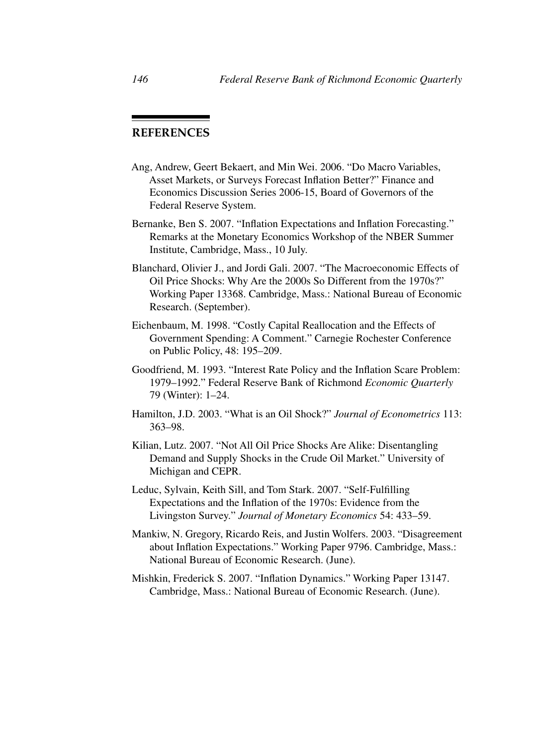## REFERENCES

Ang, Andrew, Geert Bekaert, and Min Wei. 2006. "Do Macro Variables, Asset Markets, or Surveys Forecast Inflation Better?" Finance and Economics Discussion Series 2006-15, Board of Governors of the Federal Reserve System.

Bernanke, Ben S. 2007. "Inflation Expectations and Inflation Forecasting." Remarks at the Monetary Economics Workshop of the NBER Summer Institute, Cambridge, Mass., 10 July.

Blanchard, Olivier J., and Jordi Gali. 2007. "The Macroeconomic Effects of Oil Price Shocks: Why Are the 2000s So Different from the 1970s?" Working Paper 13368. Cambridge, Mass.: National Bureau of Economic Research. (September).

Eichenbaum, M. 1998. "Costly Capital Reallocation and the Effects of Government Spending: A Comment." Carnegie Rochester Conference on Public Policy, 48: 195–209.

Goodfriend, M. 1993. "Interest Rate Policy and the Inflation Scare Problem: 1979–1992." Federal Reserve Bank of Richmond *Economic Quarterly* 79 (Winter): 1–24.

Hamilton, J.D. 2003. "What is an Oil Shock?" *Journal of Econometrics* 113: 363–98.

Kilian, Lutz. 2007. "Not All Oil Price Shocks Are Alike: Disentangling Demand and Supply Shocks in the Crude Oil Market." University of Michigan and CEPR.

Leduc, Sylvain, Keith Sill, and Tom Stark. 2007. "Self-Fulfilling Expectations and the Inflation of the 1970s: Evidence from the Livingston Survey." *Journal of Monetary Economics* 54: 433–59.

Mankiw, N. Gregory, Ricardo Reis, and Justin Wolfers. 2003. "Disagreement about Inflation Expectations." Working Paper 9796. Cambridge, Mass.: National Bureau of Economic Research. (June).

Mishkin, Frederick S. 2007. "Inflation Dynamics." Working Paper 13147. Cambridge, Mass.: National Bureau of Economic Research. (June).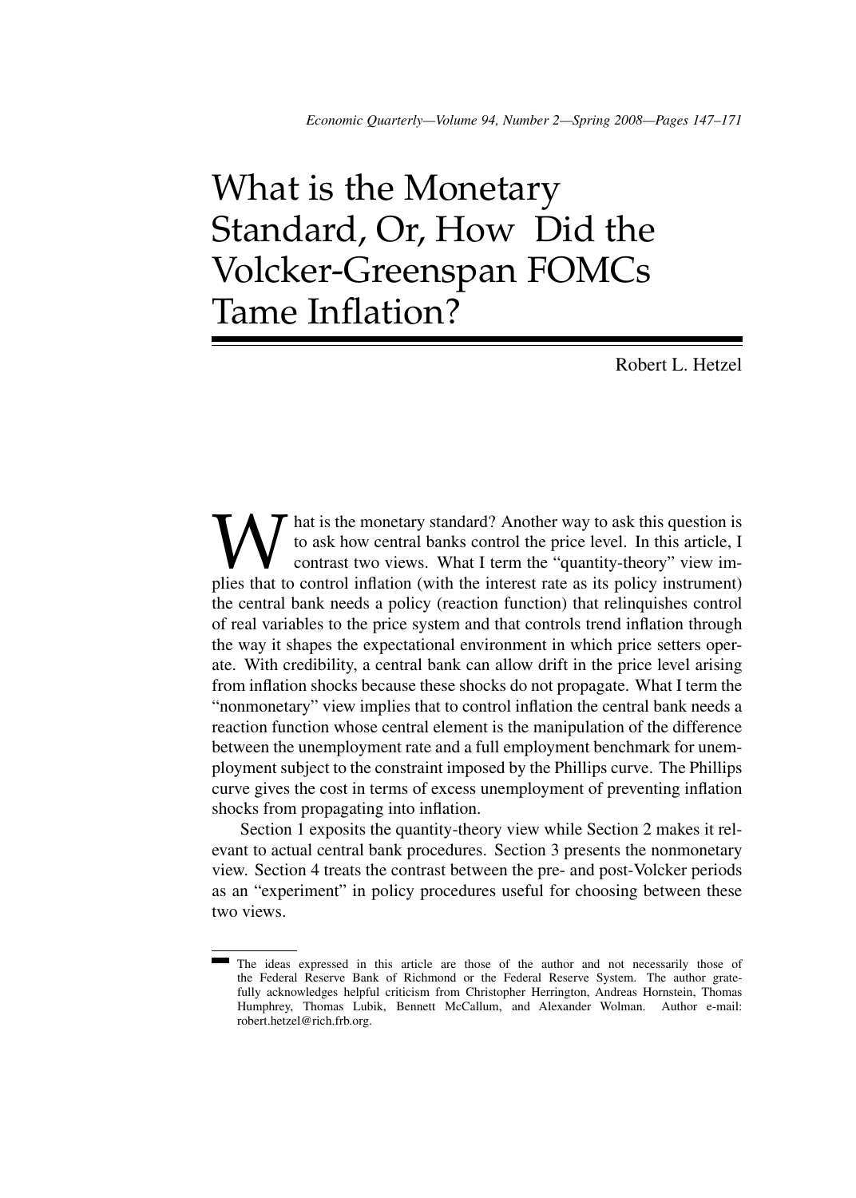# What is the Monetary Standard, Or, How Did the Volcker-Greenspan FOMCs Tame Inflation?

Robert L. Hetzel

What is the monetary standard? Another way to ask this question is to ask how central banks control the price level. In this article, I contrast two views. What I term the "quantity-theory" view implies that to control inflation (with the interest rate as its policy instrument) the central bank needs a policy (reaction function) that relinquishes control of real variables to the price system and that controls trend inflation through the way it shapes the expectational environment in which price setters operate. With credibility, a central bank can allow drift in the price level arising from inflation shocks because these shocks do not propagate. What I term the "nonmonetary" view implies that to control inflation the central bank needs a reaction function whose central element is the manipulation of the difference between the unemployment rate and a full employment benchmark for unemployment subject to the constraint imposed by the Phillips curve. The Phillips curve gives the cost in terms of excess unemployment of preventing inflation shocks from propagating into inflation.

Section 1 exposits the quantity-theory view while Section 2 makes it relevant to actual central bank procedures. Section 3 presents the nonmonetary view. Section 4 treats the contrast between the pre- and post-Volcker periods as an "experiment" in policy procedures useful for choosing between these two views.

The ideas expressed in this article are those of the author and not necessarily those of the Federal Reserve Bank of Richmond or the Federal Reserve System. The author gratefully acknowledges helpful criticism from Christopher Herrington, Andreas Hornstein, Thomas Humphrey, Thomas Lubik, Bennett McCallum, and Alexander Wolman. Author e-mail: robert.hetzel@rich.frb.org.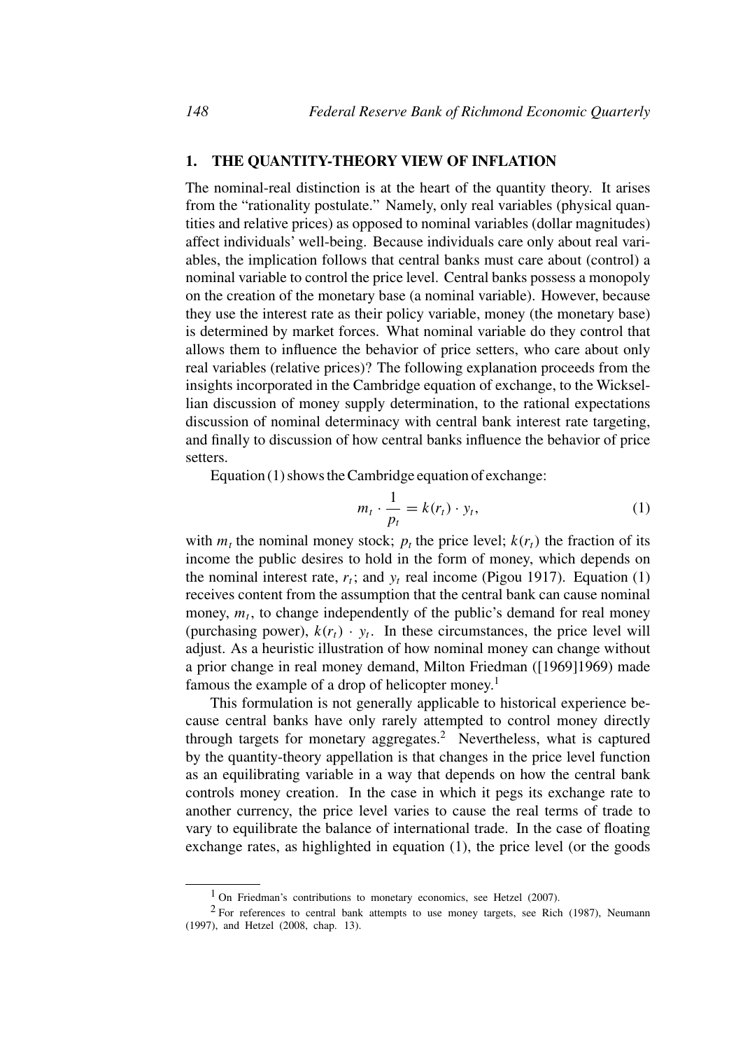## 1. THE QUANTITY-THEORY VIEW OF INFLATION

The nominal-real distinction is at the heart of the quantity theory. It arises from the "rationality postulate." Namely, only real variables (physical quantities and relative prices) as opposed to nominal variables (dollar magnitudes) affect individuals' well-being. Because individuals care only about real variables, the implication follows that central banks must care about (control) a nominal variable to control the price level. Central banks possess a monopoly on the creation of the monetary base (a nominal variable). However, because they use the interest rate as their policy variable, money (the monetary base) is determined by market forces. What nominal variable do they control that allows them to influence the behavior of price setters, who care about only real variables (relative prices)? The following explanation proceeds from the insights incorporated in the Cambridge equation of exchange, to the Wicksellian discussion of money supply determination, to the rational expectations discussion of nominal determinacy with central bank interest rate targeting, and finally to discussion of how central banks influence the behavior of price setters.

Equation (1) shows the Cambridge equation of exchange:

$$m_t \cdot \frac{1}{p_t} = k(r_t) \cdot y_t, \tag{1}$$

with $m_t$ the nominal money stock; $p_t$ the price level; $k(r_t)$ the fraction of its income the public desires to hold in the form of money, which depends on the nominal interest rate, $r_t$; and $y_t$ real income (Pigou 1917). Equation (1) receives content from the assumption that the central bank can cause nominal money, $m_t$, to change independently of the public's demand for real money (purchasing power), $k(r_t) \cdot y_t$. In these circumstances, the price level will adjust. As a heuristic illustration of how nominal money can change without a prior change in real money demand, Milton Friedman ([1969]1969) made famous the example of a drop of helicopter money.[1]

This formulation is not generally applicable to historical experience because central banks have only rarely attempted to control money directly through targets for monetary aggregates.[2] Nevertheless, what is captured by the quantity-theory appellation is that changes in the price level function as an equilibrating variable in a way that depends on how the central bank controls money creation. In the case in which it pegs its exchange rate to another currency, the price level varies to cause the real terms of trade to vary to equilibrate the balance of international trade. In the case of floating exchange rates, as highlighted in equation (1), the price level (or the goods

[1] On Friedman's contributions to monetary economics, see Hetzel (2007).

[2] For references to central bank attempts to use money targets, see Rich (1987), Neumann (1997), and Hetzel (2008, chap. 13).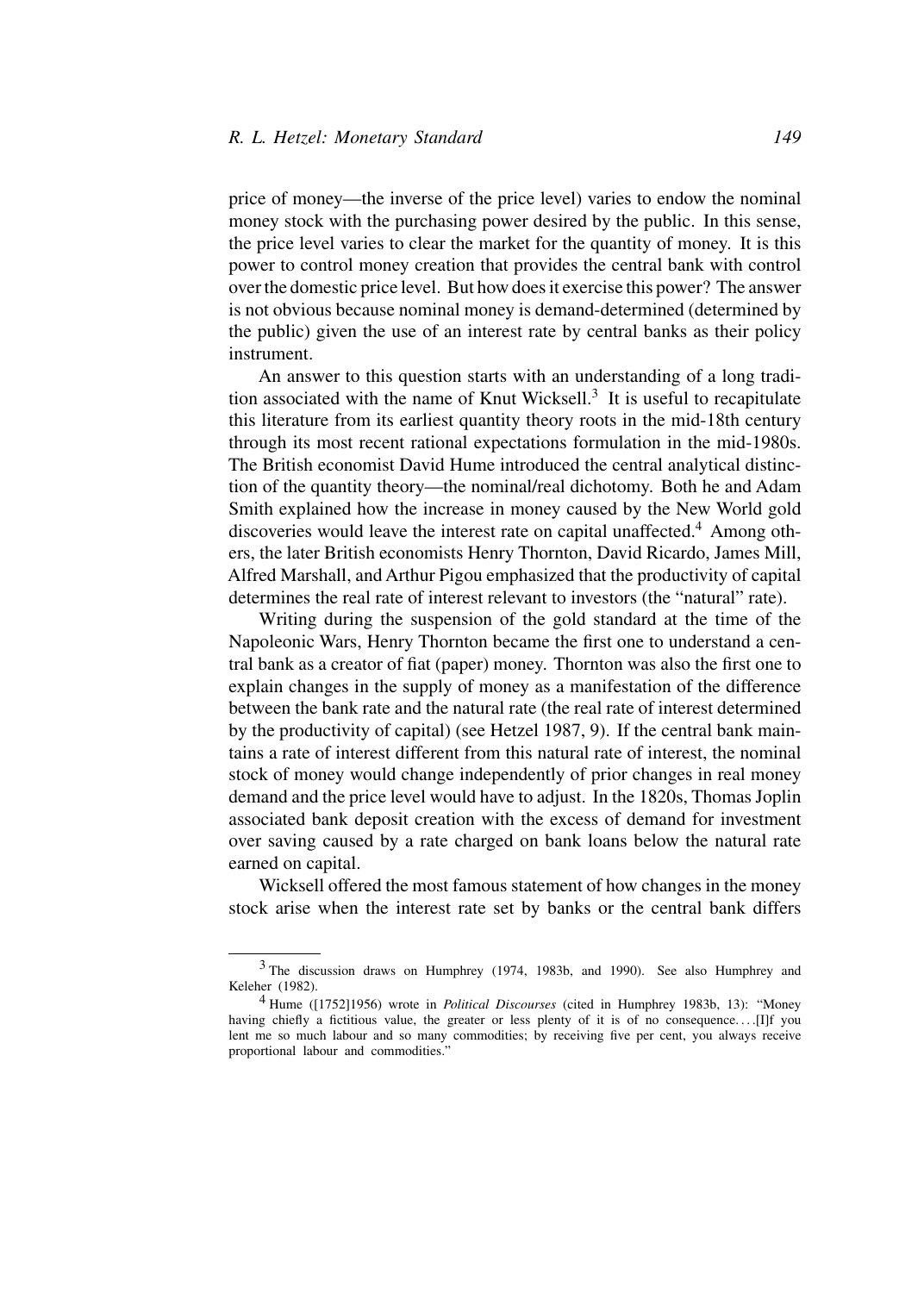price of money—the inverse of the price level) varies to endow the nominal money stock with the purchasing power desired by the public. In this sense, the price level varies to clear the market for the quantity of money. It is this power to control money creation that provides the central bank with control over the domestic price level. But how does it exercise this power? The answer is not obvious because nominal money is demand-determined (determined by the public) given the use of an interest rate by central banks as their policy instrument.

An answer to this question starts with an understanding of a long tradition associated with the name of Knut Wicksell.[3] It is useful to recapitulate this literature from its earliest quantity theory roots in the mid-18th century through its most recent rational expectations formulation in the mid-1980s. The British economist David Hume introduced the central analytical distinction of the quantity theory—the nominal/real dichotomy. Both he and Adam Smith explained how the increase in money caused by the New World gold discoveries would leave the interest rate on capital unaffected.[4] Among others, the later British economists Henry Thornton, David Ricardo, James Mill, Alfred Marshall, and Arthur Pigou emphasized that the productivity of capital determines the real rate of interest relevant to investors (the "natural" rate).

Writing during the suspension of the gold standard at the time of the Napoleonic Wars, Henry Thornton became the first one to understand a central bank as a creator of fiat (paper) money. Thornton was also the first one to explain changes in the supply of money as a manifestation of the difference between the bank rate and the natural rate (the real rate of interest determined by the productivity of capital) (see Hetzel 1987, 9). If the central bank maintains a rate of interest different from this natural rate of interest, the nominal stock of money would change independently of prior changes in real money demand and the price level would have to adjust. In the 1820s, Thomas Joplin associated bank deposit creation with the excess of demand for investment over saving caused by a rate charged on bank loans below the natural rate earned on capital.

Wicksell offered the most famous statement of how changes in the money stock arise when the interest rate set by banks or the central bank differs

---

[3] The discussion draws on Humphrey (1974, 1983b, and 1990). See also Humphrey and Keleher (1982).

[4] Hume ([1752]1956) wrote in *Political Discourses* (cited in Humphrey 1983b, 13): "Money having chiefly a fictitious value, the greater or less plenty of it is of no consequence. . . .[I]f you lent me so much labour and so many commodities; by receiving five per cent, you always receive proportional labour and commodities."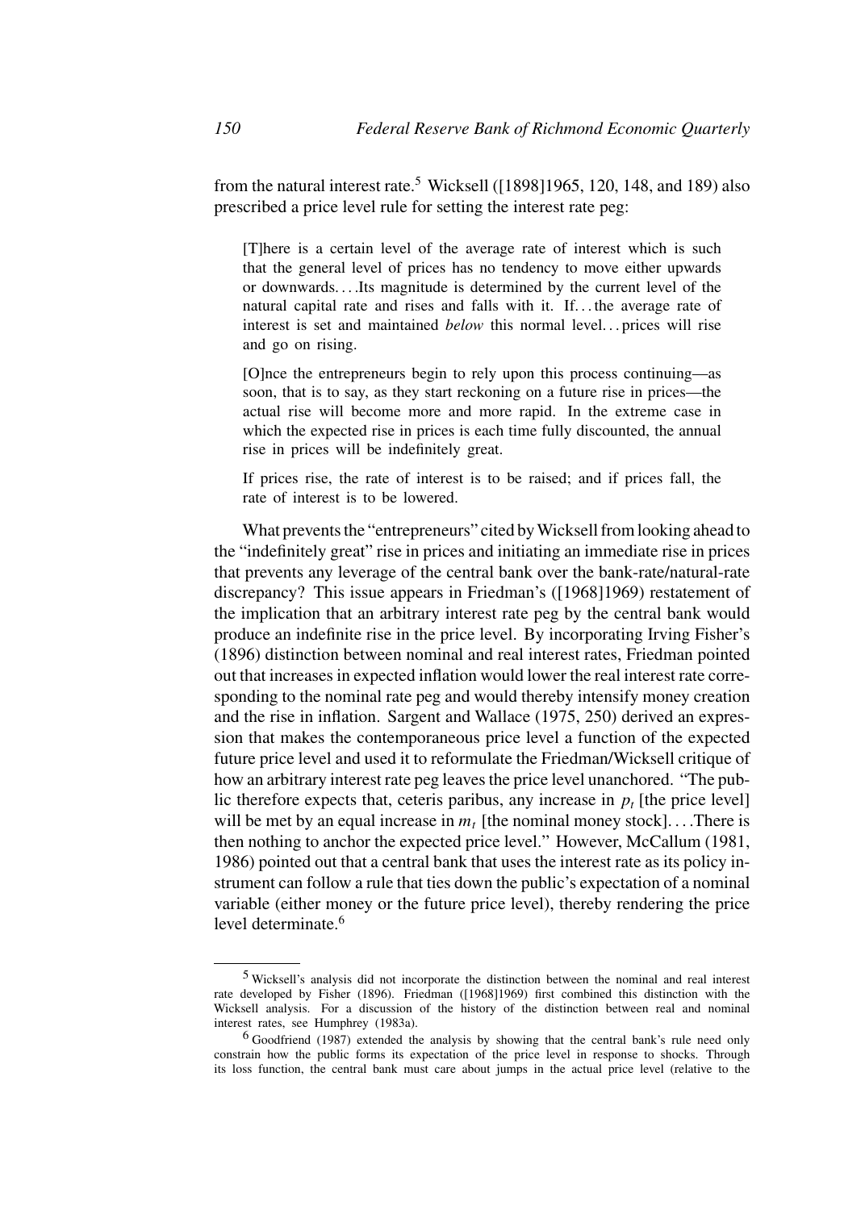from the natural interest rate.[5] Wicksell ([1898]1965, 120, 148, and 189) also prescribed a price level rule for setting the interest rate peg:

> [T]here is a certain level of the average rate of interest which is such that the general level of prices has no tendency to move either upwards or downwards. . . .Its magnitude is determined by the current level of the natural capital rate and rises and falls with it. If. . . the average rate of interest is set and maintained *below* this normal level. . . prices will rise and go on rising.
>
> [O]nce the entrepreneurs begin to rely upon this process continuing—as soon, that is to say, as they start reckoning on a future rise in prices—the actual rise will become more and more rapid. In the extreme case in which the expected rise in prices is each time fully discounted, the annual rise in prices will be indefinitely great.
>
> If prices rise, the rate of interest is to be raised; and if prices fall, the rate of interest is to be lowered.

What prevents the "entrepreneurs" cited by Wicksell from looking ahead to the "indefinitely great" rise in prices and initiating an immediate rise in prices that prevents any leverage of the central bank over the bank-rate/natural-rate discrepancy? This issue appears in Friedman's ([1968]1969) restatement of the implication that an arbitrary interest rate peg by the central bank would produce an indefinite rise in the price level. By incorporating Irving Fisher's (1896) distinction between nominal and real interest rates, Friedman pointed out that increases in expected inflation would lower the real interest rate corresponding to the nominal rate peg and would thereby intensify money creation and the rise in inflation. Sargent and Wallace (1975, 250) derived an expression that makes the contemporaneous price level a function of the expected future price level and used it to reformulate the Friedman/Wicksell critique of how an arbitrary interest rate peg leaves the price level unanchored. "The public therefore expects that, ceteris paribus, any increase in $p_t$ [the price level] will be met by an equal increase in $m_t$ [the nominal money stock]. . . .There is then nothing to anchor the expected price level." However, McCallum (1981, 1986) pointed out that a central bank that uses the interest rate as its policy instrument can follow a rule that ties down the public's expectation of a nominal variable (either money or the future price level), thereby rendering the price level determinate.[6]

---

[5] Wicksell's analysis did not incorporate the distinction between the nominal and real interest rate developed by Fisher (1896). Friedman ([1968]1969) first combined this distinction with the Wicksell analysis. For a discussion of the history of the distinction between real and nominal interest rates, see Humphrey (1983a).

[6] Goodfriend (1987) extended the analysis by showing that the central bank's rule need only constrain how the public forms its expectation of the price level in response to shocks. Through its loss function, the central bank must care about jumps in the actual price level (relative to the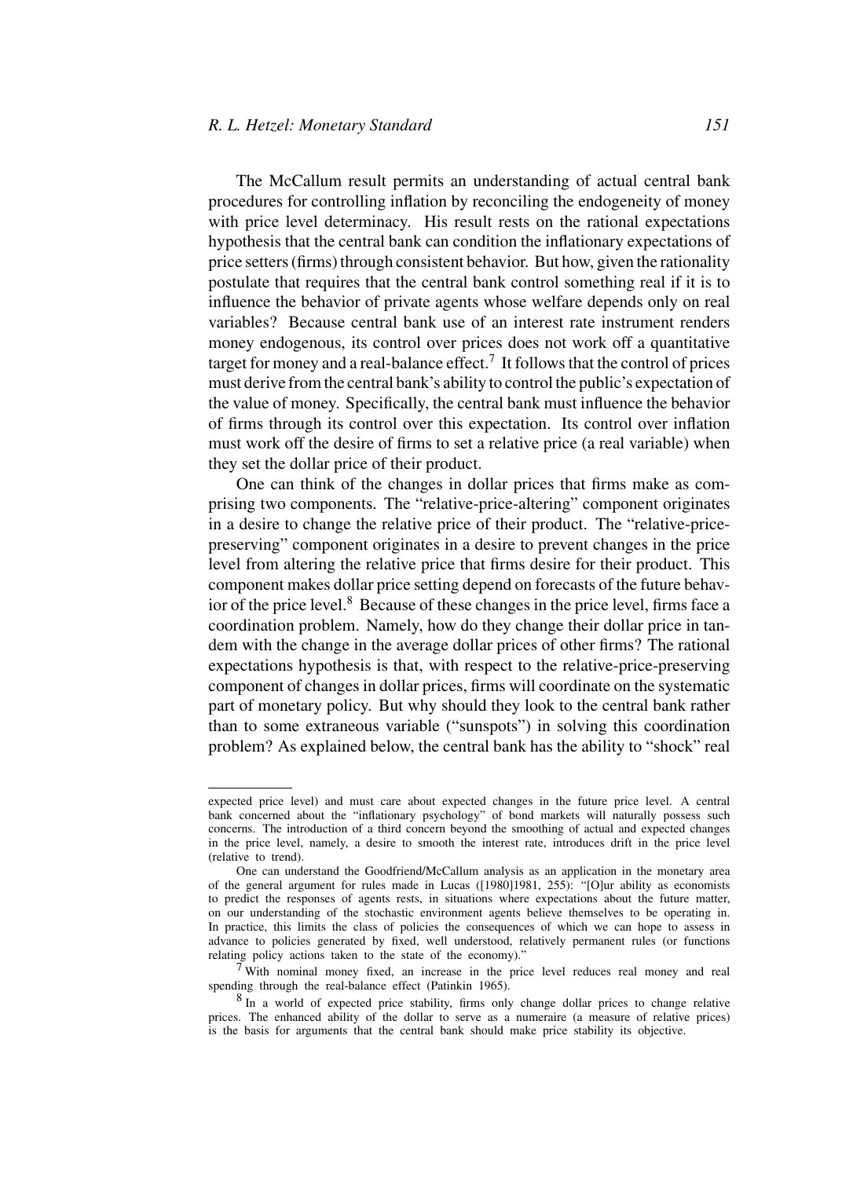The McCallum result permits an understanding of actual central bank procedures for controlling inflation by reconciling the endogeneity of money with price level determinacy. His result rests on the rational expectations hypothesis that the central bank can condition the inflationary expectations of price setters (firms) through consistent behavior. But how, given the rationality postulate that requires that the central bank control something real if it is to influence the behavior of private agents whose welfare depends only on real variables? Because central bank use of an interest rate instrument renders money endogenous, its control over prices does not work off a quantitative target for money and a real-balance effect.[7] It follows that the control of prices must derive from the central bank's ability to control the public's expectation of the value of money. Specifically, the central bank must influence the behavior of firms through its control over this expectation. Its control over inflation must work off the desire of firms to set a relative price (a real variable) when they set the dollar price of their product.

One can think of the changes in dollar prices that firms make as comprising two components. The "relative-price-altering" component originates in a desire to change the relative price of their product. The "relative-price-preserving" component originates in a desire to prevent changes in the price level from altering the relative price that firms desire for their product. This component makes dollar price setting depend on forecasts of the future behavior of the price level.[8] Because of these changes in the price level, firms face a coordination problem. Namely, how do they change their dollar price in tandem with the change in the average dollar prices of other firms? The rational expectations hypothesis is that, with respect to the relative-price-preserving component of changes in dollar prices, firms will coordinate on the systematic part of monetary policy. But why should they look to the central bank rather than to some extraneous variable ("sunspots") in solving this coordination problem? As explained below, the central bank has the ability to "shock" real

---

expected price level) and must care about expected changes in the future price level. A central bank concerned about the "inflationary psychology" of bond markets will naturally possess such concerns. The introduction of a third concern beyond the smoothing of actual and expected changes in the price level, namely, a desire to smooth the interest rate, introduces drift in the price level (relative to trend).

One can understand the Goodfriend/McCallum analysis as an application in the monetary area of the general argument for rules made in Lucas ([1980]1981, 255): "[O]ur ability as economists to predict the responses of agents rests, in situations where expectations about the future matter, on our understanding of the stochastic environment agents believe themselves to be operating in. In practice, this limits the class of policies the consequences of which we can hope to assess in advance to policies generated by fixed, well understood, relatively permanent rules (or functions relating policy actions taken to the state of the economy)."

[7] With nominal money fixed, an increase in the price level reduces real money and real spending through the real-balance effect (Patinkin 1965).

[8] In a world of expected price stability, firms only change dollar prices to change relative prices. The enhanced ability of the dollar to serve as a numeraire (a measure of relative prices) is the basis for arguments that the central bank should make price stability its objective.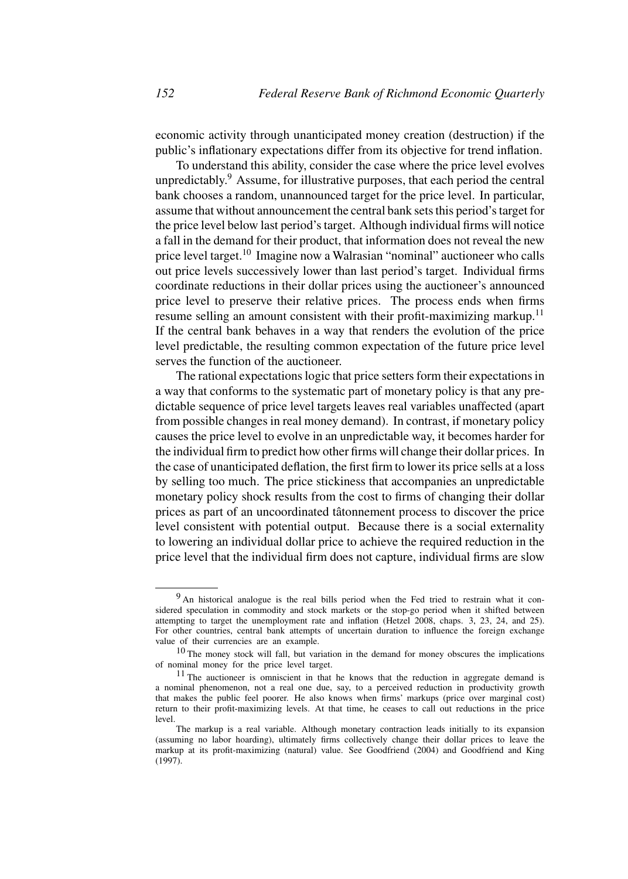economic activity through unanticipated money creation (destruction) if the public's inflationary expectations differ from its objective for trend inflation.

To understand this ability, consider the case where the price level evolves unpredictably.[9] Assume, for illustrative purposes, that each period the central bank chooses a random, unannounced target for the price level. In particular, assume that without announcement the central bank sets this period's target for the price level below last period's target. Although individual firms will notice a fall in the demand for their product, that information does not reveal the new price level target.[10] Imagine now a Walrasian "nominal" auctioneer who calls out price levels successively lower than last period's target. Individual firms coordinate reductions in their dollar prices using the auctioneer's announced price level to preserve their relative prices. The process ends when firms resume selling an amount consistent with their profit-maximizing markup.[11] If the central bank behaves in a way that renders the evolution of the price level predictable, the resulting common expectation of the future price level serves the function of the auctioneer.

The rational expectations logic that price setters form their expectations in a way that conforms to the systematic part of monetary policy is that any predictable sequence of price level targets leaves real variables unaffected (apart from possible changes in real money demand). In contrast, if monetary policy causes the price level to evolve in an unpredictable way, it becomes harder for the individual firm to predict how other firms will change their dollar prices. In the case of unanticipated deflation, the first firm to lower its price sells at a loss by selling too much. The price stickiness that accompanies an unpredictable monetary policy shock results from the cost to firms of changing their dollar prices as part of an uncoordinated tâtonnement process to discover the price level consistent with potential output. Because there is a social externality to lowering an individual dollar price to achieve the required reduction in the price level that the individual firm does not capture, individual firms are slow

---

[9] An historical analogue is the real bills period when the Fed tried to restrain what it considered speculation in commodity and stock markets or the stop-go period when it shifted between attempting to target the unemployment rate and inflation (Hetzel 2008, chaps. 3, 23, 24, and 25). For other countries, central bank attempts of uncertain duration to influence the foreign exchange value of their currencies are an example.

[10] The money stock will fall, but variation in the demand for money obscures the implications of nominal money for the price level target.

[11] The auctioneer is omniscient in that he knows that the reduction in aggregate demand is a nominal phenomenon, not a real one due, say, to a perceived reduction in productivity growth that makes the public feel poorer. He also knows when firms' markups (price over marginal cost) return to their profit-maximizing levels. At that time, he ceases to call out reductions in the price level.

The markup is a real variable. Although monetary contraction leads initially to its expansion (assuming no labor hoarding), ultimately firms collectively change their dollar prices to leave the markup at its profit-maximizing (natural) value. See Goodfriend (2004) and Goodfriend and King (1997).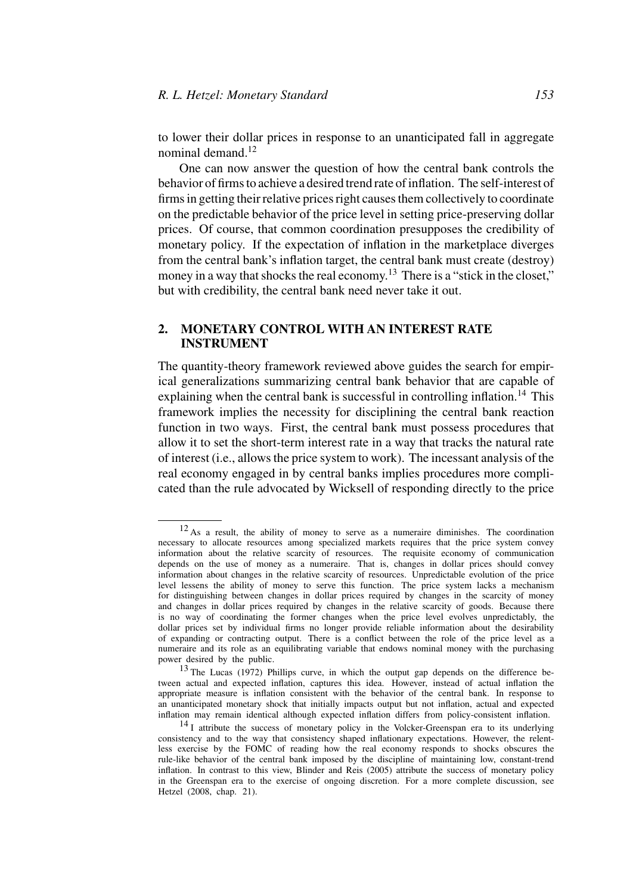to lower their dollar prices in response to an unanticipated fall in aggregate nominal demand.[12]

One can now answer the question of how the central bank controls the behavior of firms to achieve a desired trend rate of inflation. The self-interest of firms in getting their relative prices right causes them collectively to coordinate on the predictable behavior of the price level in setting price-preserving dollar prices. Of course, that common coordination presupposes the credibility of monetary policy. If the expectation of inflation in the marketplace diverges from the central bank's inflation target, the central bank must create (destroy) money in a way that shocks the real economy.[13] There is a "stick in the closet," but with credibility, the central bank need never take it out.

## 2. MONETARY CONTROL WITH AN INTEREST RATE INSTRUMENT

The quantity-theory framework reviewed above guides the search for empirical generalizations summarizing central bank behavior that are capable of explaining when the central bank is successful in controlling inflation.[14] This framework implies the necessity for disciplining the central bank reaction function in two ways. First, the central bank must possess procedures that allow it to set the short-term interest rate in a way that tracks the natural rate of interest (i.e., allows the price system to work). The incessant analysis of the real economy engaged in by central banks implies procedures more complicated than the rule advocated by Wicksell of responding directly to the price

---

[12] As a result, the ability of money to serve as a numeraire diminishes. The coordination necessary to allocate resources among specialized markets requires that the price system convey information about the relative scarcity of resources. The requisite economy of communication depends on the use of money as a numeraire. That is, changes in dollar prices should convey information about changes in the relative scarcity of resources. Unpredictable evolution of the price level lessens the ability of money to serve this function. The price system lacks a mechanism for distinguishing between changes in dollar prices required by changes in the scarcity of money and changes in dollar prices required by changes in the relative scarcity of goods. Because there is no way of coordinating the former changes when the price level evolves unpredictably, the dollar prices set by individual firms no longer provide reliable information about the desirability of expanding or contracting output. There is a conflict between the role of the price level as a numeraire and its role as an equilibrating variable that endows nominal money with the purchasing power desired by the public.

[13] The Lucas (1972) Phillips curve, in which the output gap depends on the difference between actual and expected inflation, captures this idea. However, instead of actual inflation the appropriate measure is inflation consistent with the behavior of the central bank. In response to an unanticipated monetary shock that initially impacts output but not inflation, actual and expected inflation may remain identical although expected inflation differs from policy-consistent inflation.

[14] I attribute the success of monetary policy in the Volcker-Greenspan era to its underlying consistency and to the way that consistency shaped inflationary expectations. However, the relentless exercise by the FOMC of reading how the real economy responds to shocks obscures the rule-like behavior of the central bank imposed by the discipline of maintaining low, constant-trend inflation. In contrast to this view, Blinder and Reis (2005) attribute the success of monetary policy in the Greenspan era to the exercise of ongoing discretion. For a more complete discussion, see Hetzel (2008, chap. 21).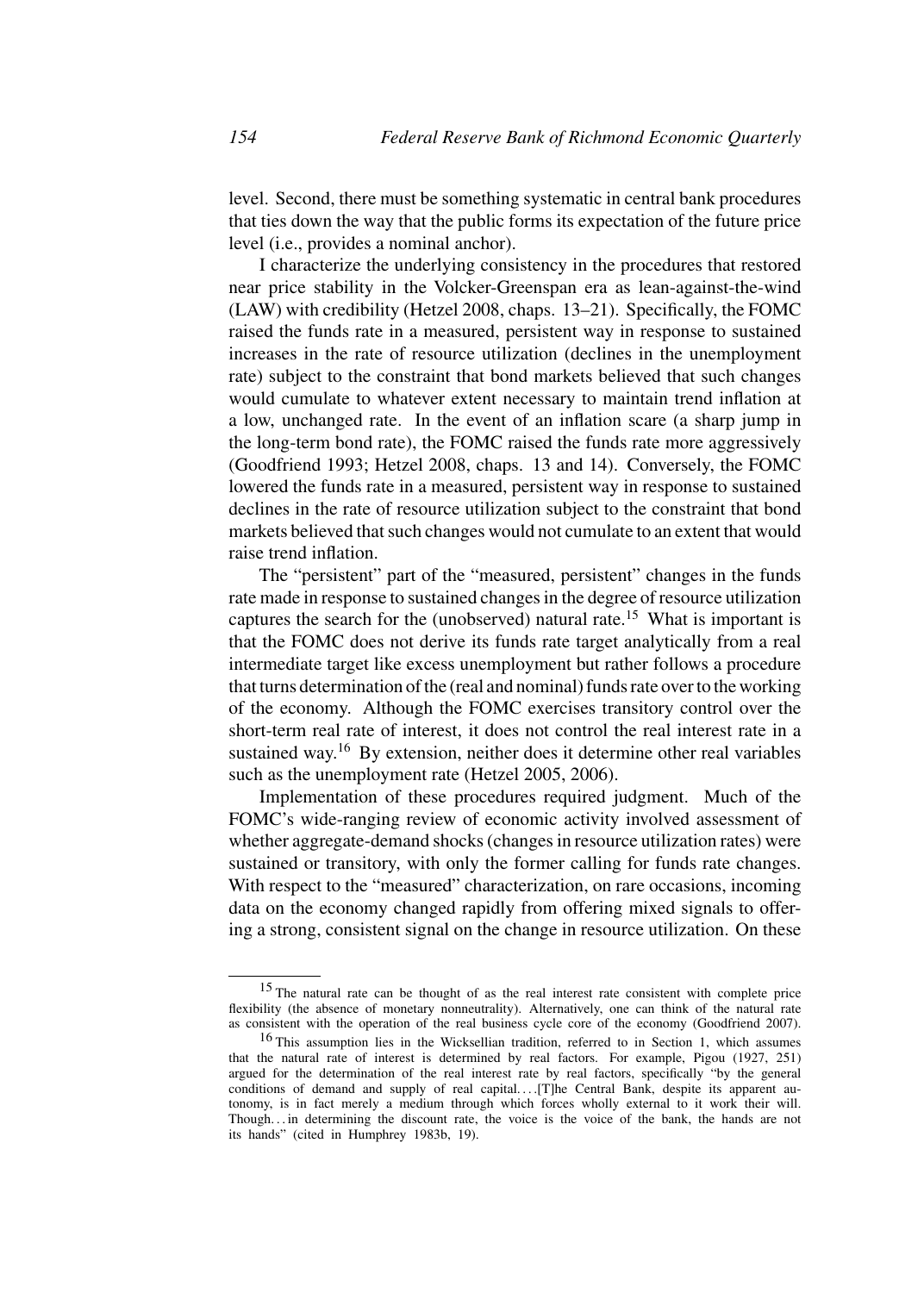level. Second, there must be something systematic in central bank procedures that ties down the way that the public forms its expectation of the future price level (i.e., provides a nominal anchor).

I characterize the underlying consistency in the procedures that restored near price stability in the Volcker-Greenspan era as lean-against-the-wind (LAW) with credibility (Hetzel 2008, chaps. 13–21). Specifically, the FOMC raised the funds rate in a measured, persistent way in response to sustained increases in the rate of resource utilization (declines in the unemployment rate) subject to the constraint that bond markets believed that such changes would cumulate to whatever extent necessary to maintain trend inflation at a low, unchanged rate. In the event of an inflation scare (a sharp jump in the long-term bond rate), the FOMC raised the funds rate more aggressively (Goodfriend 1993; Hetzel 2008, chaps. 13 and 14). Conversely, the FOMC lowered the funds rate in a measured, persistent way in response to sustained declines in the rate of resource utilization subject to the constraint that bond markets believed that such changes would not cumulate to an extent that would raise trend inflation.

The "persistent" part of the "measured, persistent" changes in the funds rate made in response to sustained changes in the degree of resource utilization captures the search for the (unobserved) natural rate.[15] What is important is that the FOMC does not derive its funds rate target analytically from a real intermediate target like excess unemployment but rather follows a procedure that turns determination of the (real and nominal) funds rate over to the working of the economy. Although the FOMC exercises transitory control over the short-term real rate of interest, it does not control the real interest rate in a sustained way.[16] By extension, neither does it determine other real variables such as the unemployment rate (Hetzel 2005, 2006).

Implementation of these procedures required judgment. Much of the FOMC's wide-ranging review of economic activity involved assessment of whether aggregate-demand shocks (changes in resource utilization rates) were sustained or transitory, with only the former calling for funds rate changes. With respect to the "measured" characterization, on rare occasions, incoming data on the economy changed rapidly from offering mixed signals to offering a strong, consistent signal on the change in resource utilization. On these

---

[15] The natural rate can be thought of as the real interest rate consistent with complete price flexibility (the absence of monetary nonneutrality). Alternatively, one can think of the natural rate as consistent with the operation of the real business cycle core of the economy (Goodfriend 2007).

[16] This assumption lies in the Wicksellian tradition, referred to in Section 1, which assumes that the natural rate of interest is determined by real factors. For example, Pigou (1927, 251) argued for the determination of the real interest rate by real factors, specifically "by the general conditions of demand and supply of real capital. . . .[T]he Central Bank, despite its apparent autonomy, is in fact merely a medium through which forces wholly external to it work their will. Though. . . in determining the discount rate, the voice is the voice of the bank, the hands are not its hands" (cited in Humphrey 1983b, 19).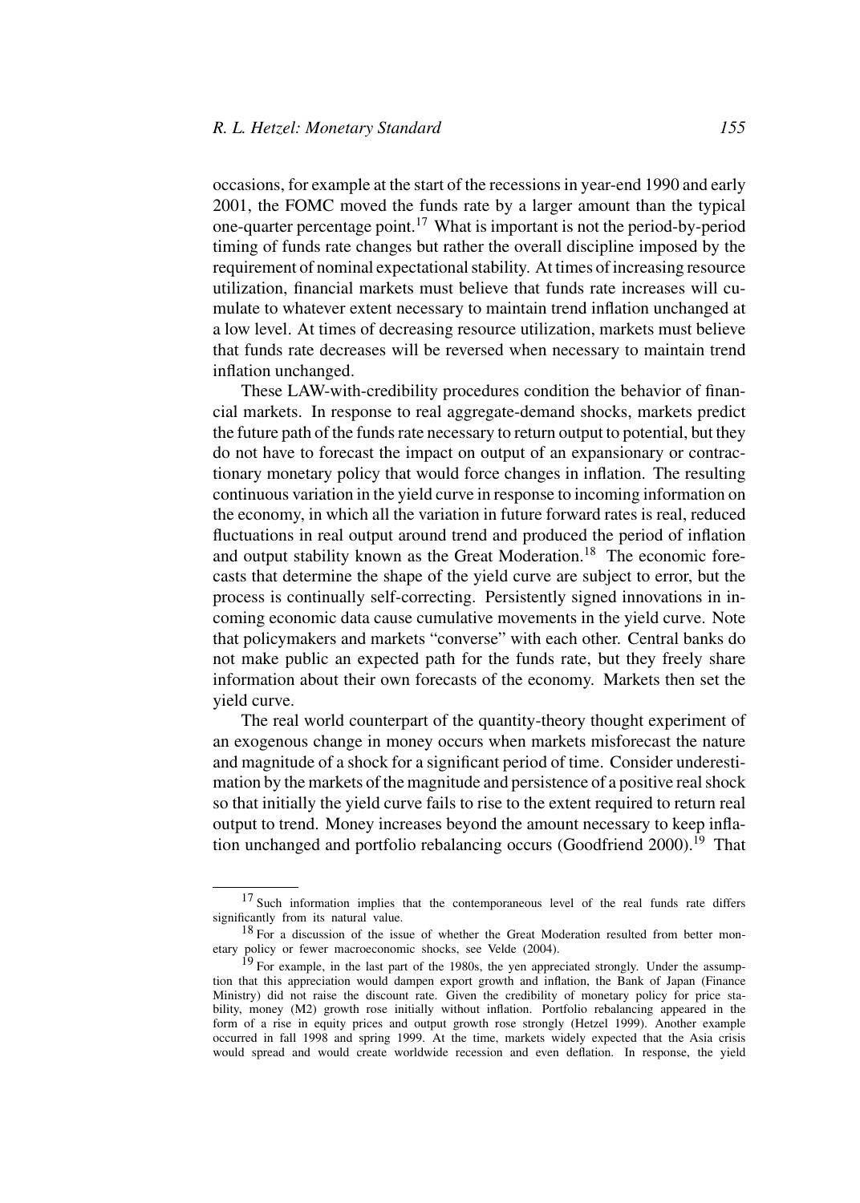occasions, for example at the start of the recessions in year-end 1990 and early 2001, the FOMC moved the funds rate by a larger amount than the typical one-quarter percentage point.[17] What is important is not the period-by-period timing of funds rate changes but rather the overall discipline imposed by the requirement of nominal expectational stability. At times of increasing resource utilization, financial markets must believe that funds rate increases will cumulate to whatever extent necessary to maintain trend inflation unchanged at a low level. At times of decreasing resource utilization, markets must believe that funds rate decreases will be reversed when necessary to maintain trend inflation unchanged.

These LAW-with-credibility procedures condition the behavior of financial markets. In response to real aggregate-demand shocks, markets predict the future path of the funds rate necessary to return output to potential, but they do not have to forecast the impact on output of an expansionary or contractionary monetary policy that would force changes in inflation. The resulting continuous variation in the yield curve in response to incoming information on the economy, in which all the variation in future forward rates is real, reduced fluctuations in real output around trend and produced the period of inflation and output stability known as the Great Moderation.[18] The economic forecasts that determine the shape of the yield curve are subject to error, but the process is continually self-correcting. Persistently signed innovations in incoming economic data cause cumulative movements in the yield curve. Note that policymakers and markets "converse" with each other. Central banks do not make public an expected path for the funds rate, but they freely share information about their own forecasts of the economy. Markets then set the yield curve.

The real world counterpart of the quantity-theory thought experiment of an exogenous change in money occurs when markets misforecast the nature and magnitude of a shock for a significant period of time. Consider underestimation by the markets of the magnitude and persistence of a positive real shock so that initially the yield curve fails to rise to the extent required to return real output to trend. Money increases beyond the amount necessary to keep inflation unchanged and portfolio rebalancing occurs (Goodfriend 2000).[19] That

---

[17] Such information implies that the contemporaneous level of the real funds rate differs significantly from its natural value.

[18] For a discussion of the issue of whether the Great Moderation resulted from better monetary policy or fewer macroeconomic shocks, see Velde (2004).

[19] For example, in the last part of the 1980s, the yen appreciated strongly. Under the assumption that this appreciation would dampen export growth and inflation, the Bank of Japan (Finance Ministry) did not raise the discount rate. Given the credibility of monetary policy for price stability, money (M2) growth rose initially without inflation. Portfolio rebalancing appeared in the form of a rise in equity prices and output growth rose strongly (Hetzel 1999). Another example occurred in fall 1998 and spring 1999. At the time, markets widely expected that the Asia crisis would spread and would create worldwide recession and even deflation. In response, the yield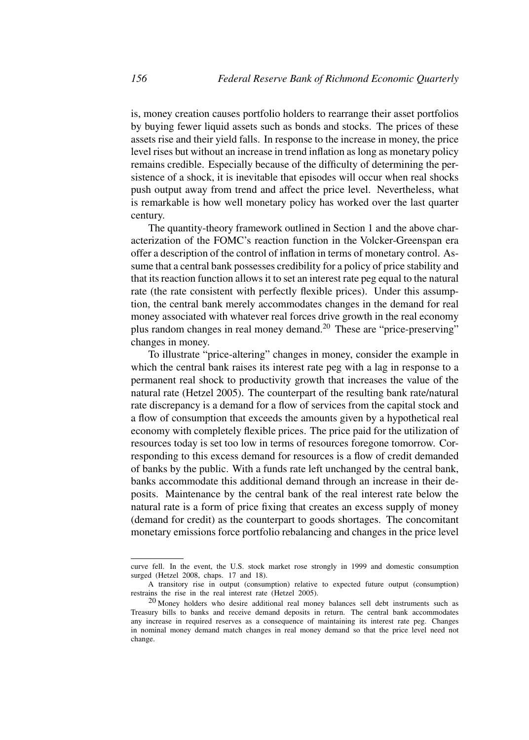is, money creation causes portfolio holders to rearrange their asset portfolios by buying fewer liquid assets such as bonds and stocks. The prices of these assets rise and their yield falls. In response to the increase in money, the price level rises but without an increase in trend inflation as long as monetary policy remains credible. Especially because of the difficulty of determining the persistence of a shock, it is inevitable that episodes will occur when real shocks push output away from trend and affect the price level. Nevertheless, what is remarkable is how well monetary policy has worked over the last quarter century.

The quantity-theory framework outlined in Section 1 and the above characterization of the FOMC's reaction function in the Volcker-Greenspan era offer a description of the control of inflation in terms of monetary control. Assume that a central bank possesses credibility for a policy of price stability and that its reaction function allows it to set an interest rate peg equal to the natural rate (the rate consistent with perfectly flexible prices). Under this assumption, the central bank merely accommodates changes in the demand for real money associated with whatever real forces drive growth in the real economy plus random changes in real money demand.[20] These are "price-preserving" changes in money.

To illustrate "price-altering" changes in money, consider the example in which the central bank raises its interest rate peg with a lag in response to a permanent real shock to productivity growth that increases the value of the natural rate (Hetzel 2005). The counterpart of the resulting bank rate/natural rate discrepancy is a demand for a flow of services from the capital stock and a flow of consumption that exceeds the amounts given by a hypothetical real economy with completely flexible prices. The price paid for the utilization of resources today is set too low in terms of resources foregone tomorrow. Corresponding to this excess demand for resources is a flow of credit demanded of banks by the public. With a funds rate left unchanged by the central bank, banks accommodate this additional demand through an increase in their deposits. Maintenance by the central bank of the real interest rate below the natural rate is a form of price fixing that creates an excess supply of money (demand for credit) as the counterpart to goods shortages. The concomitant monetary emissions force portfolio rebalancing and changes in the price level

---

curve fell. In the event, the U.S. stock market rose strongly in 1999 and domestic consumption surged (Hetzel 2008, chaps. 17 and 18).

A transitory rise in output (consumption) relative to expected future output (consumption) restrains the rise in the real interest rate (Hetzel 2005).

[20] Money holders who desire additional real money balances sell debt instruments such as Treasury bills to banks and receive demand deposits in return. The central bank accommodates any increase in required reserves as a consequence of maintaining its interest rate peg. Changes in nominal money demand match changes in real money demand so that the price level need not change.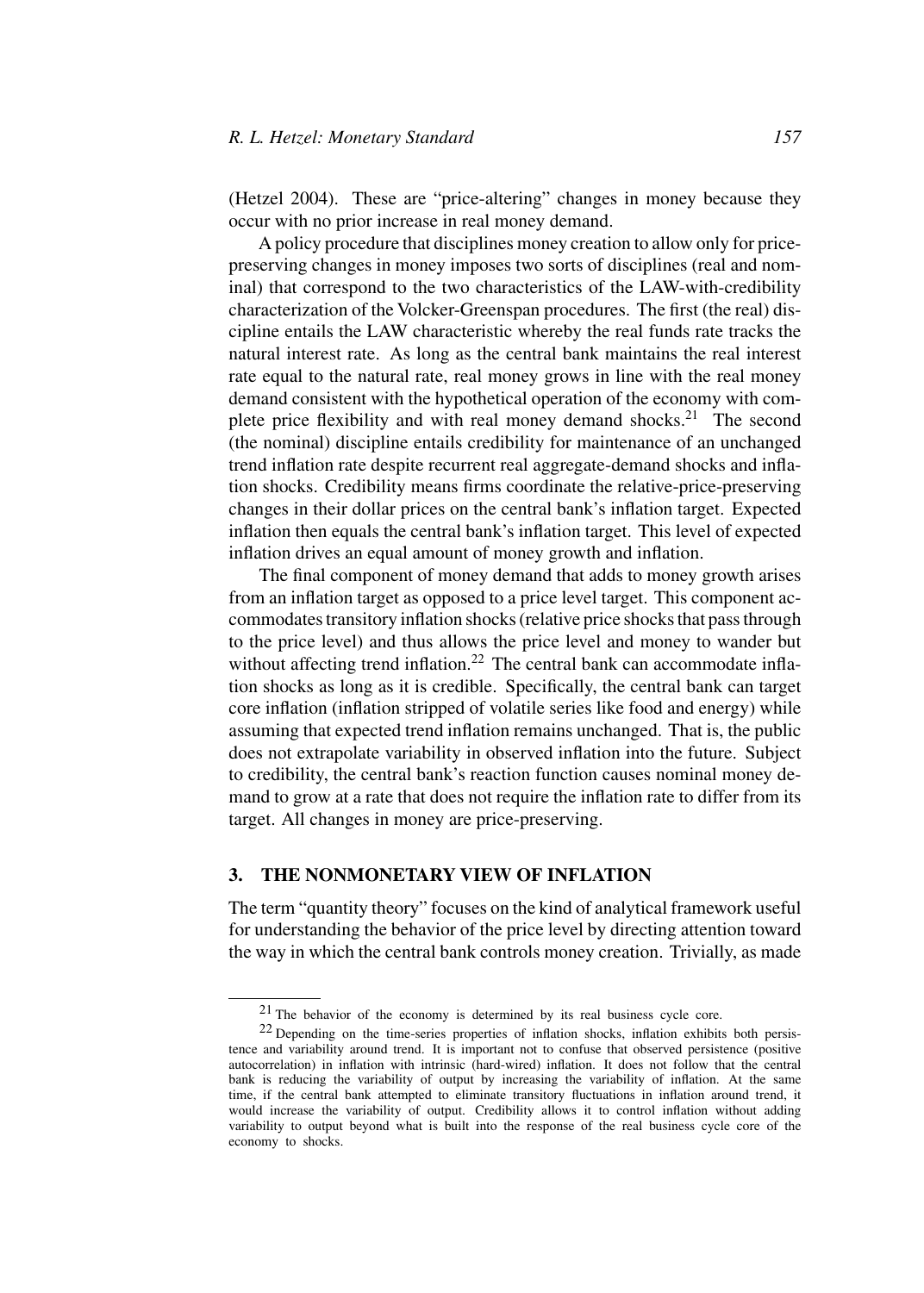(Hetzel 2004). These are "price-altering" changes in money because they occur with no prior increase in real money demand.

A policy procedure that disciplines money creation to allow only for price-preserving changes in money imposes two sorts of disciplines (real and nominal) that correspond to the two characteristics of the LAW-with-credibility characterization of the Volcker-Greenspan procedures. The first (the real) discipline entails the LAW characteristic whereby the real funds rate tracks the natural interest rate. As long as the central bank maintains the real interest rate equal to the natural rate, real money grows in line with the real money demand consistent with the hypothetical operation of the economy with complete price flexibility and with real money demand shocks.[21] The second (the nominal) discipline entails credibility for maintenance of an unchanged trend inflation rate despite recurrent real aggregate-demand shocks and inflation shocks. Credibility means firms coordinate the relative-price-preserving changes in their dollar prices on the central bank's inflation target. Expected inflation then equals the central bank's inflation target. This level of expected inflation drives an equal amount of money growth and inflation.

The final component of money demand that adds to money growth arises from an inflation target as opposed to a price level target. This component accommodates transitory inflation shocks (relative price shocks that pass through to the price level) and thus allows the price level and money to wander but without affecting trend inflation.[22] The central bank can accommodate inflation shocks as long as it is credible. Specifically, the central bank can target core inflation (inflation stripped of volatile series like food and energy) while assuming that expected trend inflation remains unchanged. That is, the public does not extrapolate variability in observed inflation into the future. Subject to credibility, the central bank's reaction function causes nominal money demand to grow at a rate that does not require the inflation rate to differ from its target. All changes in money are price-preserving.

## 3. THE NONMONETARY VIEW OF INFLATION

The term "quantity theory" focuses on the kind of analytical framework useful for understanding the behavior of the price level by directing attention toward the way in which the central bank controls money creation. Trivially, as made

---

[21] The behavior of the economy is determined by its real business cycle core.

[22] Depending on the time-series properties of inflation shocks, inflation exhibits both persistence and variability around trend. It is important not to confuse that observed persistence (positive autocorrelation) in inflation with intrinsic (hard-wired) inflation. It does not follow that the central bank is reducing the variability of output by increasing the variability of inflation. At the same time, if the central bank attempted to eliminate transitory fluctuations in inflation around trend, it would increase the variability of output. Credibility allows it to control inflation without adding variability to output beyond what is built into the response of the real business cycle core of the economy to shocks.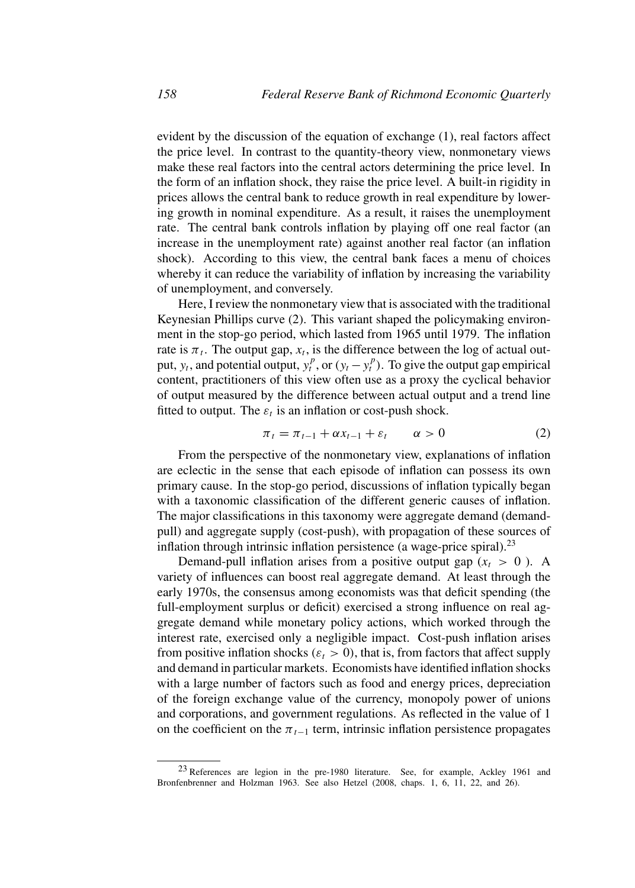evident by the discussion of the equation of exchange (1), real factors affect the price level. In contrast to the quantity-theory view, nonmonetary views make these real factors into the central actors determining the price level. In the form of an inflation shock, they raise the price level. A built-in rigidity in prices allows the central bank to reduce growth in real expenditure by lowering growth in nominal expenditure. As a result, it raises the unemployment rate. The central bank controls inflation by playing off one real factor (an increase in the unemployment rate) against another real factor (an inflation shock). According to this view, the central bank faces a menu of choices whereby it can reduce the variability of inflation by increasing the variability of unemployment, and conversely.

Here, I review the nonmonetary view that is associated with the traditional Keynesian Phillips curve (2). This variant shaped the policymaking environment in the stop-go period, which lasted from 1965 until 1979. The inflation rate is $\pi_t$. The output gap, $x_t$, is the difference between the log of actual output, $y_t$, and potential output, $y_t^p$, or $(y_t - y_t^p)$. To give the output gap empirical content, practitioners of this view often use as a proxy the cyclical behavior of output measured by the difference between actual output and a trend line fitted to output. The $\varepsilon_t$ is an inflation or cost-push shock.

$$\pi_t = \pi_{t-1} + \alpha x_{t-1} + \varepsilon_t \qquad \alpha > 0 \tag{2}$$

From the perspective of the nonmonetary view, explanations of inflation are eclectic in the sense that each episode of inflation can possess its own primary cause. In the stop-go period, discussions of inflation typically began with a taxonomic classification of the different generic causes of inflation. The major classifications in this taxonomy were aggregate demand (demand-pull) and aggregate supply (cost-push), with propagation of these sources of inflation through intrinsic inflation persistence (a wage-price spiral).[23]

Demand-pull inflation arises from a positive output gap ($x_t > 0$ ). A variety of influences can boost real aggregate demand. At least through the early 1970s, the consensus among economists was that deficit spending (the full-employment surplus or deficit) exercised a strong influence on real aggregate demand while monetary policy actions, which worked through the interest rate, exercised only a negligible impact. Cost-push inflation arises from positive inflation shocks ($\varepsilon_t > 0$), that is, from factors that affect supply and demand in particular markets. Economists have identified inflation shocks with a large number of factors such as food and energy prices, depreciation of the foreign exchange value of the currency, monopoly power of unions and corporations, and government regulations. As reflected in the value of 1 on the coefficient on the $\pi_{t-1}$ term, intrinsic inflation persistence propagates

[23] References are legion in the pre-1980 literature. See, for example, Ackley 1961 and Bronfenbrenner and Holzman 1963. See also Hetzel (2008, chaps. 1, 6, 11, 22, and 26).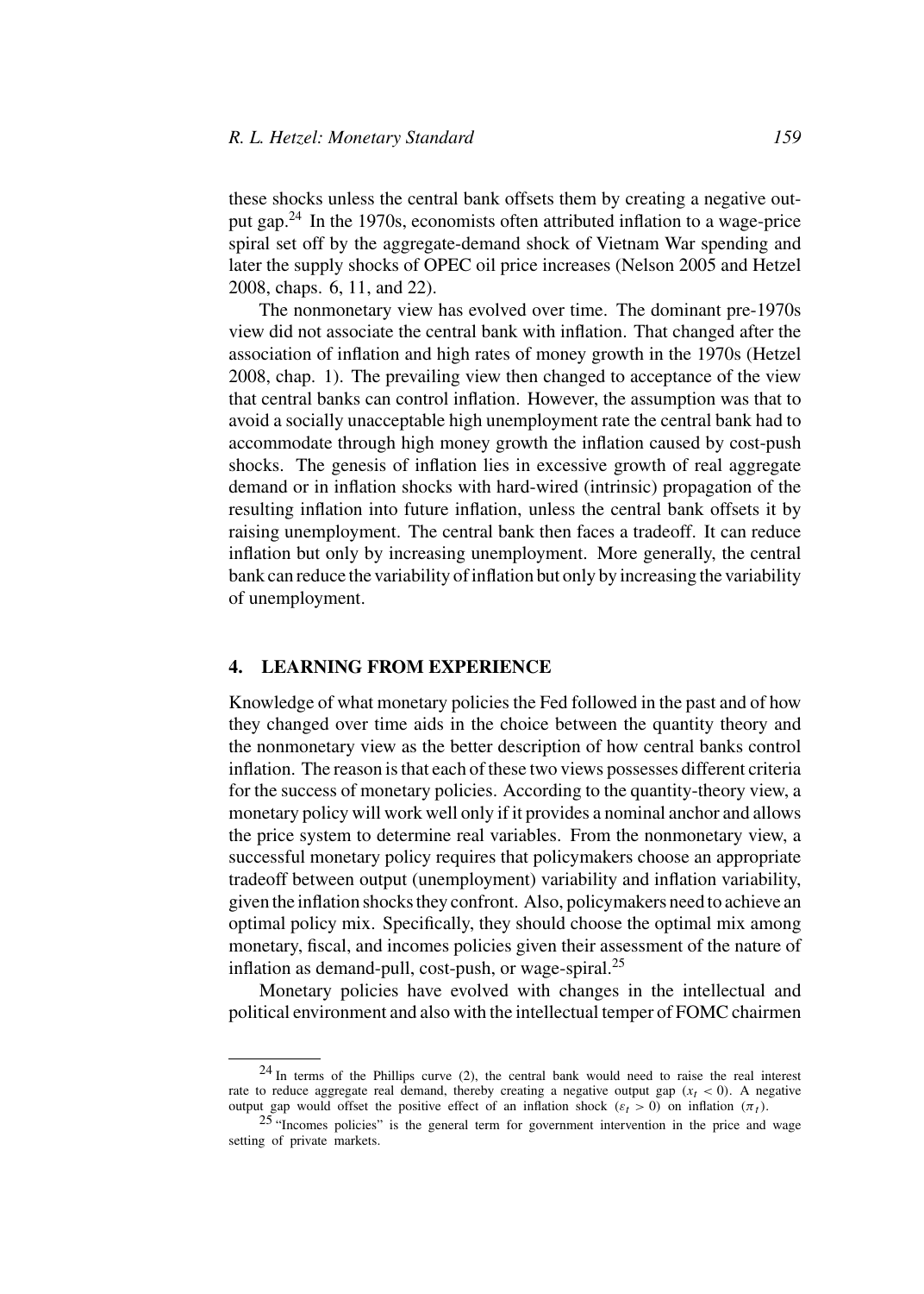these shocks unless the central bank offsets them by creating a negative output gap.[24] In the 1970s, economists often attributed inflation to a wage-price spiral set off by the aggregate-demand shock of Vietnam War spending and later the supply shocks of OPEC oil price increases (Nelson 2005 and Hetzel 2008, chaps. 6, 11, and 22).

The nonmonetary view has evolved over time. The dominant pre-1970s view did not associate the central bank with inflation. That changed after the association of inflation and high rates of money growth in the 1970s (Hetzel 2008, chap. 1). The prevailing view then changed to acceptance of the view that central banks can control inflation. However, the assumption was that to avoid a socially unacceptable high unemployment rate the central bank had to accommodate through high money growth the inflation caused by cost-push shocks. The genesis of inflation lies in excessive growth of real aggregate demand or in inflation shocks with hard-wired (intrinsic) propagation of the resulting inflation into future inflation, unless the central bank offsets it by raising unemployment. The central bank then faces a tradeoff. It can reduce inflation but only by increasing unemployment. More generally, the central bank can reduce the variability of inflation but only by increasing the variability of unemployment.

## 4. LEARNING FROM EXPERIENCE

Knowledge of what monetary policies the Fed followed in the past and of how they changed over time aids in the choice between the quantity theory and the nonmonetary view as the better description of how central banks control inflation. The reason is that each of these two views possesses different criteria for the success of monetary policies. According to the quantity-theory view, a monetary policy will work well only if it provides a nominal anchor and allows the price system to determine real variables. From the nonmonetary view, a successful monetary policy requires that policymakers choose an appropriate tradeoff between output (unemployment) variability and inflation variability, given the inflation shocks they confront. Also, policymakers need to achieve an optimal policy mix. Specifically, they should choose the optimal mix among monetary, fiscal, and incomes policies given their assessment of the nature of inflation as demand-pull, cost-push, or wage-spiral.[25]

Monetary policies have evolved with changes in the intellectual and political environment and also with the intellectual temper of FOMC chairmen

---

[24] In terms of the Phillips curve (2), the central bank would need to raise the real interest rate to reduce aggregate real demand, thereby creating a negative output gap ($x_t < 0$). A negative output gap would offset the positive effect of an inflation shock ($\varepsilon_t > 0$) on inflation ($\pi_t$).

[25] "Incomes policies" is the general term for government intervention in the price and wage setting of private markets.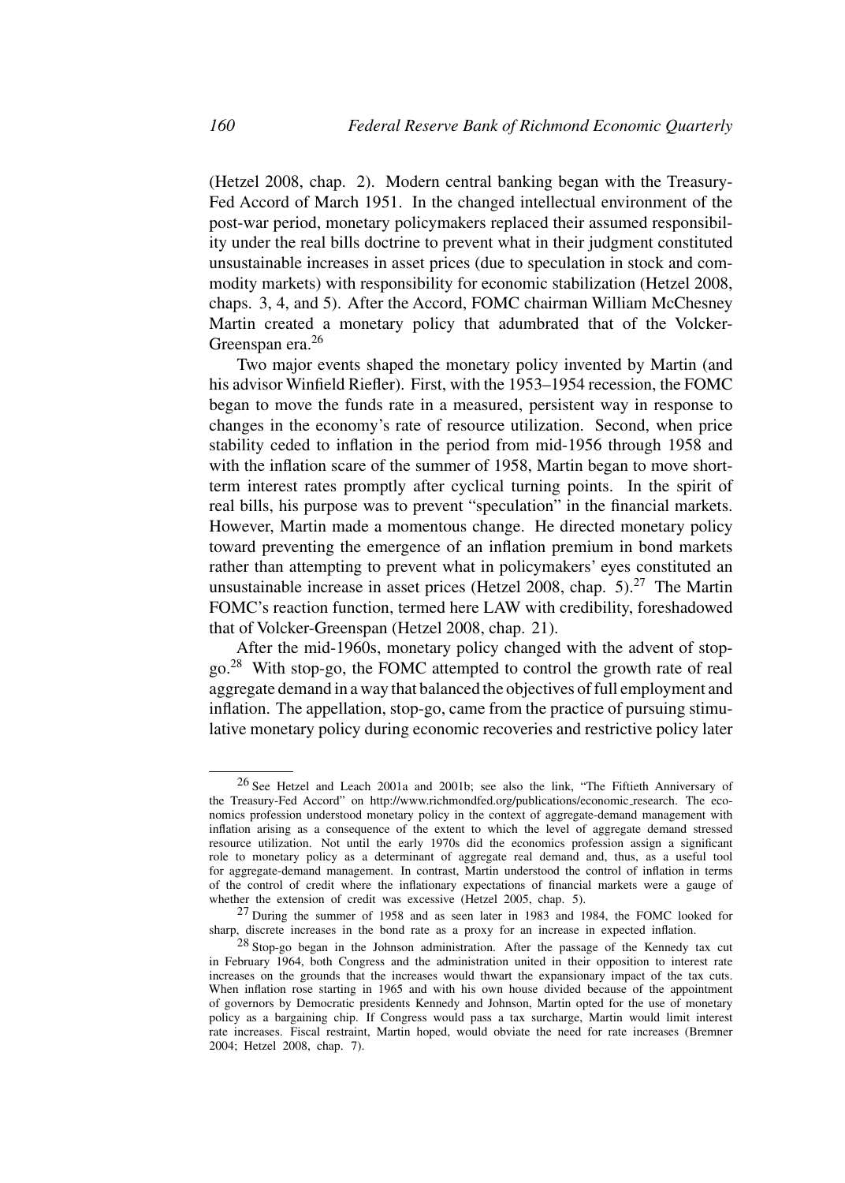(Hetzel 2008, chap. 2). Modern central banking began with the Treasury-Fed Accord of March 1951. In the changed intellectual environment of the post-war period, monetary policymakers replaced their assumed responsibility under the real bills doctrine to prevent what in their judgment constituted unsustainable increases in asset prices (due to speculation in stock and commodity markets) with responsibility for economic stabilization (Hetzel 2008, chaps. 3, 4, and 5). After the Accord, FOMC chairman William McChesney Martin created a monetary policy that adumbrated that of the Volcker-Greenspan era.[26]

Two major events shaped the monetary policy invented by Martin (and his advisor Winfield Riefler). First, with the 1953–1954 recession, the FOMC began to move the funds rate in a measured, persistent way in response to changes in the economy's rate of resource utilization. Second, when price stability ceded to inflation in the period from mid-1956 through 1958 and with the inflation scare of the summer of 1958, Martin began to move short-term interest rates promptly after cyclical turning points. In the spirit of real bills, his purpose was to prevent "speculation" in the financial markets. However, Martin made a momentous change. He directed monetary policy toward preventing the emergence of an inflation premium in bond markets rather than attempting to prevent what in policymakers' eyes constituted an unsustainable increase in asset prices (Hetzel 2008, chap. 5).[27] The Martin FOMC's reaction function, termed here LAW with credibility, foreshadowed that of Volcker-Greenspan (Hetzel 2008, chap. 21).

After the mid-1960s, monetary policy changed with the advent of stop-go.[28] With stop-go, the FOMC attempted to control the growth rate of real aggregate demand in a way that balanced the objectives of full employment and inflation. The appellation, stop-go, came from the practice of pursuing stimulative monetary policy during economic recoveries and restrictive policy later

---

[26] See Hetzel and Leach 2001a and 2001b; see also the link, "The Fiftieth Anniversary of the Treasury-Fed Accord" on http://www.richmondfed.org/publications/economic_research. The economics profession understood monetary policy in the context of aggregate-demand management with inflation arising as a consequence of the extent to which the level of aggregate demand stressed resource utilization. Not until the early 1970s did the economics profession assign a significant role to monetary policy as a determinant of aggregate real demand and, thus, as a useful tool for aggregate-demand management. In contrast, Martin understood the control of inflation in terms of the control of credit where the inflationary expectations of financial markets were a gauge of whether the extension of credit was excessive (Hetzel 2005, chap. 5).

[27] During the summer of 1958 and as seen later in 1983 and 1984, the FOMC looked for sharp, discrete increases in the bond rate as a proxy for an increase in expected inflation.

[28] Stop-go began in the Johnson administration. After the passage of the Kennedy tax cut in February 1964, both Congress and the administration united in their opposition to interest rate increases on the grounds that the increases would thwart the expansionary impact of the tax cuts. When inflation rose starting in 1965 and with his own house divided because of the appointment of governors by Democratic presidents Kennedy and Johnson, Martin opted for the use of monetary policy as a bargaining chip. If Congress would pass a tax surcharge, Martin would limit interest rate increases. Fiscal restraint, Martin hoped, would obviate the need for rate increases (Bremner 2004; Hetzel 2008, chap. 7).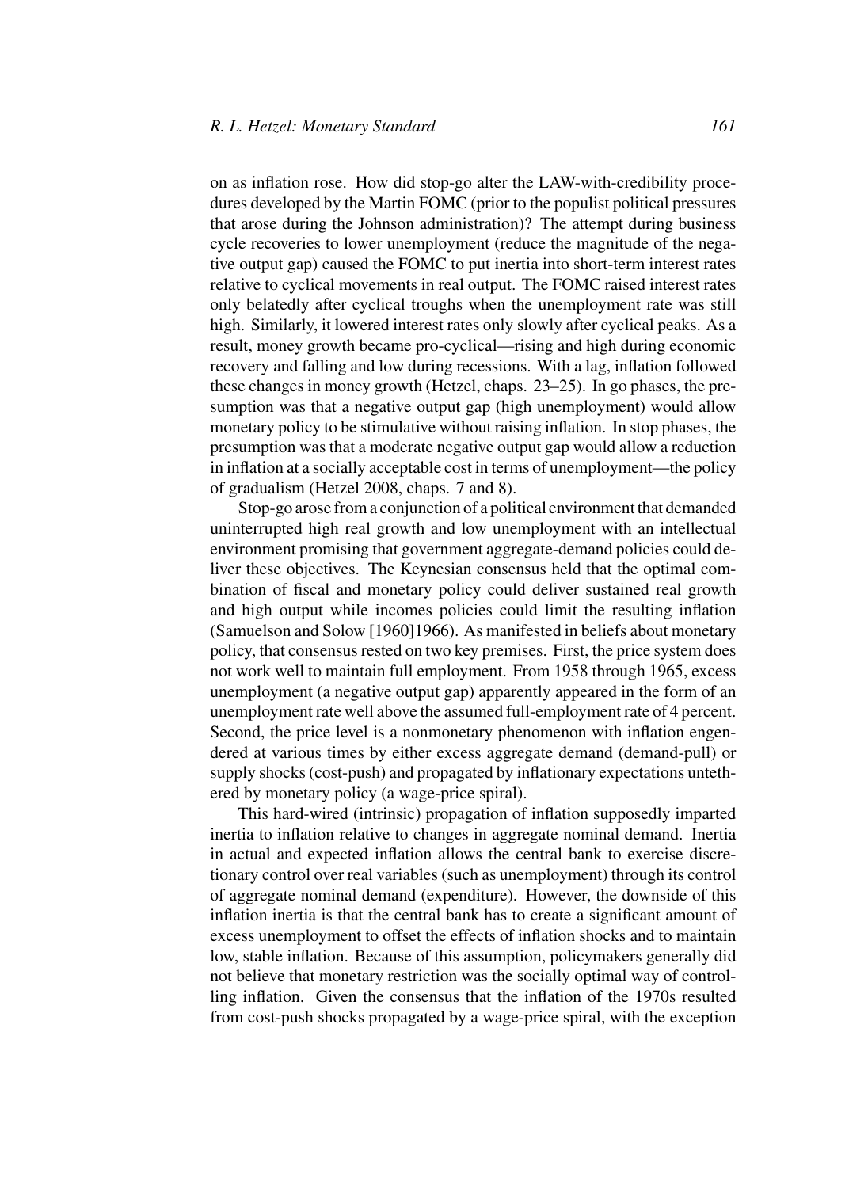on as inflation rose. How did stop-go alter the LAW-with-credibility procedures developed by the Martin FOMC (prior to the populist political pressures that arose during the Johnson administration)? The attempt during business cycle recoveries to lower unemployment (reduce the magnitude of the negative output gap) caused the FOMC to put inertia into short-term interest rates relative to cyclical movements in real output. The FOMC raised interest rates only belatedly after cyclical troughs when the unemployment rate was still high. Similarly, it lowered interest rates only slowly after cyclical peaks. As a result, money growth became pro-cyclical—rising and high during economic recovery and falling and low during recessions. With a lag, inflation followed these changes in money growth (Hetzel, chaps. 23–25). In go phases, the presumption was that a negative output gap (high unemployment) would allow monetary policy to be stimulative without raising inflation. In stop phases, the presumption was that a moderate negative output gap would allow a reduction in inflation at a socially acceptable cost in terms of unemployment—the policy of gradualism (Hetzel 2008, chaps. 7 and 8).

Stop-go arose from a conjunction of a political environment that demanded uninterrupted high real growth and low unemployment with an intellectual environment promising that government aggregate-demand policies could deliver these objectives. The Keynesian consensus held that the optimal combination of fiscal and monetary policy could deliver sustained real growth and high output while incomes policies could limit the resulting inflation (Samuelson and Solow [1960]1966). As manifested in beliefs about monetary policy, that consensus rested on two key premises. First, the price system does not work well to maintain full employment. From 1958 through 1965, excess unemployment (a negative output gap) apparently appeared in the form of an unemployment rate well above the assumed full-employment rate of 4 percent. Second, the price level is a nonmonetary phenomenon with inflation engendered at various times by either excess aggregate demand (demand-pull) or supply shocks (cost-push) and propagated by inflationary expectations untethered by monetary policy (a wage-price spiral).

This hard-wired (intrinsic) propagation of inflation supposedly imparted inertia to inflation relative to changes in aggregate nominal demand. Inertia in actual and expected inflation allows the central bank to exercise discretionary control over real variables (such as unemployment) through its control of aggregate nominal demand (expenditure). However, the downside of this inflation inertia is that the central bank has to create a significant amount of excess unemployment to offset the effects of inflation shocks and to maintain low, stable inflation. Because of this assumption, policymakers generally did not believe that monetary restriction was the socially optimal way of controlling inflation. Given the consensus that the inflation of the 1970s resulted from cost-push shocks propagated by a wage-price spiral, with the exception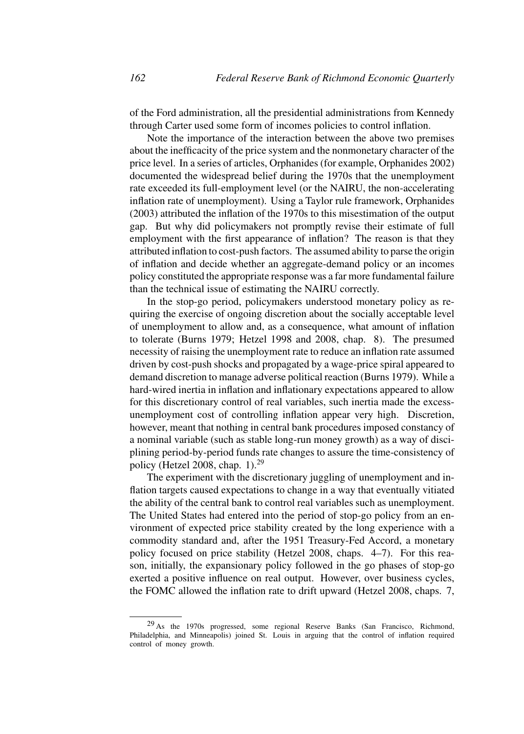of the Ford administration, all the presidential administrations from Kennedy through Carter used some form of incomes policies to control inflation.

Note the importance of the interaction between the above two premises about the inefficacity of the price system and the nonmonetary character of the price level. In a series of articles, Orphanides (for example, Orphanides 2002) documented the widespread belief during the 1970s that the unemployment rate exceeded its full-employment level (or the NAIRU, the non-accelerating inflation rate of unemployment). Using a Taylor rule framework, Orphanides (2003) attributed the inflation of the 1970s to this misestimation of the output gap. But why did policymakers not promptly revise their estimate of full employment with the first appearance of inflation? The reason is that they attributed inflation to cost-push factors. The assumed ability to parse the origin of inflation and decide whether an aggregate-demand policy or an incomes policy constituted the appropriate response was a far more fundamental failure than the technical issue of estimating the NAIRU correctly.

In the stop-go period, policymakers understood monetary policy as requiring the exercise of ongoing discretion about the socially acceptable level of unemployment to allow and, as a consequence, what amount of inflation to tolerate (Burns 1979; Hetzel 1998 and 2008, chap. 8). The presumed necessity of raising the unemployment rate to reduce an inflation rate assumed driven by cost-push shocks and propagated by a wage-price spiral appeared to demand discretion to manage adverse political reaction (Burns 1979). While a hard-wired inertia in inflation and inflationary expectations appeared to allow for this discretionary control of real variables, such inertia made the excess-unemployment cost of controlling inflation appear very high. Discretion, however, meant that nothing in central bank procedures imposed constancy of a nominal variable (such as stable long-run money growth) as a way of disciplining period-by-period funds rate changes to assure the time-consistency of policy (Hetzel 2008, chap. 1).[29]

The experiment with the discretionary juggling of unemployment and inflation targets caused expectations to change in a way that eventually vitiated the ability of the central bank to control real variables such as unemployment. The United States had entered into the period of stop-go policy from an environment of expected price stability created by the long experience with a commodity standard and, after the 1951 Treasury-Fed Accord, a monetary policy focused on price stability (Hetzel 2008, chaps. 4–7). For this reason, initially, the expansionary policy followed in the go phases of stop-go exerted a positive influence on real output. However, over business cycles, the FOMC allowed the inflation rate to drift upward (Hetzel 2008, chaps. 7,

[29] As the 1970s progressed, some regional Reserve Banks (San Francisco, Richmond, Philadelphia, and Minneapolis) joined St. Louis in arguing that the control of inflation required control of money growth.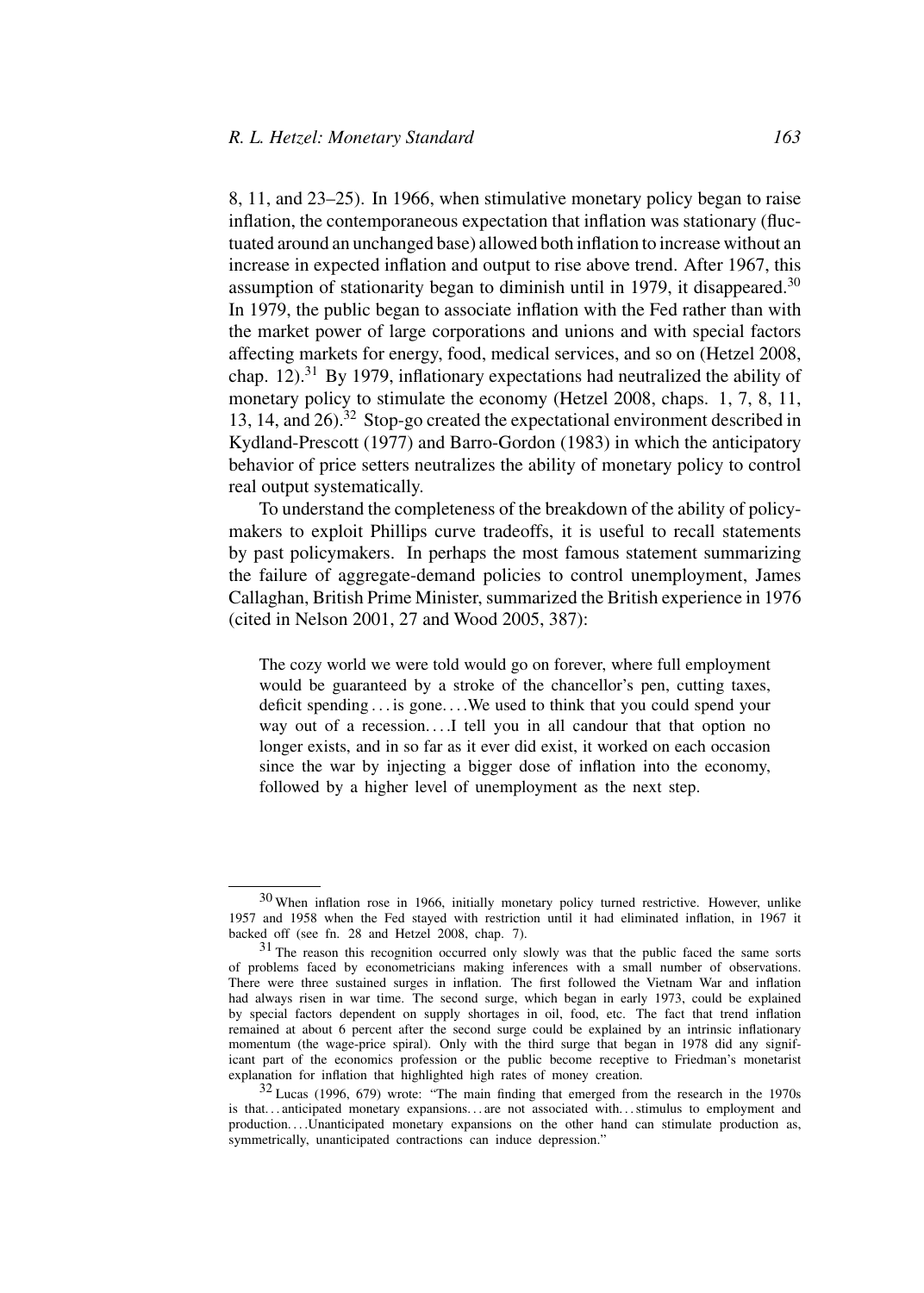8, 11, and 23–25). In 1966, when stimulative monetary policy began to raise inflation, the contemporaneous expectation that inflation was stationary (fluctuated around an unchanged base) allowed both inflation to increase without an increase in expected inflation and output to rise above trend. After 1967, this assumption of stationarity began to diminish until in 1979, it disappeared.[30] In 1979, the public began to associate inflation with the Fed rather than with the market power of large corporations and unions and with special factors affecting markets for energy, food, medical services, and so on (Hetzel 2008, chap. 12).[31] By 1979, inflationary expectations had neutralized the ability of monetary policy to stimulate the economy (Hetzel 2008, chaps. 1, 7, 8, 11, 13, 14, and 26).[32] Stop-go created the expectational environment described in Kydland-Prescott (1977) and Barro-Gordon (1983) in which the anticipatory behavior of price setters neutralizes the ability of monetary policy to control real output systematically.

To understand the completeness of the breakdown of the ability of policymakers to exploit Phillips curve tradeoffs, it is useful to recall statements by past policymakers. In perhaps the most famous statement summarizing the failure of aggregate-demand policies to control unemployment, James Callaghan, British Prime Minister, summarized the British experience in 1976 (cited in Nelson 2001, 27 and Wood 2005, 387):

> The cozy world we were told would go on forever, where full employment would be guaranteed by a stroke of the chancellor's pen, cutting taxes, deficit spending . . . is gone. . . . We used to think that you could spend your way out of a recession. . . . I tell you in all candour that that option no longer exists, and in so far as it ever did exist, it worked on each occasion since the war by injecting a bigger dose of inflation into the economy, followed by a higher level of unemployment as the next step.

---

[30] When inflation rose in 1966, initially monetary policy turned restrictive. However, unlike 1957 and 1958 when the Fed stayed with restriction until it had eliminated inflation, in 1967 it backed off (see fn. 28 and Hetzel 2008, chap. 7).

[31] The reason this recognition occurred only slowly was that the public faced the same sorts of problems faced by econometricians making inferences with a small number of observations. There were three sustained surges in inflation. The first followed the Vietnam War and inflation had always risen in war time. The second surge, which began in early 1973, could be explained by special factors dependent on supply shortages in oil, food, etc. The fact that trend inflation remained at about 6 percent after the second surge could be explained by an intrinsic inflationary momentum (the wage-price spiral). Only with the third surge that began in 1978 did any significant part of the economics profession or the public become receptive to Friedman's monetarist explanation for inflation that highlighted high rates of money creation.

[32] Lucas (1996, 679) wrote: "The main finding that emerged from the research in the 1970s is that. . . anticipated monetary expansions. . . are not associated with. . . stimulus to employment and production. . . . Unanticipated monetary expansions on the other hand can stimulate production as, symmetrically, unanticipated contractions can induce depression."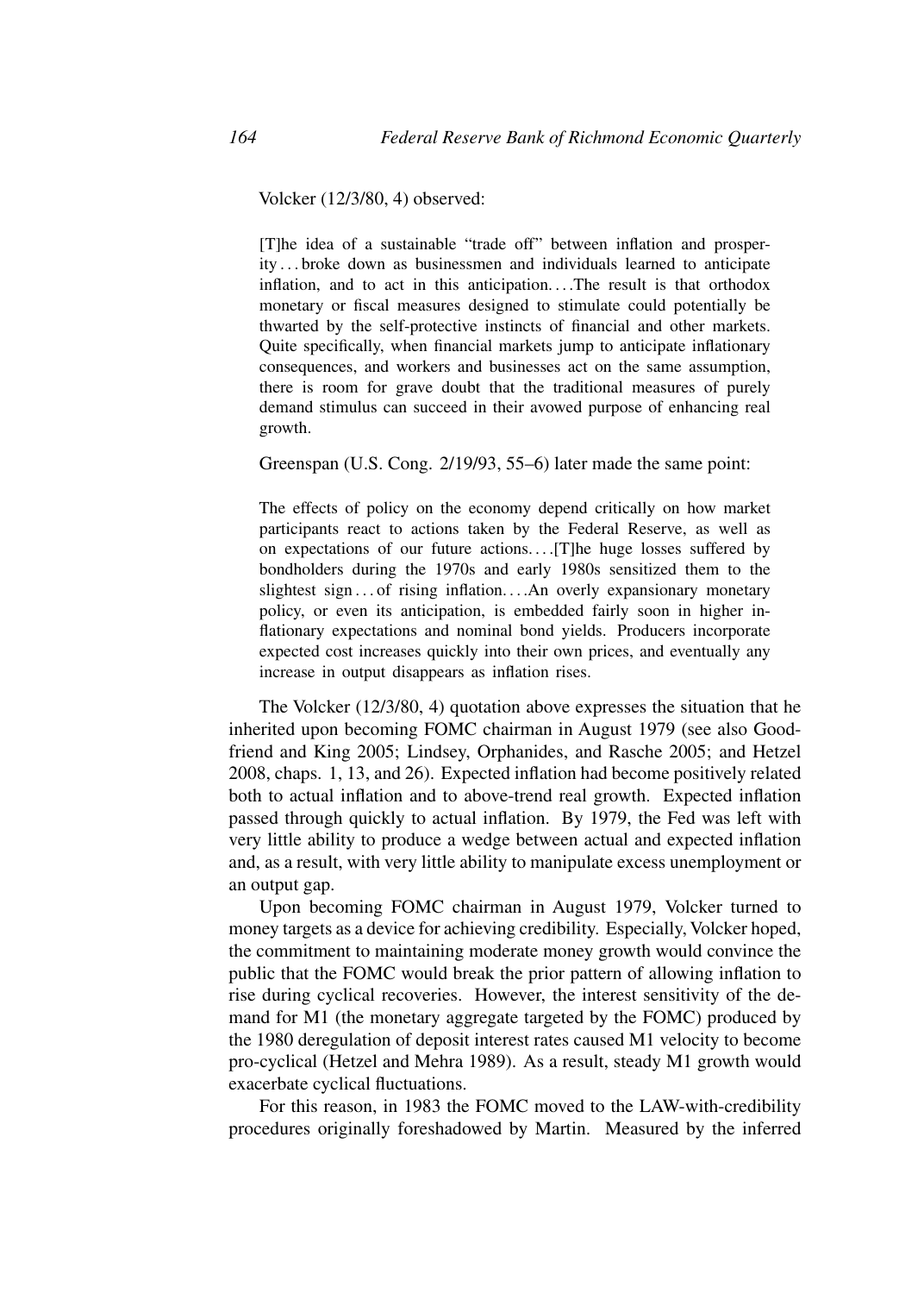Volcker (12/3/80, 4) observed:

> [T]he idea of a sustainable "trade off" between inflation and prosperity . . . broke down as businessmen and individuals learned to anticipate inflation, and to act in this anticipation. . . .The result is that orthodox monetary or fiscal measures designed to stimulate could potentially be thwarted by the self-protective instincts of financial and other markets. Quite specifically, when financial markets jump to anticipate inflationary consequences, and workers and businesses act on the same assumption, there is room for grave doubt that the traditional measures of purely demand stimulus can succeed in their avowed purpose of enhancing real growth.

Greenspan (U.S. Cong. 2/19/93, 55–6) later made the same point:

> The effects of policy on the economy depend critically on how market participants react to actions taken by the Federal Reserve, as well as on expectations of our future actions. . . .[T]he huge losses suffered by bondholders during the 1970s and early 1980s sensitized them to the slightest sign . . . of rising inflation. . . .An overly expansionary monetary policy, or even its anticipation, is embedded fairly soon in higher inflationary expectations and nominal bond yields. Producers incorporate expected cost increases quickly into their own prices, and eventually any increase in output disappears as inflation rises.

The Volcker (12/3/80, 4) quotation above expresses the situation that he inherited upon becoming FOMC chairman in August 1979 (see also Goodfriend and King 2005; Lindsey, Orphanides, and Rasche 2005; and Hetzel 2008, chaps. 1, 13, and 26). Expected inflation had become positively related both to actual inflation and to above-trend real growth. Expected inflation passed through quickly to actual inflation. By 1979, the Fed was left with very little ability to produce a wedge between actual and expected inflation and, as a result, with very little ability to manipulate excess unemployment or an output gap.

Upon becoming FOMC chairman in August 1979, Volcker turned to money targets as a device for achieving credibility. Especially, Volcker hoped, the commitment to maintaining moderate money growth would convince the public that the FOMC would break the prior pattern of allowing inflation to rise during cyclical recoveries. However, the interest sensitivity of the demand for M1 (the monetary aggregate targeted by the FOMC) produced by the 1980 deregulation of deposit interest rates caused M1 velocity to become pro-cyclical (Hetzel and Mehra 1989). As a result, steady M1 growth would exacerbate cyclical fluctuations.

For this reason, in 1983 the FOMC moved to the LAW-with-credibility procedures originally foreshadowed by Martin. Measured by the inferred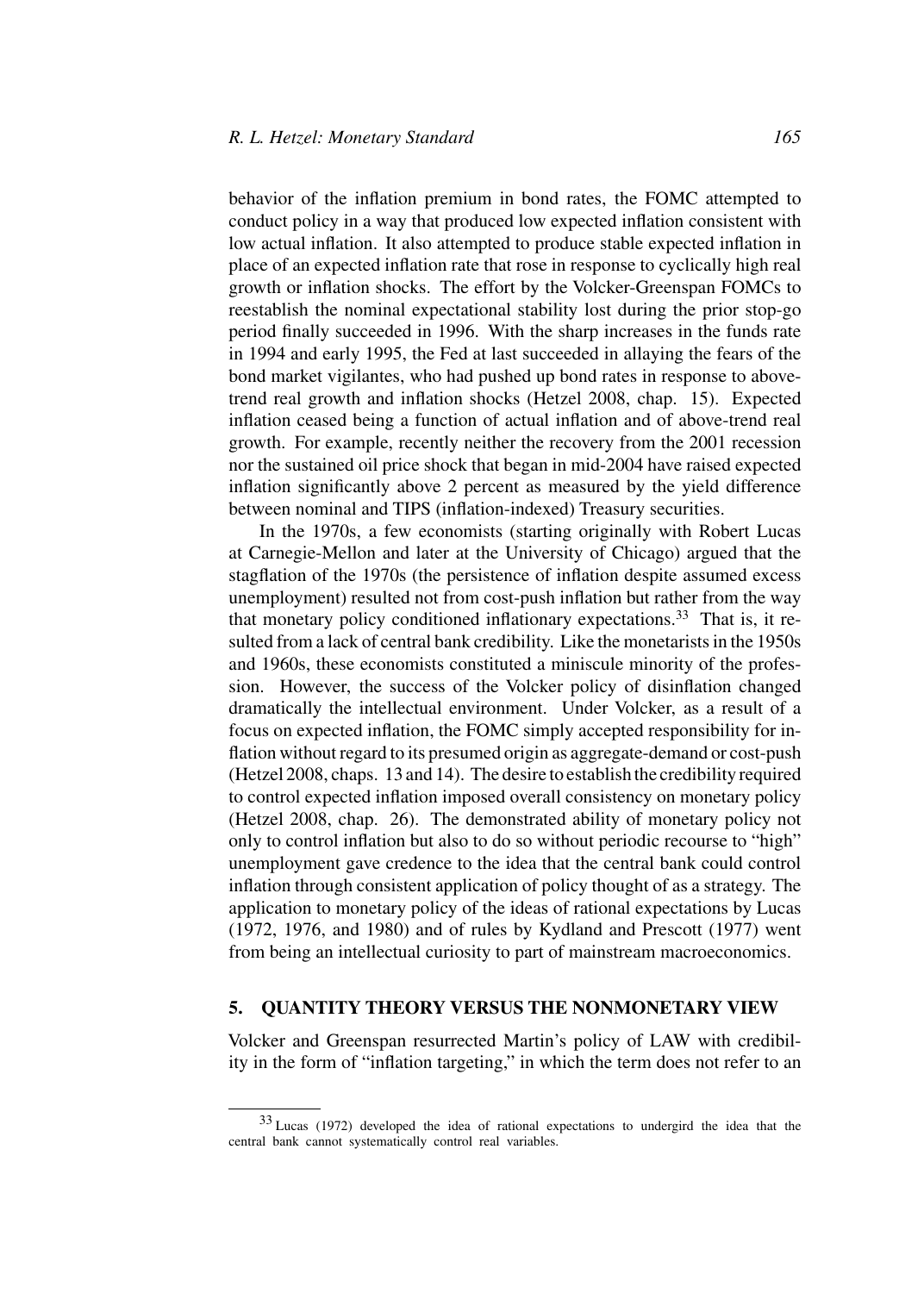behavior of the inflation premium in bond rates, the FOMC attempted to conduct policy in a way that produced low expected inflation consistent with low actual inflation. It also attempted to produce stable expected inflation in place of an expected inflation rate that rose in response to cyclically high real growth or inflation shocks. The effort by the Volcker-Greenspan FOMCs to reestablish the nominal expectational stability lost during the prior stop-go period finally succeeded in 1996. With the sharp increases in the funds rate in 1994 and early 1995, the Fed at last succeeded in allaying the fears of the bond market vigilantes, who had pushed up bond rates in response to above-trend real growth and inflation shocks (Hetzel 2008, chap. 15). Expected inflation ceased being a function of actual inflation and of above-trend real growth. For example, recently neither the recovery from the 2001 recession nor the sustained oil price shock that began in mid-2004 have raised expected inflation significantly above 2 percent as measured by the yield difference between nominal and TIPS (inflation-indexed) Treasury securities.

In the 1970s, a few economists (starting originally with Robert Lucas at Carnegie-Mellon and later at the University of Chicago) argued that the stagflation of the 1970s (the persistence of inflation despite assumed excess unemployment) resulted not from cost-push inflation but rather from the way that monetary policy conditioned inflationary expectations.[33] That is, it resulted from a lack of central bank credibility. Like the monetarists in the 1950s and 1960s, these economists constituted a miniscule minority of the profession. However, the success of the Volcker policy of disinflation changed dramatically the intellectual environment. Under Volcker, as a result of a focus on expected inflation, the FOMC simply accepted responsibility for inflation without regard to its presumed origin as aggregate-demand or cost-push (Hetzel 2008, chaps. 13 and 14). The desire to establish the credibility required to control expected inflation imposed overall consistency on monetary policy (Hetzel 2008, chap. 26). The demonstrated ability of monetary policy not only to control inflation but also to do so without periodic recourse to "high" unemployment gave credence to the idea that the central bank could control inflation through consistent application of policy thought of as a strategy. The application to monetary policy of the ideas of rational expectations by Lucas (1972, 1976, and 1980) and of rules by Kydland and Prescott (1977) went from being an intellectual curiosity to part of mainstream macroeconomics.

## 5. QUANTITY THEORY VERSUS THE NONMONETARY VIEW

Volcker and Greenspan resurrected Martin's policy of LAW with credibility in the form of "inflation targeting," in which the term does not refer to an

[33] Lucas (1972) developed the idea of rational expectations to undergird the idea that the central bank cannot systematically control real variables.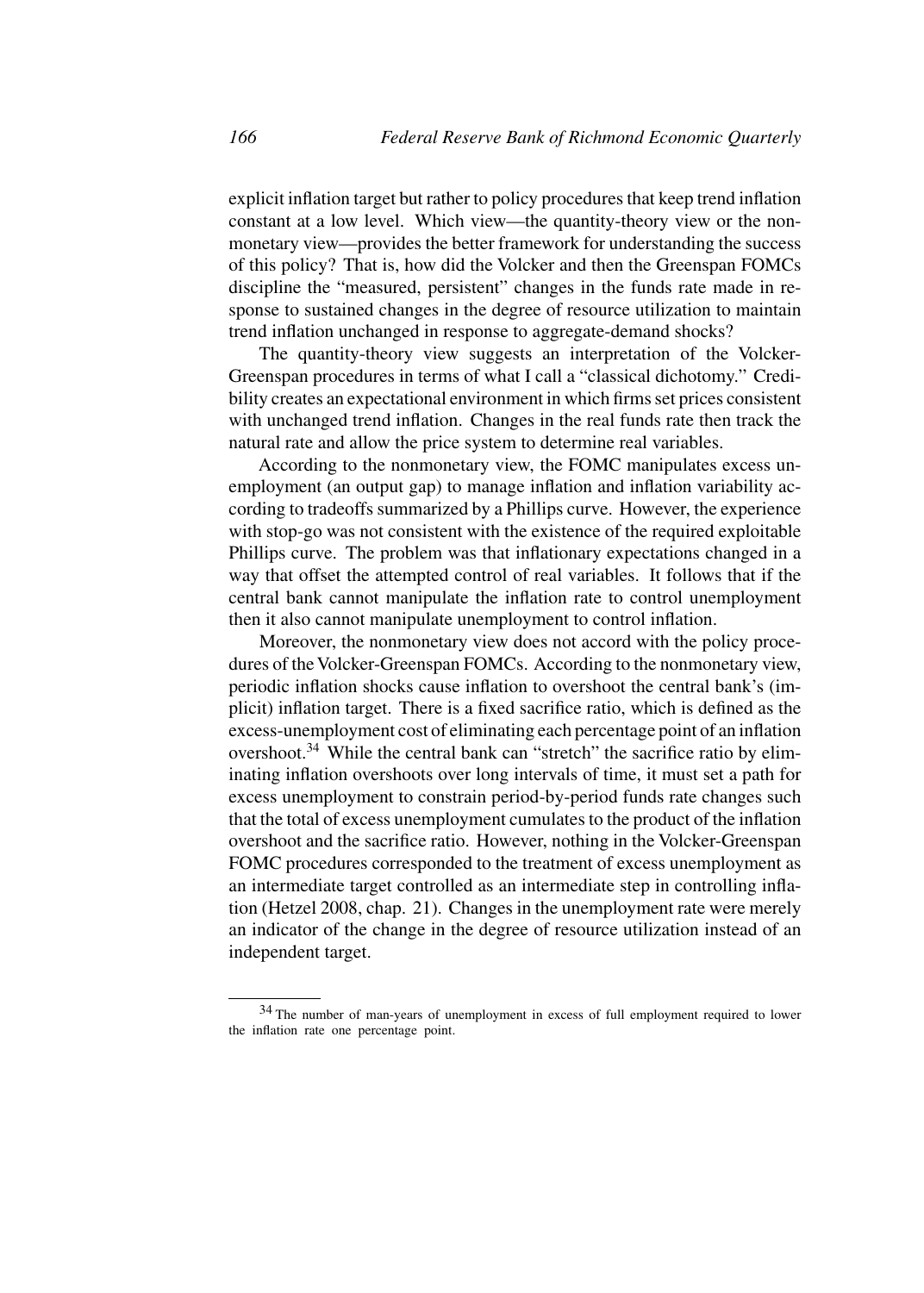explicit inflation target but rather to policy procedures that keep trend inflation constant at a low level. Which view—the quantity-theory view or the nonmonetary view—provides the better framework for understanding the success of this policy? That is, how did the Volcker and then the Greenspan FOMCs discipline the "measured, persistent" changes in the funds rate made in response to sustained changes in the degree of resource utilization to maintain trend inflation unchanged in response to aggregate-demand shocks?

The quantity-theory view suggests an interpretation of the Volcker-Greenspan procedures in terms of what I call a "classical dichotomy." Credibility creates an expectational environment in which firms set prices consistent with unchanged trend inflation. Changes in the real funds rate then track the natural rate and allow the price system to determine real variables.

According to the nonmonetary view, the FOMC manipulates excess unemployment (an output gap) to manage inflation and inflation variability according to tradeoffs summarized by a Phillips curve. However, the experience with stop-go was not consistent with the existence of the required exploitable Phillips curve. The problem was that inflationary expectations changed in a way that offset the attempted control of real variables. It follows that if the central bank cannot manipulate the inflation rate to control unemployment then it also cannot manipulate unemployment to control inflation.

Moreover, the nonmonetary view does not accord with the policy procedures of the Volcker-Greenspan FOMCs. According to the nonmonetary view, periodic inflation shocks cause inflation to overshoot the central bank's (implicit) inflation target. There is a fixed sacrifice ratio, which is defined as the excess-unemployment cost of eliminating each percentage point of an inflation overshoot.[34] While the central bank can "stretch" the sacrifice ratio by eliminating inflation overshoots over long intervals of time, it must set a path for excess unemployment to constrain period-by-period funds rate changes such that the total of excess unemployment cumulates to the product of the inflation overshoot and the sacrifice ratio. However, nothing in the Volcker-Greenspan FOMC procedures corresponded to the treatment of excess unemployment as an intermediate target controlled as an intermediate step in controlling inflation (Hetzel 2008, chap. 21). Changes in the unemployment rate were merely an indicator of the change in the degree of resource utilization instead of an independent target.

---

[34] The number of man-years of unemployment in excess of full employment required to lower the inflation rate one percentage point.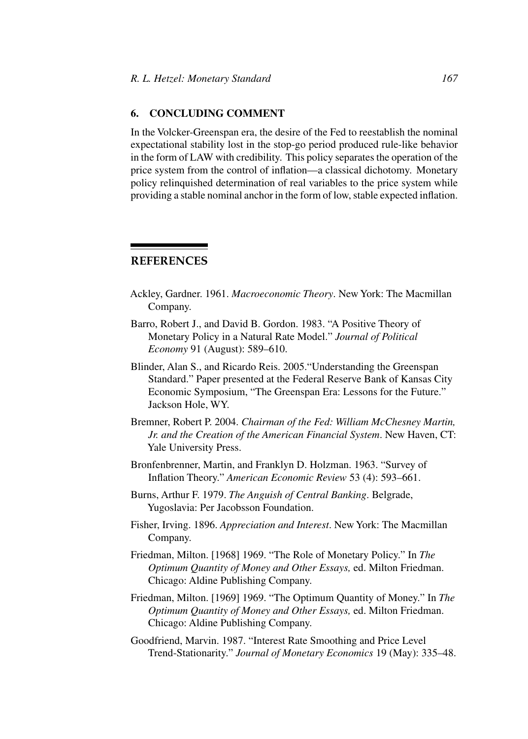## 6. CONCLUDING COMMENT

In the Volcker-Greenspan era, the desire of the Fed to reestablish the nominal expectational stability lost in the stop-go period produced rule-like behavior in the form of LAW with credibility. This policy separates the operation of the price system from the control of inflation—a classical dichotomy. Monetary policy relinquished determination of real variables to the price system while providing a stable nominal anchor in the form of low, stable expected inflation.

## REFERENCES

Ackley, Gardner. 1961. *Macroeconomic Theory*. New York: The Macmillan Company.

Barro, Robert J., and David B. Gordon. 1983. "A Positive Theory of Monetary Policy in a Natural Rate Model." *Journal of Political Economy* 91 (August): 589–610.

Blinder, Alan S., and Ricardo Reis. 2005."Understanding the Greenspan Standard." Paper presented at the Federal Reserve Bank of Kansas City Economic Symposium, "The Greenspan Era: Lessons for the Future." Jackson Hole, WY.

Bremner, Robert P. 2004. *Chairman of the Fed: William McChesney Martin, Jr. and the Creation of the American Financial System*. New Haven, CT: Yale University Press.

Bronfenbrenner, Martin, and Franklyn D. Holzman. 1963. "Survey of Inflation Theory." *American Economic Review* 53 (4): 593–661.

Burns, Arthur F. 1979. *The Anguish of Central Banking*. Belgrade, Yugoslavia: Per Jacobsson Foundation.

Fisher, Irving. 1896. *Appreciation and Interest*. New York: The Macmillan Company.

Friedman, Milton. [1968] 1969. "The Role of Monetary Policy." In *The Optimum Quantity of Money and Other Essays,* ed. Milton Friedman. Chicago: Aldine Publishing Company.

Friedman, Milton. [1969] 1969. "The Optimum Quantity of Money." In *The Optimum Quantity of Money and Other Essays,* ed. Milton Friedman. Chicago: Aldine Publishing Company.

Goodfriend, Marvin. 1987. "Interest Rate Smoothing and Price Level Trend-Stationarity." *Journal of Monetary Economics* 19 (May): 335–48.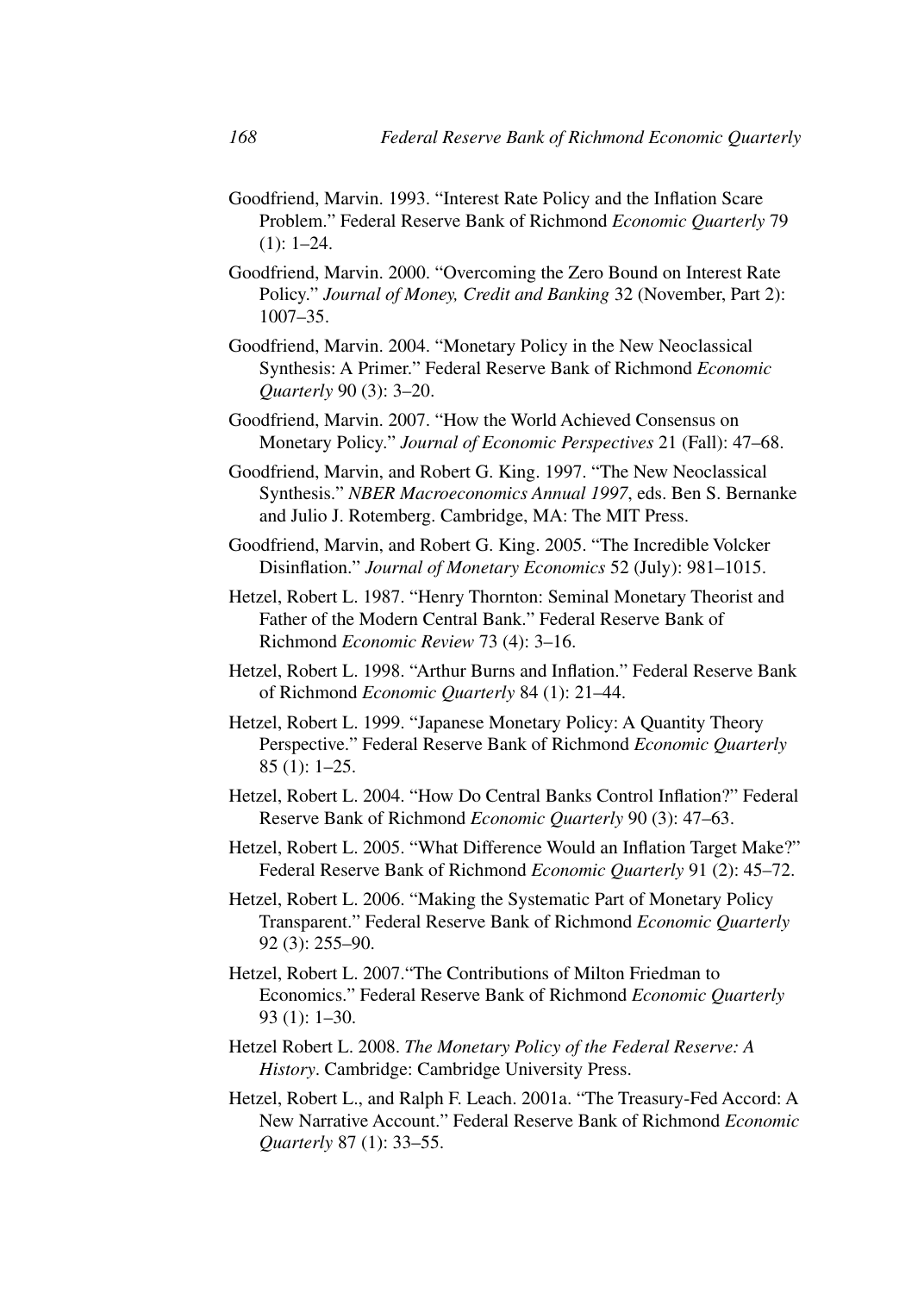Goodfriend, Marvin. 1993. "Interest Rate Policy and the Inflation Scare Problem." Federal Reserve Bank of Richmond *Economic Quarterly* 79 (1): 1–24.

Goodfriend, Marvin. 2000. "Overcoming the Zero Bound on Interest Rate Policy." *Journal of Money, Credit and Banking* 32 (November, Part 2): 1007–35.

Goodfriend, Marvin. 2004. "Monetary Policy in the New Neoclassical Synthesis: A Primer." Federal Reserve Bank of Richmond *Economic Quarterly* 90 (3): 3–20.

Goodfriend, Marvin. 2007. "How the World Achieved Consensus on Monetary Policy." *Journal of Economic Perspectives* 21 (Fall): 47–68.

Goodfriend, Marvin, and Robert G. King. 1997. "The New Neoclassical Synthesis." *NBER Macroeconomics Annual 1997*, eds. Ben S. Bernanke and Julio J. Rotemberg. Cambridge, MA: The MIT Press.

Goodfriend, Marvin, and Robert G. King. 2005. "The Incredible Volcker Disinflation." *Journal of Monetary Economics* 52 (July): 981–1015.

Hetzel, Robert L. 1987. "Henry Thornton: Seminal Monetary Theorist and Father of the Modern Central Bank." Federal Reserve Bank of Richmond *Economic Review* 73 (4): 3–16.

Hetzel, Robert L. 1998. "Arthur Burns and Inflation." Federal Reserve Bank of Richmond *Economic Quarterly* 84 (1): 21–44.

Hetzel, Robert L. 1999. "Japanese Monetary Policy: A Quantity Theory Perspective." Federal Reserve Bank of Richmond *Economic Quarterly* 85 (1): 1–25.

Hetzel, Robert L. 2004. "How Do Central Banks Control Inflation?" Federal Reserve Bank of Richmond *Economic Quarterly* 90 (3): 47–63.

Hetzel, Robert L. 2005. "What Difference Would an Inflation Target Make?" Federal Reserve Bank of Richmond *Economic Quarterly* 91 (2): 45–72.

Hetzel, Robert L. 2006. "Making the Systematic Part of Monetary Policy Transparent." Federal Reserve Bank of Richmond *Economic Quarterly* 92 (3): 255–90.

Hetzel, Robert L. 2007."The Contributions of Milton Friedman to Economics." Federal Reserve Bank of Richmond *Economic Quarterly* 93 (1): 1–30.

Hetzel Robert L. 2008. *The Monetary Policy of the Federal Reserve: A History*. Cambridge: Cambridge University Press.

Hetzel, Robert L., and Ralph F. Leach. 2001a. "The Treasury-Fed Accord: A New Narrative Account." Federal Reserve Bank of Richmond *Economic Quarterly* 87 (1): 33–55.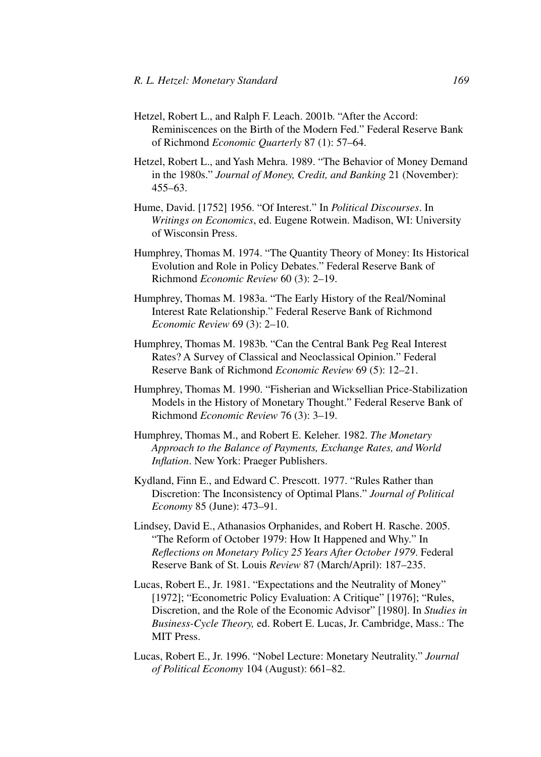Hetzel, Robert L., and Ralph F. Leach. 2001b. "After the Accord: Reminiscences on the Birth of the Modern Fed." Federal Reserve Bank of Richmond *Economic Quarterly* 87 (1): 57–64.

Hetzel, Robert L., and Yash Mehra. 1989. "The Behavior of Money Demand in the 1980s." *Journal of Money, Credit, and Banking* 21 (November): 455–63.

Hume, David. [1752] 1956. "Of Interest." In *Political Discourses*. In *Writings on Economics*, ed. Eugene Rotwein. Madison, WI: University of Wisconsin Press.

Humphrey, Thomas M. 1974. "The Quantity Theory of Money: Its Historical Evolution and Role in Policy Debates." Federal Reserve Bank of Richmond *Economic Review* 60 (3): 2–19.

Humphrey, Thomas M. 1983a. "The Early History of the Real/Nominal Interest Rate Relationship." Federal Reserve Bank of Richmond *Economic Review* 69 (3): 2–10.

Humphrey, Thomas M. 1983b. "Can the Central Bank Peg Real Interest Rates? A Survey of Classical and Neoclassical Opinion." Federal Reserve Bank of Richmond *Economic Review* 69 (5): 12–21.

Humphrey, Thomas M. 1990. "Fisherian and Wicksellian Price-Stabilization Models in the History of Monetary Thought." Federal Reserve Bank of Richmond *Economic Review* 76 (3): 3–19.

Humphrey, Thomas M., and Robert E. Keleher. 1982. *The Monetary Approach to the Balance of Payments, Exchange Rates, and World Inflation*. New York: Praeger Publishers.

Kydland, Finn E., and Edward C. Prescott. 1977. "Rules Rather than Discretion: The Inconsistency of Optimal Plans." *Journal of Political Economy* 85 (June): 473–91.

Lindsey, David E., Athanasios Orphanides, and Robert H. Rasche. 2005. "The Reform of October 1979: How It Happened and Why." In *Reflections on Monetary Policy 25 Years After October 1979*. Federal Reserve Bank of St. Louis *Review* 87 (March/April): 187–235.

Lucas, Robert E., Jr. 1981. "Expectations and the Neutrality of Money" [1972]; "Econometric Policy Evaluation: A Critique" [1976]; "Rules, Discretion, and the Role of the Economic Advisor" [1980]. In *Studies in Business-Cycle Theory,* ed. Robert E. Lucas, Jr. Cambridge, Mass.: The MIT Press.

Lucas, Robert E., Jr. 1996. "Nobel Lecture: Monetary Neutrality." *Journal of Political Economy* 104 (August): 661–82.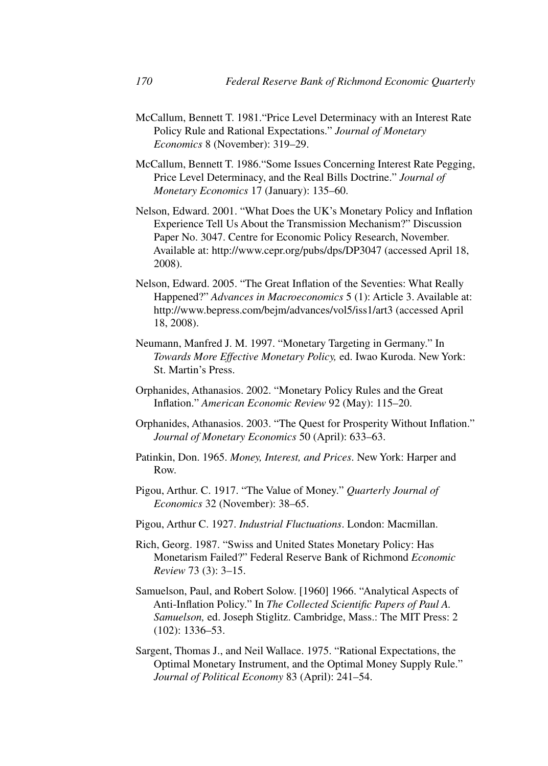McCallum, Bennett T. 1981.“Price Level Determinacy with an Interest Rate Policy Rule and Rational Expectations.” *Journal of Monetary Economics* 8 (November): 319–29.

McCallum, Bennett T. 1986.“Some Issues Concerning Interest Rate Pegging, Price Level Determinacy, and the Real Bills Doctrine.” *Journal of Monetary Economics* 17 (January): 135–60.

Nelson, Edward. 2001. “What Does the UK’s Monetary Policy and Inflation Experience Tell Us About the Transmission Mechanism?” Discussion Paper No. 3047. Centre for Economic Policy Research, November. Available at: http://www.cepr.org/pubs/dps/DP3047 (accessed April 18, 2008).

Nelson, Edward. 2005. “The Great Inflation of the Seventies: What Really Happened?” *Advances in Macroeconomics* 5 (1): Article 3. Available at: http://www.bepress.com/bejm/advances/vol5/iss1/art3 (accessed April 18, 2008).

Neumann, Manfred J. M. 1997. “Monetary Targeting in Germany.” In *Towards More Effective Monetary Policy,* ed. Iwao Kuroda. New York: St. Martin’s Press.

Orphanides, Athanasios. 2002. “Monetary Policy Rules and the Great Inflation.” *American Economic Review* 92 (May): 115–20.

Orphanides, Athanasios. 2003. “The Quest for Prosperity Without Inflation.” *Journal of Monetary Economics* 50 (April): 633–63.

Patinkin, Don. 1965. *Money, Interest, and Prices*. New York: Harper and Row.

Pigou, Arthur. C. 1917. “The Value of Money.” *Quarterly Journal of Economics* 32 (November): 38–65.

Pigou, Arthur C. 1927. *Industrial Fluctuations*. London: Macmillan.

Rich, Georg. 1987. “Swiss and United States Monetary Policy: Has Monetarism Failed?” Federal Reserve Bank of Richmond *Economic Review* 73 (3): 3–15.

Samuelson, Paul, and Robert Solow. [1960] 1966. “Analytical Aspects of Anti-Inflation Policy.” In *The Collected Scientific Papers of Paul A. Samuelson,* ed. Joseph Stiglitz. Cambridge, Mass.: The MIT Press: 2 (102): 1336–53.

Sargent, Thomas J., and Neil Wallace. 1975. “Rational Expectations, the Optimal Monetary Instrument, and the Optimal Money Supply Rule.” *Journal of Political Economy* 83 (April): 241–54.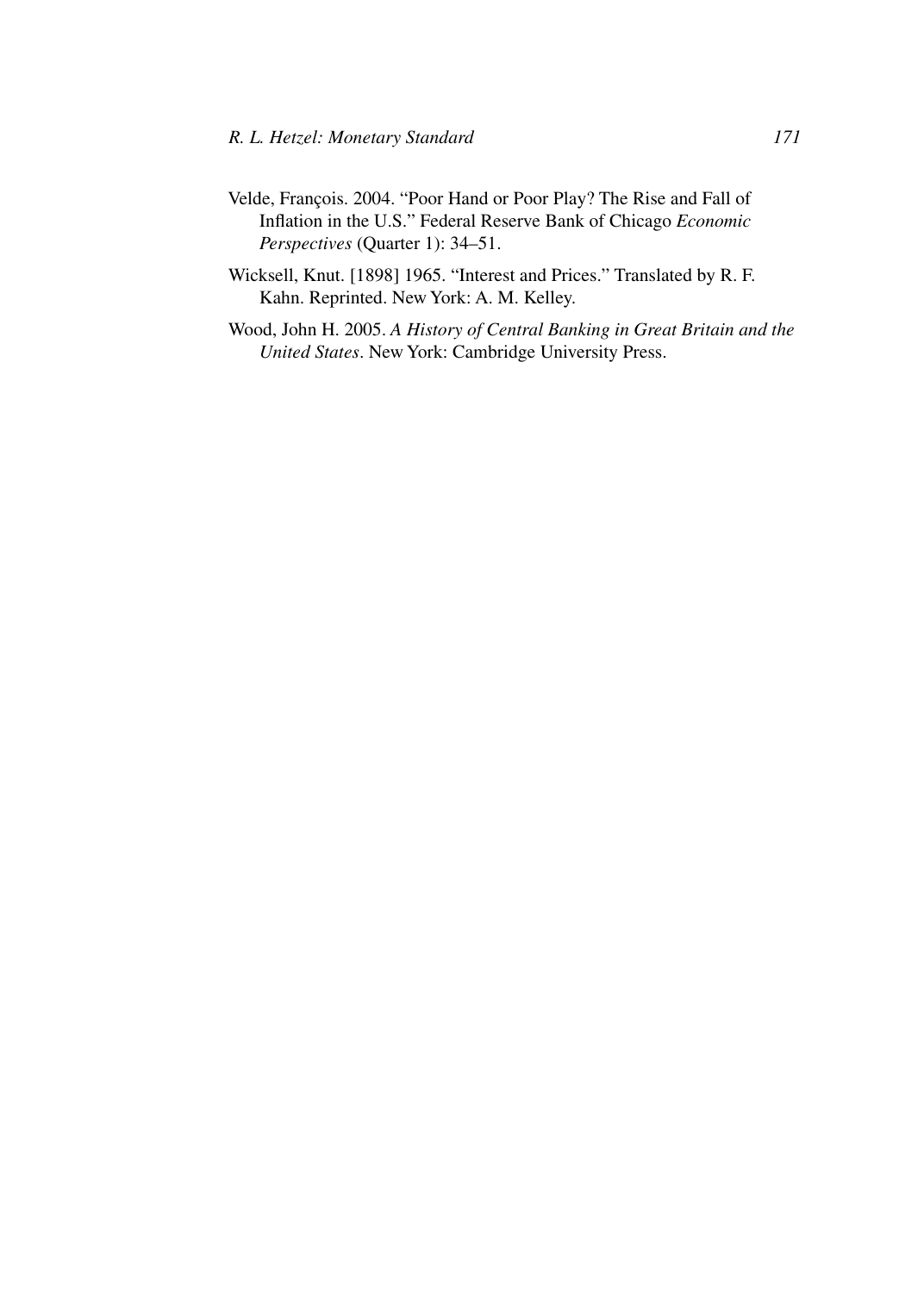Velde, François. 2004. "Poor Hand or Poor Play? The Rise and Fall of Inflation in the U.S." Federal Reserve Bank of Chicago *Economic Perspectives* (Quarter 1): 34–51.

Wicksell, Knut. [1898] 1965. "Interest and Prices." Translated by R. F. Kahn. Reprinted. New York: A. M. Kelley.

Wood, John H. 2005. *A History of Central Banking in Great Britain and the United States*. New York: Cambridge University Press.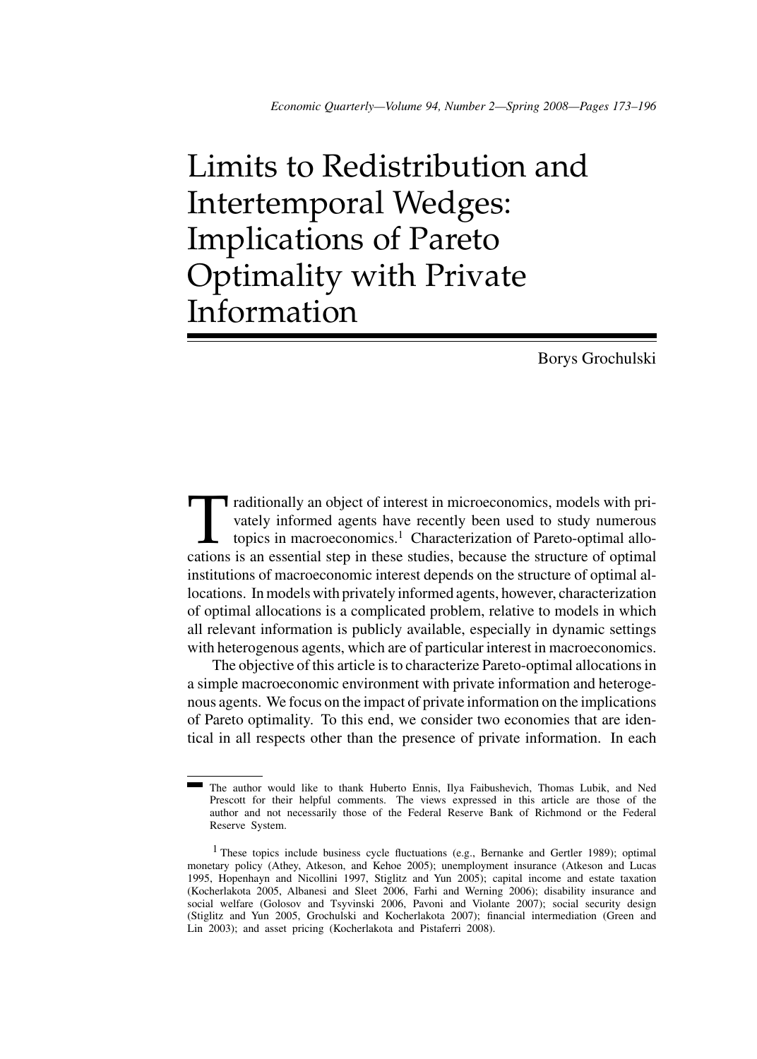# Limits to Redistribution and Intertemporal Wedges: Implications of Pareto Optimality with Private Information

Borys Grochulski

Traditionally an object of interest in microeconomics, models with privately informed agents have recently been used to study numerous topics in macroeconomics.[1] Characterization of Pareto-optimal allocations is an essential step in these studies, because the structure of optimal institutions of macroeconomic interest depends on the structure of optimal allocations. In models with privately informed agents, however, characterization of optimal allocations is a complicated problem, relative to models in which all relevant information is publicly available, especially in dynamic settings with heterogenous agents, which are of particular interest in macroeconomics.

The objective of this article is to characterize Pareto-optimal allocations in a simple macroeconomic environment with private information and heterogenous agents. We focus on the impact of private information on the implications of Pareto optimality. To this end, we consider two economies that are identical in all respects other than the presence of private information. In each

The author would like to thank Huberto Ennis, Ilya Faibushevich, Thomas Lubik, and Ned Prescott for their helpful comments. The views expressed in this article are those of the author and not necessarily those of the Federal Reserve Bank of Richmond or the Federal Reserve System.

[1] These topics include business cycle fluctuations (e.g., Bernanke and Gertler 1989); optimal monetary policy (Athey, Atkeson, and Kehoe 2005); unemployment insurance (Atkeson and Lucas 1995, Hopenhayn and Nicollini 1997, Stiglitz and Yun 2005); capital income and estate taxation (Kocherlakota 2005, Albanesi and Sleet 2006, Farhi and Werning 2006); disability insurance and social welfare (Golosov and Tsyvinski 2006, Pavoni and Violante 2007); social security design (Stiglitz and Yun 2005, Grochulski and Kocherlakota 2007); financial intermediation (Green and Lin 2003); and asset pricing (Kocherlakota and Pistaferri 2008).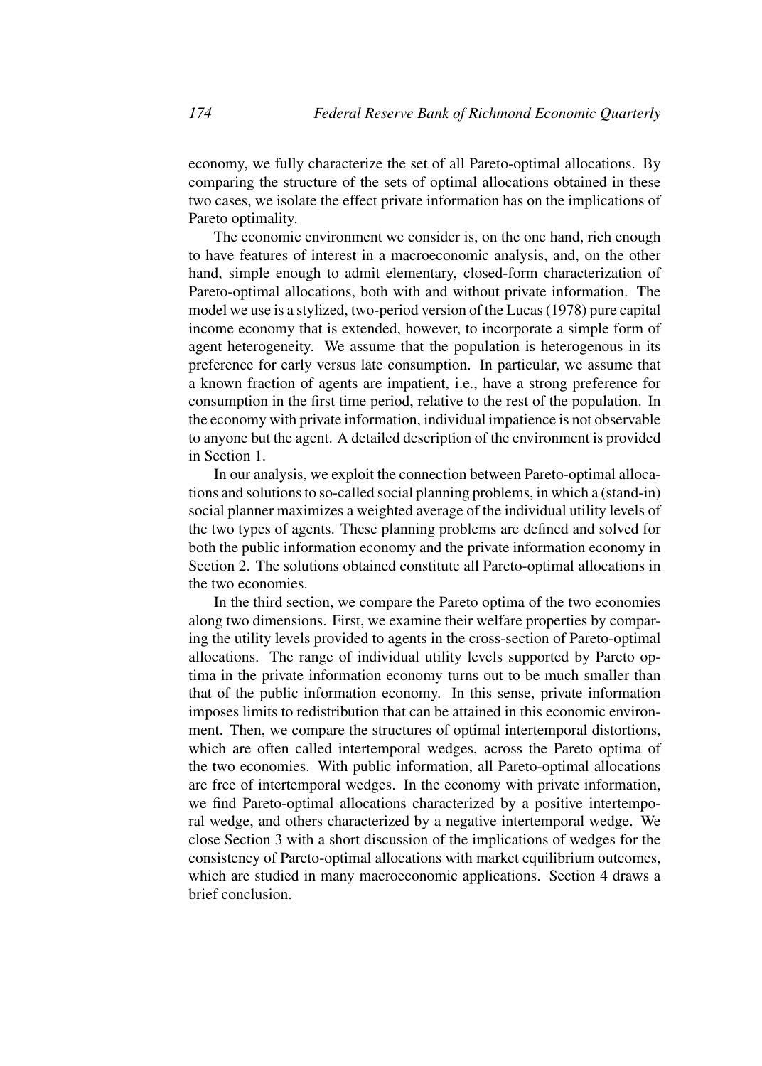economy, we fully characterize the set of all Pareto-optimal allocations. By comparing the structure of the sets of optimal allocations obtained in these two cases, we isolate the effect private information has on the implications of Pareto optimality.

The economic environment we consider is, on the one hand, rich enough to have features of interest in a macroeconomic analysis, and, on the other hand, simple enough to admit elementary, closed-form characterization of Pareto-optimal allocations, both with and without private information. The model we use is a stylized, two-period version of the Lucas (1978) pure capital income economy that is extended, however, to incorporate a simple form of agent heterogeneity. We assume that the population is heterogenous in its preference for early versus late consumption. In particular, we assume that a known fraction of agents are impatient, i.e., have a strong preference for consumption in the first time period, relative to the rest of the population. In the economy with private information, individual impatience is not observable to anyone but the agent. A detailed description of the environment is provided in Section 1.

In our analysis, we exploit the connection between Pareto-optimal allocations and solutions to so-called social planning problems, in which a (stand-in) social planner maximizes a weighted average of the individual utility levels of the two types of agents. These planning problems are defined and solved for both the public information economy and the private information economy in Section 2. The solutions obtained constitute all Pareto-optimal allocations in the two economies.

In the third section, we compare the Pareto optima of the two economies along two dimensions. First, we examine their welfare properties by comparing the utility levels provided to agents in the cross-section of Pareto-optimal allocations. The range of individual utility levels supported by Pareto optima in the private information economy turns out to be much smaller than that of the public information economy. In this sense, private information imposes limits to redistribution that can be attained in this economic environment. Then, we compare the structures of optimal intertemporal distortions, which are often called intertemporal wedges, across the Pareto optima of the two economies. With public information, all Pareto-optimal allocations are free of intertemporal wedges. In the economy with private information, we find Pareto-optimal allocations characterized by a positive intertemporal wedge, and others characterized by a negative intertemporal wedge. We close Section 3 with a short discussion of the implications of wedges for the consistency of Pareto-optimal allocations with market equilibrium outcomes, which are studied in many macroeconomic applications. Section 4 draws a brief conclusion.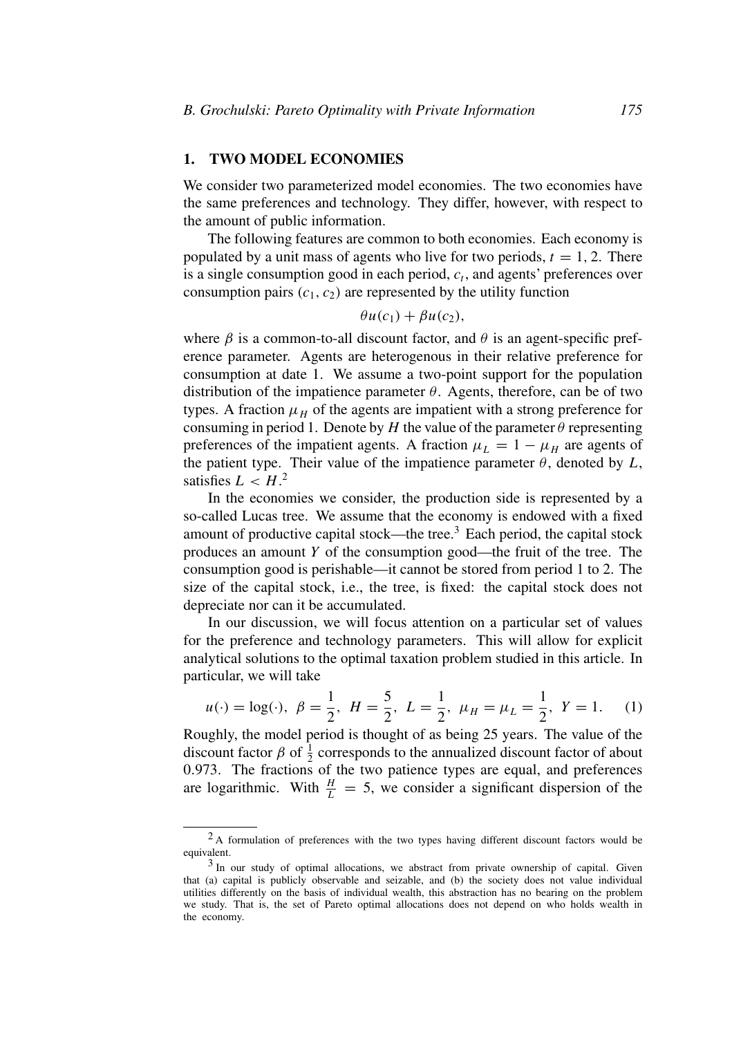## 1. TWO MODEL ECONOMIES

We consider two parameterized model economies. The two economies have the same preferences and technology. They differ, however, with respect to the amount of public information.

The following features are common to both economies. Each economy is populated by a unit mass of agents who live for two periods, $t = 1, 2$. There is a single consumption good in each period, $c_t$, and agents' preferences over consumption pairs $(c_1, c_2)$ are represented by the utility function

$$\theta u(c_1) + \beta u(c_2),$$

where $\beta$ is a common-to-all discount factor, and $\theta$ is an agent-specific preference parameter. Agents are heterogenous in their relative preference for consumption at date 1. We assume a two-point support for the population distribution of the impatience parameter $\theta$. Agents, therefore, can be of two types. A fraction $\mu_H$ of the agents are impatient with a strong preference for consuming in period 1. Denote by $H$ the value of the parameter $\theta$ representing preferences of the impatient agents. A fraction $\mu_L = 1 - \mu_H$ are agents of the patient type. Their value of the impatience parameter $\theta$, denoted by $L$, satisfies $L < H$.[2]

In the economies we consider, the production side is represented by a so-called Lucas tree. We assume that the economy is endowed with a fixed amount of productive capital stock—the tree.[3] Each period, the capital stock produces an amount $Y$ of the consumption good—the fruit of the tree. The consumption good is perishable—it cannot be stored from period 1 to 2. The size of the capital stock, i.e., the tree, is fixed: the capital stock does not depreciate nor can it be accumulated.

In our discussion, we will focus attention on a particular set of values for the preference and technology parameters. This will allow for explicit analytical solutions to the optimal taxation problem studied in this article. In particular, we will take

$$u(\cdot) = \log(\cdot),\ \beta = \frac{1}{2},\ H = \frac{5}{2},\ L = \frac{1}{2},\ \mu_H = \mu_L = \frac{1}{2},\ Y = 1. \quad (1)$$

Roughly, the model period is thought of as being 25 years. The value of the discount factor $\beta$ of $\frac{1}{2}$ corresponds to the annualized discount factor of about 0.973. The fractions of the two patience types are equal, and preferences are logarithmic. With $\frac{H}{L} = 5$, we consider a significant dispersion of the

---

[2] A formulation of preferences with the two types having different discount factors would be equivalent.

[3] In our study of optimal allocations, we abstract from private ownership of capital. Given that (a) capital is publicly observable and seizable, and (b) the society does not value individual utilities differently on the basis of individual wealth, this abstraction has no bearing on the problem we study. That is, the set of Pareto optimal allocations does not depend on who holds wealth in the economy.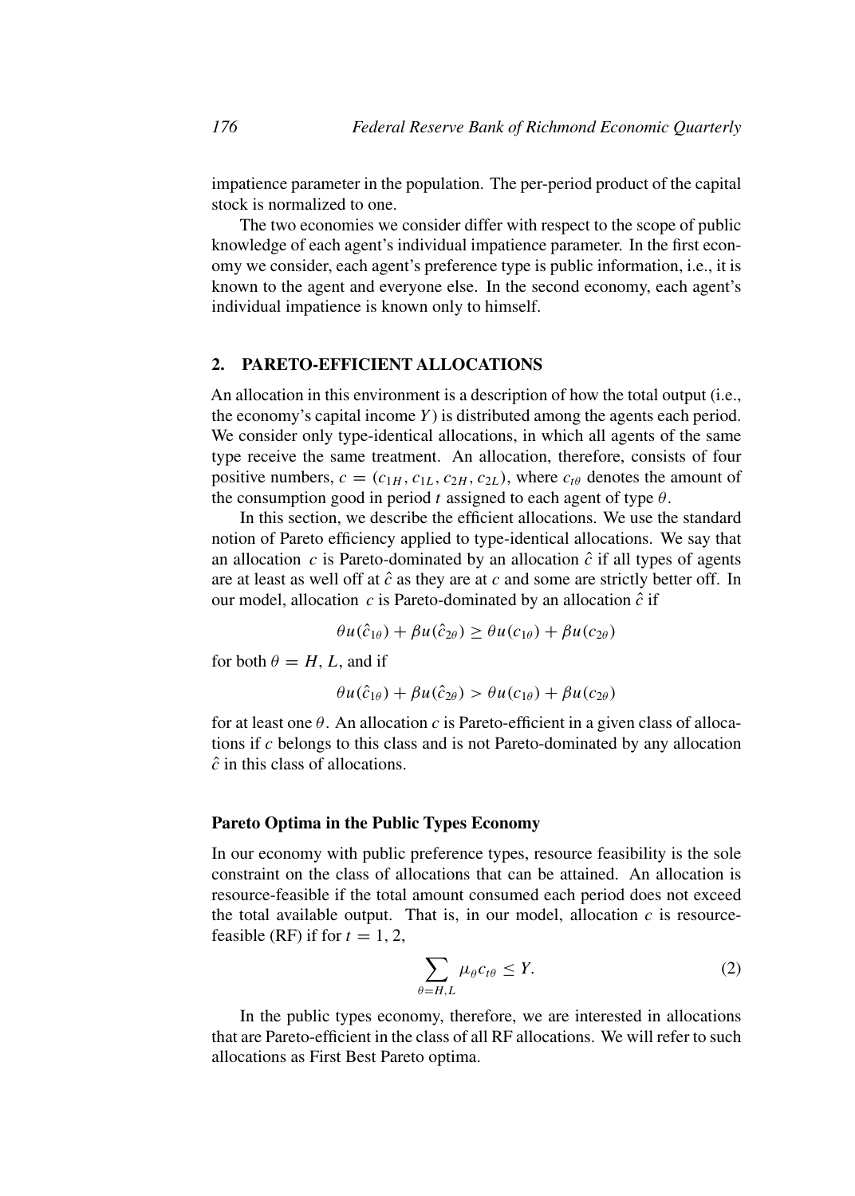impatience parameter in the population. The per-period product of the capital stock is normalized to one.

The two economies we consider differ with respect to the scope of public knowledge of each agent's individual impatience parameter. In the first economy we consider, each agent's preference type is public information, i.e., it is known to the agent and everyone else. In the second economy, each agent's individual impatience is known only to himself.

## 2. PARETO-EFFICIENT ALLOCATIONS

An allocation in this environment is a description of how the total output (i.e., the economy's capital income $Y$) is distributed among the agents each period. We consider only type-identical allocations, in which all agents of the same type receive the same treatment. An allocation, therefore, consists of four positive numbers, $c = (c_{1H}, c_{1L}, c_{2H}, c_{2L})$, where $c_{t\theta}$ denotes the amount of the consumption good in period $t$ assigned to each agent of type $\theta$.

In this section, we describe the efficient allocations. We use the standard notion of Pareto efficiency applied to type-identical allocations. We say that an allocation $c$ is Pareto-dominated by an allocation $\hat{c}$ if all types of agents are at least as well off at $\hat{c}$ as they are at $c$ and some are strictly better off. In our model, allocation $c$ is Pareto-dominated by an allocation $\hat{c}$ if

$$\theta u(\hat{c}_{1\theta}) + \beta u(\hat{c}_{2\theta}) \geq \theta u(c_{1\theta}) + \beta u(c_{2\theta})$$

for both $\theta = H, L$, and if

$$\theta u(\hat{c}_{1\theta}) + \beta u(\hat{c}_{2\theta}) > \theta u(c_{1\theta}) + \beta u(c_{2\theta})$$

for at least one $\theta$. An allocation $c$ is Pareto-efficient in a given class of allocations if $c$ belongs to this class and is not Pareto-dominated by any allocation $\hat{c}$ in this class of allocations.

### Pareto Optima in the Public Types Economy

In our economy with public preference types, resource feasibility is the sole constraint on the class of allocations that can be attained. An allocation is resource-feasible if the total amount consumed each period does not exceed the total available output. That is, in our model, allocation $c$ is resource-feasible (RF) if for $t = 1, 2$,

$$\sum_{\theta=H,L} \mu_{\theta} c_{t\theta} \leq Y. \tag{2}$$

In the public types economy, therefore, we are interested in allocations that are Pareto-efficient in the class of all RF allocations. We will refer to such allocations as First Best Pareto optima.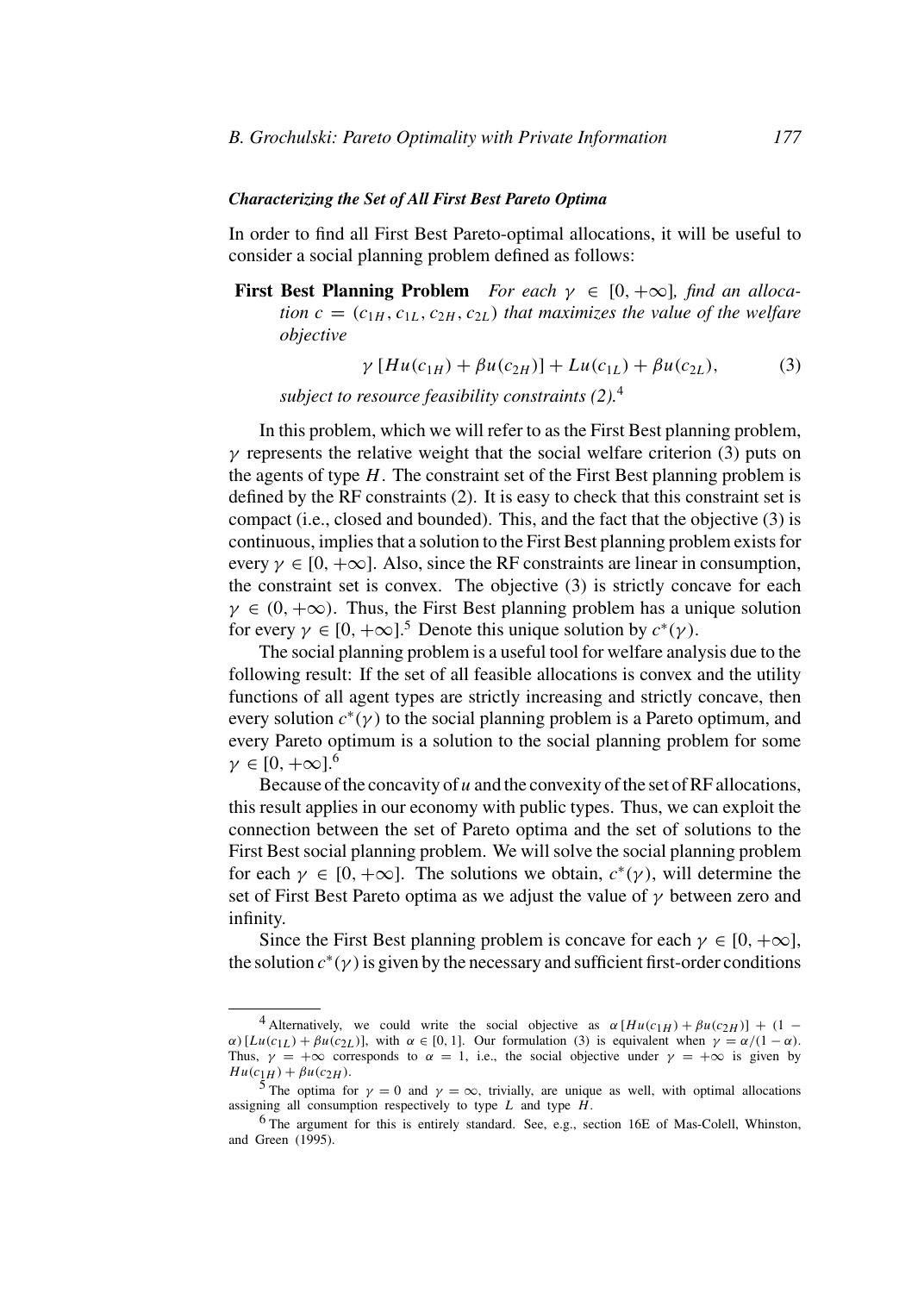### *Characterizing the Set of All First Best Pareto Optima*

In order to find all First Best Pareto-optimal allocations, it will be useful to consider a social planning problem defined as follows:

**First Best Planning Problem** *For each $\gamma \in [0, +\infty]$, find an allocation $c = (c_{1H}, c_{1L}, c_{2H}, c_{2L})$ that maximizes the value of the welfare objective*

$$\gamma \left[ Hu(c_{1H}) + \beta u(c_{2H}) \right] + Lu(c_{1L}) + \beta u(c_{2L}), \tag{3}$$

*subject to resource feasibility constraints (2).*[4]

In this problem, which we will refer to as the First Best planning problem, $\gamma$ represents the relative weight that the social welfare criterion (3) puts on the agents of type $H$. The constraint set of the First Best planning problem is defined by the RF constraints (2). It is easy to check that this constraint set is compact (i.e., closed and bounded). This, and the fact that the objective (3) is continuous, implies that a solution to the First Best planning problem exists for every $\gamma \in [0, +\infty]$. Also, since the RF constraints are linear in consumption, the constraint set is convex. The objective (3) is strictly concave for each $\gamma \in (0, +\infty)$. Thus, the First Best planning problem has a unique solution for every $\gamma \in [0, +\infty]$.[5] Denote this unique solution by $c^*(\gamma)$.

The social planning problem is a useful tool for welfare analysis due to the following result: If the set of all feasible allocations is convex and the utility functions of all agent types are strictly increasing and strictly concave, then every solution $c^*(\gamma)$ to the social planning problem is a Pareto optimum, and every Pareto optimum is a solution to the social planning problem for some $\gamma \in [0, +\infty]$.[6]

Because of the concavity of $u$ and the convexity of the set of RF allocations, this result applies in our economy with public types. Thus, we can exploit the connection between the set of Pareto optima and the set of solutions to the First Best social planning problem. We will solve the social planning problem for each $\gamma \in [0, +\infty]$. The solutions we obtain, $c^*(\gamma)$, will determine the set of First Best Pareto optima as we adjust the value of $\gamma$ between zero and infinity.

Since the First Best planning problem is concave for each $\gamma \in [0, +\infty]$, the solution $c^*(\gamma)$ is given by the necessary and sufficient first-order conditions

---

[4] Alternatively, we could write the social objective as $\alpha \left[ Hu(c_{1H}) + \beta u(c_{2H}) \right] + (1 - \alpha) \left[ Lu(c_{1L}) + \beta u(c_{2L}) \right]$, with $\alpha \in [0, 1]$. Our formulation (3) is equivalent when $\gamma = \alpha/(1 - \alpha)$. Thus, $\gamma = +\infty$ corresponds to $\alpha = 1$, i.e., the social objective under $\gamma = +\infty$ is given by $Hu(c_{1H}) + \beta u(c_{2H})$.

[5] The optima for $\gamma = 0$ and $\gamma = \infty$, trivially, are unique as well, with optimal allocations assigning all consumption respectively to type $L$ and type $H$.

[6] The argument for this is entirely standard. See, e.g., section 16E of Mas-Colell, Whinston, and Green (1995).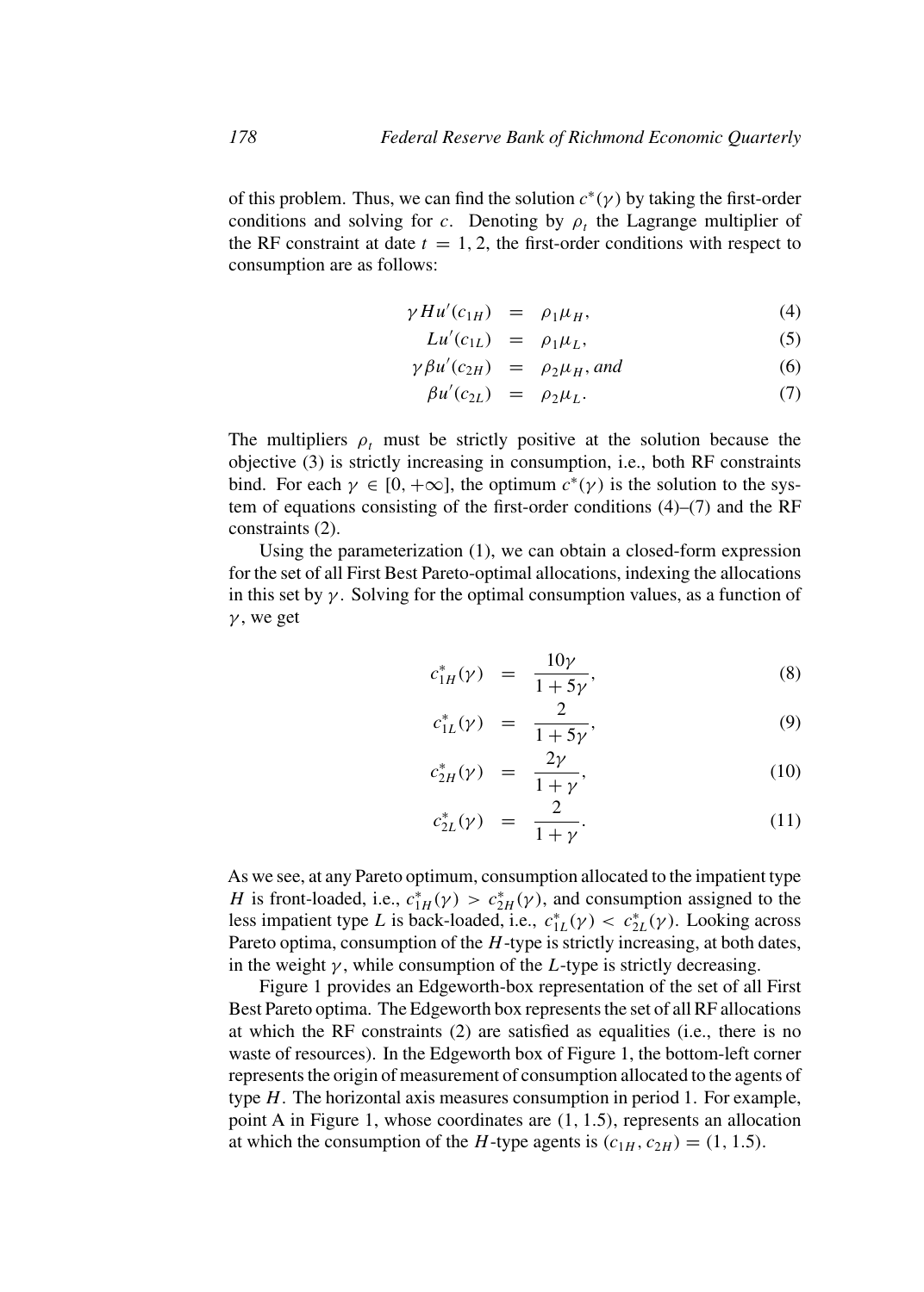of this problem. Thus, we can find the solution $c^*(\gamma)$ by taking the first-order conditions and solving for $c$. Denoting by $\rho_t$ the Lagrange multiplier of the RF constraint at date $t = 1, 2$, the first-order conditions with respect to consumption are as follows:

$$\gamma H u'(c_{1H}) = \rho_1 \mu_H, \tag{4}$$

$$L u'(c_{1L}) = \rho_1 \mu_L, \tag{5}$$

$$\gamma \beta u'(c_{2H}) = \rho_2 \mu_H, \text{ and} \tag{6}$$

$$\beta u'(c_{2L}) = \rho_2 \mu_L. \tag{7}$$

The multipliers $\rho_t$ must be strictly positive at the solution because the objective (3) is strictly increasing in consumption, i.e., both RF constraints bind. For each $\gamma \in [0, +\infty]$, the optimum $c^*(\gamma)$ is the solution to the system of equations consisting of the first-order conditions (4)–(7) and the RF constraints (2).

Using the parameterization (1), we can obtain a closed-form expression for the set of all First Best Pareto-optimal allocations, indexing the allocations in this set by $\gamma$. Solving for the optimal consumption values, as a function of $\gamma$, we get

$$c^*_{1H}(\gamma) = \frac{10\gamma}{1 + 5\gamma}, \tag{8}$$

$$c^*_{1L}(\gamma) = \frac{2}{1 + 5\gamma}, \tag{9}$$

$$c^*_{2H}(\gamma) = \frac{2\gamma}{1 + \gamma}, \tag{10}$$

$$c^*_{2L}(\gamma) = \frac{2}{1 + \gamma}. \tag{11}$$

As we see, at any Pareto optimum, consumption allocated to the impatient type $H$ is front-loaded, i.e., $c^*_{1H}(\gamma) > c^*_{2H}(\gamma)$, and consumption assigned to the less impatient type $L$ is back-loaded, i.e., $c^*_{1L}(\gamma) < c^*_{2L}(\gamma)$. Looking across Pareto optima, consumption of the $H$-type is strictly increasing, at both dates, in the weight $\gamma$, while consumption of the $L$-type is strictly decreasing.

Figure 1 provides an Edgeworth-box representation of the set of all First Best Pareto optima. The Edgeworth box represents the set of all RF allocations at which the RF constraints (2) are satisfied as equalities (i.e., there is no waste of resources). In the Edgeworth box of Figure 1, the bottom-left corner represents the origin of measurement of consumption allocated to the agents of type $H$. The horizontal axis measures consumption in period 1. For example, point A in Figure 1, whose coordinates are (1, 1.5), represents an allocation at which the consumption of the $H$-type agents is $(c_{1H}, c_{2H}) = (1, 1.5)$.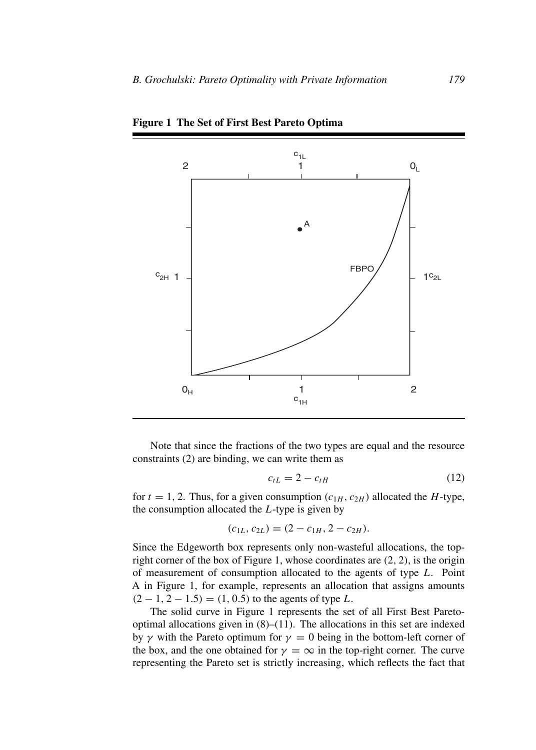**Figure 1 The Set of First Best Pareto Optima**

Note that since the fractions of the two types are equal and the resource constraints (2) are binding, we can write them as

$$c_{tL} = 2 - c_{tH} \tag{12}$$

for $t = 1, 2$. Thus, for a given consumption $(c_{1H}, c_{2H})$ allocated the $H$-type, the consumption allocated the $L$-type is given by

$$(c_{1L}, c_{2L}) = (2 - c_{1H}, 2 - c_{2H}).$$

Since the Edgeworth box represents only non-wasteful allocations, the top-right corner of the box of Figure 1, whose coordinates are $(2, 2)$, is the origin of measurement of consumption allocated to the agents of type $L$. Point A in Figure 1, for example, represents an allocation that assigns amounts $(2 - 1, 2 - 1.5) = (1, 0.5)$ to the agents of type $L$.

The solid curve in Figure 1 represents the set of all First Best Pareto-optimal allocations given in (8)–(11). The allocations in this set are indexed by $\gamma$ with the Pareto optimum for $\gamma = 0$ being in the bottom-left corner of the box, and the one obtained for $\gamma = \infty$ in the top-right corner. The curve representing the Pareto set is strictly increasing, which reflects the fact that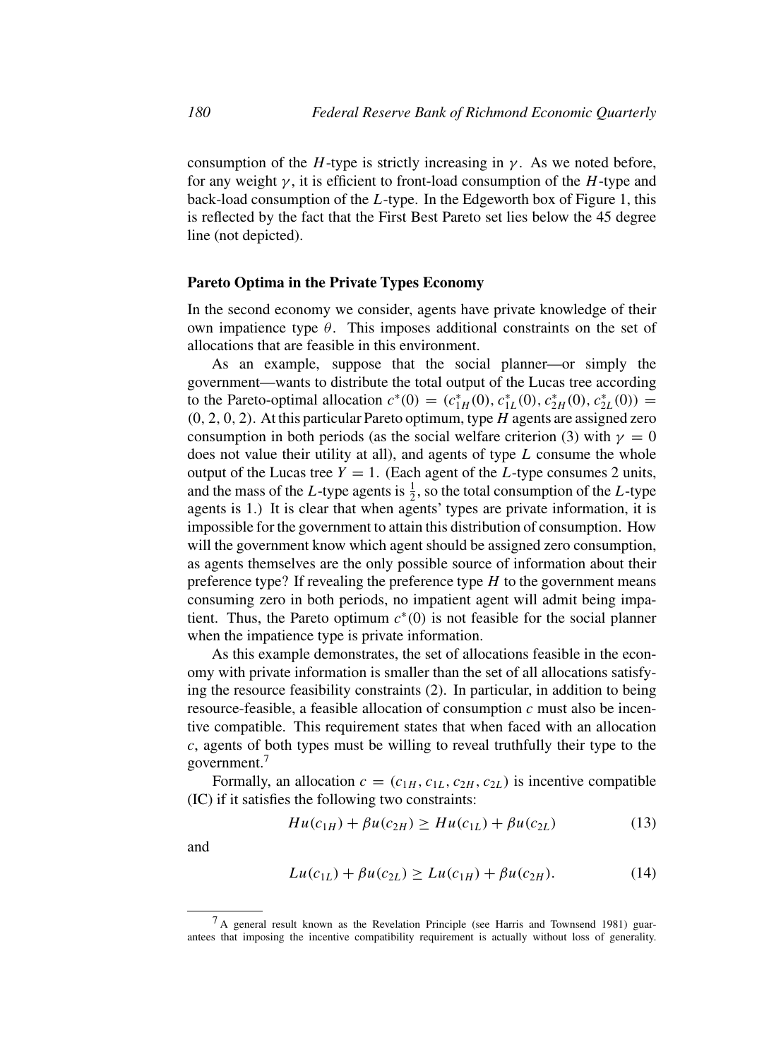consumption of the $H$-type is strictly increasing in $\gamma$. As we noted before, for any weight $\gamma$, it is efficient to front-load consumption of the $H$-type and back-load consumption of the $L$-type. In the Edgeworth box of Figure 1, this is reflected by the fact that the First Best Pareto set lies below the 45 degree line (not depicted).

### Pareto Optima in the Private Types Economy

In the second economy we consider, agents have private knowledge of their own impatience type $\theta$. This imposes additional constraints on the set of allocations that are feasible in this environment.

As an example, suppose that the social planner—or simply the government—wants to distribute the total output of the Lucas tree according to the Pareto-optimal allocation $c^*(0) = (c^*_{1H}(0), c^*_{1L}(0), c^*_{2H}(0), c^*_{2L}(0)) = (0, 2, 0, 2)$. At this particular Pareto optimum, type $H$ agents are assigned zero consumption in both periods (as the social welfare criterion (3) with $\gamma = 0$ does not value their utility at all), and agents of type $L$ consume the whole output of the Lucas tree $Y = 1$. (Each agent of the $L$-type consumes 2 units, and the mass of the $L$-type agents is $\frac{1}{2}$, so the total consumption of the $L$-type agents is 1.) It is clear that when agents' types are private information, it is impossible for the government to attain this distribution of consumption. How will the government know which agent should be assigned zero consumption, as agents themselves are the only possible source of information about their preference type? If revealing the preference type $H$ to the government means consuming zero in both periods, no impatient agent will admit being impatient. Thus, the Pareto optimum $c^*(0)$ is not feasible for the social planner when the impatience type is private information.

As this example demonstrates, the set of allocations feasible in the economy with private information is smaller than the set of all allocations satisfying the resource feasibility constraints (2). In particular, in addition to being resource-feasible, a feasible allocation of consumption $c$ must also be incentive compatible. This requirement states that when faced with an allocation $c$, agents of both types must be willing to reveal truthfully their type to the government.[7]

Formally, an allocation $c = (c_{1H}, c_{1L}, c_{2H}, c_{2L})$ is incentive compatible (IC) if it satisfies the following two constraints:

$$Hu(c_{1H}) + \beta u(c_{2H}) \geq Hu(c_{1L}) + \beta u(c_{2L}) \tag{13}$$

and

$$Lu(c_{1L}) + \beta u(c_{2L}) \geq Lu(c_{1H}) + \beta u(c_{2H}). \tag{14}$$

[7] A general result known as the Revelation Principle (see Harris and Townsend 1981) guarantees that imposing the incentive compatibility requirement is actually without loss of generality.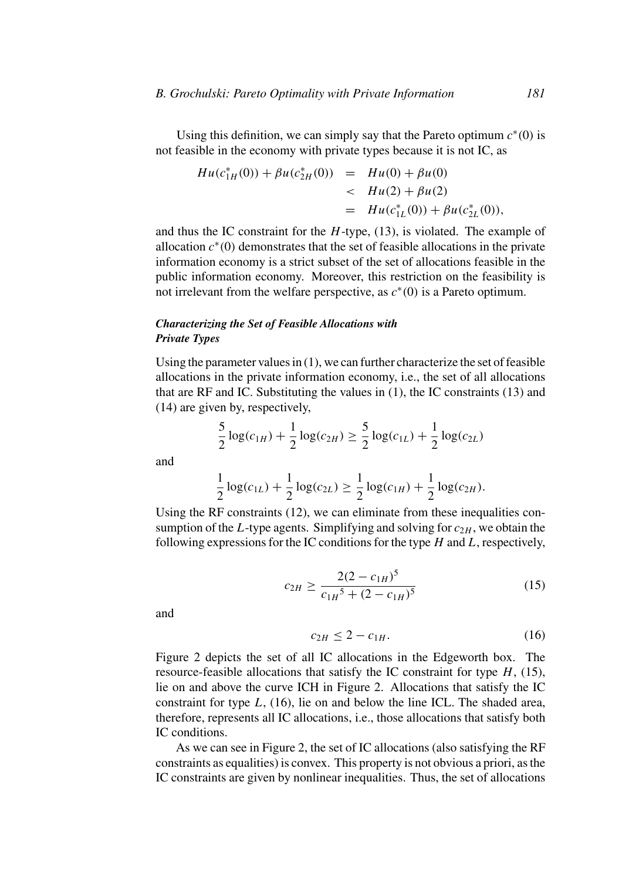Using this definition, we can simply say that the Pareto optimum $c^*(0)$ is not feasible in the economy with private types because it is not IC, as

$$
\begin{aligned}
Hu(c^*_{1H}(0)) + \beta u(c^*_{2H}(0)) &= Hu(0) + \beta u(0) \\
&< Hu(2) + \beta u(2) \\
&= Hu(c^*_{1L}(0)) + \beta u(c^*_{2L}(0)),
\end{aligned}
$$

and thus the IC constraint for the $H$-type, (13), is violated. The example of allocation $c^*(0)$ demonstrates that the set of feasible allocations in the private information economy is a strict subset of the set of allocations feasible in the public information economy. Moreover, this restriction on the feasibility is not irrelevant from the welfare perspective, as $c^*(0)$ is a Pareto optimum.

***Characterizing the Set of Feasible Allocations with Private Types***

Using the parameter values in (1), we can further characterize the set of feasible allocations in the private information economy, i.e., the set of all allocations that are RF and IC. Substituting the values in (1), the IC constraints (13) and (14) are given by, respectively,

$$
\frac{5}{2}\log(c_{1H}) + \frac{1}{2}\log(c_{2H}) \geq \frac{5}{2}\log(c_{1L}) + \frac{1}{2}\log(c_{2L})
$$

and

$$
\frac{1}{2}\log(c_{1L}) + \frac{1}{2}\log(c_{2L}) \geq \frac{1}{2}\log(c_{1H}) + \frac{1}{2}\log(c_{2H}).
$$

Using the RF constraints (12), we can eliminate from these inequalities consumption of the $L$-type agents. Simplifying and solving for $c_{2H}$, we obtain the following expressions for the IC conditions for the type $H$ and $L$, respectively,

$$
c_{2H} \geq \frac{2(2 - c_{1H})^5}{{c_{1H}}^5 + (2 - c_{1H})^5} \tag{15}
$$

and

$$
c_{2H} \leq 2 - c_{1H}. \tag{16}
$$

Figure 2 depicts the set of all IC allocations in the Edgeworth box. The resource-feasible allocations that satisfy the IC constraint for type $H$, (15), lie on and above the curve ICH in Figure 2. Allocations that satisfy the IC constraint for type $L$, (16), lie on and below the line ICL. The shaded area, therefore, represents all IC allocations, i.e., those allocations that satisfy both IC conditions.

As we can see in Figure 2, the set of IC allocations (also satisfying the RF constraints as equalities) is convex. This property is not obvious a priori, as the IC constraints are given by nonlinear inequalities. Thus, the set of allocations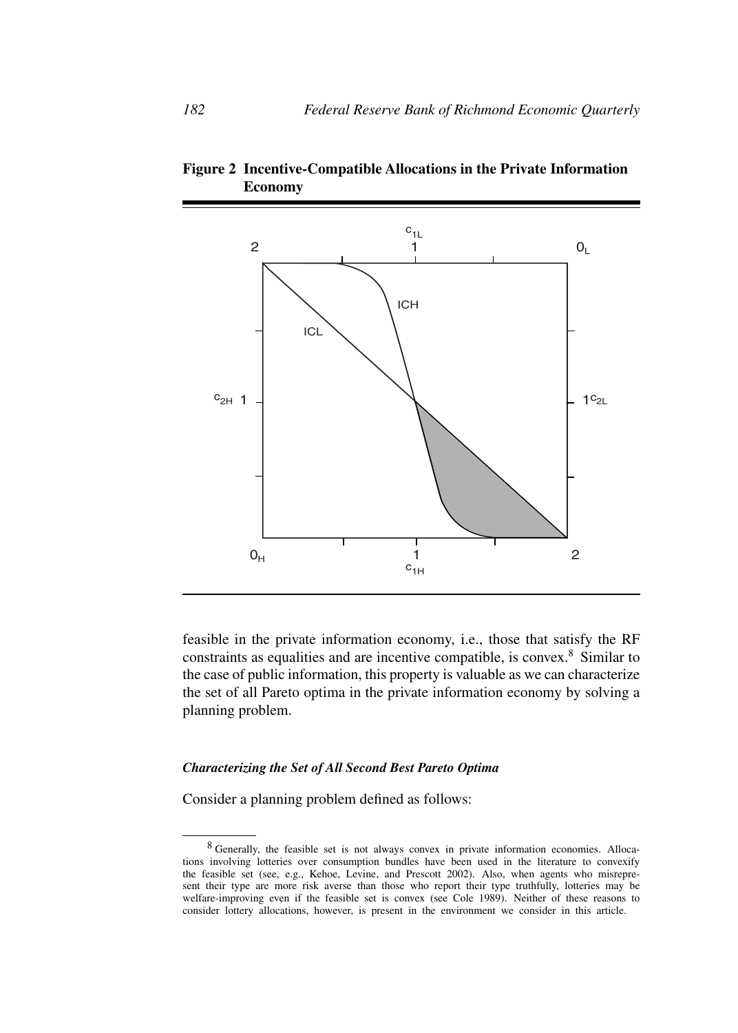**Figure 2 Incentive-Compatible Allocations in the Private Information Economy**

feasible in the private information economy, i.e., those that satisfy the RF constraints as equalities and are incentive compatible, is convex.[8] Similar to the case of public information, this property is valuable as we can characterize the set of all Pareto optima in the private information economy by solving a planning problem.

### *Characterizing the Set of All Second Best Pareto Optima*

Consider a planning problem defined as follows:

[8] Generally, the feasible set is not always convex in private information economies. Allocations involving lotteries over consumption bundles have been used in the literature to convexify the feasible set (see, e.g., Kehoe, Levine, and Prescott 2002). Also, when agents who misrepresent their type are more risk averse than those who report their type truthfully, lotteries may be welfare-improving even if the feasible set is convex (see Cole 1989). Neither of these reasons to consider lottery allocations, however, is present in the environment we consider in this article.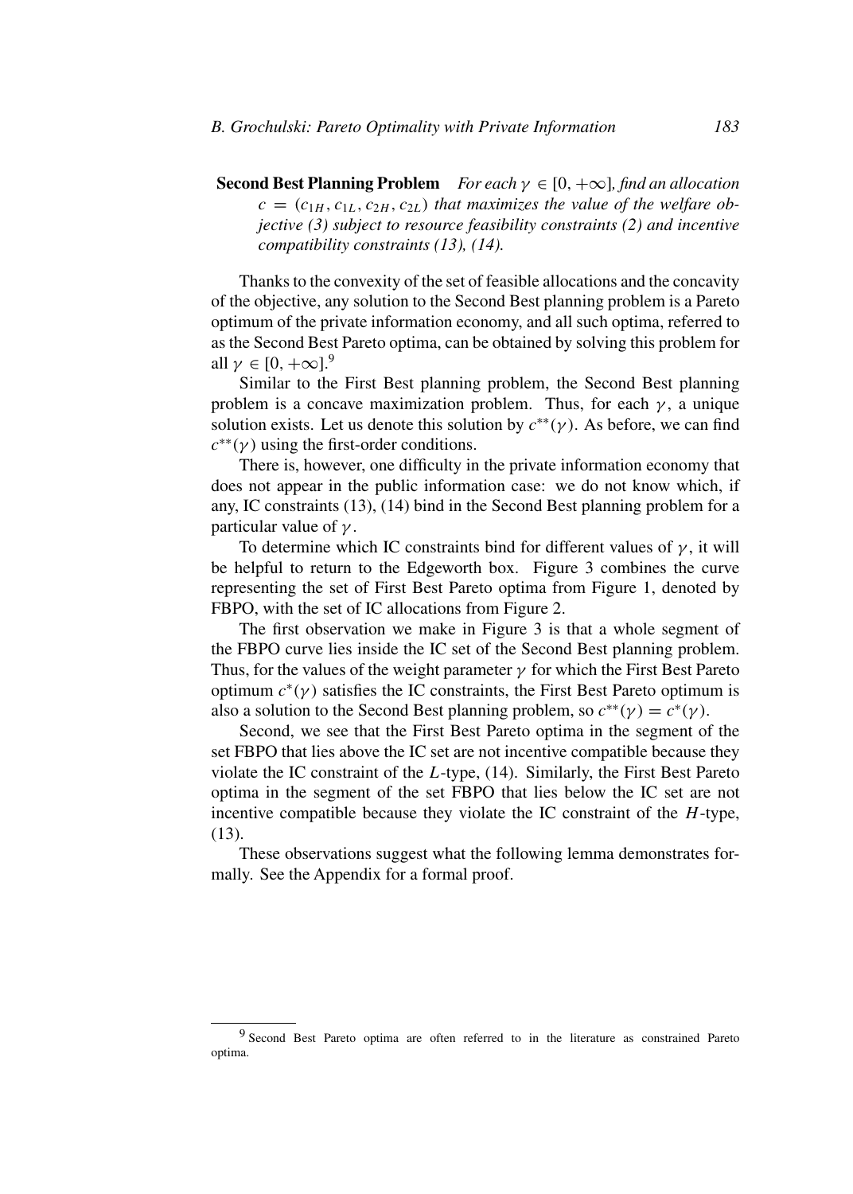**Second Best Planning Problem** *For each $\gamma \in [0, +\infty]$, find an allocation $c = (c_{1H}, c_{1L}, c_{2H}, c_{2L})$ that maximizes the value of the welfare objective (3) subject to resource feasibility constraints (2) and incentive compatibility constraints (13), (14).*

Thanks to the convexity of the set of feasible allocations and the concavity of the objective, any solution to the Second Best planning problem is a Pareto optimum of the private information economy, and all such optima, referred to as the Second Best Pareto optima, can be obtained by solving this problem for all $\gamma \in [0, +\infty]$.[9]

Similar to the First Best planning problem, the Second Best planning problem is a concave maximization problem. Thus, for each $\gamma$, a unique solution exists. Let us denote this solution by $c^{**}(\gamma)$. As before, we can find $c^{**}(\gamma)$ using the first-order conditions.

There is, however, one difficulty in the private information economy that does not appear in the public information case: we do not know which, if any, IC constraints (13), (14) bind in the Second Best planning problem for a particular value of $\gamma$.

To determine which IC constraints bind for different values of $\gamma$, it will be helpful to return to the Edgeworth box. Figure 3 combines the curve representing the set of First Best Pareto optima from Figure 1, denoted by FBPO, with the set of IC allocations from Figure 2.

The first observation we make in Figure 3 is that a whole segment of the FBPO curve lies inside the IC set of the Second Best planning problem. Thus, for the values of the weight parameter $\gamma$ for which the First Best Pareto optimum $c^{*}(\gamma)$ satisfies the IC constraints, the First Best Pareto optimum is also a solution to the Second Best planning problem, so $c^{**}(\gamma) = c^{*}(\gamma)$.

Second, we see that the First Best Pareto optima in the segment of the set FBPO that lies above the IC set are not incentive compatible because they violate the IC constraint of the $L$-type, (14). Similarly, the First Best Pareto optima in the segment of the set FBPO that lies below the IC set are not incentive compatible because they violate the IC constraint of the $H$-type, (13).

These observations suggest what the following lemma demonstrates formally. See the Appendix for a formal proof.

[9] Second Best Pareto optima are often referred to in the literature as constrained Pareto optima.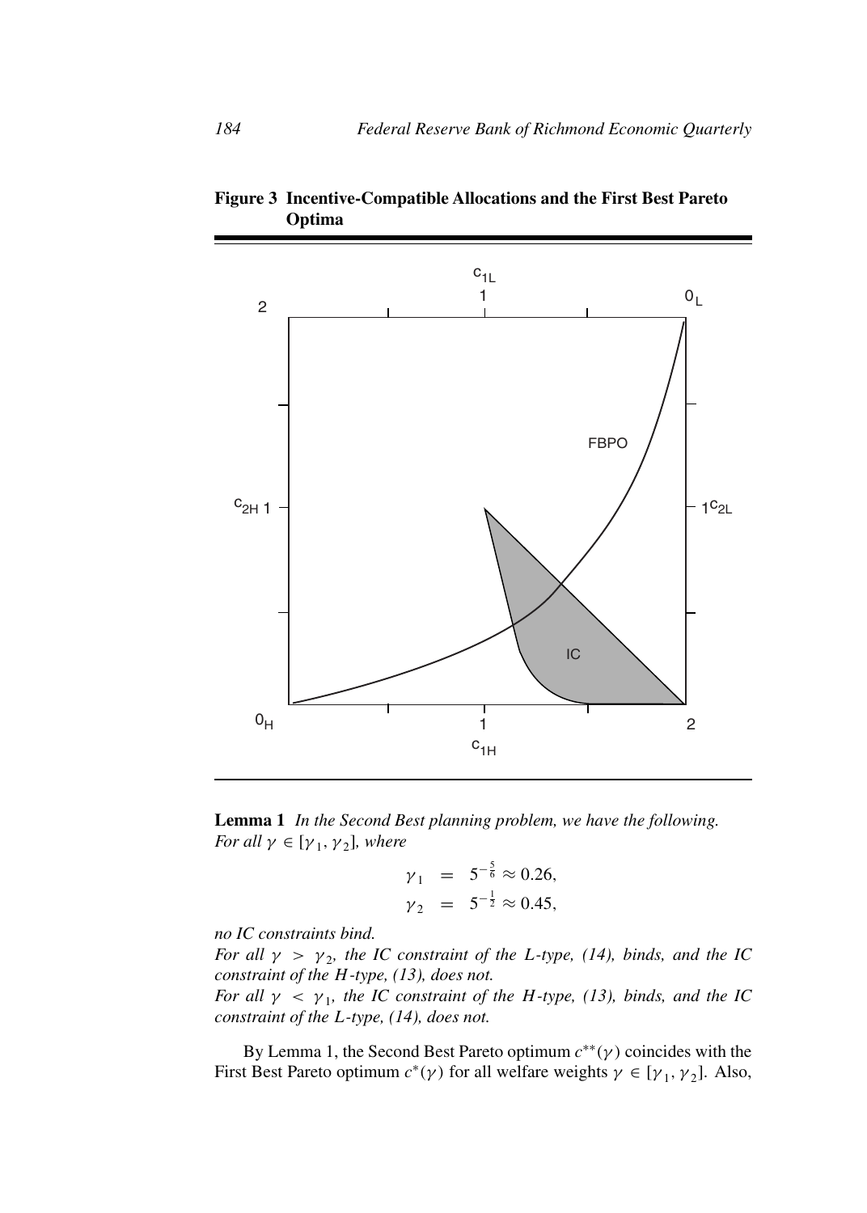**Figure 3 Incentive-Compatible Allocations and the First Best Pareto Optima**

**Lemma 1** *In the Second Best planning problem, we have the following. For all $\gamma \in [\gamma_1, \gamma_2]$, where*

$$
\begin{aligned}
\gamma_1 &= 5^{-\frac{5}{6}} \approx 0.26, \\
\gamma_2 &= 5^{-\frac{1}{2}} \approx 0.45,
\end{aligned}
$$

*no IC constraints bind.*

*For all $\gamma > \gamma_2$, the IC constraint of the L-type, (14), binds, and the IC constraint of the H-type, (13), does not.*

*For all $\gamma < \gamma_1$, the IC constraint of the H-type, (13), binds, and the IC constraint of the L-type, (14), does not.*

By Lemma 1, the Second Best Pareto optimum $c^{**}(\gamma)$ coincides with the First Best Pareto optimum $c^{*}(\gamma)$ for all welfare weights $\gamma \in [\gamma_1, \gamma_2]$. Also,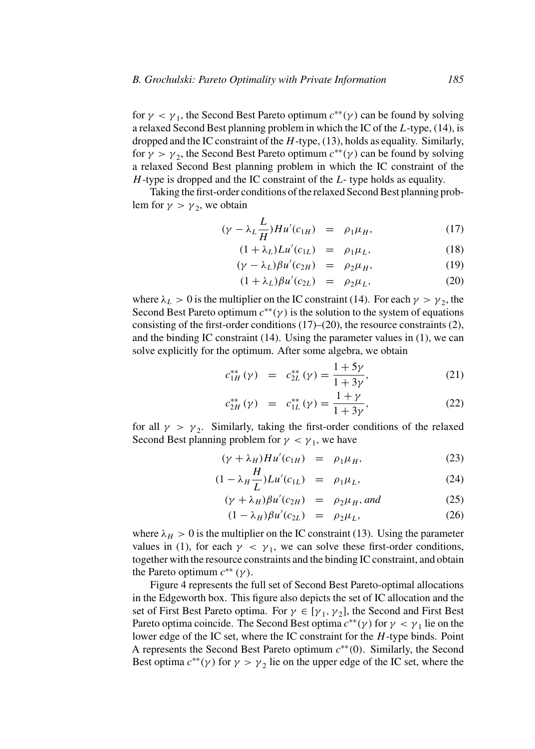for $\gamma < \gamma_1$, the Second Best Pareto optimum $c^{**}(\gamma)$ can be found by solving a relaxed Second Best planning problem in which the IC of the $L$-type, (14), is dropped and the IC constraint of the $H$-type, (13), holds as equality. Similarly, for $\gamma > \gamma_2$, the Second Best Pareto optimum $c^{**}(\gamma)$ can be found by solving a relaxed Second Best planning problem in which the IC constraint of the $H$-type is dropped and the IC constraint of the $L$- type holds as equality.

Taking the first-order conditions of the relaxed Second Best planning problem for $\gamma > \gamma_2$, we obtain

$$(\gamma - \lambda_L \frac{L}{H}) H u'(c_{1H}) = \rho_1 \mu_H, \tag{17}$$

$$(1 + \lambda_L) L u'(c_{1L}) = \rho_1 \mu_L, \tag{18}$$

$$(\gamma - \lambda_L) \beta u'(c_{2H}) = \rho_2 \mu_H, \tag{19}$$

$$(1 + \lambda_L) \beta u'(c_{2L}) = \rho_2 \mu_L, \tag{20}$$

where $\lambda_L > 0$ is the multiplier on the IC constraint (14). For each $\gamma > \gamma_2$, the Second Best Pareto optimum $c^{**}(\gamma)$ is the solution to the system of equations consisting of the first-order conditions (17)–(20), the resource constraints (2), and the binding IC constraint (14). Using the parameter values in (1), we can solve explicitly for the optimum. After some algebra, we obtain

$$c_{1H}^{**}(\gamma) = c_{2L}^{**}(\gamma) = \frac{1 + 5\gamma}{1 + 3\gamma}, \tag{21}$$

$$c_{2H}^{**}(\gamma) = c_{1L}^{**}(\gamma) = \frac{1 + \gamma}{1 + 3\gamma}, \tag{22}$$

for all $\gamma > \gamma_2$. Similarly, taking the first-order conditions of the relaxed Second Best planning problem for $\gamma < \gamma_1$, we have

$$(\gamma + \lambda_H) H u'(c_{1H}) = \rho_1 \mu_H, \tag{23}$$

$$(1 - \lambda_H \frac{H}{L}) L u'(c_{1L}) = \rho_1 \mu_L, \tag{24}$$

$$(\gamma + \lambda_H) \beta u'(c_{2H}) = \rho_2 \mu_H, \text{ and} \tag{25}$$

$$(1 - \lambda_H) \beta u'(c_{2L}) = \rho_2 \mu_L, \tag{26}$$

where $\lambda_H > 0$ is the multiplier on the IC constraint (13). Using the parameter values in (1), for each $\gamma < \gamma_1$, we can solve these first-order conditions, together with the resource constraints and the binding IC constraint, and obtain the Pareto optimum $c^{**}(\gamma)$.

Figure 4 represents the full set of Second Best Pareto-optimal allocations in the Edgeworth box. This figure also depicts the set of IC allocation and the set of First Best Pareto optima. For $\gamma \in [\gamma_1, \gamma_2]$, the Second and First Best Pareto optima coincide. The Second Best optima $c^{**}(\gamma)$ for $\gamma < \gamma_1$ lie on the lower edge of the IC set, where the IC constraint for the $H$-type binds. Point A represents the Second Best Pareto optimum $c^{**}(0)$. Similarly, the Second Best optima $c^{**}(\gamma)$ for $\gamma > \gamma_2$ lie on the upper edge of the IC set, where the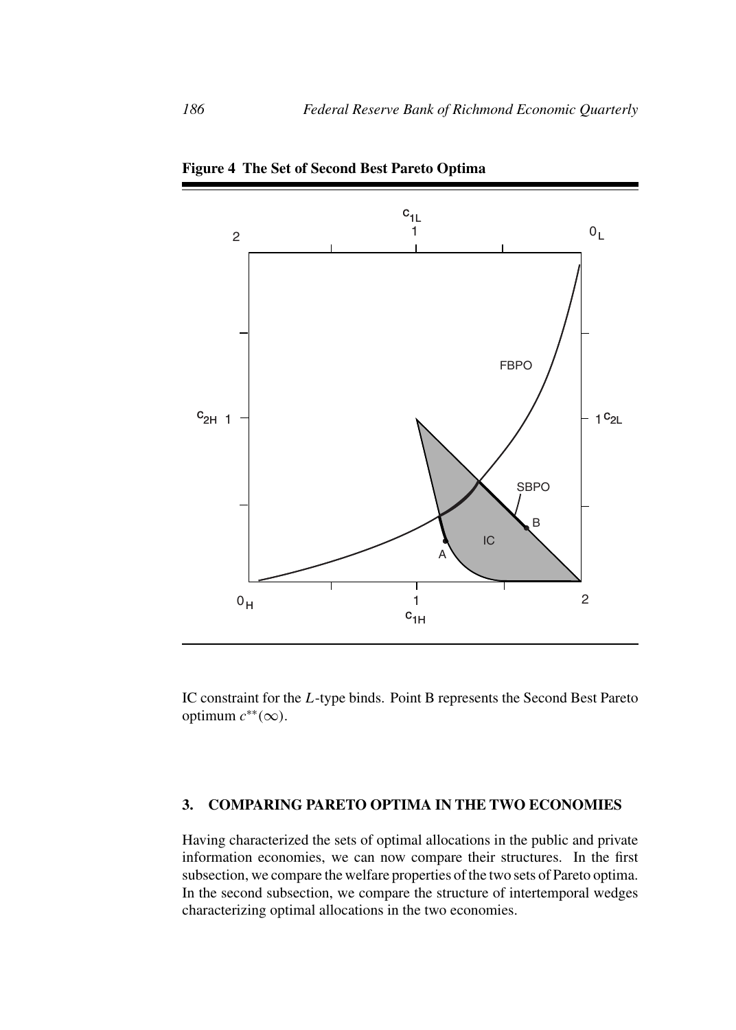**Figure 4 The Set of Second Best Pareto Optima**

IC constraint for the $L$-type binds. Point B represents the Second Best Pareto optimum $c^{**}(\infty)$.

## 3. COMPARING PARETO OPTIMA IN THE TWO ECONOMIES

Having characterized the sets of optimal allocations in the public and private information economies, we can now compare their structures. In the first subsection, we compare the welfare properties of the two sets of Pareto optima. In the second subsection, we compare the structure of intertemporal wedges characterizing optimal allocations in the two economies.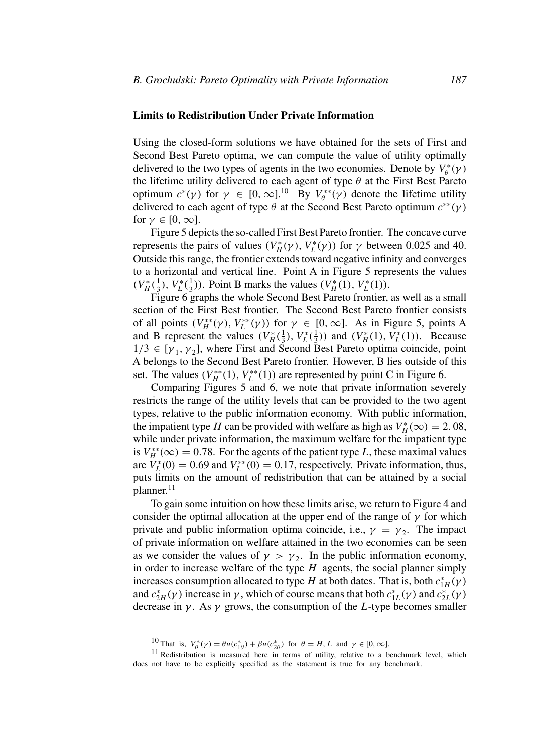## Limits to Redistribution Under Private Information

Using the closed-form solutions we have obtained for the sets of First and Second Best Pareto optima, we can compute the value of utility optimally delivered to the two types of agents in the two economies. Denote by $V_{\theta}^{*}(\gamma)$ the lifetime utility delivered to each agent of type $\theta$ at the First Best Pareto optimum $c^{*}(\gamma)$ for $\gamma \in [0, \infty]$.[10] By $V_{\theta}^{**}(\gamma)$ denote the lifetime utility delivered to each agent of type $\theta$ at the Second Best Pareto optimum $c^{**}(\gamma)$ for $\gamma \in [0, \infty]$.

Figure 5 depicts the so-called First Best Pareto frontier. The concave curve represents the pairs of values $(V_{H}^{*}(\gamma), V_{L}^{*}(\gamma))$ for $\gamma$ between 0.025 and 40. Outside this range, the frontier extends toward negative infinity and converges to a horizontal and vertical line. Point A in Figure 5 represents the values $(V_{H}^{*}(\frac{1}{3}), V_{L}^{*}(\frac{1}{3}))$. Point B marks the values $(V_{H}^{*}(1), V_{L}^{*}(1))$.

Figure 6 graphs the whole Second Best Pareto frontier, as well as a small section of the First Best frontier. The Second Best Pareto frontier consists of all points $(V_{H}^{**}(\gamma), V_{L}^{**}(\gamma))$ for $\gamma \in [0, \infty]$. As in Figure 5, points A and B represent the values $(V_{H}^{*}(\frac{1}{3}), V_{L}^{*}(\frac{1}{3}))$ and $(V_{H}^{*}(1), V_{L}^{*}(1))$. Because $1/3 \in [\gamma_1, \gamma_2]$, where First and Second Best Pareto optima coincide, point A belongs to the Second Best Pareto frontier. However, B lies outside of this set. The values $(V_{H}^{**}(1), V_{L}^{**}(1))$ are represented by point C in Figure 6.

Comparing Figures 5 and 6, we note that private information severely restricts the range of the utility levels that can be provided to the two agent types, relative to the public information economy. With public information, the impatient type $H$ can be provided with welfare as high as $V_{H}^{*}(\infty) = 2.08$, while under private information, the maximum welfare for the impatient type is $V_{H}^{**}(\infty) = 0.78$. For the agents of the patient type $L$, these maximal values are $V_{L}^{*}(0) = 0.69$ and $V_{L}^{**}(0) = 0.17$, respectively. Private information, thus, puts limits on the amount of redistribution that can be attained by a social planner.[11]

To gain some intuition on how these limits arise, we return to Figure 4 and consider the optimal allocation at the upper end of the range of $\gamma$ for which private and public information optima coincide, i.e., $\gamma = \gamma_2$. The impact of private information on welfare attained in the two economies can be seen as we consider the values of $\gamma > \gamma_2$. In the public information economy, in order to increase welfare of the type $H$ agents, the social planner simply increases consumption allocated to type $H$ at both dates. That is, both $c_{1H}^{*}(\gamma)$ and $c_{2H}^{*}(\gamma)$ increase in $\gamma$, which of course means that both $c_{1L}^{*}(\gamma)$ and $c_{2L}^{*}(\gamma)$ decrease in $\gamma$. As $\gamma$ grows, the consumption of the $L$-type becomes smaller

[10] That is, $V_{\theta}^{*}(\gamma) = \theta u(c_{1\theta}^{*}) + \beta u(c_{2\theta}^{*})$ for $\theta = H, L$ and $\gamma \in [0, \infty]$.

[11] Redistribution is measured here in terms of utility, relative to a benchmark level, which does not have to be explicitly specified as the statement is true for any benchmark.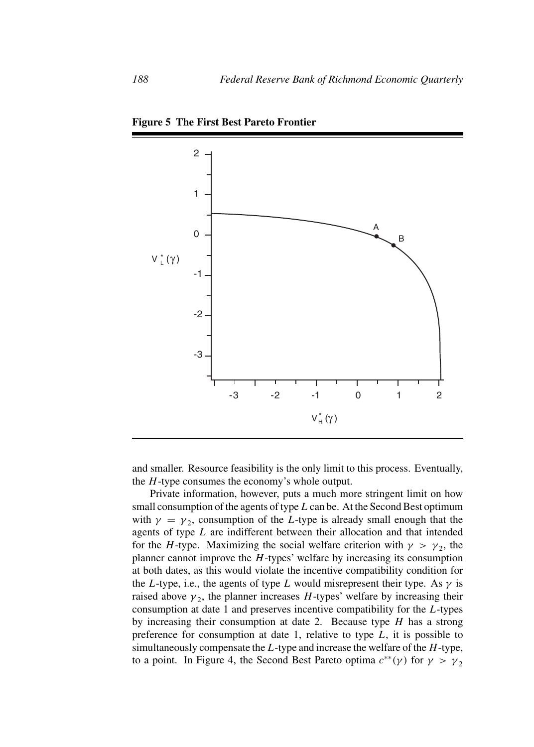**Figure 5 The First Best Pareto Frontier**

and smaller. Resource feasibility is the only limit to this process. Eventually, the $H$-type consumes the economy's whole output.

Private information, however, puts a much more stringent limit on how small consumption of the agents of type $L$ can be. At the Second Best optimum with $\gamma = \gamma_2$, consumption of the $L$-type is already small enough that the agents of type $L$ are indifferent between their allocation and that intended for the $H$-type. Maximizing the social welfare criterion with $\gamma > \gamma_2$, the planner cannot improve the $H$-types' welfare by increasing its consumption at both dates, as this would violate the incentive compatibility condition for the $L$-type, i.e., the agents of type $L$ would misrepresent their type. As $\gamma$ is raised above $\gamma_2$, the planner increases $H$-types' welfare by increasing their consumption at date 1 and preserves incentive compatibility for the $L$-types by increasing their consumption at date 2. Because type $H$ has a strong preference for consumption at date 1, relative to type $L$, it is possible to simultaneously compensate the $L$-type and increase the welfare of the $H$-type, to a point. In Figure 4, the Second Best Pareto optima $c^{**}(\gamma)$ for $\gamma > \gamma_2$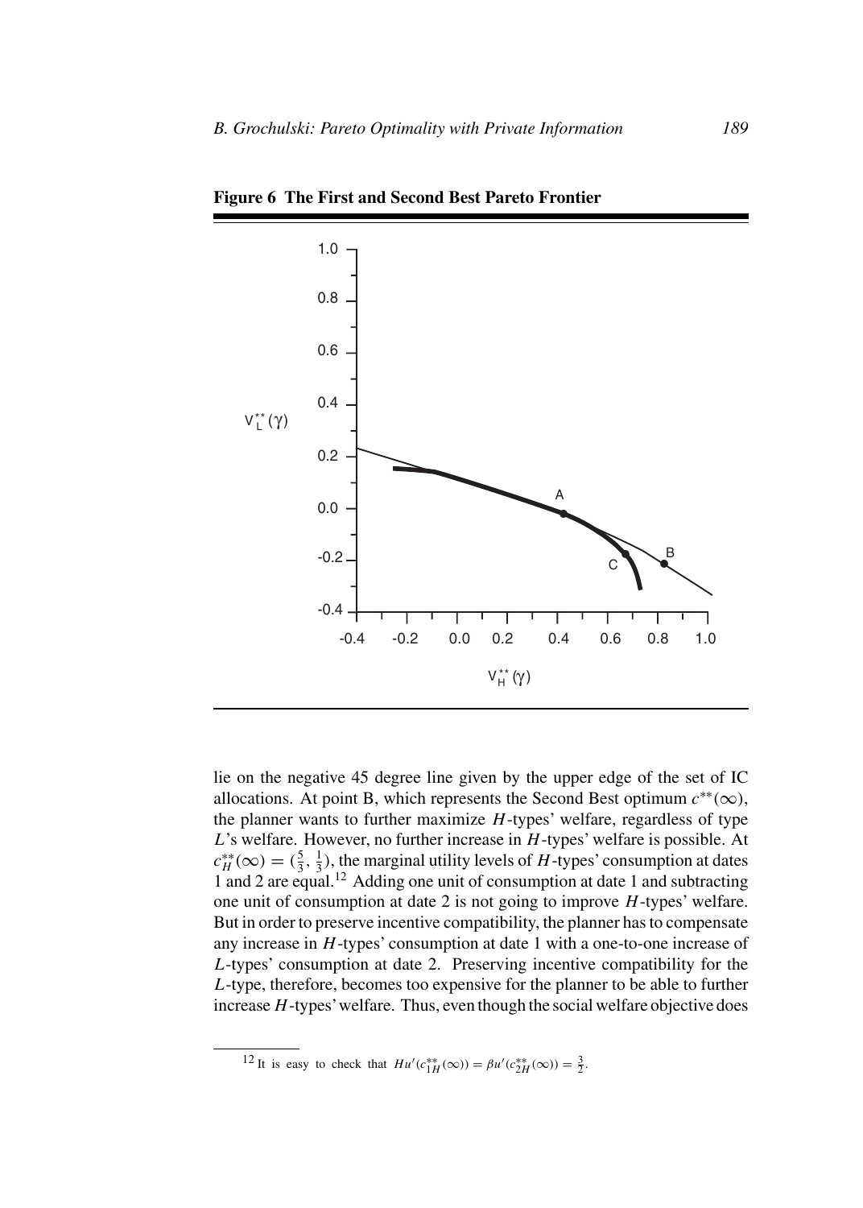**Figure 6 The First and Second Best Pareto Frontier**

lie on the negative 45 degree line given by the upper edge of the set of IC allocations. At point B, which represents the Second Best optimum $c^{**}(\infty)$, the planner wants to further maximize $H$-types' welfare, regardless of type $L$'s welfare. However, no further increase in $H$-types' welfare is possible. At $c_H^{**}(\infty) = (\frac{5}{3}, \frac{1}{3})$, the marginal utility levels of $H$-types' consumption at dates 1 and 2 are equal.[12] Adding one unit of consumption at date 1 and subtracting one unit of consumption at date 2 is not going to improve $H$-types' welfare. But in order to preserve incentive compatibility, the planner has to compensate any increase in $H$-types' consumption at date 1 with a one-to-one increase of $L$-types' consumption at date 2. Preserving incentive compatibility for the $L$-type, therefore, becomes too expensive for the planner to be able to further increase $H$-types' welfare. Thus, even though the social welfare objective does

[12] It is easy to check that $Hu'(c_{1H}^{**}(\infty)) = \beta u'(c_{2H}^{**}(\infty)) = \frac{3}{2}$.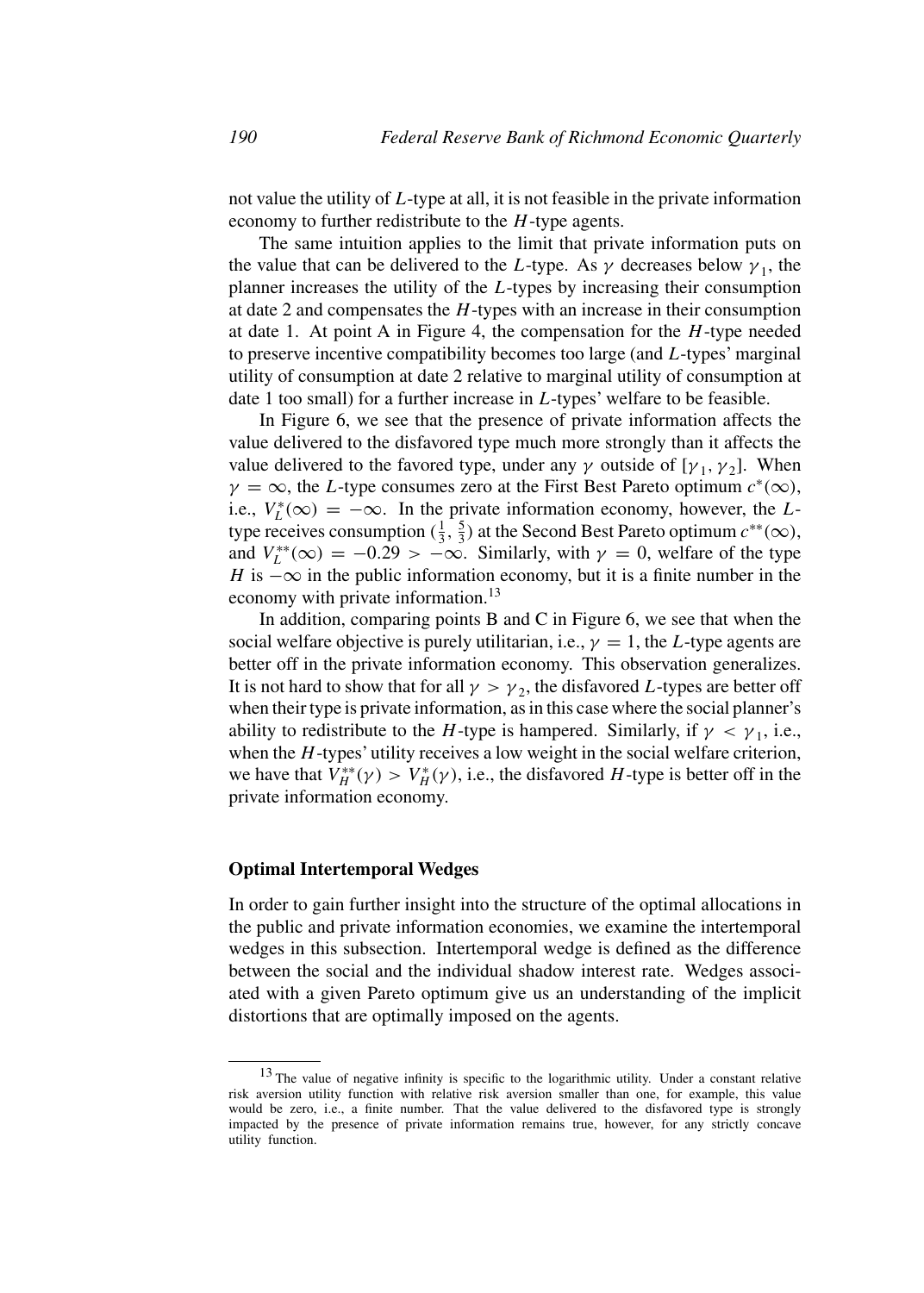not value the utility of $L$-type at all, it is not feasible in the private information economy to further redistribute to the $H$-type agents.

The same intuition applies to the limit that private information puts on the value that can be delivered to the $L$-type. As $\gamma$ decreases below $\gamma_1$, the planner increases the utility of the $L$-types by increasing their consumption at date 2 and compensates the $H$-types with an increase in their consumption at date 1. At point A in Figure 4, the compensation for the $H$-type needed to preserve incentive compatibility becomes too large (and $L$-types' marginal utility of consumption at date 2 relative to marginal utility of consumption at date 1 too small) for a further increase in $L$-types' welfare to be feasible.

In Figure 6, we see that the presence of private information affects the value delivered to the disfavored type much more strongly than it affects the value delivered to the favored type, under any $\gamma$ outside of $[\gamma_1, \gamma_2]$. When $\gamma = \infty$, the $L$-type consumes zero at the First Best Pareto optimum $c^*(\infty)$, i.e., $V_L^*(\infty) = -\infty$. In the private information economy, however, the $L$-type receives consumption $(\frac{1}{3}, \frac{5}{3})$ at the Second Best Pareto optimum $c^{**}(\infty)$, and $V_L^{**}(\infty) = -0.29 > -\infty$. Similarly, with $\gamma = 0$, welfare of the type $H$ is $-\infty$ in the public information economy, but it is a finite number in the economy with private information.[13]

In addition, comparing points B and C in Figure 6, we see that when the social welfare objective is purely utilitarian, i.e., $\gamma = 1$, the $L$-type agents are better off in the private information economy. This observation generalizes. It is not hard to show that for all $\gamma > \gamma_2$, the disfavored $L$-types are better off when their type is private information, as in this case where the social planner's ability to redistribute to the $H$-type is hampered. Similarly, if $\gamma < \gamma_1$, i.e., when the $H$-types' utility receives a low weight in the social welfare criterion, we have that $V_H^{**}(\gamma) > V_H^*(\gamma)$, i.e., the disfavored $H$-type is better off in the private information economy.

### Optimal Intertemporal Wedges

In order to gain further insight into the structure of the optimal allocations in the public and private information economies, we examine the intertemporal wedges in this subsection. Intertemporal wedge is defined as the difference between the social and the individual shadow interest rate. Wedges associated with a given Pareto optimum give us an understanding of the implicit distortions that are optimally imposed on the agents.

[13] The value of negative infinity is specific to the logarithmic utility. Under a constant relative risk aversion utility function with relative risk aversion smaller than one, for example, this value would be zero, i.e., a finite number. That the value delivered to the disfavored type is strongly impacted by the presence of private information remains true, however, for any strictly concave utility function.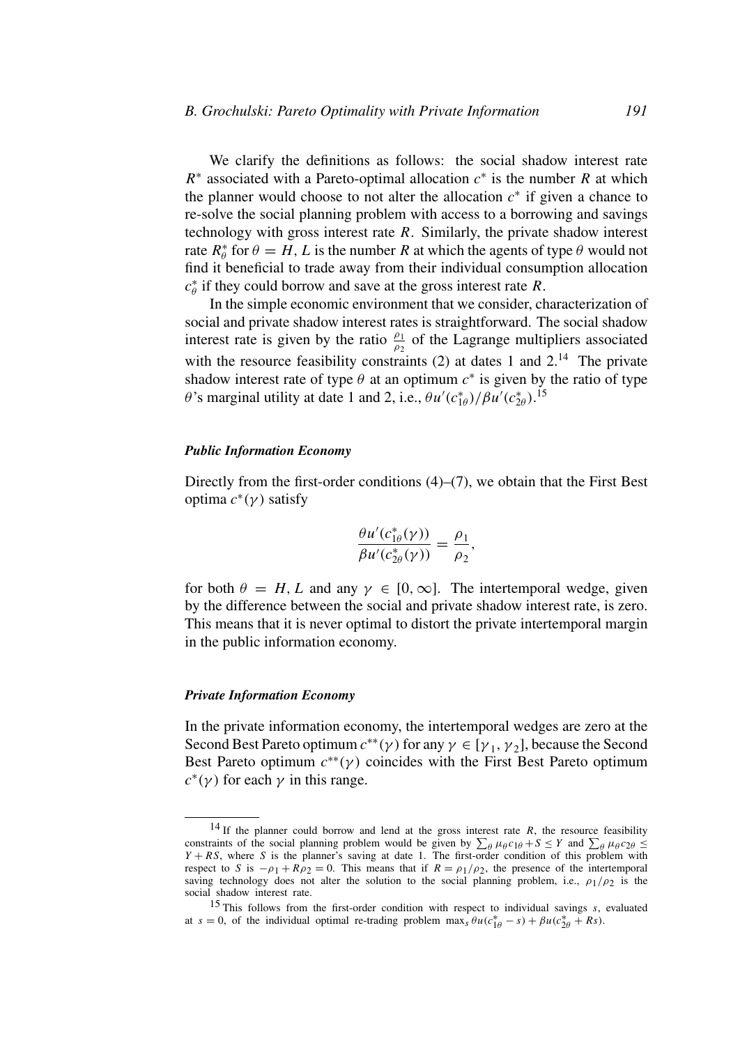We clarify the definitions as follows: the social shadow interest rate $R^*$ associated with a Pareto-optimal allocation $c^*$ is the number $R$ at which the planner would choose to not alter the allocation $c^*$ if given a chance to re-solve the social planning problem with access to a borrowing and savings technology with gross interest rate $R$. Similarly, the private shadow interest rate $R^*_\theta$ for $\theta = H, L$ is the number $R$ at which the agents of type $\theta$ would not find it beneficial to trade away from their individual consumption allocation $c^*_\theta$ if they could borrow and save at the gross interest rate $R$.

In the simple economic environment that we consider, characterization of social and private shadow interest rates is straightforward. The social shadow interest rate is given by the ratio $\frac{\rho_1}{\rho_2}$ of the Lagrange multipliers associated with the resource feasibility constraints (2) at dates 1 and 2.[14] The private shadow interest rate of type $\theta$ at an optimum $c^*$ is given by the ratio of type $\theta$'s marginal utility at date 1 and 2, i.e., $\theta u'(c^*_{1\theta})/\beta u'(c^*_{2\theta})$.[15]

#### *Public Information Economy*

Directly from the first-order conditions (4)–(7), we obtain that the First Best optima $c^*(\gamma)$ satisfy

$$\frac{\theta u'(c^*_{1\theta}(\gamma))}{\beta u'(c^*_{2\theta}(\gamma))} = \frac{\rho_1}{\rho_2},$$

for both $\theta = H, L$ and any $\gamma \in [0, \infty]$. The intertemporal wedge, given by the difference between the social and private shadow interest rate, is zero. This means that it is never optimal to distort the private intertemporal margin in the public information economy.

#### *Private Information Economy*

In the private information economy, the intertemporal wedges are zero at the Second Best Pareto optimum $c^{**}(\gamma)$ for any $\gamma \in [\gamma_1, \gamma_2]$, because the Second Best Pareto optimum $c^{**}(\gamma)$ coincides with the First Best Pareto optimum $c^*(\gamma)$ for each $\gamma$ in this range.

---

[14] If the planner could borrow and lend at the gross interest rate $R$, the resource feasibility constraints of the social planning problem would be given by $\sum_\theta \mu_\theta c_{1\theta} + S \leq Y$ and $\sum_\theta \mu_\theta c_{2\theta} \leq Y + RS$, where $S$ is the planner's saving at date 1. The first-order condition of this problem with respect to $S$ is $-\rho_1 + R\rho_2 = 0$. This means that if $R = \rho_1/\rho_2$, the presence of the intertemporal saving technology does not alter the solution to the social planning problem, i.e., $\rho_1/\rho_2$ is the social shadow interest rate.

[15] This follows from the first-order condition with respect to individual savings $s$, evaluated at $s = 0$, of the individual optimal re-trading problem $\max_s \theta u(c^*_{1\theta} - s) + \beta u(c^*_{2\theta} + Rs)$.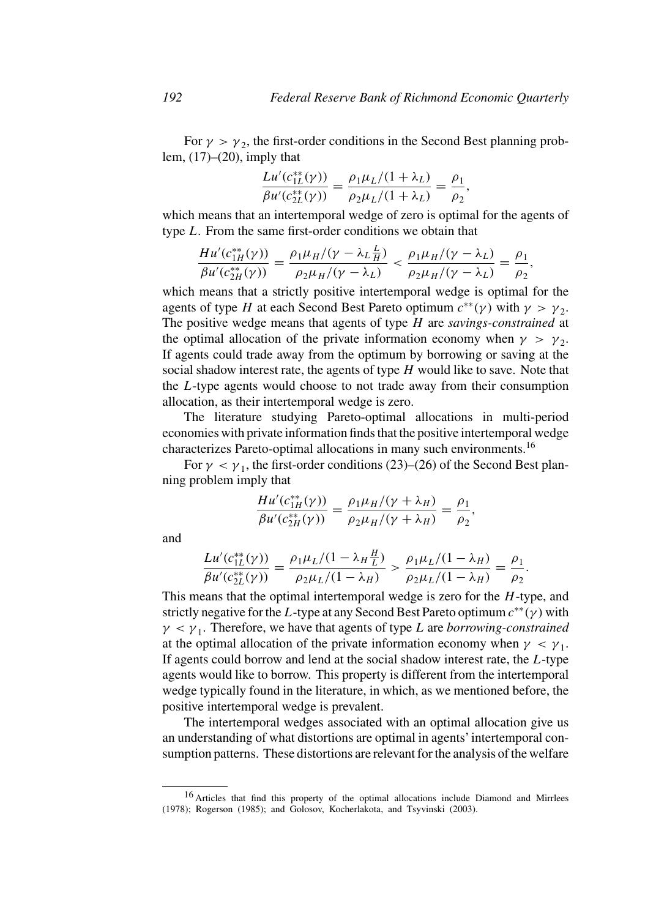For $\gamma > \gamma_2$, the first-order conditions in the Second Best planning problem, (17)–(20), imply that

$$\frac{Lu'(c_{1L}^{**}(\gamma))}{\beta u'(c_{2L}^{**}(\gamma))} = \frac{\rho_1 \mu_L/(1+\lambda_L)}{\rho_2 \mu_L/(1+\lambda_L)} = \frac{\rho_1}{\rho_2},$$

which means that an intertemporal wedge of zero is optimal for the agents of type $L$. From the same first-order conditions we obtain that

$$\frac{Hu'(c_{1H}^{**}(\gamma))}{\beta u'(c_{2H}^{**}(\gamma))} = \frac{\rho_1 \mu_H/(\gamma - \lambda_L \frac{L}{H})}{\rho_2 \mu_H/(\gamma - \lambda_L)} < \frac{\rho_1 \mu_H/(\gamma - \lambda_L)}{\rho_2 \mu_H/(\gamma - \lambda_L)} = \frac{\rho_1}{\rho_2},$$

which means that a strictly positive intertemporal wedge is optimal for the agents of type $H$ at each Second Best Pareto optimum $c^{**}(\gamma)$ with $\gamma > \gamma_2$. The positive wedge means that agents of type $H$ are *savings-constrained* at the optimal allocation of the private information economy when $\gamma > \gamma_2$. If agents could trade away from the optimum by borrowing or saving at the social shadow interest rate, the agents of type $H$ would like to save. Note that the $L$-type agents would choose to not trade away from their consumption allocation, as their intertemporal wedge is zero.

The literature studying Pareto-optimal allocations in multi-period economies with private information finds that the positive intertemporal wedge characterizes Pareto-optimal allocations in many such environments.[16]

For $\gamma < \gamma_1$, the first-order conditions (23)–(26) of the Second Best planning problem imply that

$$\frac{Hu'(c_{1H}^{**}(\gamma))}{\beta u'(c_{2H}^{**}(\gamma))} = \frac{\rho_1 \mu_H/(\gamma + \lambda_H)}{\rho_2 \mu_H/(\gamma + \lambda_H)} = \frac{\rho_1}{\rho_2},$$

and

$$\frac{Lu'(c_{1L}^{**}(\gamma))}{\beta u'(c_{2L}^{**}(\gamma))} = \frac{\rho_1 \mu_L/(1 - \lambda_H \frac{H}{L})}{\rho_2 \mu_L/(1 - \lambda_H)} > \frac{\rho_1 \mu_L/(1 - \lambda_H)}{\rho_2 \mu_L/(1 - \lambda_H)} = \frac{\rho_1}{\rho_2}.$$

This means that the optimal intertemporal wedge is zero for the $H$-type, and strictly negative for the $L$-type at any Second Best Pareto optimum $c^{**}(\gamma)$ with $\gamma < \gamma_1$. Therefore, we have that agents of type $L$ are *borrowing-constrained* at the optimal allocation of the private information economy when $\gamma < \gamma_1$. If agents could borrow and lend at the social shadow interest rate, the $L$-type agents would like to borrow. This property is different from the intertemporal wedge typically found in the literature, in which, as we mentioned before, the positive intertemporal wedge is prevalent.

The intertemporal wedges associated with an optimal allocation give us an understanding of what distortions are optimal in agents' intertemporal consumption patterns. These distortions are relevant for the analysis of the welfare

---

[16] Articles that find this property of the optimal allocations include Diamond and Mirrlees (1978); Rogerson (1985); and Golosov, Kocherlakota, and Tsyvinski (2003).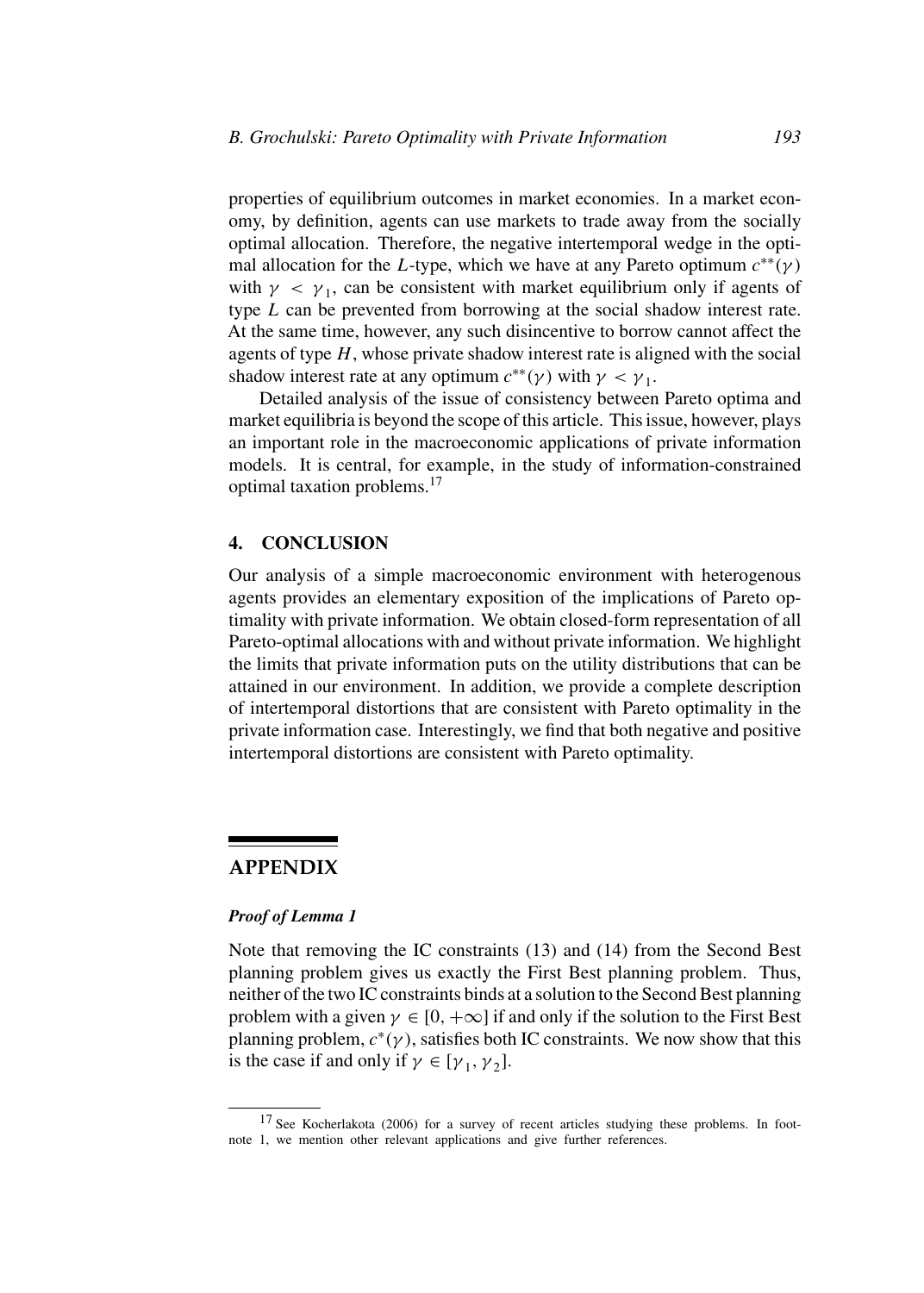properties of equilibrium outcomes in market economies. In a market economy, by definition, agents can use markets to trade away from the socially optimal allocation. Therefore, the negative intertemporal wedge in the optimal allocation for the $L$-type, which we have at any Pareto optimum $c^{**}(\gamma)$ with $\gamma < \gamma_1$, can be consistent with market equilibrium only if agents of type $L$ can be prevented from borrowing at the social shadow interest rate. At the same time, however, any such disincentive to borrow cannot affect the agents of type $H$, whose private shadow interest rate is aligned with the social shadow interest rate at any optimum $c^{**}(\gamma)$ with $\gamma < \gamma_1$.

Detailed analysis of the issue of consistency between Pareto optima and market equilibria is beyond the scope of this article. This issue, however, plays an important role in the macroeconomic applications of private information models. It is central, for example, in the study of information-constrained optimal taxation problems.[17]

## 4. CONCLUSION

Our analysis of a simple macroeconomic environment with heterogenous agents provides an elementary exposition of the implications of Pareto optimality with private information. We obtain closed-form representation of all Pareto-optimal allocations with and without private information. We highlight the limits that private information puts on the utility distributions that can be attained in our environment. In addition, we provide a complete description of intertemporal distortions that are consistent with Pareto optimality in the private information case. Interestingly, we find that both negative and positive intertemporal distortions are consistent with Pareto optimality.

## APPENDIX

### *Proof of Lemma 1*

Note that removing the IC constraints (13) and (14) from the Second Best planning problem gives us exactly the First Best planning problem. Thus, neither of the two IC constraints binds at a solution to the Second Best planning problem with a given $\gamma \in [0, +\infty]$ if and only if the solution to the First Best planning problem, $c^*(\gamma)$, satisfies both IC constraints. We now show that this is the case if and only if $\gamma \in [\gamma_1, \gamma_2]$.

[17] See Kocherlakota (2006) for a survey of recent articles studying these problems. In footnote 1, we mention other relevant applications and give further references.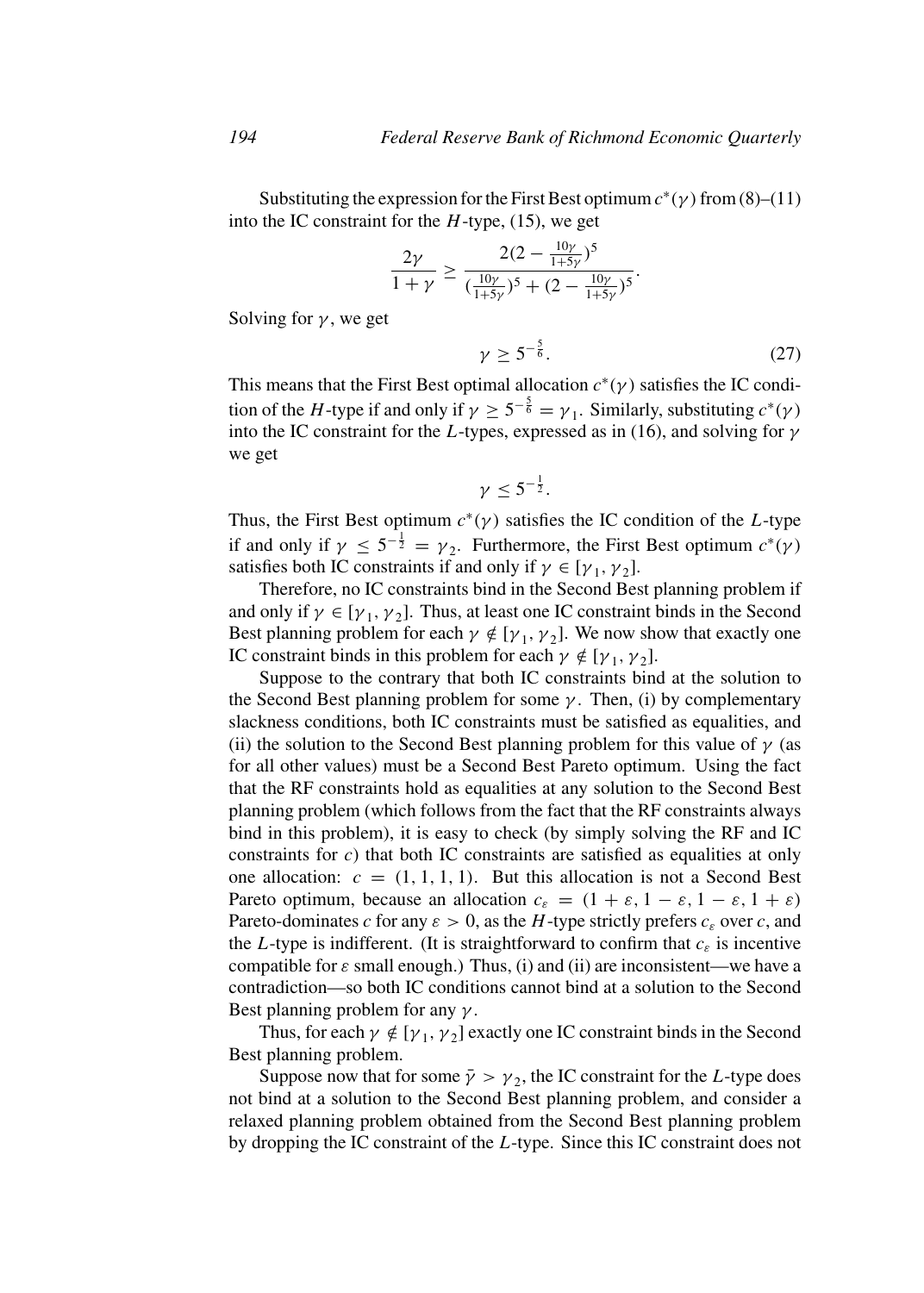Substituting the expression for the First Best optimum $c^*(\gamma)$ from (8)–(11) into the IC constraint for the $H$-type, (15), we get

$$\frac{2\gamma}{1+\gamma} \geq \frac{2(2-\frac{10\gamma}{1+5\gamma})^5}{(\frac{10\gamma}{1+5\gamma})^5 + (2-\frac{10\gamma}{1+5\gamma})^5}.$$

Solving for $\gamma$, we get

$$\gamma \geq 5^{-\frac{5}{6}}. \tag{27}$$

This means that the First Best optimal allocation $c^*(\gamma)$ satisfies the IC condition of the $H$-type if and only if $\gamma \geq 5^{-\frac{5}{6}} = \gamma_1$. Similarly, substituting $c^*(\gamma)$ into the IC constraint for the $L$-types, expressed as in (16), and solving for $\gamma$ we get

$$\gamma \leq 5^{-\frac{1}{2}}.$$

Thus, the First Best optimum $c^*(\gamma)$ satisfies the IC condition of the $L$-type if and only if $\gamma \leq 5^{-\frac{1}{2}} = \gamma_2$. Furthermore, the First Best optimum $c^*(\gamma)$ satisfies both IC constraints if and only if $\gamma \in [\gamma_1, \gamma_2]$.

Therefore, no IC constraints bind in the Second Best planning problem if and only if $\gamma \in [\gamma_1, \gamma_2]$. Thus, at least one IC constraint binds in the Second Best planning problem for each $\gamma \notin [\gamma_1, \gamma_2]$. We now show that exactly one IC constraint binds in this problem for each $\gamma \notin [\gamma_1, \gamma_2]$.

Suppose to the contrary that both IC constraints bind at the solution to the Second Best planning problem for some $\gamma$. Then, (i) by complementary slackness conditions, both IC constraints must be satisfied as equalities, and (ii) the solution to the Second Best planning problem for this value of $\gamma$ (as for all other values) must be a Second Best Pareto optimum. Using the fact that the RF constraints hold as equalities at any solution to the Second Best planning problem (which follows from the fact that the RF constraints always bind in this problem), it is easy to check (by simply solving the RF and IC constraints for $c$) that both IC constraints are satisfied as equalities at only one allocation: $c = (1, 1, 1, 1)$. But this allocation is not a Second Best Pareto optimum, because an allocation $c_\varepsilon = (1+\varepsilon, 1-\varepsilon, 1-\varepsilon, 1+\varepsilon)$ Pareto-dominates $c$ for any $\varepsilon > 0$, as the $H$-type strictly prefers $c_\varepsilon$ over $c$, and the $L$-type is indifferent. (It is straightforward to confirm that $c_\varepsilon$ is incentive compatible for $\varepsilon$ small enough.) Thus, (i) and (ii) are inconsistent—we have a contradiction—so both IC conditions cannot bind at a solution to the Second Best planning problem for any $\gamma$.

Thus, for each $\gamma \notin [\gamma_1, \gamma_2]$ exactly one IC constraint binds in the Second Best planning problem.

Suppose now that for some $\bar{\gamma} > \gamma_2$, the IC constraint for the $L$-type does not bind at a solution to the Second Best planning problem, and consider a relaxed planning problem obtained from the Second Best planning problem by dropping the IC constraint of the $L$-type. Since this IC constraint does not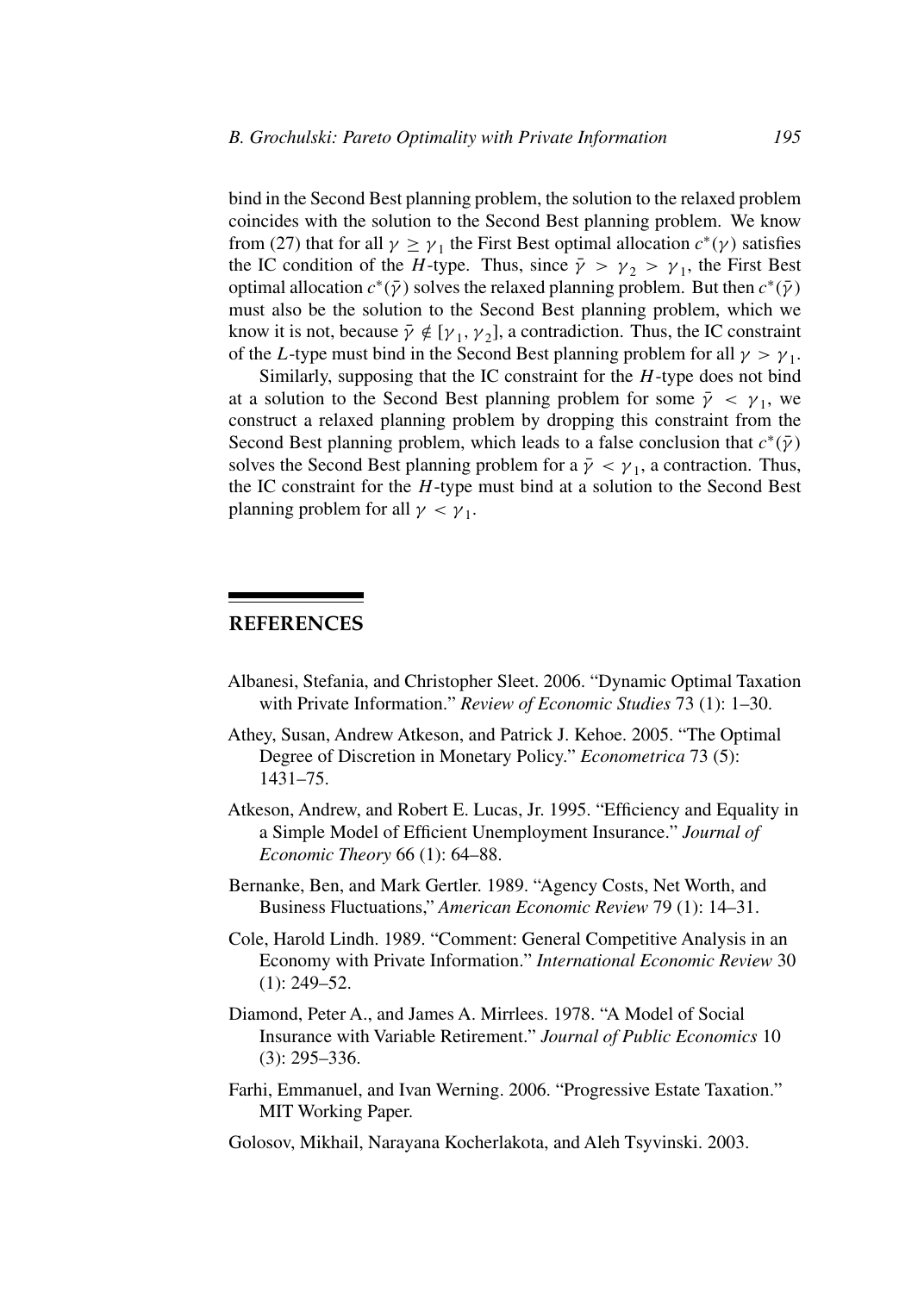bind in the Second Best planning problem, the solution to the relaxed problem coincides with the solution to the Second Best planning problem. We know from (27) that for all $\gamma \geq \gamma_1$ the First Best optimal allocation $c^*(\gamma)$ satisfies the IC condition of the $H$-type. Thus, since $\bar{\gamma} > \gamma_2 > \gamma_1$, the First Best optimal allocation $c^*(\bar{\gamma})$ solves the relaxed planning problem. But then $c^*(\bar{\gamma})$ must also be the solution to the Second Best planning problem, which we know it is not, because $\bar{\gamma} \notin [\gamma_1, \gamma_2]$, a contradiction. Thus, the IC constraint of the $L$-type must bind in the Second Best planning problem for all $\gamma > \gamma_1$.

Similarly, supposing that the IC constraint for the $H$-type does not bind at a solution to the Second Best planning problem for some $\bar{\gamma} < \gamma_1$, we construct a relaxed planning problem by dropping this constraint from the Second Best planning problem, which leads to a false conclusion that $c^*(\bar{\gamma})$ solves the Second Best planning problem for a $\bar{\gamma} < \gamma_1$, a contraction. Thus, the IC constraint for the $H$-type must bind at a solution to the Second Best planning problem for all $\gamma < \gamma_1$.

## REFERENCES

Albanesi, Stefania, and Christopher Sleet. 2006. "Dynamic Optimal Taxation with Private Information." *Review of Economic Studies* 73 (1): 1–30.

Athey, Susan, Andrew Atkeson, and Patrick J. Kehoe. 2005. "The Optimal Degree of Discretion in Monetary Policy." *Econometrica* 73 (5): 1431–75.

Atkeson, Andrew, and Robert E. Lucas, Jr. 1995. "Efficiency and Equality in a Simple Model of Efficient Unemployment Insurance." *Journal of Economic Theory* 66 (1): 64–88.

Bernanke, Ben, and Mark Gertler. 1989. "Agency Costs, Net Worth, and Business Fluctuations," *American Economic Review* 79 (1): 14–31.

Cole, Harold Lindh. 1989. "Comment: General Competitive Analysis in an Economy with Private Information." *International Economic Review* 30 (1): 249–52.

Diamond, Peter A., and James A. Mirrlees. 1978. "A Model of Social Insurance with Variable Retirement." *Journal of Public Economics* 10 (3): 295–336.

Farhi, Emmanuel, and Ivan Werning. 2006. "Progressive Estate Taxation." MIT Working Paper.

Golosov, Mikhail, Narayana Kocherlakota, and Aleh Tsyvinski. 2003.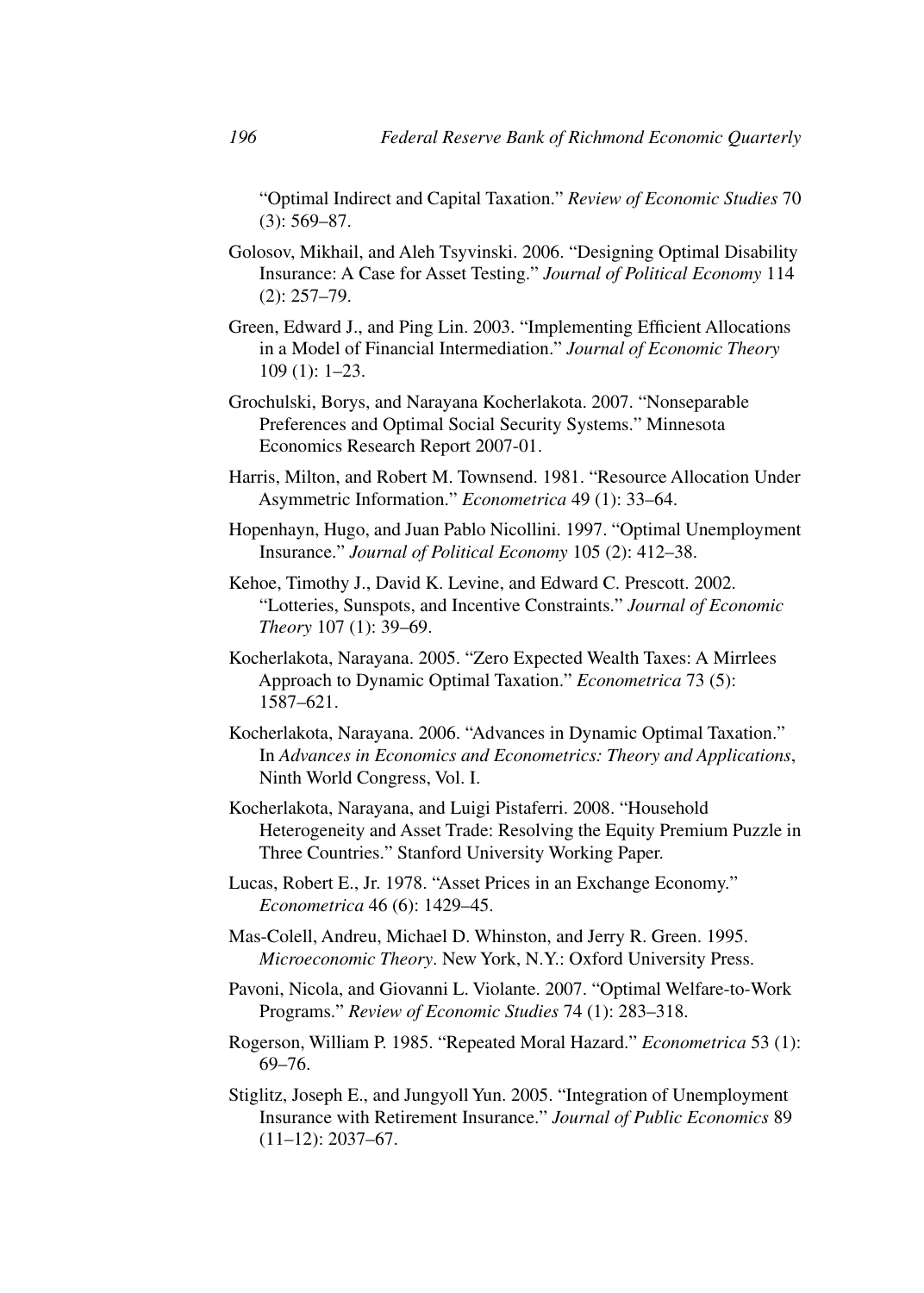"Optimal Indirect and Capital Taxation." *Review of Economic Studies* 70 (3): 569–87.

Golosov, Mikhail, and Aleh Tsyvinski. 2006. "Designing Optimal Disability Insurance: A Case for Asset Testing." *Journal of Political Economy* 114 (2): 257–79.

Green, Edward J., and Ping Lin. 2003. "Implementing Efficient Allocations in a Model of Financial Intermediation." *Journal of Economic Theory* 109 (1): 1–23.

Grochulski, Borys, and Narayana Kocherlakota. 2007. "Nonseparable Preferences and Optimal Social Security Systems." Minnesota Economics Research Report 2007-01.

Harris, Milton, and Robert M. Townsend. 1981. "Resource Allocation Under Asymmetric Information." *Econometrica* 49 (1): 33–64.

Hopenhayn, Hugo, and Juan Pablo Nicollini. 1997. "Optimal Unemployment Insurance." *Journal of Political Economy* 105 (2): 412–38.

Kehoe, Timothy J., David K. Levine, and Edward C. Prescott. 2002. "Lotteries, Sunspots, and Incentive Constraints." *Journal of Economic Theory* 107 (1): 39–69.

Kocherlakota, Narayana. 2005. "Zero Expected Wealth Taxes: A Mirrlees Approach to Dynamic Optimal Taxation." *Econometrica* 73 (5): 1587–621.

Kocherlakota, Narayana. 2006. "Advances in Dynamic Optimal Taxation." In *Advances in Economics and Econometrics: Theory and Applications*, Ninth World Congress, Vol. I.

Kocherlakota, Narayana, and Luigi Pistaferri. 2008. "Household Heterogeneity and Asset Trade: Resolving the Equity Premium Puzzle in Three Countries." Stanford University Working Paper.

Lucas, Robert E., Jr. 1978. "Asset Prices in an Exchange Economy." *Econometrica* 46 (6): 1429–45.

Mas-Colell, Andreu, Michael D. Whinston, and Jerry R. Green. 1995. *Microeconomic Theory*. New York, N.Y.: Oxford University Press.

Pavoni, Nicola, and Giovanni L. Violante. 2007. "Optimal Welfare-to-Work Programs." *Review of Economic Studies* 74 (1): 283–318.

Rogerson, William P. 1985. "Repeated Moral Hazard." *Econometrica* 53 (1): 69–76.

Stiglitz, Joseph E., and Jungyoll Yun. 2005. "Integration of Unemployment Insurance with Retirement Insurance." *Journal of Public Economics* 89 (11–12): 2037–67.